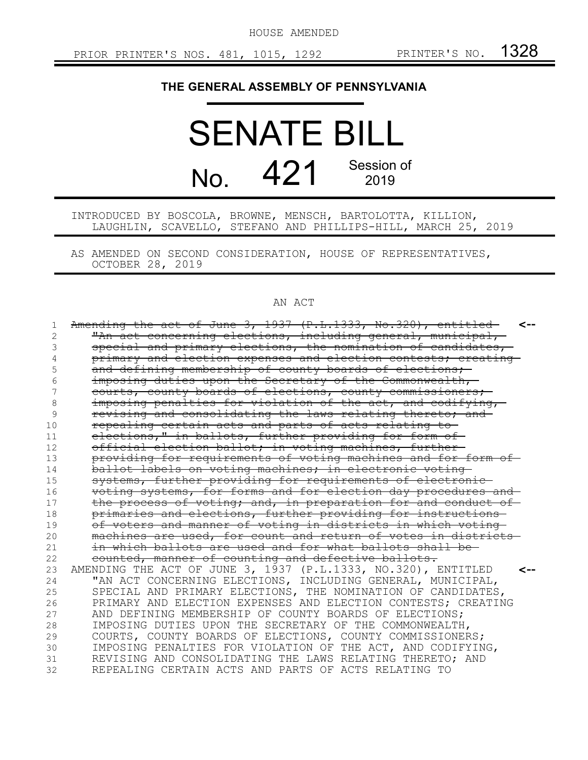HOUSE AMENDED

PRIOR PRINTER'S NOS. 481, 1015, 1292 PRINTER'S NO. 1328

# THE GENERAL ASSEMBLY OF PENNSYLVANIA

# SENATE BILL

# No. 421 Session of 2019

INTRODUCED BY BOSCOLA, BROWNE, MENSCH, BARTOLOTTA, KILLION, LAUGHLIN, SCAVELLO, STEFANO AND PHILLIPS-HILL, MARCH 25, 2019

AS AMENDED ON SECOND CONSIDERATION, HOUSE OF REPRESENTATIVES, OCTOBER 28, 2019

## AN ACT

1 ~~Amending the act of June 3, 1937 (P.L.1333, No.320), entitled "An act concerning elections, including general, municipal, special and primary elections, the nomination of candidates, primary and election expenses and election contests; creating and defining membership of county boards of elections; imposing duties upon the Secretary of the Commonwealth, courts, county boards of elections, county commissioners; imposing penalties for violation of the act, and codifying, revising and consolidating the laws relating thereto; and repealing certain acts and parts of acts relating to elections," in ballots, further providing for form of official election ballot; in voting machines, further providing for requirements of voting machines and for form of ballot labels on voting machines; in electronic voting systems, further providing for requirements of electronic voting systems, for forms and for election day procedures and the process of voting; and, in preparation for and conduct of primaries and elections, further providing for instructions of voters and manner of voting in districts in which voting machines are used, for count and return of votes in districts in which ballots are used and for what ballots shall be counted, manner of counting and defective ballots.~~ <--

23 AMENDING THE ACT OF JUNE 3, 1937 (P.L.1333, NO.320), ENTITLED "AN ACT CONCERNING ELECTIONS, INCLUDING GENERAL, MUNICIPAL, SPECIAL AND PRIMARY ELECTIONS, THE NOMINATION OF CANDIDATES, PRIMARY AND ELECTION EXPENSES AND ELECTION CONTESTS; CREATING AND DEFINING MEMBERSHIP OF COUNTY BOARDS OF ELECTIONS; IMPOSING DUTIES UPON THE SECRETARY OF THE COMMONWEALTH, COURTS, COUNTY BOARDS OF ELECTIONS, COUNTY COMMISSIONERS; IMPOSING PENALTIES FOR VIOLATION OF THE ACT, AND CODIFYING, REVISING AND CONSOLIDATING THE LAWS RELATING THERETO; AND REPEALING CERTAIN ACTS AND PARTS OF ACTS RELATING TO <--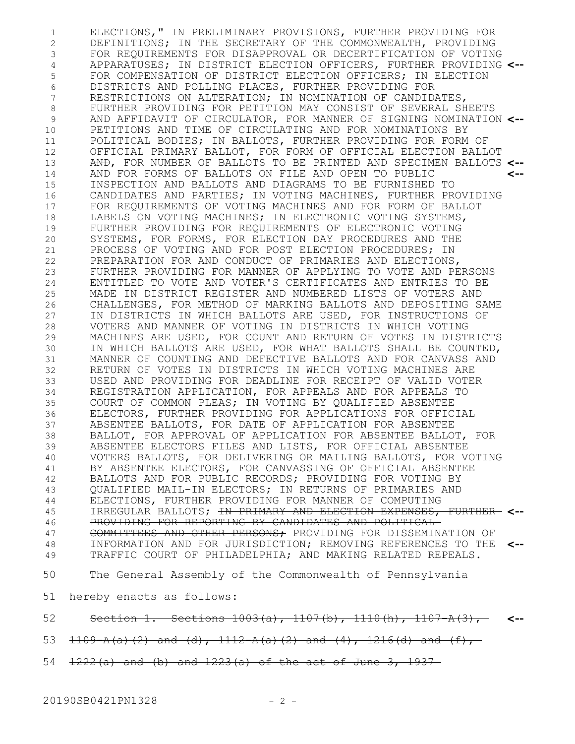ELECTIONS," IN PRELIMINARY PROVISIONS, FURTHER PROVIDING FOR DEFINITIONS; IN THE SECRETARY OF THE COMMONWEALTH, PROVIDING FOR REQUIREMENTS FOR DISAPPROVAL OR DECERTIFICATION OF VOTING APPARATUSES; IN DISTRICT ELECTION OFFICERS, FURTHER PROVIDING FOR COMPENSATION OF DISTRICT ELECTION OFFICERS; IN ELECTION DISTRICTS AND POLLING PLACES, FURTHER PROVIDING FOR RESTRICTIONS ON ALTERATION; IN NOMINATION OF CANDIDATES, FURTHER PROVIDING FOR PETITION MAY CONSIST OF SEVERAL SHEETS AND AFFIDAVIT OF CIRCULATOR, FOR MANNER OF SIGNING NOMINATION PETITIONS AND TIME OF CIRCULATING AND FOR NOMINATIONS BY POLITICAL BODIES; IN BALLOTS, FURTHER PROVIDING FOR FORM OF OFFICIAL PRIMARY BALLOT, FOR FORM OF OFFICIAL ELECTION BALLOT ~~AND~~, FOR NUMBER OF BALLOTS TO BE PRINTED AND SPECIMEN BALLOTS AND FOR FORMS OF BALLOTS ON FILE AND OPEN TO PUBLIC INSPECTION AND BALLOTS AND DIAGRAMS TO BE FURNISHED TO CANDIDATES AND PARTIES; IN VOTING MACHINES, FURTHER PROVIDING FOR REQUIREMENTS OF VOTING MACHINES AND FOR FORM OF BALLOT LABELS ON VOTING MACHINES; IN ELECTRONIC VOTING SYSTEMS, FURTHER PROVIDING FOR REQUIREMENTS OF ELECTRONIC VOTING SYSTEMS, FOR FORMS, FOR ELECTION DAY PROCEDURES AND THE PROCESS OF VOTING AND FOR POST ELECTION PROCEDURES; IN PREPARATION FOR AND CONDUCT OF PRIMARIES AND ELECTIONS, FURTHER PROVIDING FOR MANNER OF APPLYING TO VOTE AND PERSONS ENTITLED TO VOTE AND VOTER'S CERTIFICATES AND ENTRIES TO BE MADE IN DISTRICT REGISTER AND NUMBERED LISTS OF VOTERS AND CHALLENGES, FOR METHOD OF MARKING BALLOTS AND DEPOSITING SAME IN DISTRICTS IN WHICH BALLOTS ARE USED, FOR INSTRUCTIONS OF VOTERS AND MANNER OF VOTING IN DISTRICTS IN WHICH VOTING MACHINES ARE USED, FOR COUNT AND RETURN OF VOTES IN DISTRICTS IN WHICH BALLOTS ARE USED, FOR WHAT BALLOTS SHALL BE COUNTED, MANNER OF COUNTING AND DEFECTIVE BALLOTS AND FOR CANVASS AND RETURN OF VOTES IN DISTRICTS IN WHICH VOTING MACHINES ARE USED AND PROVIDING FOR DEADLINE FOR RECEIPT OF VALID VOTER REGISTRATION APPLICATION, FOR APPEALS AND FOR APPEALS TO COURT OF COMMON PLEAS; IN VOTING BY QUALIFIED ABSENTEE ELECTORS, FURTHER PROVIDING FOR APPLICATIONS FOR OFFICIAL ABSENTEE BALLOTS, FOR DATE OF APPLICATION FOR ABSENTEE BALLOT, FOR APPROVAL OF APPLICATION FOR ABSENTEE BALLOT, FOR ABSENTEE ELECTORS FILES AND LISTS, FOR OFFICIAL ABSENTEE VOTERS BALLOTS, FOR DELIVERING OR MAILING BALLOTS, FOR VOTING BY ABSENTEE ELECTORS, FOR CANVASSING OF OFFICIAL ABSENTEE BALLOTS AND FOR PUBLIC RECORDS; PROVIDING FOR VOTING BY QUALIFIED MAIL-IN ELECTORS; IN RETURNS OF PRIMARIES AND ELECTIONS, FURTHER PROVIDING FOR MANNER OF COMPUTING IRREGULAR BALLOTS; ~~IN PRIMARY AND ELECTION EXPENSES, FURTHER PROVIDING FOR REPORTING BY CANDIDATES AND POLITICAL COMMITTEES AND OTHER PERSONS;~~ PROVIDING FOR DISSEMINATION OF INFORMATION AND FOR JURISDICTION; REMOVING REFERENCES TO THE TRAFFIC COURT OF PHILADELPHIA; AND MAKING RELATED REPEALS.

The General Assembly of the Commonwealth of Pennsylvania hereby enacts as follows:

~~Section 1. Sections 1003(a), 1107(b), 1110(h), 1107-A(3), 1109-A(a)(2) and (d), 1112-A(a)(2) and (4), 1216(d) and (f), 1222(a) and (b) and 1223(a) of the act of June 3, 1937~~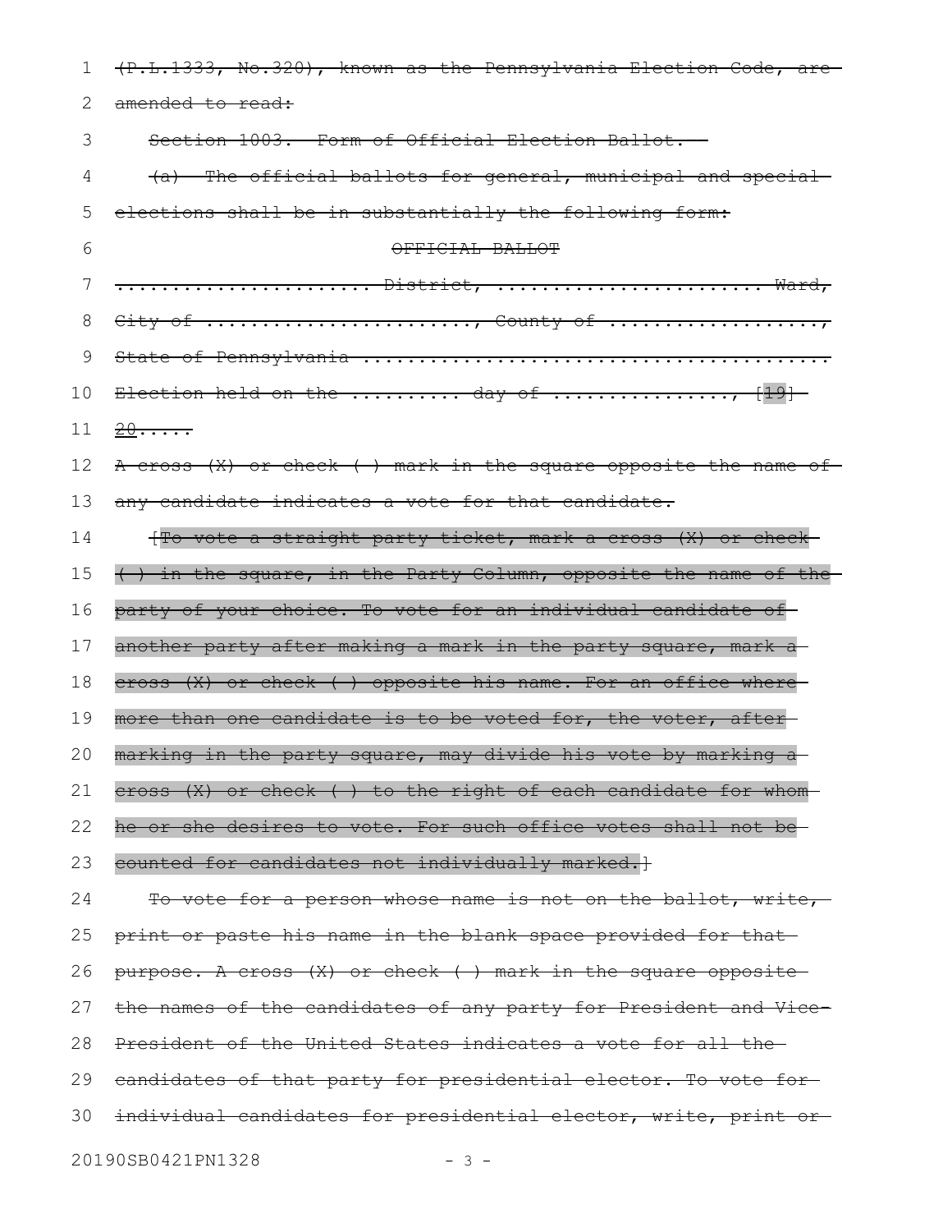(P.L.1333, No.320), known as the Pennsylvania Election Code, are amended to read:

Section 1003. Form of Official Election Ballot.

(a) The official ballots for general, municipal and special elections shall be in substantially the following form:

OFFICIAL BALLOT

....................... District, ........................ Ward,
City of ........................, County of ...................,
State of Pennsylvania .........................................
Election held on the .......... day of ................, [19] 20.....

A cross (X) or check ( ) mark in the square opposite the name of any candidate indicates a vote for that candidate.

[To vote a straight party ticket, mark a cross (X) or check ( ) in the square, in the Party Column, opposite the name of the party of your choice. To vote for an individual candidate of another party after making a mark in the party square, mark a cross (X) or check ( ) opposite his name. For an office where more than one candidate is to be voted for, the voter, after marking in the party square, may divide his vote by marking a cross (X) or check ( ) to the right of each candidate for whom he or she desires to vote. For such office votes shall not be counted for candidates not individually marked.]

To vote for a person whose name is not on the ballot, write, print or paste his name in the blank space provided for that purpose. A cross (X) or check ( ) mark in the square opposite the names of the candidates of any party for President and Vice-President of the United States indicates a vote for all the candidates of that party for presidential elector. To vote for individual candidates for presidential elector, write, print or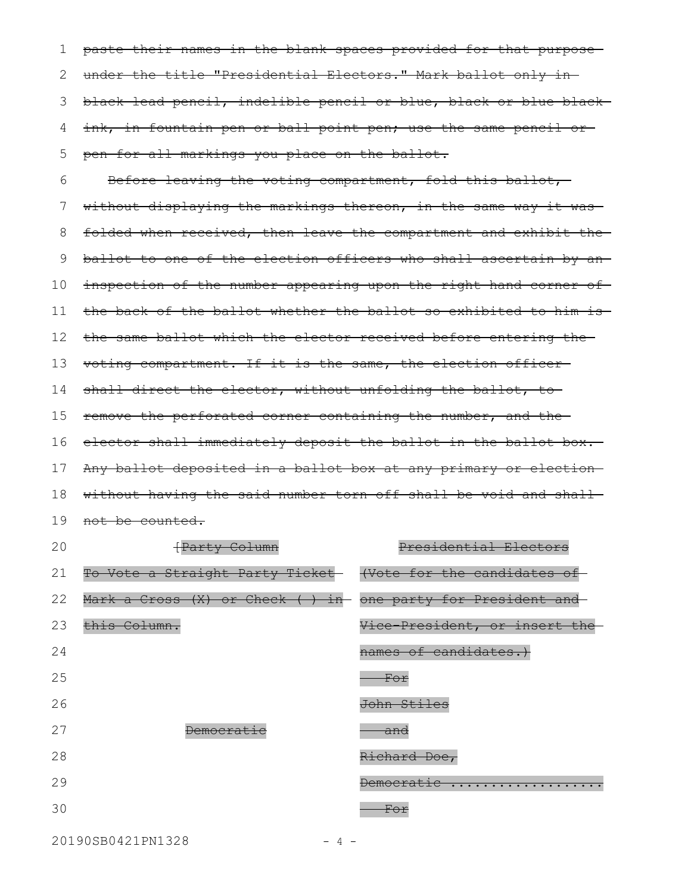~~paste their names in the blank spaces provided for that purpose under the title "Presidential Electors." Mark ballot only in black lead pencil, indelible pencil or blue, black or blue black ink, in fountain pen or ball point pen; use the same pencil or pen for all markings you place on the ballot.~~

~~Before leaving the voting compartment, fold this ballot, without displaying the markings thereon, in the same way it was folded when received, then leave the compartment and exhibit the ballot to one of the election officers who shall ascertain by an inspection of the number appearing upon the right hand corner of the back of the ballot whether the ballot so exhibited to him is the same ballot which the elector received before entering the voting compartment. If it is the same, the election officer shall direct the elector, without unfolding the ballot, to remove the perforated corner containing the number, and the elector shall immediately deposit the ballot in the ballot box. Any ballot deposited in a ballot box at any primary or election without having the said number torn off shall be void and shall not be counted.~~

| ~~[Party Column~~ | ~~Presidential Electors~~ |
|---|---|
| ~~To Vote a Straight Party Ticket Mark a Cross (X) or Check ( ) in this Column.~~ | ~~(Vote for the candidates of one party for President and Vice-President, or insert the names of candidates.)~~ |
| ~~Democratic~~ | ~~For John Stiles and Richard Doe, Democratic ..................~~ |
| | ~~For~~ |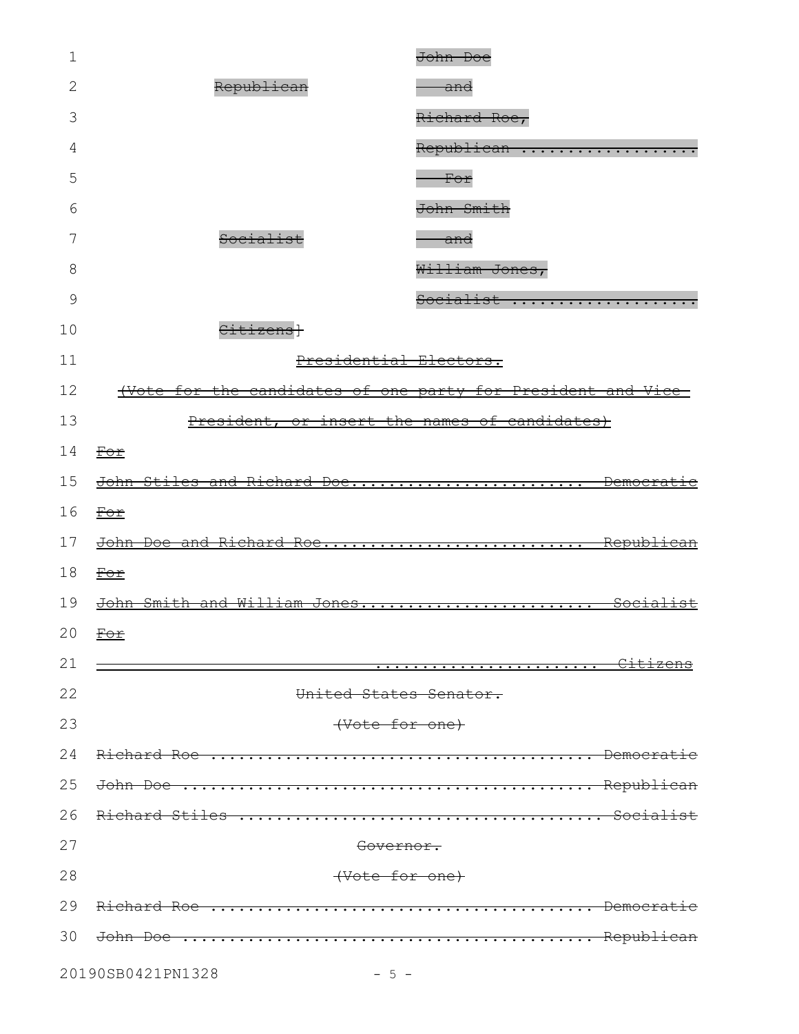~~John Doe~~

~~Republican~~ ~~and~~

~~Richard Roe,~~

~~Republican ..................~~

~~For~~

~~John Smith~~

~~Socialist~~ ~~and~~

~~William Jones,~~

~~Socialist ...................~~

~~Citizens~~]

~~Presidential Electors.~~

~~(Vote for the candidates of one party for President and Vice-President, or insert the names of candidates)~~

~~For~~

~~John Stiles and Richard Doe........................ Democratic~~

~~For~~

~~John Doe and Richard Roe........................... Republican~~

~~For~~

~~John Smith and William Jones........................ Socialist~~

~~For~~

~~.......................... Citizens~~

~~United States Senator.~~

~~(Vote for one)~~

~~Richard Roe ........................................ Democratic~~

~~John Doe ........................................... Republican~~

~~Richard Stiles ..................................... Socialist~~

~~Governor.~~

~~(Vote for one)~~

~~Richard Roe ........................................ Democratic~~

~~John Doe ........................................... Republican~~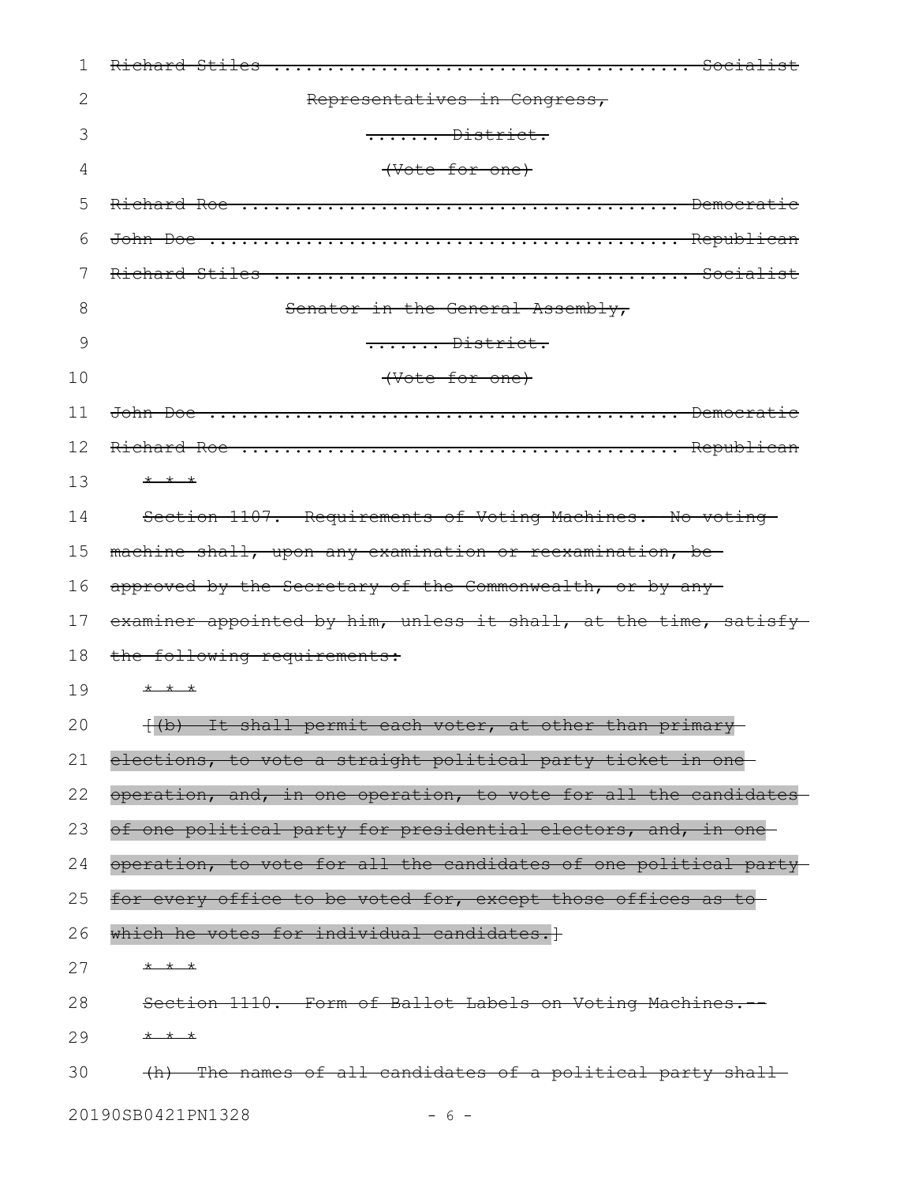Richard Stiles ........................................ Socialist

Representatives in Congress,

....... District.

(Vote for one)

Richard Roe ........................................... Democratic

John Doe .............................................. Republican

Richard Stiles ........................................ Socialist

Senator in the General Assembly,

....... District.

(Vote for one)

John Doe .............................................. Democratic

Richard Roe ........................................... Republican

\* \* \*

Section 1107. Requirements of Voting Machines. No voting machine shall, upon any examination or reexamination, be approved by the Secretary of the Commonwealth, or by any examiner appointed by him, unless it shall, at the time, satisfy the following requirements:

\* \* \*

[(b) It shall permit each voter, at other than primary elections, to vote a straight political party ticket in one operation, and, in one operation, to vote for all the candidates of one political party for presidential electors, and, in one operation, to vote for all the candidates of one political party for every office to be voted for, except those offices as to which he votes for individual candidates.]

\* \* \*

Section 1110. Form of Ballot Labels on Voting Machines.--

\* \* \*

(h) The names of all candidates of a political party shall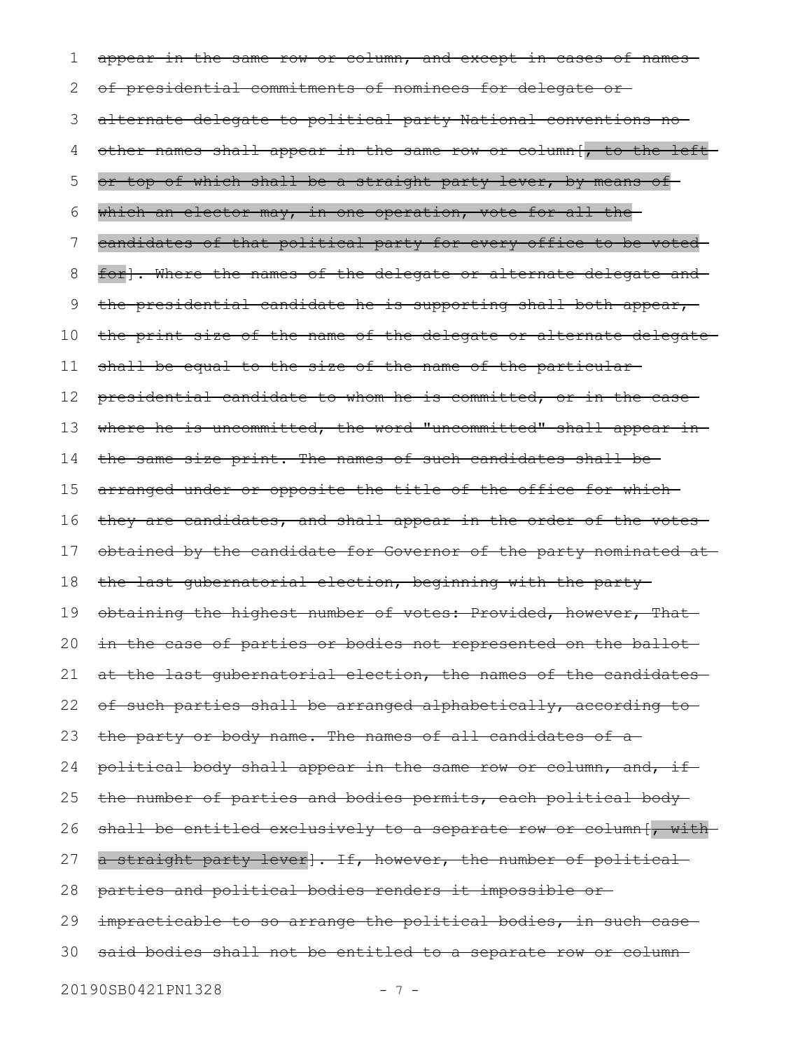appear in the same row or column, and except in cases of names of presidential commitments of nominees for delegate or alternate delegate to political party National conventions no other names shall appear in the same row or column[, to the left or top of which shall be a straight party lever, by means of which an elector may, in one operation, vote for all the candidates of that political party for every office to be voted for]. Where the names of the delegate or alternate delegate and the presidential candidate he is supporting shall both appear, the print size of the name of the delegate or alternate delegate shall be equal to the size of the name of the particular presidential candidate to whom he is committed, or in the case where he is uncommitted, the word "uncommitted" shall appear in the same size print. The names of such candidates shall be arranged under or opposite the title of the office for which they are candidates, and shall appear in the order of the votes obtained by the candidate for Governor of the party nominated at the last gubernatorial election, beginning with the party obtaining the highest number of votes: Provided, however, That in the case of parties or bodies not represented on the ballot at the last gubernatorial election, the names of the candidates of such parties shall be arranged alphabetically, according to the party or body name. The names of all candidates of a political body shall appear in the same row or column, and, if the number of parties and bodies permits, each political body shall be entitled exclusively to a separate row or column[, with a straight party lever]. If, however, the number of political parties and political bodies renders it impossible or impracticable to so arrange the political bodies, in such case said bodies shall not be entitled to a separate row or column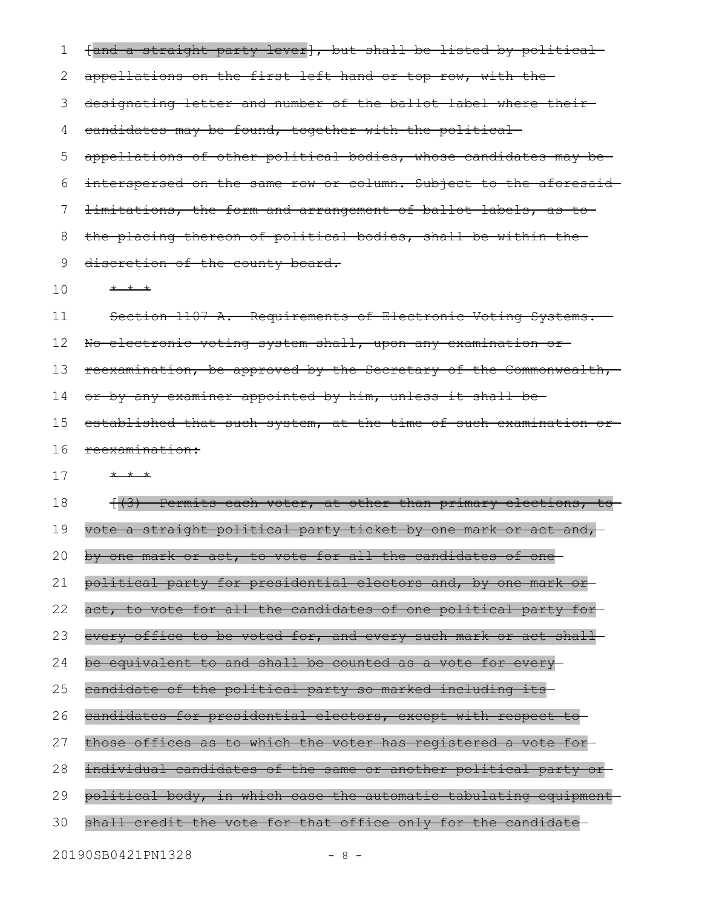[and a straight party lever], but shall be listed by political appellations on the first left hand or top row, with the designating letter and number of the ballot label where their candidates may be found, together with the political appellations of other political bodies, whose candidates may be interspersed on the same row or column. Subject to the aforesaid limitations, the form and arrangement of ballot labels, as to the placing thereon of political bodies, shall be within the discretion of the county board.

* * *

Section 1107-A. Requirements of Electronic Voting Systems.--No electronic voting system shall, upon any examination or reexamination, be approved by the Secretary of the Commonwealth, or by any examiner appointed by him, unless it shall be established that such system, at the time of such examination or reexamination:

* * *

[(3) Permits each voter, at other than primary elections, to vote a straight political party ticket by one mark or act and, by one mark or act, to vote for all the candidates of one political party for presidential electors and, by one mark or act, to vote for all the candidates of one political party for every office to be voted for, and every such mark or act shall be equivalent to and shall be counted as a vote for every candidate of the political party so marked including its candidates for presidential electors, except with respect to those offices as to which the voter has registered a vote for individual candidates of the same or another political party or political body, in which case the automatic tabulating equipment shall credit the vote for that office only for the candidate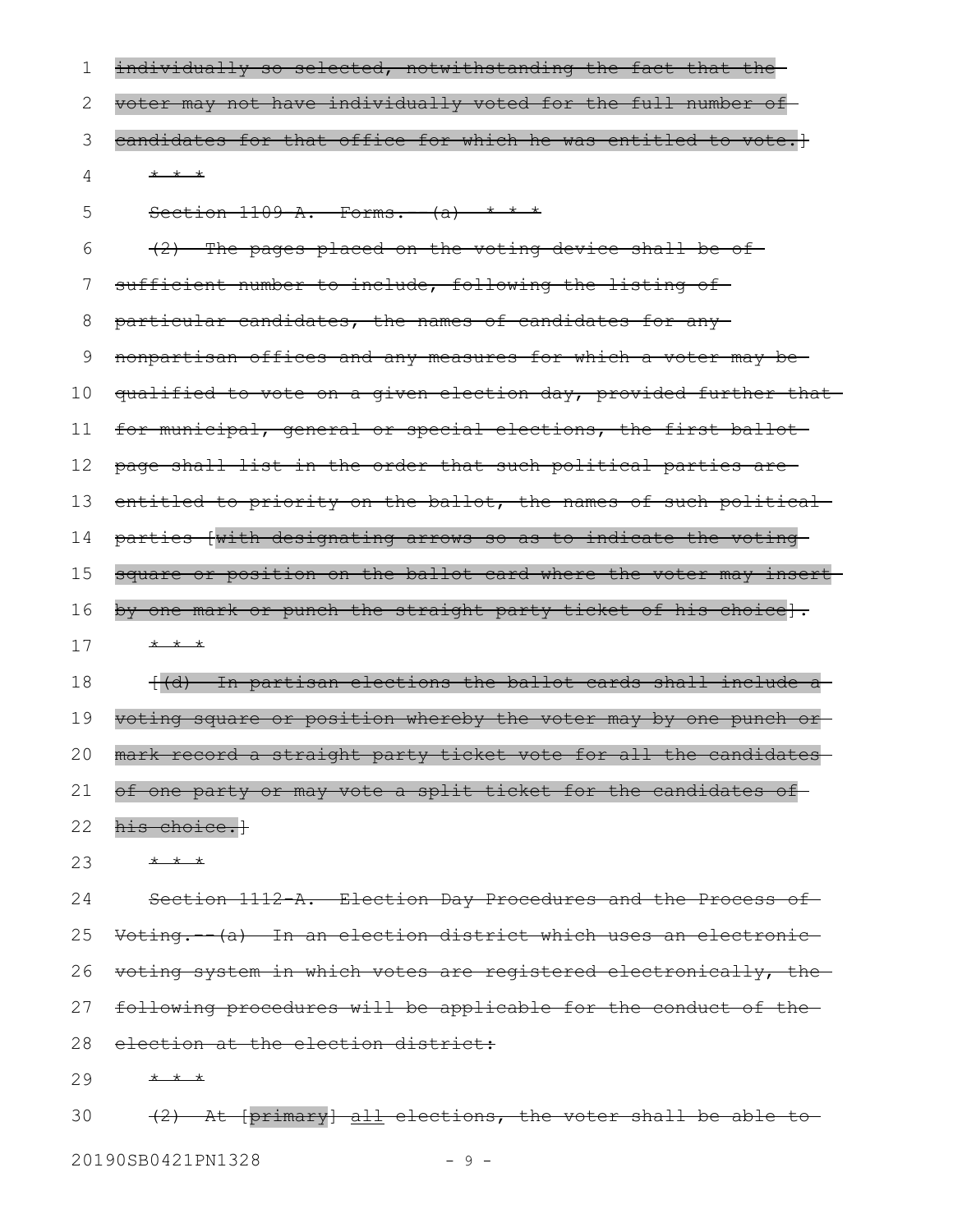individually so selected, notwithstanding the fact that the voter may not have individually voted for the full number of candidates for that office for which he was entitled to vote.]

* * *

Section 1109-A. Forms. (a) * * *

(2) The pages placed on the voting device shall be of sufficient number to include, following the listing of particular candidates, the names of candidates for any nonpartisan offices and any measures for which a voter may be qualified to vote on a given election day, provided further that for municipal, general or special elections, the first ballot page shall list in the order that such political parties are entitled to priority on the ballot, the names of such political parties [with designating arrows so as to indicate the voting square or position on the ballot card where the voter may insert by one mark or punch the straight party ticket of his choice].

* * *

[(d) In partisan elections the ballot cards shall include a voting square or position whereby the voter may by one punch or mark record a straight party ticket vote for all the candidates of one party or may vote a split ticket for the candidates of his choice.]

* * *

Section 1112-A. Election Day Procedures and the Process of Voting.--(a) In an election district which uses an electronic voting system in which votes are registered electronically, the following procedures will be applicable for the conduct of the election at the election district:

* * *

(2) At [primary] all elections, the voter shall be able to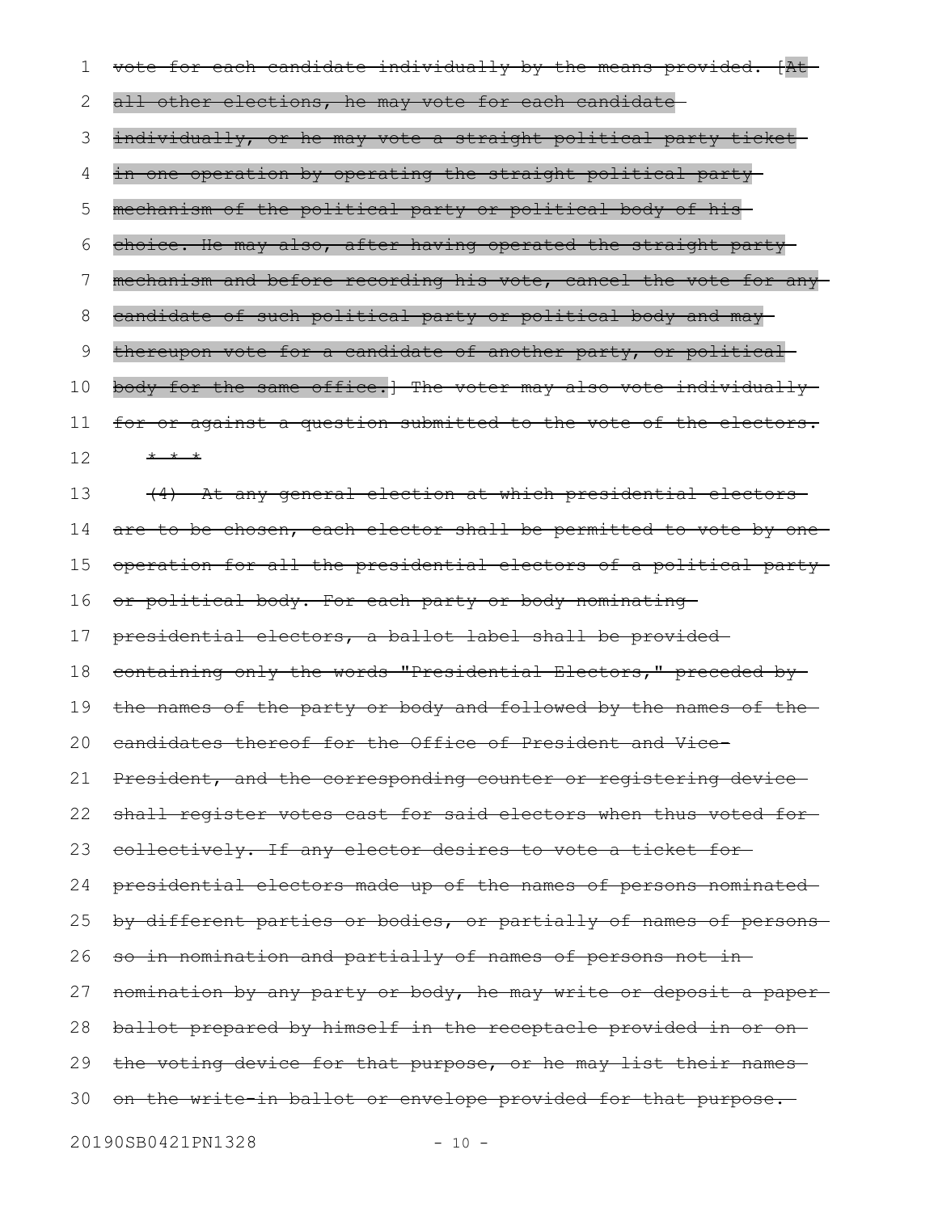vote for each candidate individually by the means provided. [At all other elections, he may vote for each candidate individually, or he may vote a straight political party ticket in one operation by operating the straight political party mechanism of the political party or political body of his choice. He may also, after having operated the straight party mechanism and before recording his vote, cancel the vote for any candidate of such political party or political body and may thereupon vote for a candidate of another party, or political body for the same office.] The voter may also vote individually for or against a question submitted to the vote of the electors.

* * *

(4) At any general election at which presidential electors are to be chosen, each elector shall be permitted to vote by one operation for all the presidential electors of a political party or political body. For each party or body nominating presidential electors, a ballot label shall be provided containing only the words "Presidential Electors," preceded by the names of the party or body and followed by the names of the candidates thereof for the Office of President and Vice-President, and the corresponding counter or registering device shall register votes cast for said electors when thus voted for collectively. If any elector desires to vote a ticket for presidential electors made up of the names of persons nominated by different parties or bodies, or partially of names of persons so in nomination and partially of names of persons not in nomination by any party or body, he may write or deposit a paper ballot prepared by himself in the receptacle provided in or on the voting device for that purpose, or he may list their names on the write-in ballot or envelope provided for that purpose.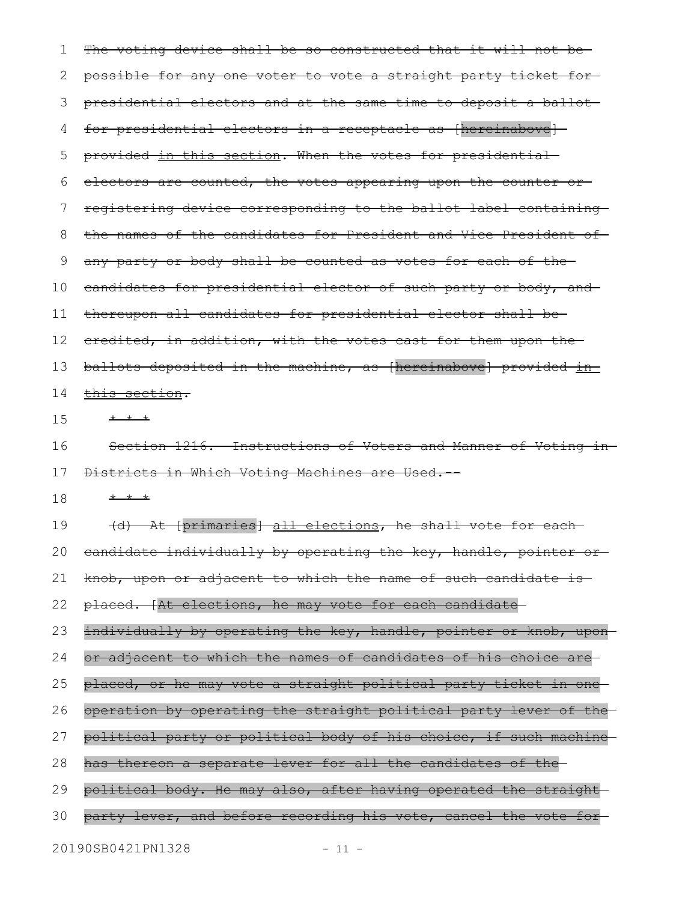The voting device shall be so constructed that it will not be possible for any one voter to vote a straight party ticket for presidential electors and at the same time to deposit a ballot for presidential electors in a receptacle as [hereinabove] provided in this section. When the votes for presidential electors are counted, the votes appearing upon the counter or registering device corresponding to the ballot label containing the names of the candidates for President and Vice President of any party or body shall be counted as votes for each of the candidates for presidential elector of such party or body, and thereupon all candidates for presidential elector shall be credited, in addition, with the votes cast for them upon the ballots deposited in the machine, as [hereinabove] provided in this section.

* * *

Section 1216. Instructions of Voters and Manner of Voting in Districts in Which Voting Machines are Used.--

* * *

(d) At [primaries] all elections, he shall vote for each candidate individually by operating the key, handle, pointer or knob, upon or adjacent to which the name of such candidate is placed. [At elections, he may vote for each candidate individually by operating the key, handle, pointer or knob, upon or adjacent to which the names of candidates of his choice are placed, or he may vote a straight political party ticket in one operation by operating the straight political party lever of the political party or political body of his choice, if such machine has thereon a separate lever for all the candidates of the political body. He may also, after having operated the straight party lever, and before recording his vote, cancel the vote for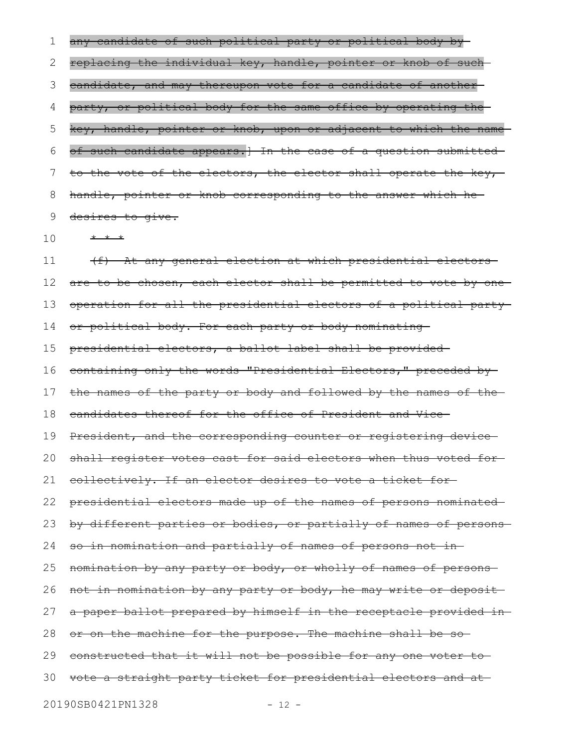any candidate of such political party or political body by replacing the individual key, handle, pointer or knob of such candidate, and may thereupon vote for a candidate of another party, or political body for the same office by operating the key, handle, pointer or knob, upon or adjacent to which the name of such candidate appears.] In the case of a question submitted to the vote of the electors, the elector shall operate the key, handle, pointer or knob corresponding to the answer which he desires to give.

* * *

(f) At any general election at which presidential electors are to be chosen, each elector shall be permitted to vote by one operation for all the presidential electors of a political party or political body. For each party or body nominating presidential electors, a ballot label shall be provided containing only the words "Presidential Electors," preceded by the names of the party or body and followed by the names of the candidates thereof for the office of President and Vice-President, and the corresponding counter or registering device shall register votes cast for said electors when thus voted for collectively. If an elector desires to vote a ticket for presidential electors made up of the names of persons nominated by different parties or bodies, or partially of names of persons so in nomination and partially of names of persons not in nomination by any party or body, or wholly of names of persons not in nomination by any party or body, he may write or deposit a paper ballot prepared by himself in the receptacle provided in or on the machine for the purpose. The machine shall be so constructed that it will not be possible for any one voter to vote a straight party ticket for presidential electors and at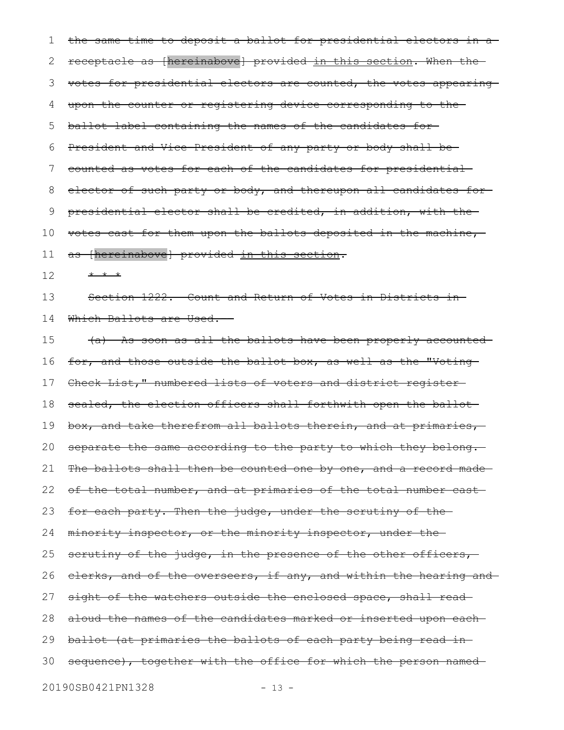the same time to deposit a ballot for presidential electors in a receptacle as [hereinabove] provided in this section. When the votes for presidential electors are counted, the votes appearing upon the counter or registering device corresponding to the ballot label containing the names of the candidates for President and Vice President of any party or body shall be counted as votes for each of the candidates for presidential elector of such party or body, and thereupon all candidates for presidential elector shall be credited, in addition, with the votes cast for them upon the ballots deposited in the machine, as [hereinabove] provided in this section.

\* \* \*

Section 1222. Count and Return of Votes in Districts in Which Ballots are Used.

(a) As soon as all the ballots have been properly accounted for, and those outside the ballot box, as well as the "Voting Check List," numbered lists of voters and district register sealed, the election officers shall forthwith open the ballot box, and take therefrom all ballots therein, and at primaries, separate the same according to the party to which they belong. The ballots shall then be counted one by one, and a record made of the total number, and at primaries of the total number cast for each party. Then the judge, under the scrutiny of the minority inspector, or the minority inspector, under the scrutiny of the judge, in the presence of the other officers, clerks, and of the overseers, if any, and within the hearing and sight of the watchers outside the enclosed space, shall read aloud the names of the candidates marked or inserted upon each ballot (at primaries the ballots of each party being read in sequence), together with the office for which the person named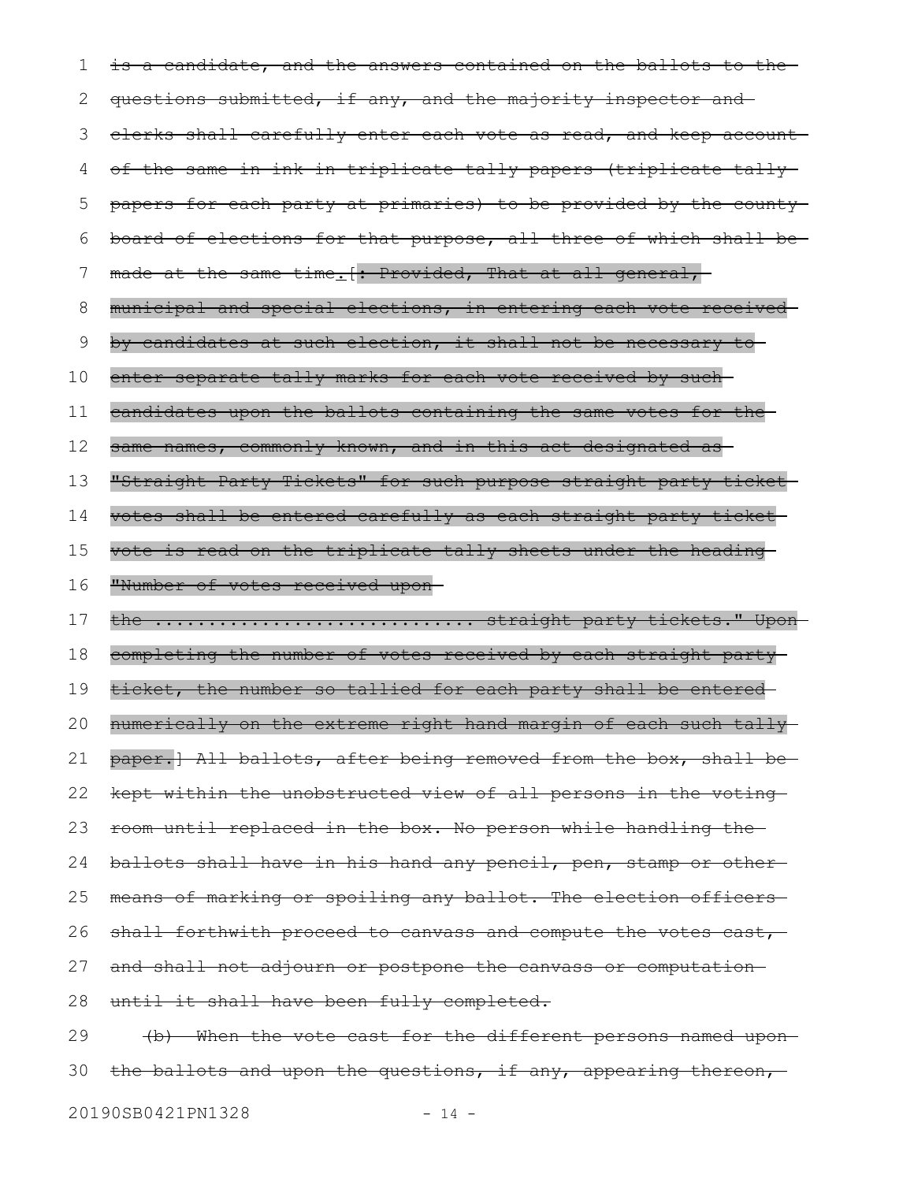is a candidate, and the answers contained on the ballots to the questions submitted, if any, and the majority inspector and clerks shall carefully enter each vote as read, and keep account of the same in ink in triplicate tally papers (triplicate tally papers for each party at primaries) to be provided by the county board of elections for that purpose, all three of which shall be made at the same time.[: Provided, That at all general, municipal and special elections, in entering each vote received by candidates at such election, it shall not be necessary to enter separate tally marks for each vote received by such candidates upon the ballots containing the same votes for the same names, commonly known, and in this act designated as "Straight Party Tickets" for such purpose straight party ticket votes shall be entered carefully as each straight party ticket vote is read on the triplicate tally sheets under the heading "Number of votes received upon

the ............................ straight party tickets." Upon completing the number of votes received by each straight party ticket, the number so tallied for each party shall be entered numerically on the extreme right hand margin of each such tally paper.] All ballots, after being removed from the box, shall be kept within the unobstructed view of all persons in the voting room until replaced in the box. No person while handling the ballots shall have in his hand any pencil, pen, stamp or other means of marking or spoiling any ballot. The election officers shall forthwith proceed to canvass and compute the votes cast, and shall not adjourn or postpone the canvass or computation until it shall have been fully completed.

(b) When the vote cast for the different persons named upon the ballots and upon the questions, if any, appearing thereon,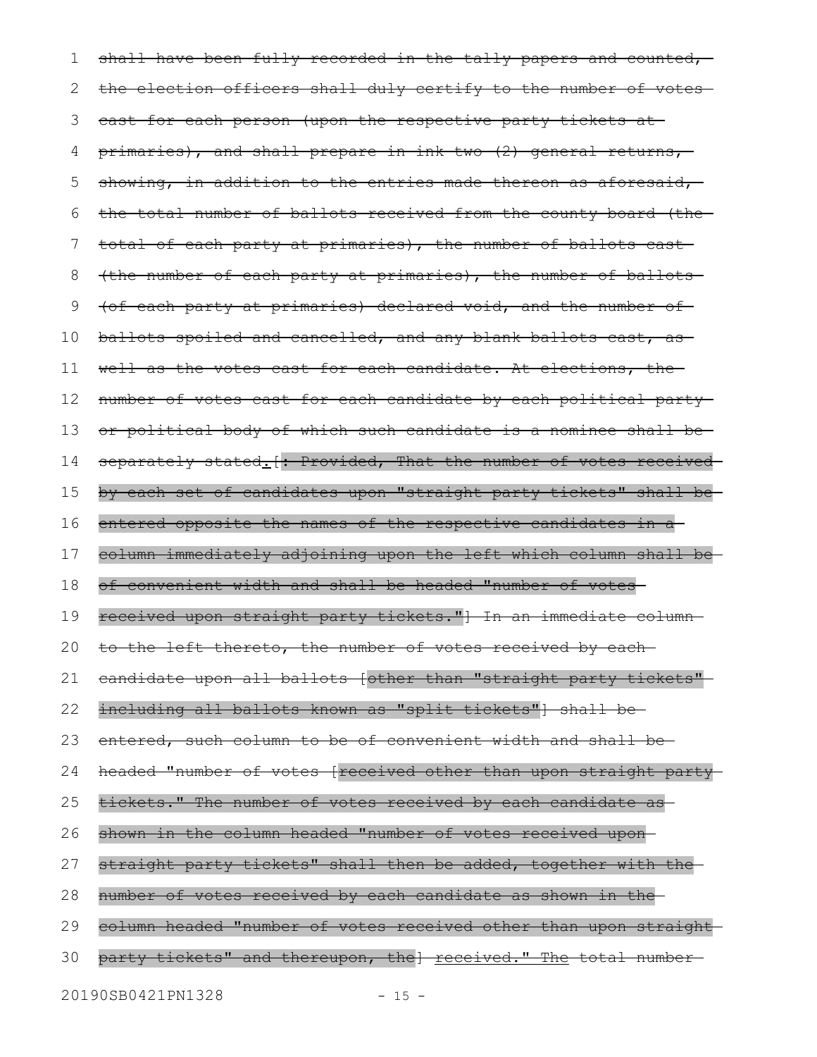shall have been fully recorded in the tally papers and counted, the election officers shall duly certify to the number of votes cast for each person (upon the respective party tickets at primaries), and shall prepare in ink two (2) general returns, showing, in addition to the entries made thereon as aforesaid, the total number of ballots received from the county board (the total of each party at primaries), the number of ballots cast (the number of each party at primaries), the number of ballots (of each party at primaries) declared void, and the number of ballots spoiled and cancelled, and any blank ballots cast, as well as the votes cast for each candidate. At elections, the number of votes cast for each candidate by each political party or political body of which such candidate is a nominee shall be separately stated.[: Provided, That the number of votes received by each set of candidates upon "straight party tickets" shall be entered opposite the names of the respective candidates in a column immediately adjoining upon the left which column shall be of convenient width and shall be headed "number of votes received upon straight party tickets."] In an immediate column to the left thereto, the number of votes received by each candidate upon all ballots [other than "straight party tickets" including all ballots known as "split tickets"] shall be entered, such column to be of convenient width and shall be headed "number of votes [received other than upon straight party tickets." The number of votes received by each candidate as shown in the column headed "number of votes received upon straight party tickets" shall then be added, together with the number of votes received by each candidate as shown in the column headed "number of votes received other than upon straight party tickets" and thereupon, the] received." The total number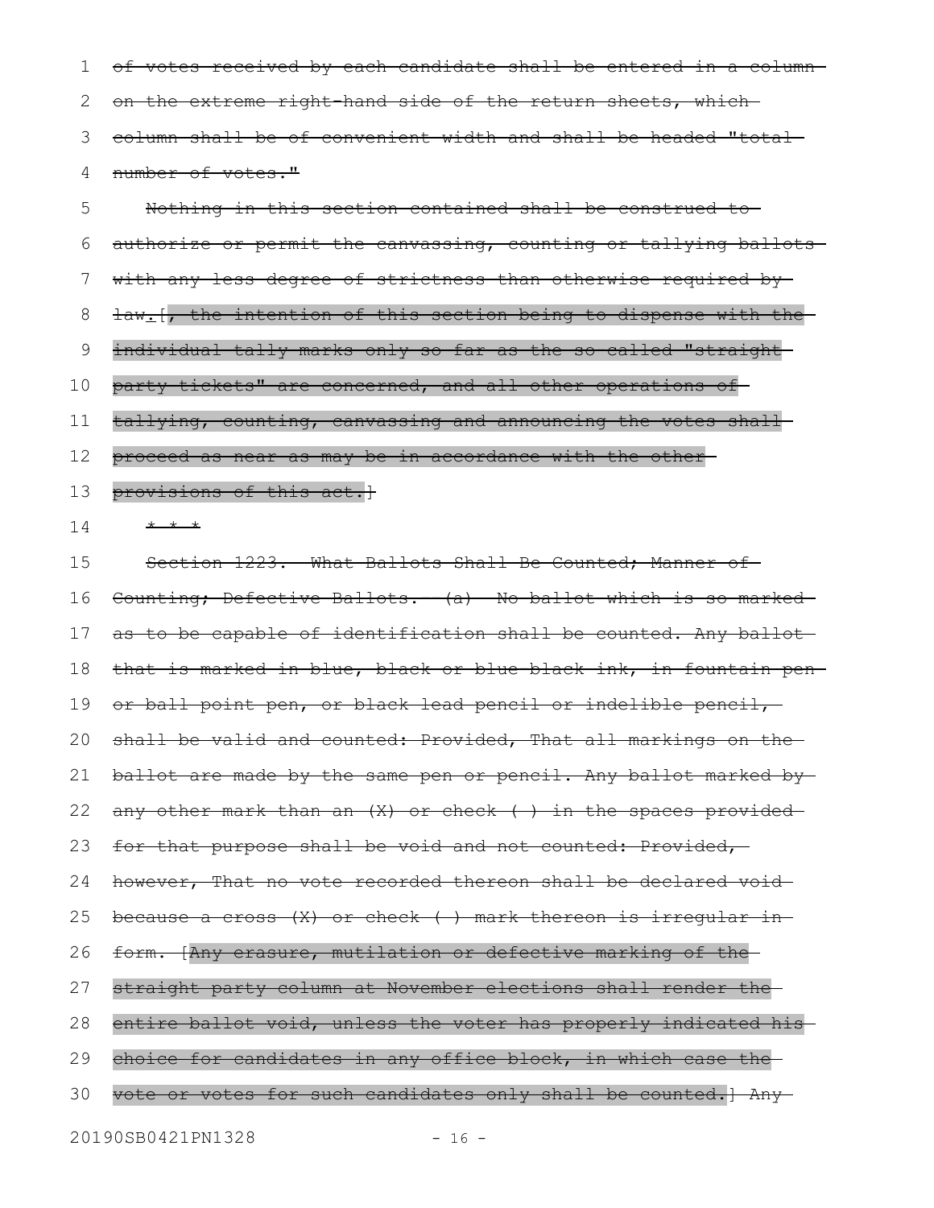~~of votes received by each candidate shall be entered in a column on the extreme right-hand side of the return sheets, which column shall be of convenient width and shall be headed "total number of votes."~~

~~Nothing in this section contained shall be construed to authorize or permit the canvassing, counting or tallying ballots with any less degree of strictness than otherwise required by law~~. [~~, the intention of this section being to dispense with the individual tally marks only so far as the so called "straight party tickets" are concerned, and all other operations of tallying, counting, canvassing and announcing the votes shall proceed as near as may be in accordance with the other provisions of this act.~~]

~~* * *~~

~~Section 1223. What Ballots Shall Be Counted; Manner of Counting; Defective Ballots. (a) No ballot which is so marked as to be capable of identification shall be counted. Any ballot that is marked in blue, black or blue-black ink, in fountain pen or ball point pen, or black lead pencil or indelible pencil, shall be valid and counted: Provided, That all markings on the ballot are made by the same pen or pencil. Any ballot marked by any other mark than an (X) or check ( ) in the spaces provided for that purpose shall be void and not counted: Provided, however, That no vote recorded thereon shall be declared void because a cross (X) or check ( ) mark thereon is irregular in form.~~ [~~Any erasure, mutilation or defective marking of the straight party column at November elections shall render the entire ballot void, unless the voter has properly indicated his choice for candidates in any office block, in which case the vote or votes for such candidates only shall be counted.~~] ~~Any~~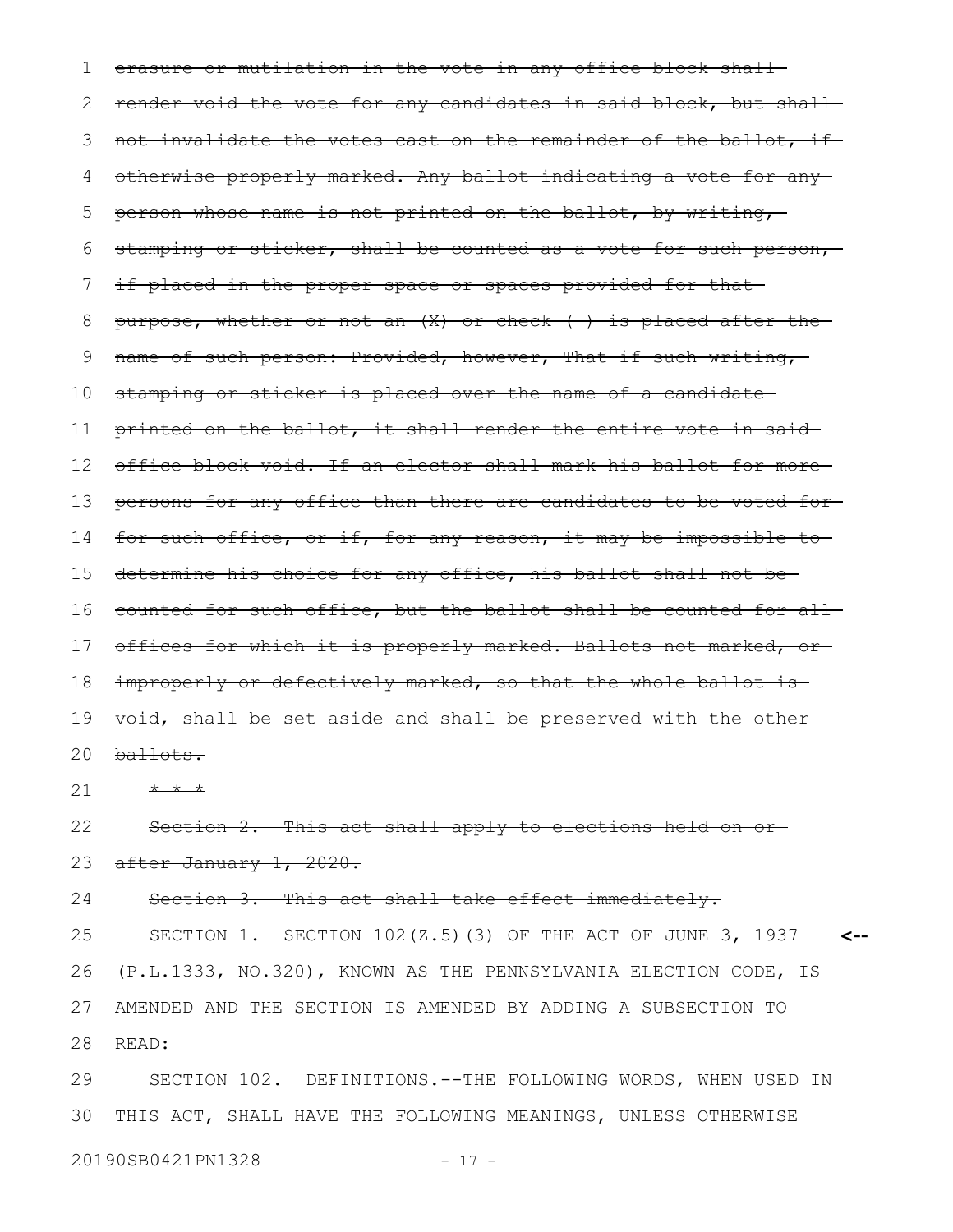~~erasure or mutilation in the vote in any office block shall render void the vote for any candidates in said block, but shall not invalidate the votes cast on the remainder of the ballot, if otherwise properly marked. Any ballot indicating a vote for any person whose name is not printed on the ballot, by writing, stamping or sticker, shall be counted as a vote for such person, if placed in the proper space or spaces provided for that purpose, whether or not an (X) or check ( ) is placed after the name of such person: Provided, however, That if such writing, stamping or sticker is placed over the name of a candidate printed on the ballot, it shall render the entire vote in said office block void. If an elector shall mark his ballot for more persons for any office than there are candidates to be voted for for such office, or if, for any reason, it may be impossible to determine his choice for any office, his ballot shall not be counted for such office, but the ballot shall be counted for all offices for which it is properly marked. Ballots not marked, or improperly or defectively marked, so that the whole ballot is void, shall be set aside and shall be preserved with the other ballots.~~

~~* * *~~

~~Section 2. This act shall apply to elections held on or after January 1, 2020.~~

~~Section 3. This act shall take effect immediately.~~

SECTION 1. SECTION 102(Z.5)(3) OF THE ACT OF JUNE 3, 1937 (P.L.1333, NO.320), KNOWN AS THE PENNSYLVANIA ELECTION CODE, IS AMENDED AND THE SECTION IS AMENDED BY ADDING A SUBSECTION TO READ:

SECTION 102. DEFINITIONS.--THE FOLLOWING WORDS, WHEN USED IN THIS ACT, SHALL HAVE THE FOLLOWING MEANINGS, UNLESS OTHERWISE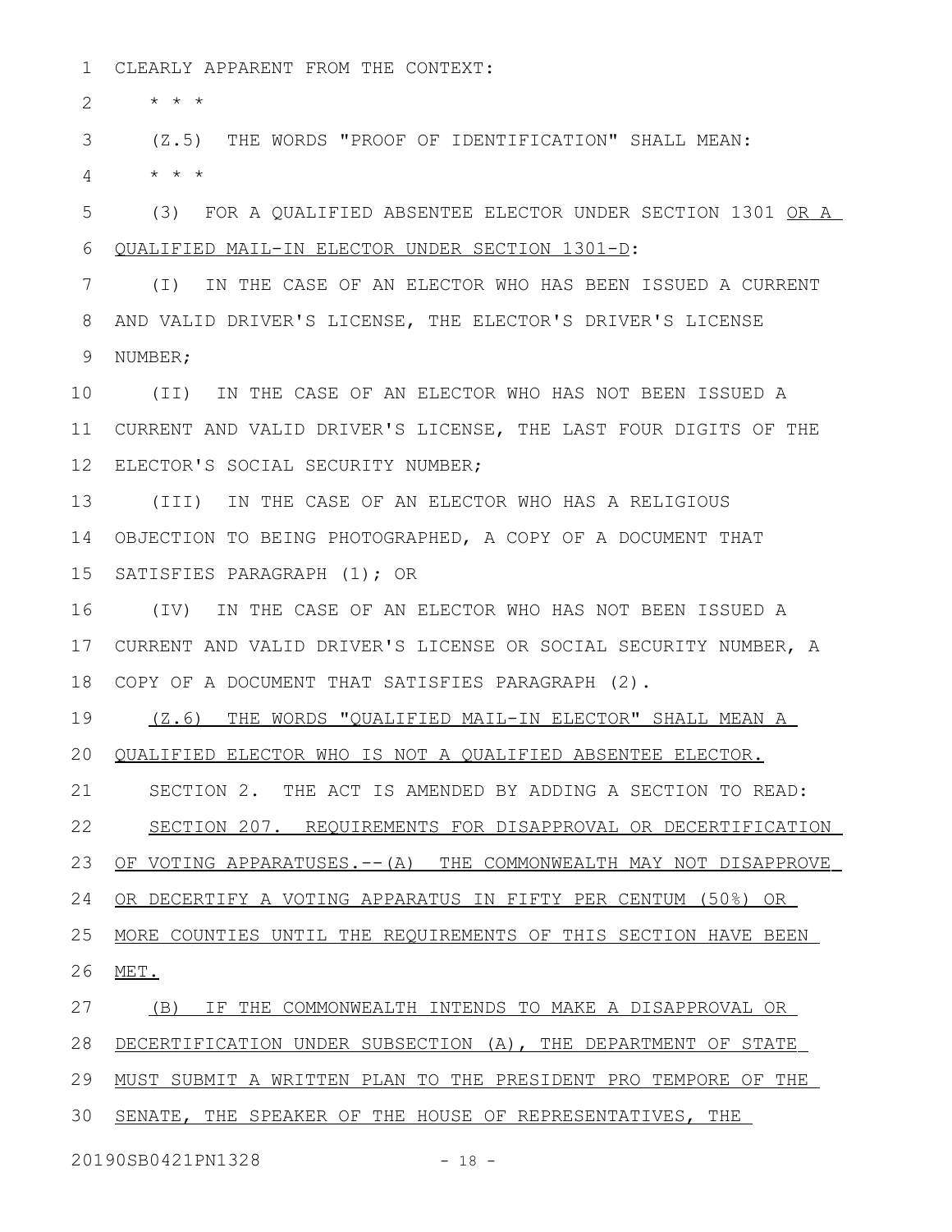CLEARLY APPARENT FROM THE CONTEXT:

* * *

(Z.5) THE WORDS "PROOF OF IDENTIFICATION" SHALL MEAN:

* * *

(3) FOR A QUALIFIED ABSENTEE ELECTOR UNDER SECTION 1301 <u>OR A QUALIFIED MAIL-IN ELECTOR UNDER SECTION 1301-D</u>:

(I) IN THE CASE OF AN ELECTOR WHO HAS BEEN ISSUED A CURRENT AND VALID DRIVER'S LICENSE, THE ELECTOR'S DRIVER'S LICENSE NUMBER;

(II) IN THE CASE OF AN ELECTOR WHO HAS NOT BEEN ISSUED A CURRENT AND VALID DRIVER'S LICENSE, THE LAST FOUR DIGITS OF THE ELECTOR'S SOCIAL SECURITY NUMBER;

(III) IN THE CASE OF AN ELECTOR WHO HAS A RELIGIOUS OBJECTION TO BEING PHOTOGRAPHED, A COPY OF A DOCUMENT THAT SATISFIES PARAGRAPH (1); OR

(IV) IN THE CASE OF AN ELECTOR WHO HAS NOT BEEN ISSUED A CURRENT AND VALID DRIVER'S LICENSE OR SOCIAL SECURITY NUMBER, A COPY OF A DOCUMENT THAT SATISFIES PARAGRAPH (2).

<u>(Z.6) THE WORDS "QUALIFIED MAIL-IN ELECTOR" SHALL MEAN A QUALIFIED ELECTOR WHO IS NOT A QUALIFIED ABSENTEE ELECTOR.</u>

SECTION 2. THE ACT IS AMENDED BY ADDING A SECTION TO READ:

<u>SECTION 207. REQUIREMENTS FOR DISAPPROVAL OR DECERTIFICATION OF VOTING APPARATUSES.--(A) THE COMMONWEALTH MAY NOT DISAPPROVE OR DECERTIFY A VOTING APPARATUS IN FIFTY PER CENTUM (50%) OR MORE COUNTIES UNTIL THE REQUIREMENTS OF THIS SECTION HAVE BEEN MET.</u>

<u>(B) IF THE COMMONWEALTH INTENDS TO MAKE A DISAPPROVAL OR DECERTIFICATION UNDER SUBSECTION (A), THE DEPARTMENT OF STATE MUST SUBMIT A WRITTEN PLAN TO THE PRESIDENT PRO TEMPORE OF THE SENATE, THE SPEAKER OF THE HOUSE OF REPRESENTATIVES, THE</u>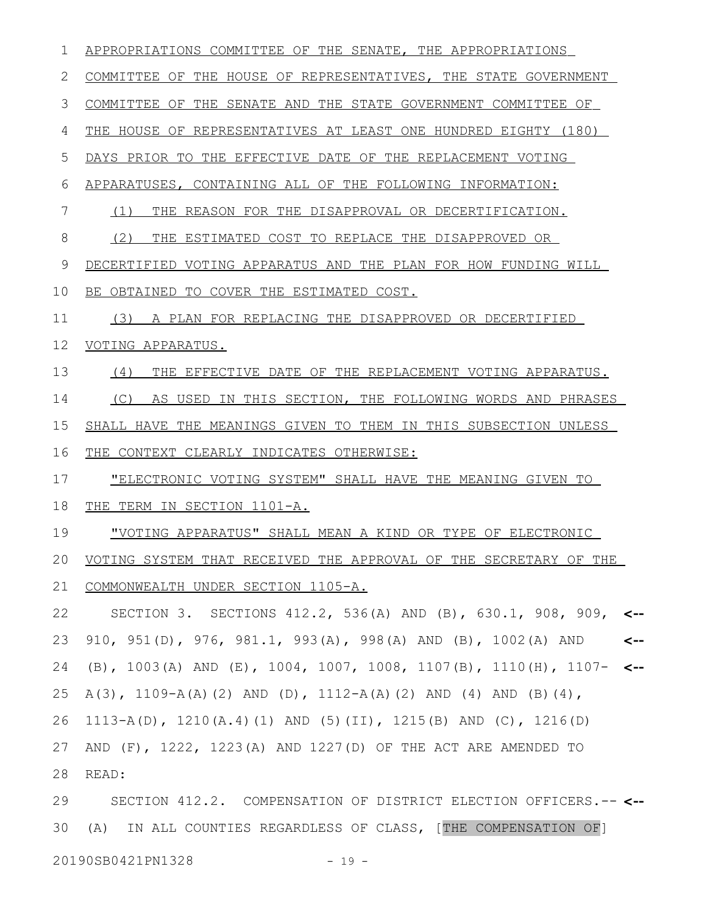APPROPRIATIONS COMMITTEE OF THE SENATE, THE APPROPRIATIONS COMMITTEE OF THE HOUSE OF REPRESENTATIVES, THE STATE GOVERNMENT COMMITTEE OF THE SENATE AND THE STATE GOVERNMENT COMMITTEE OF THE HOUSE OF REPRESENTATIVES AT LEAST ONE HUNDRED EIGHTY (180) DAYS PRIOR TO THE EFFECTIVE DATE OF THE REPLACEMENT VOTING APPARATUSES, CONTAINING ALL OF THE FOLLOWING INFORMATION:

(1) THE REASON FOR THE DISAPPROVAL OR DECERTIFICATION.

(2) THE ESTIMATED COST TO REPLACE THE DISAPPROVED OR DECERTIFIED VOTING APPARATUS AND THE PLAN FOR HOW FUNDING WILL BE OBTAINED TO COVER THE ESTIMATED COST.

(3) A PLAN FOR REPLACING THE DISAPPROVED OR DECERTIFIED VOTING APPARATUS.

(4) THE EFFECTIVE DATE OF THE REPLACEMENT VOTING APPARATUS.

(C) AS USED IN THIS SECTION, THE FOLLOWING WORDS AND PHRASES SHALL HAVE THE MEANINGS GIVEN TO THEM IN THIS SUBSECTION UNLESS THE CONTEXT CLEARLY INDICATES OTHERWISE:

"ELECTRONIC VOTING SYSTEM" SHALL HAVE THE MEANING GIVEN TO THE TERM IN SECTION 1101-A.

"VOTING APPARATUS" SHALL MEAN A KIND OR TYPE OF ELECTRONIC VOTING SYSTEM THAT RECEIVED THE APPROVAL OF THE SECRETARY OF THE COMMONWEALTH UNDER SECTION 1105-A.

SECTION 3. SECTIONS 412.2, 536(A) AND (B), 630.1, 908, 909, 910, 951(D), 976, 981.1, 993(A), 998(A) AND (B), 1002(A) AND (B), 1003(A) AND (E), 1004, 1007, 1008, 1107(B), 1110(H), 1107-A(3), 1109-A(A)(2) AND (D), 1112-A(A)(2) AND (4) AND (B)(4), 1113-A(D), 1210(A.4)(1) AND (5)(II), 1215(B) AND (C), 1216(D) AND (F), 1222, 1223(A) AND 1227(D) OF THE ACT ARE AMENDED TO READ:

SECTION 412.2. COMPENSATION OF DISTRICT ELECTION OFFICERS.-- (A) IN ALL COUNTIES REGARDLESS OF CLASS, [THE COMPENSATION OF]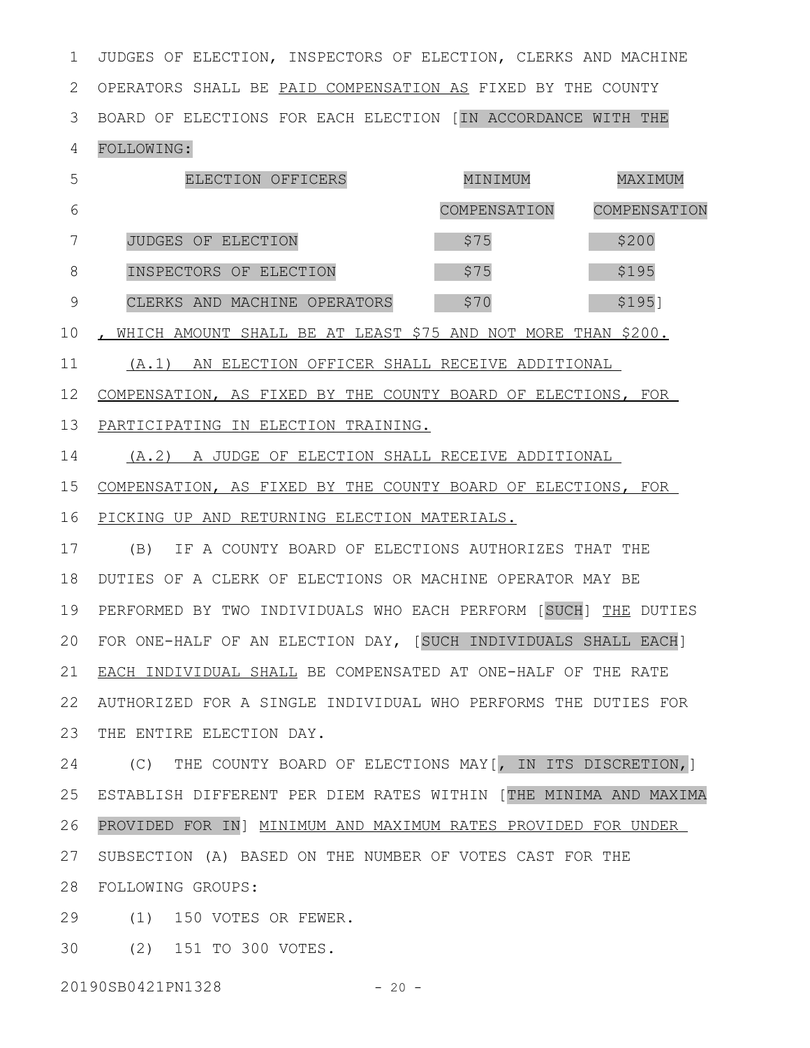JUDGES OF ELECTION, INSPECTORS OF ELECTION, CLERKS AND MACHINE OPERATORS SHALL BE PAID COMPENSATION AS FIXED BY THE COUNTY BOARD OF ELECTIONS FOR EACH ELECTION [IN ACCORDANCE WITH THE FOLLOWING:

| ELECTION OFFICERS | MINIMUM COMPENSATION | MAXIMUM COMPENSATION |
|---|---|---|
| JUDGES OF ELECTION | $75 | $200 |
| INSPECTORS OF ELECTION | $75 | $195 |
| CLERKS AND MACHINE OPERATORS | $70 | $195] |

, WHICH AMOUNT SHALL BE AT LEAST $75 AND NOT MORE THAN $200.

(A.1) AN ELECTION OFFICER SHALL RECEIVE ADDITIONAL COMPENSATION, AS FIXED BY THE COUNTY BOARD OF ELECTIONS, FOR PARTICIPATING IN ELECTION TRAINING.

(A.2) A JUDGE OF ELECTION SHALL RECEIVE ADDITIONAL COMPENSATION, AS FIXED BY THE COUNTY BOARD OF ELECTIONS, FOR PICKING UP AND RETURNING ELECTION MATERIALS.

(B) IF A COUNTY BOARD OF ELECTIONS AUTHORIZES THAT THE DUTIES OF A CLERK OF ELECTIONS OR MACHINE OPERATOR MAY BE PERFORMED BY TWO INDIVIDUALS WHO EACH PERFORM [SUCH] THE DUTIES FOR ONE-HALF OF AN ELECTION DAY, [SUCH INDIVIDUALS SHALL EACH] EACH INDIVIDUAL SHALL BE COMPENSATED AT ONE-HALF OF THE RATE AUTHORIZED FOR A SINGLE INDIVIDUAL WHO PERFORMS THE DUTIES FOR THE ENTIRE ELECTION DAY.

(C) THE COUNTY BOARD OF ELECTIONS MAY[, IN ITS DISCRETION,] ESTABLISH DIFFERENT PER DIEM RATES WITHIN [THE MINIMA AND MAXIMA PROVIDED FOR IN] MINIMUM AND MAXIMUM RATES PROVIDED FOR UNDER SUBSECTION (A) BASED ON THE NUMBER OF VOTES CAST FOR THE FOLLOWING GROUPS:

(1) 150 VOTES OR FEWER.

(2) 151 TO 300 VOTES.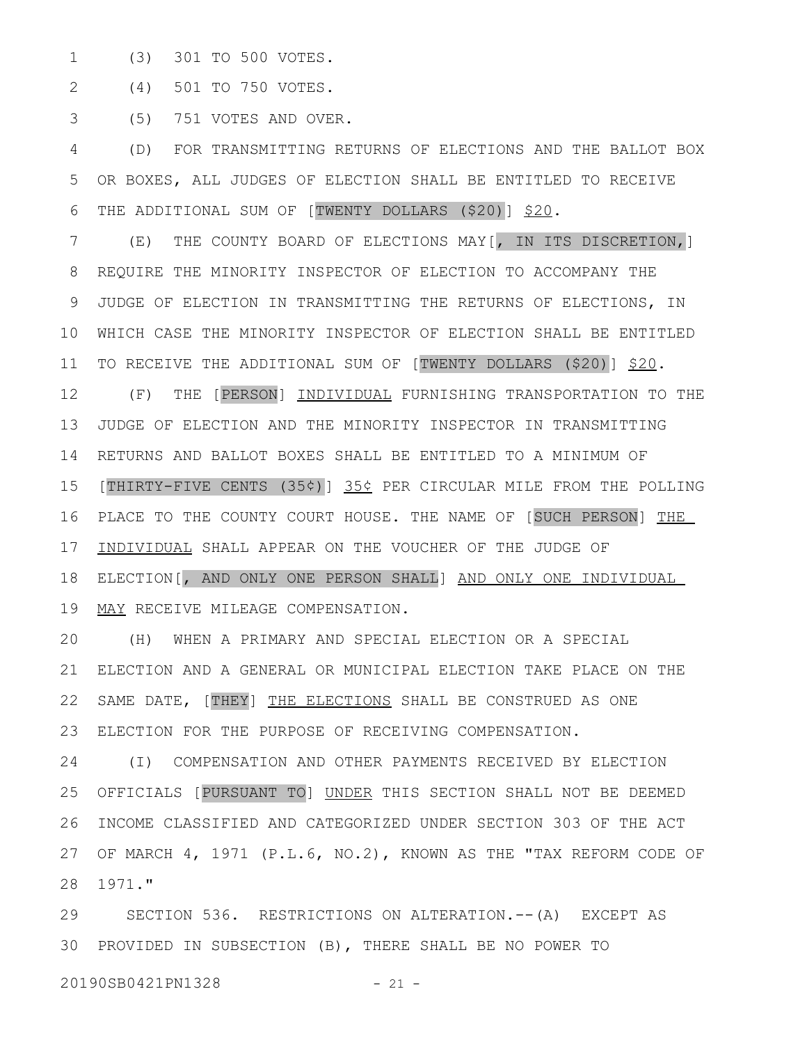(3) 301 TO 500 VOTES.

(4) 501 TO 750 VOTES.

(5) 751 VOTES AND OVER.

(D) FOR TRANSMITTING RETURNS OF ELECTIONS AND THE BALLOT BOX OR BOXES, ALL JUDGES OF ELECTION SHALL BE ENTITLED TO RECEIVE THE ADDITIONAL SUM OF [TWENTY DOLLARS ($20)] $20.

(E) THE COUNTY BOARD OF ELECTIONS MAY[, IN ITS DISCRETION,] REQUIRE THE MINORITY INSPECTOR OF ELECTION TO ACCOMPANY THE JUDGE OF ELECTION IN TRANSMITTING THE RETURNS OF ELECTIONS, IN WHICH CASE THE MINORITY INSPECTOR OF ELECTION SHALL BE ENTITLED TO RECEIVE THE ADDITIONAL SUM OF [TWENTY DOLLARS ($20)] $20.

(F) THE [PERSON] INDIVIDUAL FURNISHING TRANSPORTATION TO THE JUDGE OF ELECTION AND THE MINORITY INSPECTOR IN TRANSMITTING RETURNS AND BALLOT BOXES SHALL BE ENTITLED TO A MINIMUM OF [THIRTY-FIVE CENTS (35¢)] 35¢ PER CIRCULAR MILE FROM THE POLLING PLACE TO THE COUNTY COURT HOUSE. THE NAME OF [SUCH PERSON] THE INDIVIDUAL SHALL APPEAR ON THE VOUCHER OF THE JUDGE OF ELECTION[, AND ONLY ONE PERSON SHALL] AND ONLY ONE INDIVIDUAL MAY RECEIVE MILEAGE COMPENSATION.

(H) WHEN A PRIMARY AND SPECIAL ELECTION OR A SPECIAL ELECTION AND A GENERAL OR MUNICIPAL ELECTION TAKE PLACE ON THE SAME DATE, [THEY] THE ELECTIONS SHALL BE CONSTRUED AS ONE ELECTION FOR THE PURPOSE OF RECEIVING COMPENSATION.

(I) COMPENSATION AND OTHER PAYMENTS RECEIVED BY ELECTION OFFICIALS [PURSUANT TO] UNDER THIS SECTION SHALL NOT BE DEEMED INCOME CLASSIFIED AND CATEGORIZED UNDER SECTION 303 OF THE ACT OF MARCH 4, 1971 (P.L.6, NO.2), KNOWN AS THE "TAX REFORM CODE OF 1971."

SECTION 536. RESTRICTIONS ON ALTERATION.--(A) EXCEPT AS PROVIDED IN SUBSECTION (B), THERE SHALL BE NO POWER TO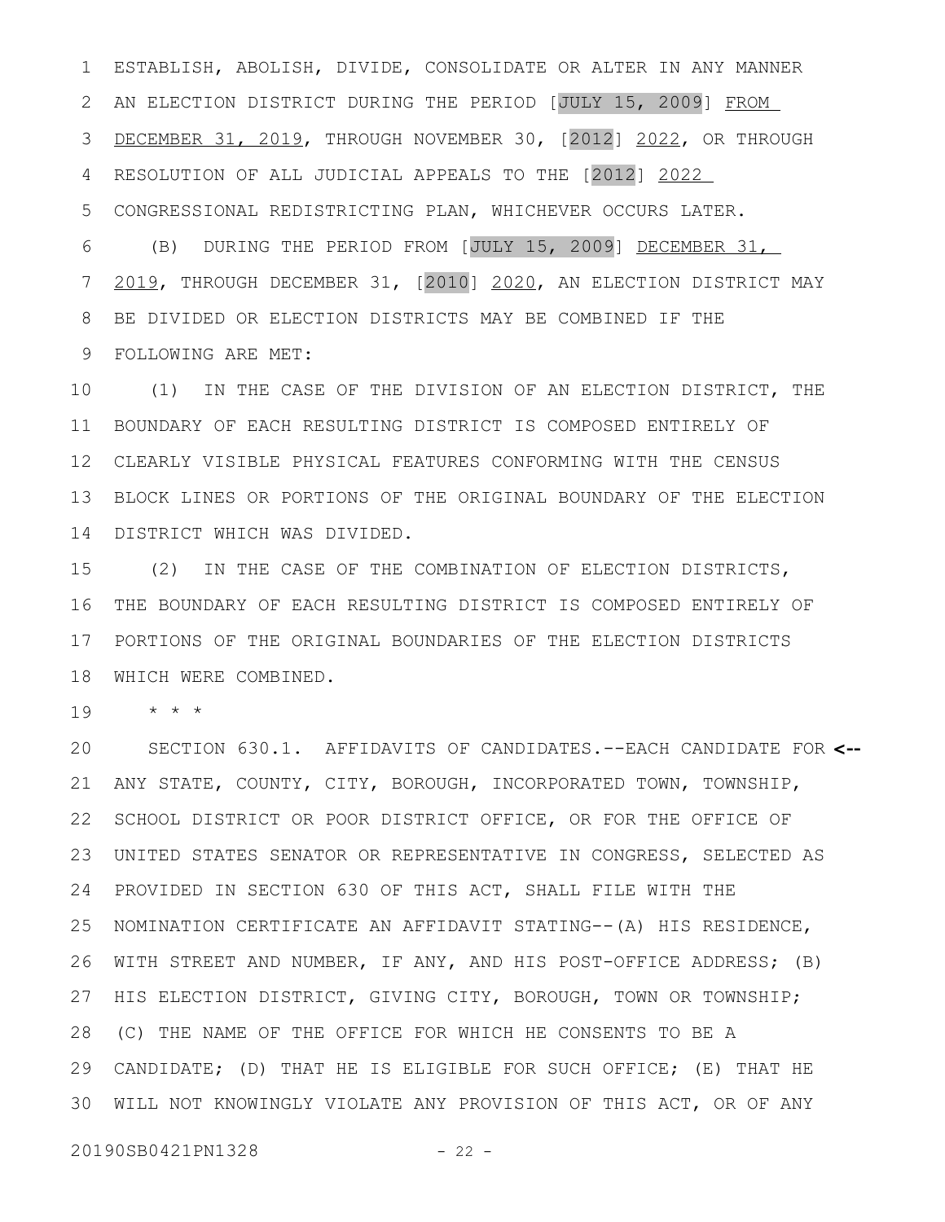ESTABLISH, ABOLISH, DIVIDE, CONSOLIDATE OR ALTER IN ANY MANNER AN ELECTION DISTRICT DURING THE PERIOD [JULY 15, 2009] FROM DECEMBER 31, 2019, THROUGH NOVEMBER 30, [2012] 2022, OR THROUGH RESOLUTION OF ALL JUDICIAL APPEALS TO THE [2012] 2022 CONGRESSIONAL REDISTRICTING PLAN, WHICHEVER OCCURS LATER.

(B) DURING THE PERIOD FROM [JULY 15, 2009] DECEMBER 31, 2019, THROUGH DECEMBER 31, [2010] 2020, AN ELECTION DISTRICT MAY BE DIVIDED OR ELECTION DISTRICTS MAY BE COMBINED IF THE FOLLOWING ARE MET:

(1) IN THE CASE OF THE DIVISION OF AN ELECTION DISTRICT, THE BOUNDARY OF EACH RESULTING DISTRICT IS COMPOSED ENTIRELY OF CLEARLY VISIBLE PHYSICAL FEATURES CONFORMING WITH THE CENSUS BLOCK LINES OR PORTIONS OF THE ORIGINAL BOUNDARY OF THE ELECTION DISTRICT WHICH WAS DIVIDED.

(2) IN THE CASE OF THE COMBINATION OF ELECTION DISTRICTS, THE BOUNDARY OF EACH RESULTING DISTRICT IS COMPOSED ENTIRELY OF PORTIONS OF THE ORIGINAL BOUNDARIES OF THE ELECTION DISTRICTS WHICH WERE COMBINED.

\* \* \*

SECTION 630.1. AFFIDAVITS OF CANDIDATES.--EACH CANDIDATE FOR ANY STATE, COUNTY, CITY, BOROUGH, INCORPORATED TOWN, TOWNSHIP, SCHOOL DISTRICT OR POOR DISTRICT OFFICE, OR FOR THE OFFICE OF UNITED STATES SENATOR OR REPRESENTATIVE IN CONGRESS, SELECTED AS PROVIDED IN SECTION 630 OF THIS ACT, SHALL FILE WITH THE NOMINATION CERTIFICATE AN AFFIDAVIT STATING--(A) HIS RESIDENCE, WITH STREET AND NUMBER, IF ANY, AND HIS POST-OFFICE ADDRESS; (B) HIS ELECTION DISTRICT, GIVING CITY, BOROUGH, TOWN OR TOWNSHIP; (C) THE NAME OF THE OFFICE FOR WHICH HE CONSENTS TO BE A CANDIDATE; (D) THAT HE IS ELIGIBLE FOR SUCH OFFICE; (E) THAT HE WILL NOT KNOWINGLY VIOLATE ANY PROVISION OF THIS ACT, OR OF ANY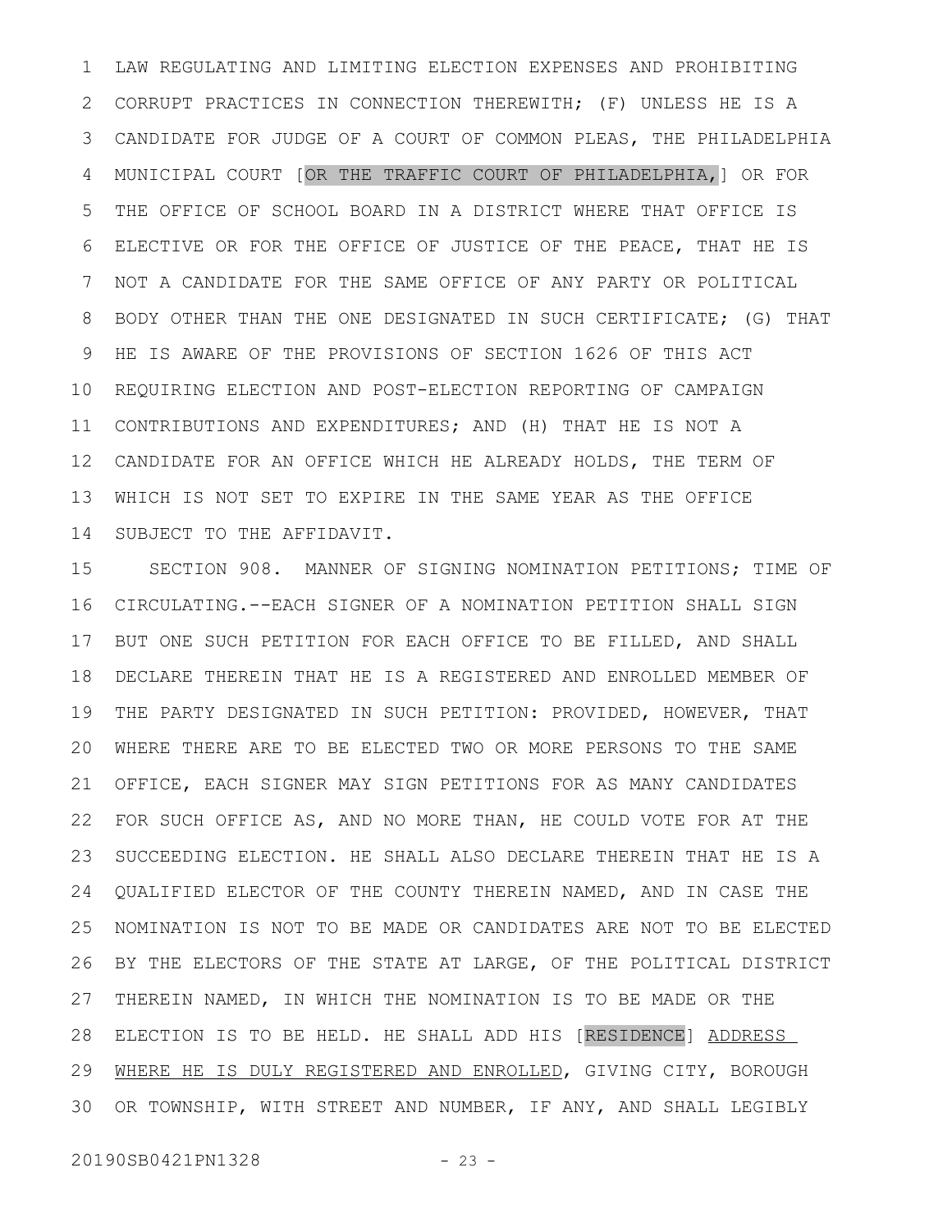LAW REGULATING AND LIMITING ELECTION EXPENSES AND PROHIBITING CORRUPT PRACTICES IN CONNECTION THEREWITH; (F) UNLESS HE IS A CANDIDATE FOR JUDGE OF A COURT OF COMMON PLEAS, THE PHILADELPHIA MUNICIPAL COURT [OR THE TRAFFIC COURT OF PHILADELPHIA,] OR FOR THE OFFICE OF SCHOOL BOARD IN A DISTRICT WHERE THAT OFFICE IS ELECTIVE OR FOR THE OFFICE OF JUSTICE OF THE PEACE, THAT HE IS NOT A CANDIDATE FOR THE SAME OFFICE OF ANY PARTY OR POLITICAL BODY OTHER THAN THE ONE DESIGNATED IN SUCH CERTIFICATE; (G) THAT HE IS AWARE OF THE PROVISIONS OF SECTION 1626 OF THIS ACT REQUIRING ELECTION AND POST-ELECTION REPORTING OF CAMPAIGN CONTRIBUTIONS AND EXPENDITURES; AND (H) THAT HE IS NOT A CANDIDATE FOR AN OFFICE WHICH HE ALREADY HOLDS, THE TERM OF WHICH IS NOT SET TO EXPIRE IN THE SAME YEAR AS THE OFFICE SUBJECT TO THE AFFIDAVIT.

SECTION 908. MANNER OF SIGNING NOMINATION PETITIONS; TIME OF CIRCULATING.--EACH SIGNER OF A NOMINATION PETITION SHALL SIGN BUT ONE SUCH PETITION FOR EACH OFFICE TO BE FILLED, AND SHALL DECLARE THEREIN THAT HE IS A REGISTERED AND ENROLLED MEMBER OF THE PARTY DESIGNATED IN SUCH PETITION: PROVIDED, HOWEVER, THAT WHERE THERE ARE TO BE ELECTED TWO OR MORE PERSONS TO THE SAME OFFICE, EACH SIGNER MAY SIGN PETITIONS FOR AS MANY CANDIDATES FOR SUCH OFFICE AS, AND NO MORE THAN, HE COULD VOTE FOR AT THE SUCCEEDING ELECTION. HE SHALL ALSO DECLARE THEREIN THAT HE IS A QUALIFIED ELECTOR OF THE COUNTY THEREIN NAMED, AND IN CASE THE NOMINATION IS NOT TO BE MADE OR CANDIDATES ARE NOT TO BE ELECTED BY THE ELECTORS OF THE STATE AT LARGE, OF THE POLITICAL DISTRICT THEREIN NAMED, IN WHICH THE NOMINATION IS TO BE MADE OR THE ELECTION IS TO BE HELD. HE SHALL ADD HIS [RESIDENCE] <u>ADDRESS WHERE HE IS DULY REGISTERED AND ENROLLED</u>, GIVING CITY, BOROUGH OR TOWNSHIP, WITH STREET AND NUMBER, IF ANY, AND SHALL LEGIBLY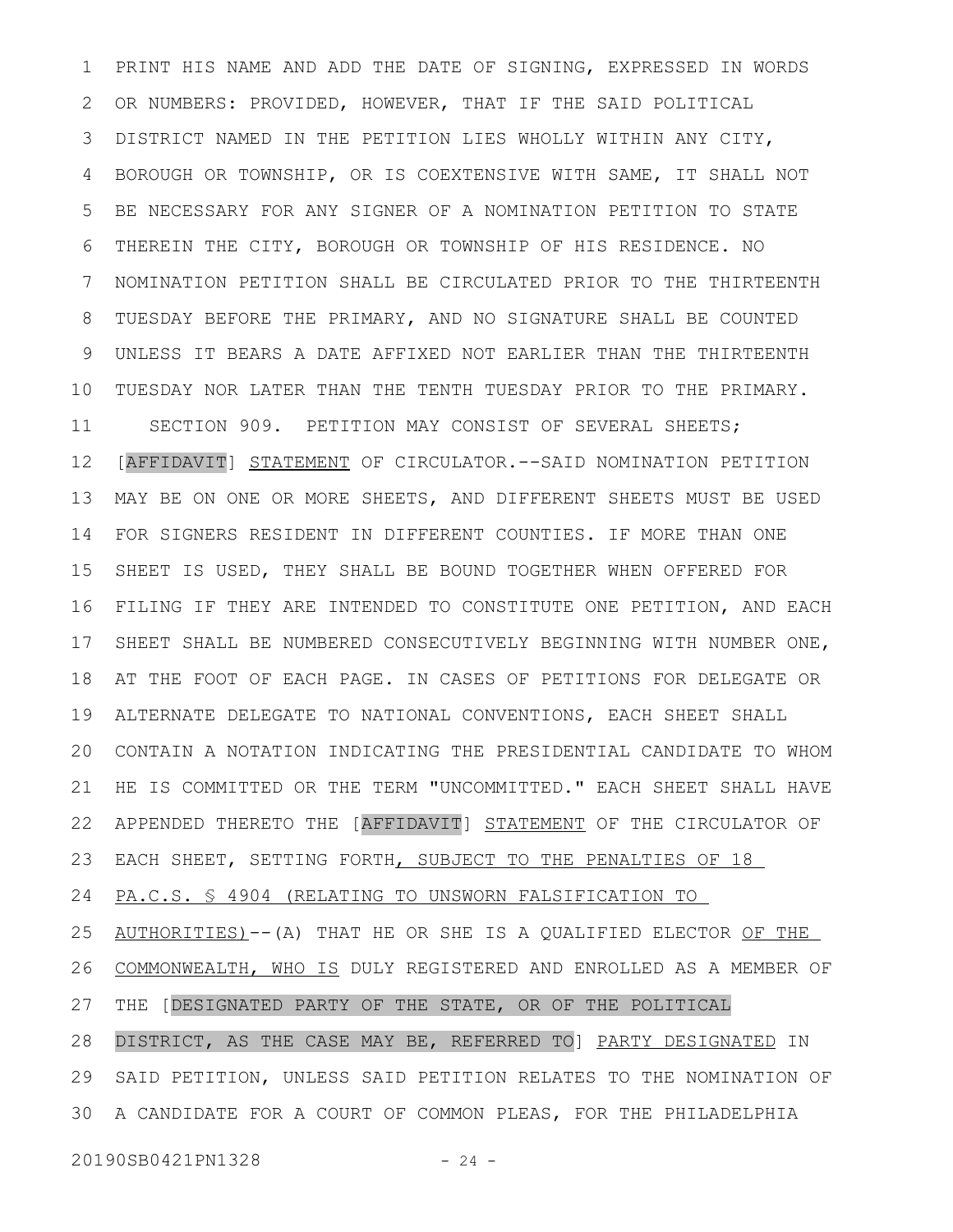PRINT HIS NAME AND ADD THE DATE OF SIGNING, EXPRESSED IN WORDS OR NUMBERS: PROVIDED, HOWEVER, THAT IF THE SAID POLITICAL DISTRICT NAMED IN THE PETITION LIES WHOLLY WITHIN ANY CITY, BOROUGH OR TOWNSHIP, OR IS COEXTENSIVE WITH SAME, IT SHALL NOT BE NECESSARY FOR ANY SIGNER OF A NOMINATION PETITION TO STATE THEREIN THE CITY, BOROUGH OR TOWNSHIP OF HIS RESIDENCE. NO NOMINATION PETITION SHALL BE CIRCULATED PRIOR TO THE THIRTEENTH TUESDAY BEFORE THE PRIMARY, AND NO SIGNATURE SHALL BE COUNTED UNLESS IT BEARS A DATE AFFIXED NOT EARLIER THAN THE THIRTEENTH TUESDAY NOR LATER THAN THE TENTH TUESDAY PRIOR TO THE PRIMARY.

SECTION 909. PETITION MAY CONSIST OF SEVERAL SHEETS; [AFFIDAVIT] STATEMENT OF CIRCULATOR.--SAID NOMINATION PETITION MAY BE ON ONE OR MORE SHEETS, AND DIFFERENT SHEETS MUST BE USED FOR SIGNERS RESIDENT IN DIFFERENT COUNTIES. IF MORE THAN ONE SHEET IS USED, THEY SHALL BE BOUND TOGETHER WHEN OFFERED FOR FILING IF THEY ARE INTENDED TO CONSTITUTE ONE PETITION, AND EACH SHEET SHALL BE NUMBERED CONSECUTIVELY BEGINNING WITH NUMBER ONE, AT THE FOOT OF EACH PAGE. IN CASES OF PETITIONS FOR DELEGATE OR ALTERNATE DELEGATE TO NATIONAL CONVENTIONS, EACH SHEET SHALL CONTAIN A NOTATION INDICATING THE PRESIDENTIAL CANDIDATE TO WHOM HE IS COMMITTED OR THE TERM "UNCOMMITTED." EACH SHEET SHALL HAVE APPENDED THERETO THE [AFFIDAVIT] STATEMENT OF THE CIRCULATOR OF EACH SHEET, SETTING FORTH, SUBJECT TO THE PENALTIES OF 18 PA.C.S. § 4904 (RELATING TO UNSWORN FALSIFICATION TO AUTHORITIES)--(A) THAT HE OR SHE IS A QUALIFIED ELECTOR OF THE COMMONWEALTH, WHO IS DULY REGISTERED AND ENROLLED AS A MEMBER OF THE [DESIGNATED PARTY OF THE STATE, OR OF THE POLITICAL DISTRICT, AS THE CASE MAY BE, REFERRED TO] PARTY DESIGNATED IN SAID PETITION, UNLESS SAID PETITION RELATES TO THE NOMINATION OF A CANDIDATE FOR A COURT OF COMMON PLEAS, FOR THE PHILADELPHIA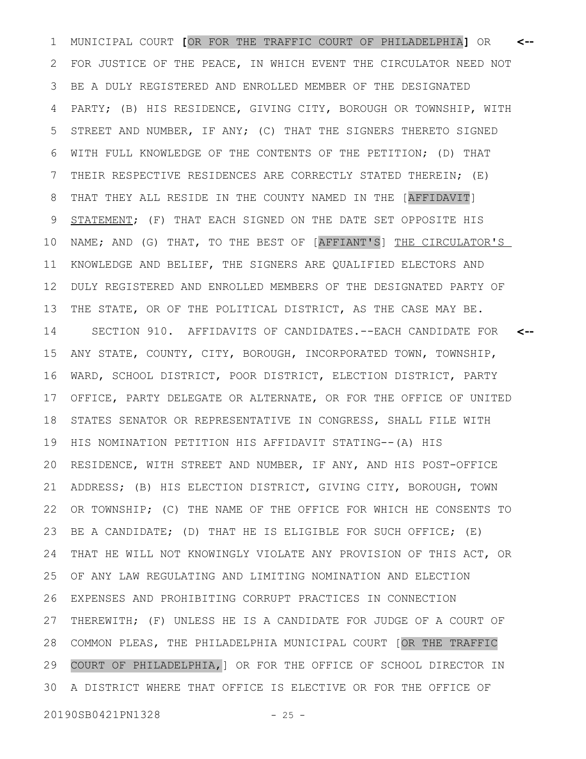MUNICIPAL COURT **[**OR FOR THE TRAFFIC COURT OF PHILADELPHIA**]** OR FOR JUSTICE OF THE PEACE, IN WHICH EVENT THE CIRCULATOR NEED NOT BE A DULY REGISTERED AND ENROLLED MEMBER OF THE DESIGNATED PARTY; (B) HIS RESIDENCE, GIVING CITY, BOROUGH OR TOWNSHIP, WITH STREET AND NUMBER, IF ANY; (C) THAT THE SIGNERS THERETO SIGNED WITH FULL KNOWLEDGE OF THE CONTENTS OF THE PETITION; (D) THAT THEIR RESPECTIVE RESIDENCES ARE CORRECTLY STATED THEREIN; (E) THAT THEY ALL RESIDE IN THE COUNTY NAMED IN THE [AFFIDAVIT] <u>STATEMENT</u>; (F) THAT EACH SIGNED ON THE DATE SET OPPOSITE HIS NAME; AND (G) THAT, TO THE BEST OF [AFFIANT'S] <u>THE CIRCULATOR'S</u> KNOWLEDGE AND BELIEF, THE SIGNERS ARE QUALIFIED ELECTORS AND DULY REGISTERED AND ENROLLED MEMBERS OF THE DESIGNATED PARTY OF THE STATE, OR OF THE POLITICAL DISTRICT, AS THE CASE MAY BE.

SECTION 910. AFFIDAVITS OF CANDIDATES.--EACH CANDIDATE FOR ANY STATE, COUNTY, CITY, BOROUGH, INCORPORATED TOWN, TOWNSHIP, WARD, SCHOOL DISTRICT, POOR DISTRICT, ELECTION DISTRICT, PARTY OFFICE, PARTY DELEGATE OR ALTERNATE, OR FOR THE OFFICE OF UNITED STATES SENATOR OR REPRESENTATIVE IN CONGRESS, SHALL FILE WITH HIS NOMINATION PETITION HIS AFFIDAVIT STATING--(A) HIS RESIDENCE, WITH STREET AND NUMBER, IF ANY, AND HIS POST-OFFICE ADDRESS; (B) HIS ELECTION DISTRICT, GIVING CITY, BOROUGH, TOWN OR TOWNSHIP; (C) THE NAME OF THE OFFICE FOR WHICH HE CONSENTS TO BE A CANDIDATE; (D) THAT HE IS ELIGIBLE FOR SUCH OFFICE; (E) THAT HE WILL NOT KNOWINGLY VIOLATE ANY PROVISION OF THIS ACT, OR OF ANY LAW REGULATING AND LIMITING NOMINATION AND ELECTION EXPENSES AND PROHIBITING CORRUPT PRACTICES IN CONNECTION THEREWITH; (F) UNLESS HE IS A CANDIDATE FOR JUDGE OF A COURT OF COMMON PLEAS, THE PHILADELPHIA MUNICIPAL COURT [OR THE TRAFFIC COURT OF PHILADELPHIA,] OR FOR THE OFFICE OF SCHOOL DIRECTOR IN A DISTRICT WHERE THAT OFFICE IS ELECTIVE OR FOR THE OFFICE OF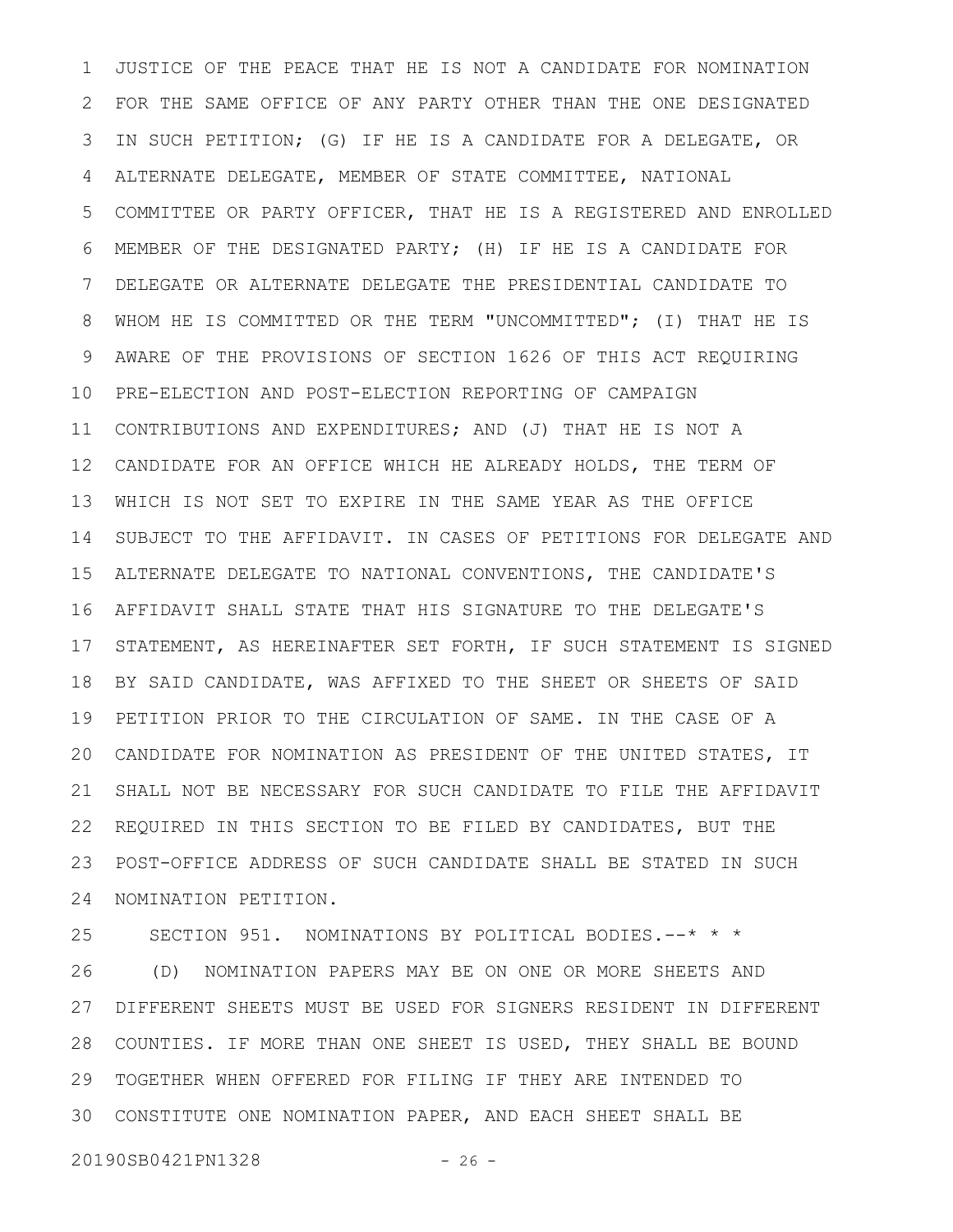JUSTICE OF THE PEACE THAT HE IS NOT A CANDIDATE FOR NOMINATION FOR THE SAME OFFICE OF ANY PARTY OTHER THAN THE ONE DESIGNATED IN SUCH PETITION; (G) IF HE IS A CANDIDATE FOR A DELEGATE, OR ALTERNATE DELEGATE, MEMBER OF STATE COMMITTEE, NATIONAL COMMITTEE OR PARTY OFFICER, THAT HE IS A REGISTERED AND ENROLLED MEMBER OF THE DESIGNATED PARTY; (H) IF HE IS A CANDIDATE FOR DELEGATE OR ALTERNATE DELEGATE THE PRESIDENTIAL CANDIDATE TO WHOM HE IS COMMITTED OR THE TERM "UNCOMMITTED"; (I) THAT HE IS AWARE OF THE PROVISIONS OF SECTION 1626 OF THIS ACT REQUIRING PRE-ELECTION AND POST-ELECTION REPORTING OF CAMPAIGN CONTRIBUTIONS AND EXPENDITURES; AND (J) THAT HE IS NOT A CANDIDATE FOR AN OFFICE WHICH HE ALREADY HOLDS, THE TERM OF WHICH IS NOT SET TO EXPIRE IN THE SAME YEAR AS THE OFFICE SUBJECT TO THE AFFIDAVIT. IN CASES OF PETITIONS FOR DELEGATE AND ALTERNATE DELEGATE TO NATIONAL CONVENTIONS, THE CANDIDATE'S AFFIDAVIT SHALL STATE THAT HIS SIGNATURE TO THE DELEGATE'S STATEMENT, AS HEREINAFTER SET FORTH, IF SUCH STATEMENT IS SIGNED BY SAID CANDIDATE, WAS AFFIXED TO THE SHEET OR SHEETS OF SAID PETITION PRIOR TO THE CIRCULATION OF SAME. IN THE CASE OF A CANDIDATE FOR NOMINATION AS PRESIDENT OF THE UNITED STATES, IT SHALL NOT BE NECESSARY FOR SUCH CANDIDATE TO FILE THE AFFIDAVIT REQUIRED IN THIS SECTION TO BE FILED BY CANDIDATES, BUT THE POST-OFFICE ADDRESS OF SUCH CANDIDATE SHALL BE STATED IN SUCH NOMINATION PETITION.

SECTION 951. NOMINATIONS BY POLITICAL BODIES.--* * *

(D) NOMINATION PAPERS MAY BE ON ONE OR MORE SHEETS AND DIFFERENT SHEETS MUST BE USED FOR SIGNERS RESIDENT IN DIFFERENT COUNTIES. IF MORE THAN ONE SHEET IS USED, THEY SHALL BE BOUND TOGETHER WHEN OFFERED FOR FILING IF THEY ARE INTENDED TO CONSTITUTE ONE NOMINATION PAPER, AND EACH SHEET SHALL BE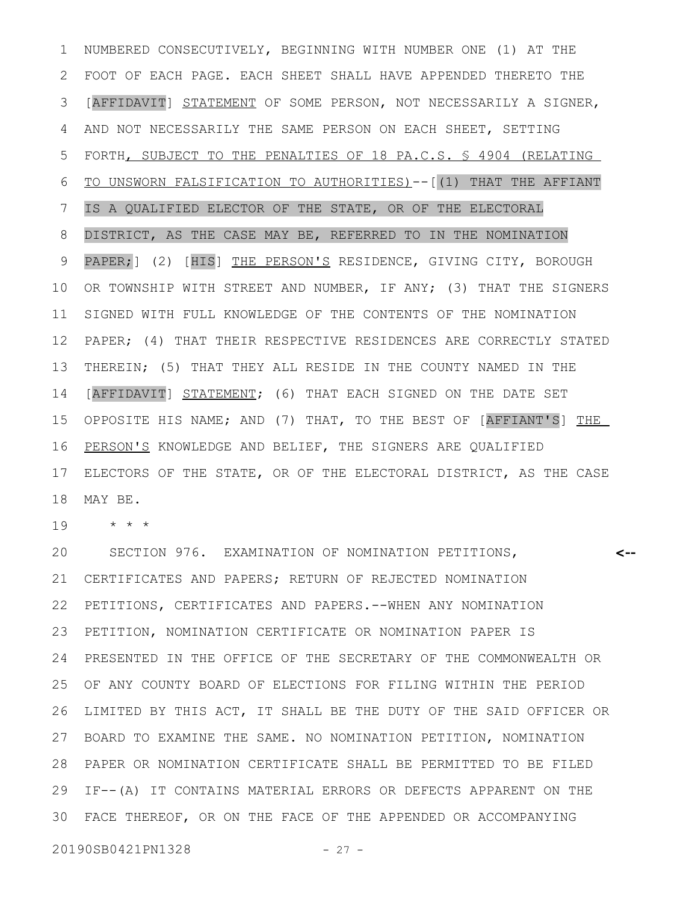NUMBERED CONSECUTIVELY, BEGINNING WITH NUMBER ONE (1) AT THE FOOT OF EACH PAGE. EACH SHEET SHALL HAVE APPENDED THERETO THE [AFFIDAVIT] STATEMENT OF SOME PERSON, NOT NECESSARILY A SIGNER, AND NOT NECESSARILY THE SAME PERSON ON EACH SHEET, SETTING FORTH, SUBJECT TO THE PENALTIES OF 18 PA.C.S. § 4904 (RELATING TO UNSWORN FALSIFICATION TO AUTHORITIES)--[(1) THAT THE AFFIANT IS A QUALIFIED ELECTOR OF THE STATE, OR OF THE ELECTORAL DISTRICT, AS THE CASE MAY BE, REFERRED TO IN THE NOMINATION PAPER;] (2) [HIS] THE PERSON'S RESIDENCE, GIVING CITY, BOROUGH OR TOWNSHIP WITH STREET AND NUMBER, IF ANY; (3) THAT THE SIGNERS SIGNED WITH FULL KNOWLEDGE OF THE CONTENTS OF THE NOMINATION PAPER; (4) THAT THEIR RESPECTIVE RESIDENCES ARE CORRECTLY STATED THEREIN; (5) THAT THEY ALL RESIDE IN THE COUNTY NAMED IN THE [AFFIDAVIT] STATEMENT; (6) THAT EACH SIGNED ON THE DATE SET OPPOSITE HIS NAME; AND (7) THAT, TO THE BEST OF [AFFIANT'S] THE PERSON'S KNOWLEDGE AND BELIEF, THE SIGNERS ARE QUALIFIED ELECTORS OF THE STATE, OR OF THE ELECTORAL DISTRICT, AS THE CASE MAY BE.

* * *

SECTION 976. EXAMINATION OF NOMINATION PETITIONS, CERTIFICATES AND PAPERS; RETURN OF REJECTED NOMINATION PETITIONS, CERTIFICATES AND PAPERS.--WHEN ANY NOMINATION PETITION, NOMINATION CERTIFICATE OR NOMINATION PAPER IS PRESENTED IN THE OFFICE OF THE SECRETARY OF THE COMMONWEALTH OR OF ANY COUNTY BOARD OF ELECTIONS FOR FILING WITHIN THE PERIOD LIMITED BY THIS ACT, IT SHALL BE THE DUTY OF THE SAID OFFICER OR BOARD TO EXAMINE THE SAME. NO NOMINATION PETITION, NOMINATION PAPER OR NOMINATION CERTIFICATE SHALL BE PERMITTED TO BE FILED IF--(A) IT CONTAINS MATERIAL ERRORS OR DEFECTS APPARENT ON THE FACE THEREOF, OR ON THE FACE OF THE APPENDED OR ACCOMPANYING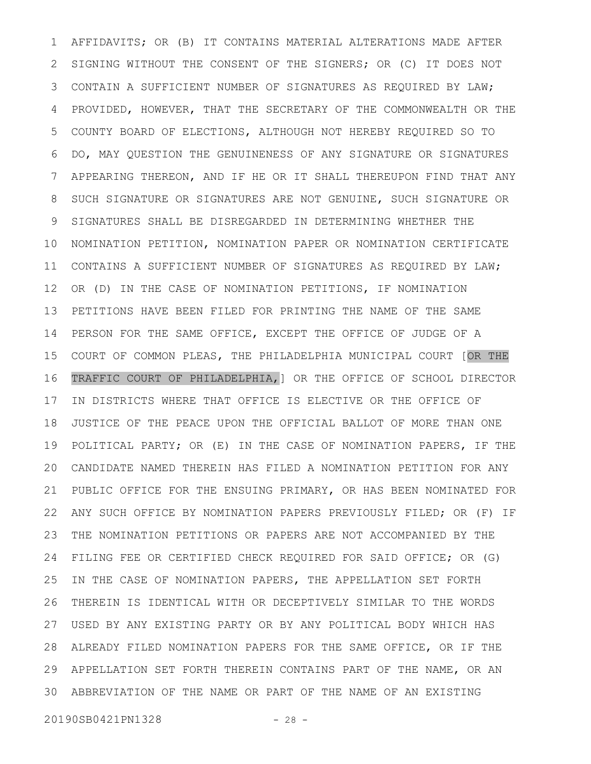AFFIDAVITS; OR (B) IT CONTAINS MATERIAL ALTERATIONS MADE AFTER SIGNING WITHOUT THE CONSENT OF THE SIGNERS; OR (C) IT DOES NOT CONTAIN A SUFFICIENT NUMBER OF SIGNATURES AS REQUIRED BY LAW; PROVIDED, HOWEVER, THAT THE SECRETARY OF THE COMMONWEALTH OR THE COUNTY BOARD OF ELECTIONS, ALTHOUGH NOT HEREBY REQUIRED SO TO DO, MAY QUESTION THE GENUINENESS OF ANY SIGNATURE OR SIGNATURES APPEARING THEREON, AND IF HE OR IT SHALL THEREUPON FIND THAT ANY SUCH SIGNATURE OR SIGNATURES ARE NOT GENUINE, SUCH SIGNATURE OR SIGNATURES SHALL BE DISREGARDED IN DETERMINING WHETHER THE NOMINATION PETITION, NOMINATION PAPER OR NOMINATION CERTIFICATE CONTAINS A SUFFICIENT NUMBER OF SIGNATURES AS REQUIRED BY LAW; OR (D) IN THE CASE OF NOMINATION PETITIONS, IF NOMINATION PETITIONS HAVE BEEN FILED FOR PRINTING THE NAME OF THE SAME PERSON FOR THE SAME OFFICE, EXCEPT THE OFFICE OF JUDGE OF A COURT OF COMMON PLEAS, THE PHILADELPHIA MUNICIPAL COURT [OR THE TRAFFIC COURT OF PHILADELPHIA,] OR THE OFFICE OF SCHOOL DIRECTOR IN DISTRICTS WHERE THAT OFFICE IS ELECTIVE OR THE OFFICE OF JUSTICE OF THE PEACE UPON THE OFFICIAL BALLOT OF MORE THAN ONE POLITICAL PARTY; OR (E) IN THE CASE OF NOMINATION PAPERS, IF THE CANDIDATE NAMED THEREIN HAS FILED A NOMINATION PETITION FOR ANY PUBLIC OFFICE FOR THE ENSUING PRIMARY, OR HAS BEEN NOMINATED FOR ANY SUCH OFFICE BY NOMINATION PAPERS PREVIOUSLY FILED; OR (F) IF THE NOMINATION PETITIONS OR PAPERS ARE NOT ACCOMPANIED BY THE FILING FEE OR CERTIFIED CHECK REQUIRED FOR SAID OFFICE; OR (G) IN THE CASE OF NOMINATION PAPERS, THE APPELLATION SET FORTH THEREIN IS IDENTICAL WITH OR DECEPTIVELY SIMILAR TO THE WORDS USED BY ANY EXISTING PARTY OR BY ANY POLITICAL BODY WHICH HAS ALREADY FILED NOMINATION PAPERS FOR THE SAME OFFICE, OR IF THE APPELLATION SET FORTH THEREIN CONTAINS PART OF THE NAME, OR AN ABBREVIATION OF THE NAME OR PART OF THE NAME OF AN EXISTING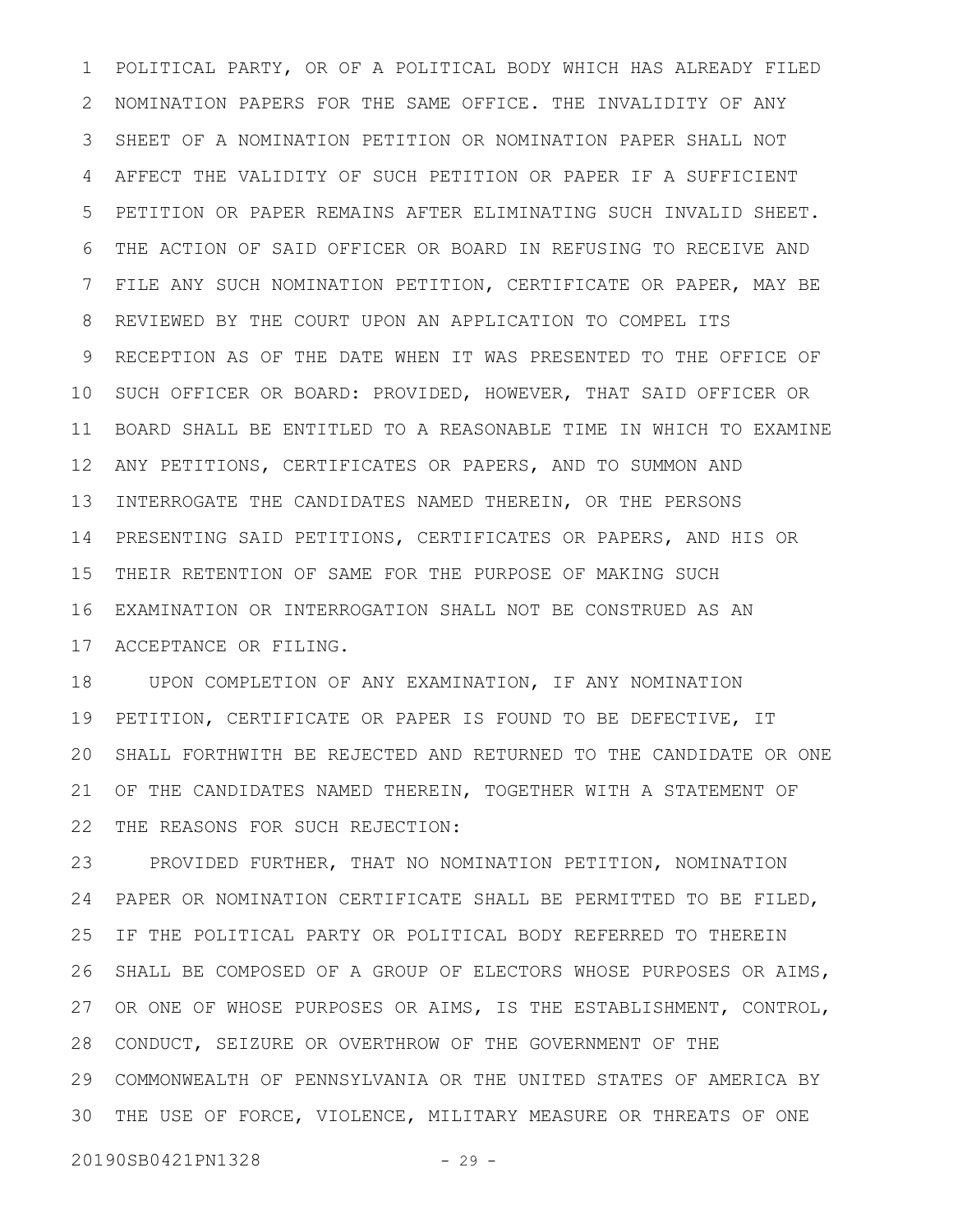POLITICAL PARTY, OR OF A POLITICAL BODY WHICH HAS ALREADY FILED NOMINATION PAPERS FOR THE SAME OFFICE. THE INVALIDITY OF ANY SHEET OF A NOMINATION PETITION OR NOMINATION PAPER SHALL NOT AFFECT THE VALIDITY OF SUCH PETITION OR PAPER IF A SUFFICIENT PETITION OR PAPER REMAINS AFTER ELIMINATING SUCH INVALID SHEET. THE ACTION OF SAID OFFICER OR BOARD IN REFUSING TO RECEIVE AND FILE ANY SUCH NOMINATION PETITION, CERTIFICATE OR PAPER, MAY BE REVIEWED BY THE COURT UPON AN APPLICATION TO COMPEL ITS RECEPTION AS OF THE DATE WHEN IT WAS PRESENTED TO THE OFFICE OF SUCH OFFICER OR BOARD: PROVIDED, HOWEVER, THAT SAID OFFICER OR BOARD SHALL BE ENTITLED TO A REASONABLE TIME IN WHICH TO EXAMINE ANY PETITIONS, CERTIFICATES OR PAPERS, AND TO SUMMON AND INTERROGATE THE CANDIDATES NAMED THEREIN, OR THE PERSONS PRESENTING SAID PETITIONS, CERTIFICATES OR PAPERS, AND HIS OR THEIR RETENTION OF SAME FOR THE PURPOSE OF MAKING SUCH EXAMINATION OR INTERROGATION SHALL NOT BE CONSTRUED AS AN ACCEPTANCE OR FILING.

UPON COMPLETION OF ANY EXAMINATION, IF ANY NOMINATION PETITION, CERTIFICATE OR PAPER IS FOUND TO BE DEFECTIVE, IT SHALL FORTHWITH BE REJECTED AND RETURNED TO THE CANDIDATE OR ONE OF THE CANDIDATES NAMED THEREIN, TOGETHER WITH A STATEMENT OF THE REASONS FOR SUCH REJECTION:

PROVIDED FURTHER, THAT NO NOMINATION PETITION, NOMINATION PAPER OR NOMINATION CERTIFICATE SHALL BE PERMITTED TO BE FILED, IF THE POLITICAL PARTY OR POLITICAL BODY REFERRED TO THEREIN SHALL BE COMPOSED OF A GROUP OF ELECTORS WHOSE PURPOSES OR AIMS, OR ONE OF WHOSE PURPOSES OR AIMS, IS THE ESTABLISHMENT, CONTROL, CONDUCT, SEIZURE OR OVERTHROW OF THE GOVERNMENT OF THE COMMONWEALTH OF PENNSYLVANIA OR THE UNITED STATES OF AMERICA BY THE USE OF FORCE, VIOLENCE, MILITARY MEASURE OR THREATS OF ONE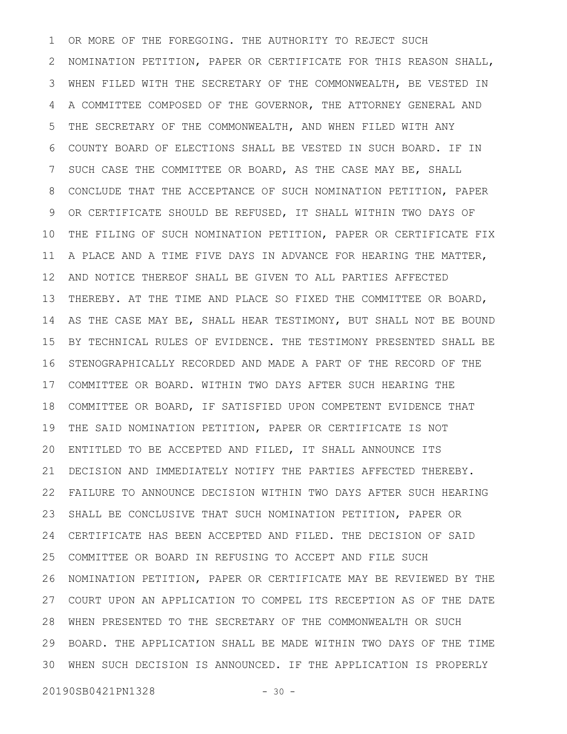OR MORE OF THE FOREGOING. THE AUTHORITY TO REJECT SUCH NOMINATION PETITION, PAPER OR CERTIFICATE FOR THIS REASON SHALL, WHEN FILED WITH THE SECRETARY OF THE COMMONWEALTH, BE VESTED IN A COMMITTEE COMPOSED OF THE GOVERNOR, THE ATTORNEY GENERAL AND THE SECRETARY OF THE COMMONWEALTH, AND WHEN FILED WITH ANY COUNTY BOARD OF ELECTIONS SHALL BE VESTED IN SUCH BOARD. IF IN SUCH CASE THE COMMITTEE OR BOARD, AS THE CASE MAY BE, SHALL CONCLUDE THAT THE ACCEPTANCE OF SUCH NOMINATION PETITION, PAPER OR CERTIFICATE SHOULD BE REFUSED, IT SHALL WITHIN TWO DAYS OF THE FILING OF SUCH NOMINATION PETITION, PAPER OR CERTIFICATE FIX A PLACE AND A TIME FIVE DAYS IN ADVANCE FOR HEARING THE MATTER, AND NOTICE THEREOF SHALL BE GIVEN TO ALL PARTIES AFFECTED THEREBY. AT THE TIME AND PLACE SO FIXED THE COMMITTEE OR BOARD, AS THE CASE MAY BE, SHALL HEAR TESTIMONY, BUT SHALL NOT BE BOUND BY TECHNICAL RULES OF EVIDENCE. THE TESTIMONY PRESENTED SHALL BE STENOGRAPHICALLY RECORDED AND MADE A PART OF THE RECORD OF THE COMMITTEE OR BOARD. WITHIN TWO DAYS AFTER SUCH HEARING THE COMMITTEE OR BOARD, IF SATISFIED UPON COMPETENT EVIDENCE THAT THE SAID NOMINATION PETITION, PAPER OR CERTIFICATE IS NOT ENTITLED TO BE ACCEPTED AND FILED, IT SHALL ANNOUNCE ITS DECISION AND IMMEDIATELY NOTIFY THE PARTIES AFFECTED THEREBY. FAILURE TO ANNOUNCE DECISION WITHIN TWO DAYS AFTER SUCH HEARING SHALL BE CONCLUSIVE THAT SUCH NOMINATION PETITION, PAPER OR CERTIFICATE HAS BEEN ACCEPTED AND FILED. THE DECISION OF SAID COMMITTEE OR BOARD IN REFUSING TO ACCEPT AND FILE SUCH NOMINATION PETITION, PAPER OR CERTIFICATE MAY BE REVIEWED BY THE COURT UPON AN APPLICATION TO COMPEL ITS RECEPTION AS OF THE DATE WHEN PRESENTED TO THE SECRETARY OF THE COMMONWEALTH OR SUCH BOARD. THE APPLICATION SHALL BE MADE WITHIN TWO DAYS OF THE TIME WHEN SUCH DECISION IS ANNOUNCED. IF THE APPLICATION IS PROPERLY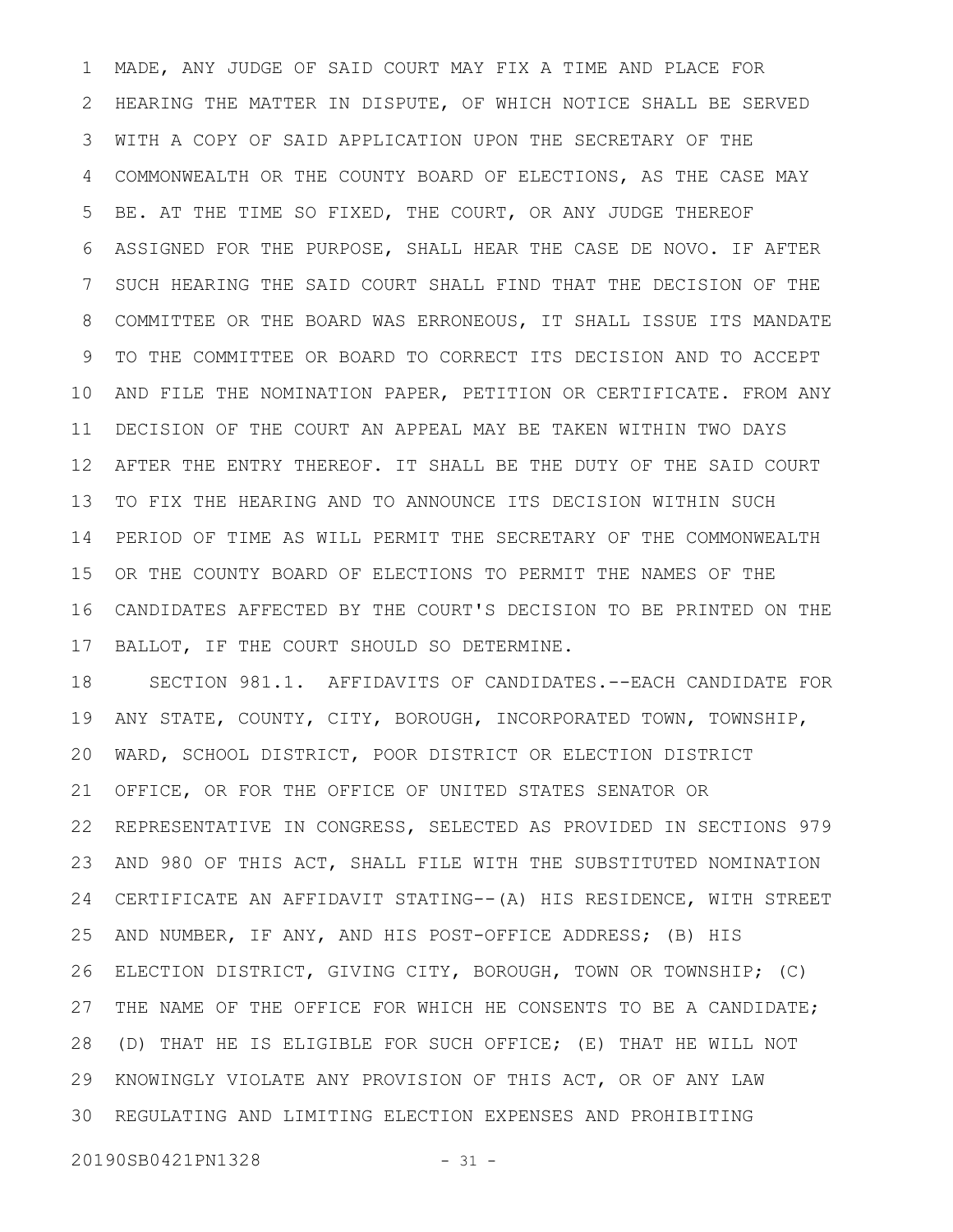MADE, ANY JUDGE OF SAID COURT MAY FIX A TIME AND PLACE FOR HEARING THE MATTER IN DISPUTE, OF WHICH NOTICE SHALL BE SERVED WITH A COPY OF SAID APPLICATION UPON THE SECRETARY OF THE COMMONWEALTH OR THE COUNTY BOARD OF ELECTIONS, AS THE CASE MAY BE. AT THE TIME SO FIXED, THE COURT, OR ANY JUDGE THEREOF ASSIGNED FOR THE PURPOSE, SHALL HEAR THE CASE DE NOVO. IF AFTER SUCH HEARING THE SAID COURT SHALL FIND THAT THE DECISION OF THE COMMITTEE OR THE BOARD WAS ERRONEOUS, IT SHALL ISSUE ITS MANDATE TO THE COMMITTEE OR BOARD TO CORRECT ITS DECISION AND TO ACCEPT AND FILE THE NOMINATION PAPER, PETITION OR CERTIFICATE. FROM ANY DECISION OF THE COURT AN APPEAL MAY BE TAKEN WITHIN TWO DAYS AFTER THE ENTRY THEREOF. IT SHALL BE THE DUTY OF THE SAID COURT TO FIX THE HEARING AND TO ANNOUNCE ITS DECISION WITHIN SUCH PERIOD OF TIME AS WILL PERMIT THE SECRETARY OF THE COMMONWEALTH OR THE COUNTY BOARD OF ELECTIONS TO PERMIT THE NAMES OF THE CANDIDATES AFFECTED BY THE COURT'S DECISION TO BE PRINTED ON THE BALLOT, IF THE COURT SHOULD SO DETERMINE.

SECTION 981.1. AFFIDAVITS OF CANDIDATES.--EACH CANDIDATE FOR ANY STATE, COUNTY, CITY, BOROUGH, INCORPORATED TOWN, TOWNSHIP, WARD, SCHOOL DISTRICT, POOR DISTRICT OR ELECTION DISTRICT OFFICE, OR FOR THE OFFICE OF UNITED STATES SENATOR OR REPRESENTATIVE IN CONGRESS, SELECTED AS PROVIDED IN SECTIONS 979 AND 980 OF THIS ACT, SHALL FILE WITH THE SUBSTITUTED NOMINATION CERTIFICATE AN AFFIDAVIT STATING--(A) HIS RESIDENCE, WITH STREET AND NUMBER, IF ANY, AND HIS POST-OFFICE ADDRESS; (B) HIS ELECTION DISTRICT, GIVING CITY, BOROUGH, TOWN OR TOWNSHIP; (C) THE NAME OF THE OFFICE FOR WHICH HE CONSENTS TO BE A CANDIDATE; (D) THAT HE IS ELIGIBLE FOR SUCH OFFICE; (E) THAT HE WILL NOT KNOWINGLY VIOLATE ANY PROVISION OF THIS ACT, OR OF ANY LAW REGULATING AND LIMITING ELECTION EXPENSES AND PROHIBITING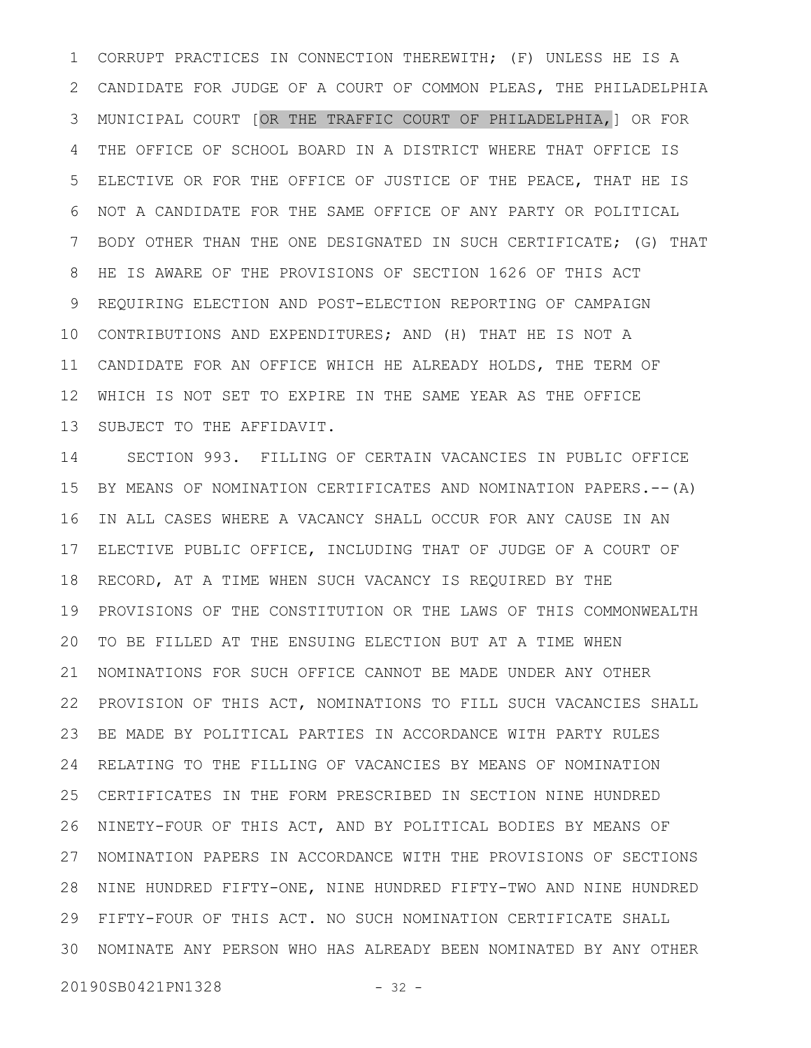CORRUPT PRACTICES IN CONNECTION THEREWITH; (F) UNLESS HE IS A CANDIDATE FOR JUDGE OF A COURT OF COMMON PLEAS, THE PHILADELPHIA MUNICIPAL COURT [OR THE TRAFFIC COURT OF PHILADELPHIA,] OR FOR THE OFFICE OF SCHOOL BOARD IN A DISTRICT WHERE THAT OFFICE IS ELECTIVE OR FOR THE OFFICE OF JUSTICE OF THE PEACE, THAT HE IS NOT A CANDIDATE FOR THE SAME OFFICE OF ANY PARTY OR POLITICAL BODY OTHER THAN THE ONE DESIGNATED IN SUCH CERTIFICATE; (G) THAT HE IS AWARE OF THE PROVISIONS OF SECTION 1626 OF THIS ACT REQUIRING ELECTION AND POST-ELECTION REPORTING OF CAMPAIGN CONTRIBUTIONS AND EXPENDITURES; AND (H) THAT HE IS NOT A CANDIDATE FOR AN OFFICE WHICH HE ALREADY HOLDS, THE TERM OF WHICH IS NOT SET TO EXPIRE IN THE SAME YEAR AS THE OFFICE SUBJECT TO THE AFFIDAVIT.

SECTION 993. FILLING OF CERTAIN VACANCIES IN PUBLIC OFFICE BY MEANS OF NOMINATION CERTIFICATES AND NOMINATION PAPERS.--(A) IN ALL CASES WHERE A VACANCY SHALL OCCUR FOR ANY CAUSE IN AN ELECTIVE PUBLIC OFFICE, INCLUDING THAT OF JUDGE OF A COURT OF RECORD, AT A TIME WHEN SUCH VACANCY IS REQUIRED BY THE PROVISIONS OF THE CONSTITUTION OR THE LAWS OF THIS COMMONWEALTH TO BE FILLED AT THE ENSUING ELECTION BUT AT A TIME WHEN NOMINATIONS FOR SUCH OFFICE CANNOT BE MADE UNDER ANY OTHER PROVISION OF THIS ACT, NOMINATIONS TO FILL SUCH VACANCIES SHALL BE MADE BY POLITICAL PARTIES IN ACCORDANCE WITH PARTY RULES RELATING TO THE FILLING OF VACANCIES BY MEANS OF NOMINATION CERTIFICATES IN THE FORM PRESCRIBED IN SECTION NINE HUNDRED NINETY-FOUR OF THIS ACT, AND BY POLITICAL BODIES BY MEANS OF NOMINATION PAPERS IN ACCORDANCE WITH THE PROVISIONS OF SECTIONS NINE HUNDRED FIFTY-ONE, NINE HUNDRED FIFTY-TWO AND NINE HUNDRED FIFTY-FOUR OF THIS ACT. NO SUCH NOMINATION CERTIFICATE SHALL NOMINATE ANY PERSON WHO HAS ALREADY BEEN NOMINATED BY ANY OTHER

20190SB0421PN1328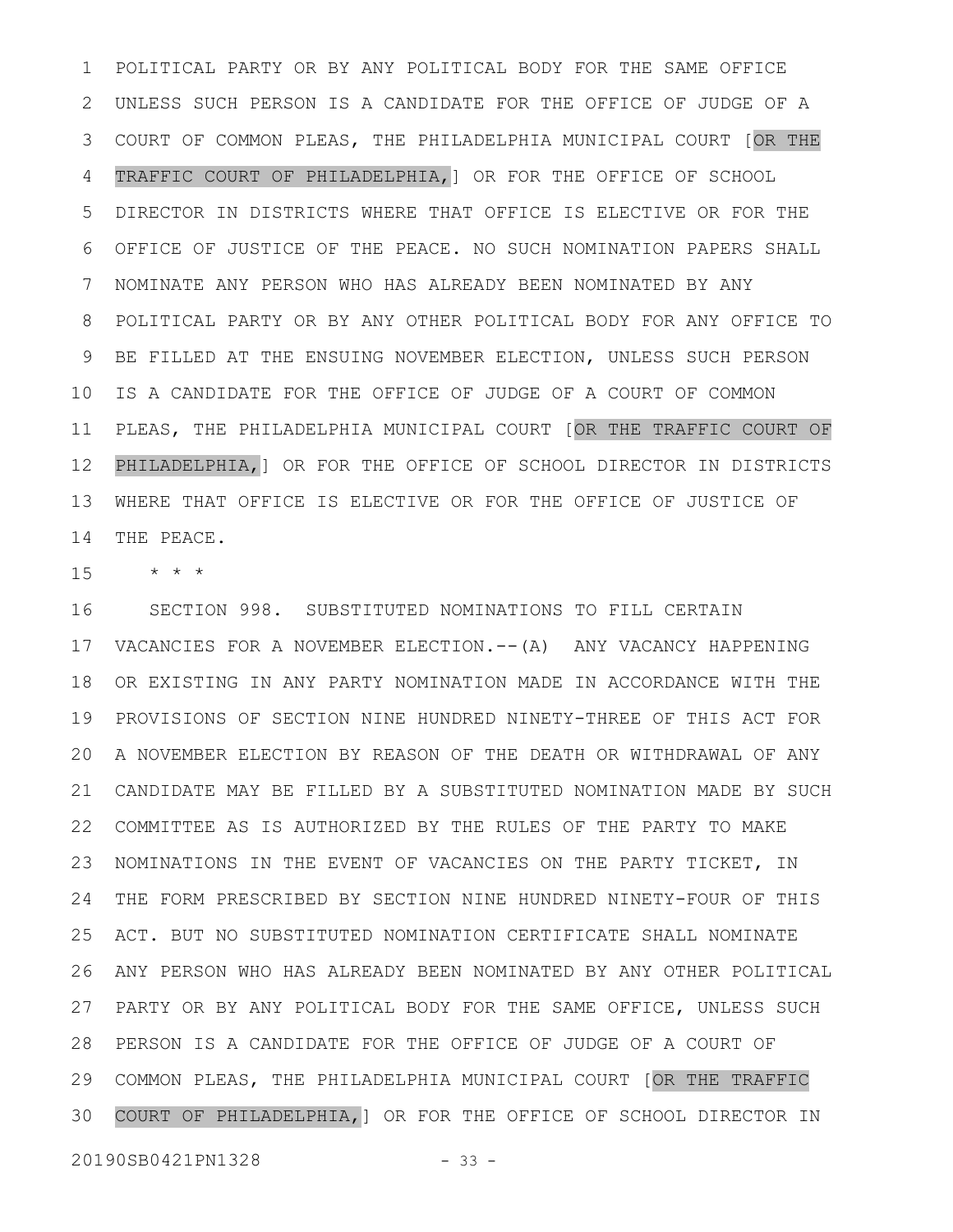POLITICAL PARTY OR BY ANY POLITICAL BODY FOR THE SAME OFFICE UNLESS SUCH PERSON IS A CANDIDATE FOR THE OFFICE OF JUDGE OF A COURT OF COMMON PLEAS, THE PHILADELPHIA MUNICIPAL COURT [OR THE TRAFFIC COURT OF PHILADELPHIA,] OR FOR THE OFFICE OF SCHOOL DIRECTOR IN DISTRICTS WHERE THAT OFFICE IS ELECTIVE OR FOR THE OFFICE OF JUSTICE OF THE PEACE. NO SUCH NOMINATION PAPERS SHALL NOMINATE ANY PERSON WHO HAS ALREADY BEEN NOMINATED BY ANY POLITICAL PARTY OR BY ANY OTHER POLITICAL BODY FOR ANY OFFICE TO BE FILLED AT THE ENSUING NOVEMBER ELECTION, UNLESS SUCH PERSON IS A CANDIDATE FOR THE OFFICE OF JUDGE OF A COURT OF COMMON PLEAS, THE PHILADELPHIA MUNICIPAL COURT [OR THE TRAFFIC COURT OF PHILADELPHIA,] OR FOR THE OFFICE OF SCHOOL DIRECTOR IN DISTRICTS WHERE THAT OFFICE IS ELECTIVE OR FOR THE OFFICE OF JUSTICE OF THE PEACE.

\* \* \*

SECTION 998. SUBSTITUTED NOMINATIONS TO FILL CERTAIN VACANCIES FOR A NOVEMBER ELECTION.--(A) ANY VACANCY HAPPENING OR EXISTING IN ANY PARTY NOMINATION MADE IN ACCORDANCE WITH THE PROVISIONS OF SECTION NINE HUNDRED NINETY-THREE OF THIS ACT FOR A NOVEMBER ELECTION BY REASON OF THE DEATH OR WITHDRAWAL OF ANY CANDIDATE MAY BE FILLED BY A SUBSTITUTED NOMINATION MADE BY SUCH COMMITTEE AS IS AUTHORIZED BY THE RULES OF THE PARTY TO MAKE NOMINATIONS IN THE EVENT OF VACANCIES ON THE PARTY TICKET, IN THE FORM PRESCRIBED BY SECTION NINE HUNDRED NINETY-FOUR OF THIS ACT. BUT NO SUBSTITUTED NOMINATION CERTIFICATE SHALL NOMINATE ANY PERSON WHO HAS ALREADY BEEN NOMINATED BY ANY OTHER POLITICAL PARTY OR BY ANY POLITICAL BODY FOR THE SAME OFFICE, UNLESS SUCH PERSON IS A CANDIDATE FOR THE OFFICE OF JUDGE OF A COURT OF COMMON PLEAS, THE PHILADELPHIA MUNICIPAL COURT [OR THE TRAFFIC COURT OF PHILADELPHIA,] OR FOR THE OFFICE OF SCHOOL DIRECTOR IN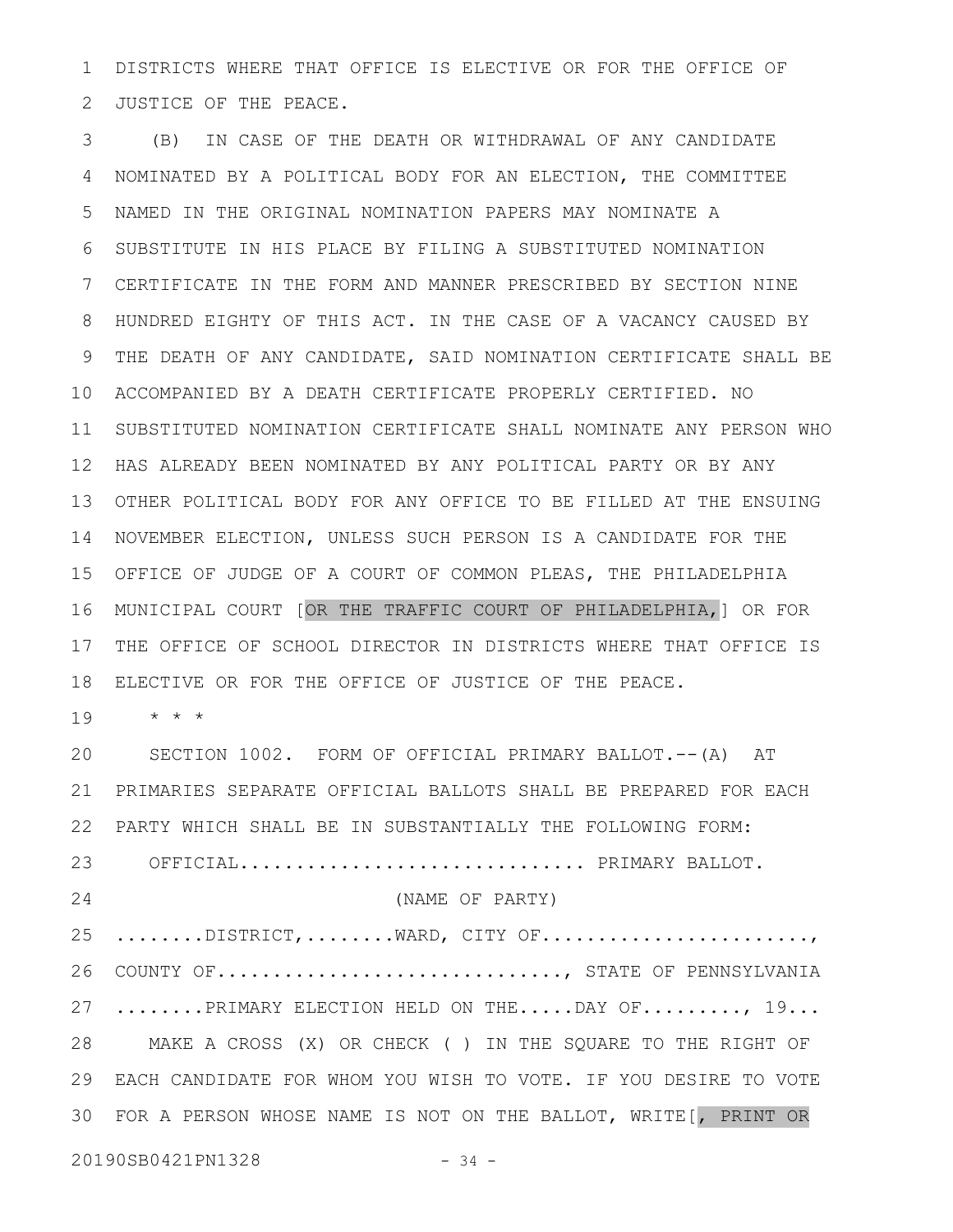DISTRICTS WHERE THAT OFFICE IS ELECTIVE OR FOR THE OFFICE OF JUSTICE OF THE PEACE.

(B) IN CASE OF THE DEATH OR WITHDRAWAL OF ANY CANDIDATE NOMINATED BY A POLITICAL BODY FOR AN ELECTION, THE COMMITTEE NAMED IN THE ORIGINAL NOMINATION PAPERS MAY NOMINATE A SUBSTITUTE IN HIS PLACE BY FILING A SUBSTITUTED NOMINATION CERTIFICATE IN THE FORM AND MANNER PRESCRIBED BY SECTION NINE HUNDRED EIGHTY OF THIS ACT. IN THE CASE OF A VACANCY CAUSED BY THE DEATH OF ANY CANDIDATE, SAID NOMINATION CERTIFICATE SHALL BE ACCOMPANIED BY A DEATH CERTIFICATE PROPERLY CERTIFIED. NO SUBSTITUTED NOMINATION CERTIFICATE SHALL NOMINATE ANY PERSON WHO HAS ALREADY BEEN NOMINATED BY ANY POLITICAL PARTY OR BY ANY OTHER POLITICAL BODY FOR ANY OFFICE TO BE FILLED AT THE ENSUING NOVEMBER ELECTION, UNLESS SUCH PERSON IS A CANDIDATE FOR THE OFFICE OF JUDGE OF A COURT OF COMMON PLEAS, THE PHILADELPHIA MUNICIPAL COURT [OR THE TRAFFIC COURT OF PHILADELPHIA,] OR FOR THE OFFICE OF SCHOOL DIRECTOR IN DISTRICTS WHERE THAT OFFICE IS ELECTIVE OR FOR THE OFFICE OF JUSTICE OF THE PEACE.

\* \* \*

SECTION 1002. FORM OF OFFICIAL PRIMARY BALLOT.--(A) AT PRIMARIES SEPARATE OFFICIAL BALLOTS SHALL BE PREPARED FOR EACH PARTY WHICH SHALL BE IN SUBSTANTIALLY THE FOLLOWING FORM:

OFFICIAL.............................. PRIMARY BALLOT.

(NAME OF PARTY)

........DISTRICT,........WARD, CITY OF.......................,

COUNTY OF.............................., STATE OF PENNSYLVANIA

........PRIMARY ELECTION HELD ON THE.....DAY OF........., 19...

MAKE A CROSS (X) OR CHECK ( ) IN THE SQUARE TO THE RIGHT OF EACH CANDIDATE FOR WHOM YOU WISH TO VOTE. IF YOU DESIRE TO VOTE FOR A PERSON WHOSE NAME IS NOT ON THE BALLOT, WRITE[, PRINT OR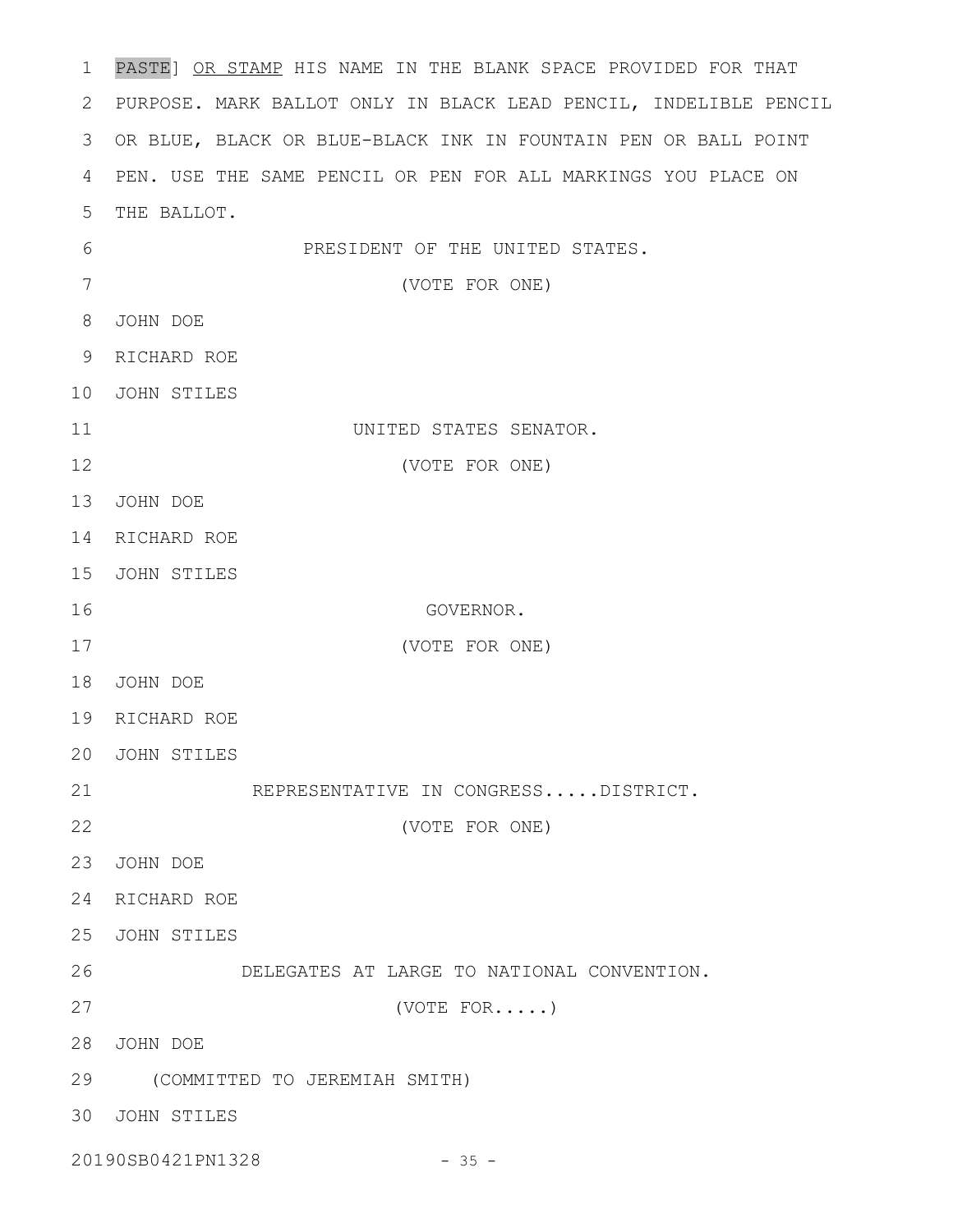PASTE] <u>OR STAMP</u> HIS NAME IN THE BLANK SPACE PROVIDED FOR THAT PURPOSE. MARK BALLOT ONLY IN BLACK LEAD PENCIL, INDELIBLE PENCIL OR BLUE, BLACK OR BLUE-BLACK INK IN FOUNTAIN PEN OR BALL POINT PEN. USE THE SAME PENCIL OR PEN FOR ALL MARKINGS YOU PLACE ON THE BALLOT.

PRESIDENT OF THE UNITED STATES.

(VOTE FOR ONE)

JOHN DOE

RICHARD ROE

JOHN STILES

UNITED STATES SENATOR.

(VOTE FOR ONE)

JOHN DOE

RICHARD ROE

JOHN STILES

GOVERNOR.

(VOTE FOR ONE)

JOHN DOE

RICHARD ROE

JOHN STILES

REPRESENTATIVE IN CONGRESS.....DISTRICT.

(VOTE FOR ONE)

JOHN DOE

RICHARD ROE

JOHN STILES

DELEGATES AT LARGE TO NATIONAL CONVENTION.

(VOTE FOR.....)

JOHN DOE

(COMMITTED TO JEREMIAH SMITH)

JOHN STILES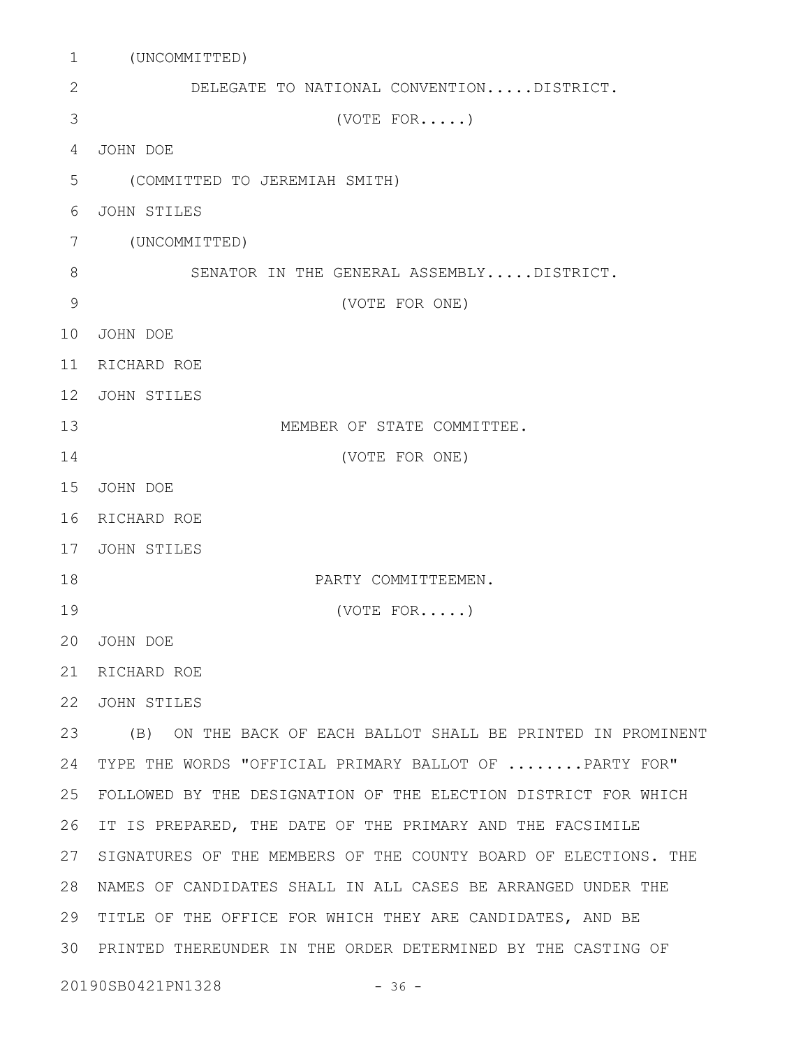(UNCOMMITTED)

DELEGATE TO NATIONAL CONVENTION.....DISTRICT.

(VOTE FOR.....)

JOHN DOE

(COMMITTED TO JEREMIAH SMITH)

JOHN STILES

(UNCOMMITTED)

SENATOR IN THE GENERAL ASSEMBLY.....DISTRICT.

(VOTE FOR ONE)

JOHN DOE

RICHARD ROE

JOHN STILES

MEMBER OF STATE COMMITTEE.

(VOTE FOR ONE)

JOHN DOE

RICHARD ROE

JOHN STILES

PARTY COMMITTEEMEN.

(VOTE FOR.....)

JOHN DOE

RICHARD ROE

JOHN STILES

(B) ON THE BACK OF EACH BALLOT SHALL BE PRINTED IN PROMINENT TYPE THE WORDS "OFFICIAL PRIMARY BALLOT OF ........PARTY FOR" FOLLOWED BY THE DESIGNATION OF THE ELECTION DISTRICT FOR WHICH IT IS PREPARED, THE DATE OF THE PRIMARY AND THE FACSIMILE SIGNATURES OF THE MEMBERS OF THE COUNTY BOARD OF ELECTIONS. THE NAMES OF CANDIDATES SHALL IN ALL CASES BE ARRANGED UNDER THE TITLE OF THE OFFICE FOR WHICH THEY ARE CANDIDATES, AND BE PRINTED THEREUNDER IN THE ORDER DETERMINED BY THE CASTING OF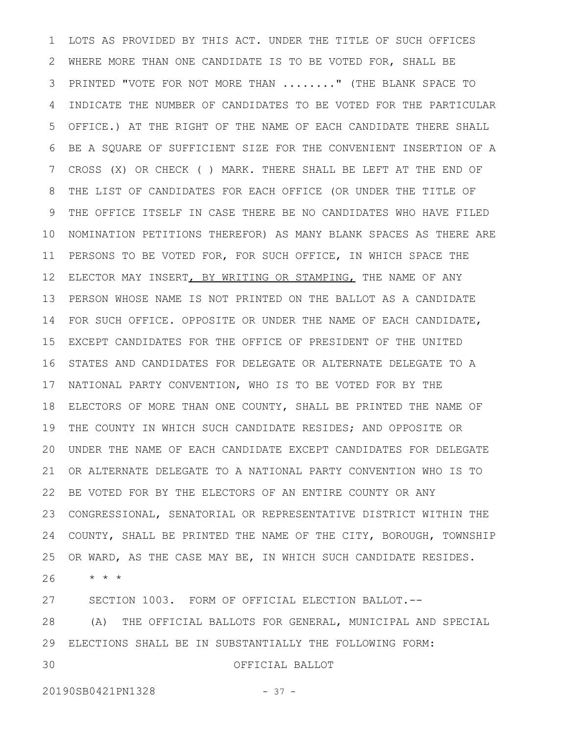LOTS AS PROVIDED BY THIS ACT. UNDER THE TITLE OF SUCH OFFICES WHERE MORE THAN ONE CANDIDATE IS TO BE VOTED FOR, SHALL BE PRINTED "VOTE FOR NOT MORE THAN ........" (THE BLANK SPACE TO INDICATE THE NUMBER OF CANDIDATES TO BE VOTED FOR THE PARTICULAR OFFICE.) AT THE RIGHT OF THE NAME OF EACH CANDIDATE THERE SHALL BE A SQUARE OF SUFFICIENT SIZE FOR THE CONVENIENT INSERTION OF A CROSS (X) OR CHECK ( ) MARK. THERE SHALL BE LEFT AT THE END OF THE LIST OF CANDIDATES FOR EACH OFFICE (OR UNDER THE TITLE OF THE OFFICE ITSELF IN CASE THERE BE NO CANDIDATES WHO HAVE FILED NOMINATION PETITIONS THEREFOR) AS MANY BLANK SPACES AS THERE ARE PERSONS TO BE VOTED FOR, FOR SUCH OFFICE, IN WHICH SPACE THE ELECTOR MAY INSERT<u>, BY WRITING OR STAMPING,</u> THE NAME OF ANY PERSON WHOSE NAME IS NOT PRINTED ON THE BALLOT AS A CANDIDATE FOR SUCH OFFICE. OPPOSITE OR UNDER THE NAME OF EACH CANDIDATE, EXCEPT CANDIDATES FOR THE OFFICE OF PRESIDENT OF THE UNITED STATES AND CANDIDATES FOR DELEGATE OR ALTERNATE DELEGATE TO A NATIONAL PARTY CONVENTION, WHO IS TO BE VOTED FOR BY THE ELECTORS OF MORE THAN ONE COUNTY, SHALL BE PRINTED THE NAME OF THE COUNTY IN WHICH SUCH CANDIDATE RESIDES; AND OPPOSITE OR UNDER THE NAME OF EACH CANDIDATE EXCEPT CANDIDATES FOR DELEGATE OR ALTERNATE DELEGATE TO A NATIONAL PARTY CONVENTION WHO IS TO BE VOTED FOR BY THE ELECTORS OF AN ENTIRE COUNTY OR ANY CONGRESSIONAL, SENATORIAL OR REPRESENTATIVE DISTRICT WITHIN THE COUNTY, SHALL BE PRINTED THE NAME OF THE CITY, BOROUGH, TOWNSHIP OR WARD, AS THE CASE MAY BE, IN WHICH SUCH CANDIDATE RESIDES.

\* \* \*

SECTION 1003. FORM OF OFFICIAL ELECTION BALLOT.--

(A) THE OFFICIAL BALLOTS FOR GENERAL, MUNICIPAL AND SPECIAL ELECTIONS SHALL BE IN SUBSTANTIALLY THE FOLLOWING FORM:

OFFICIAL BALLOT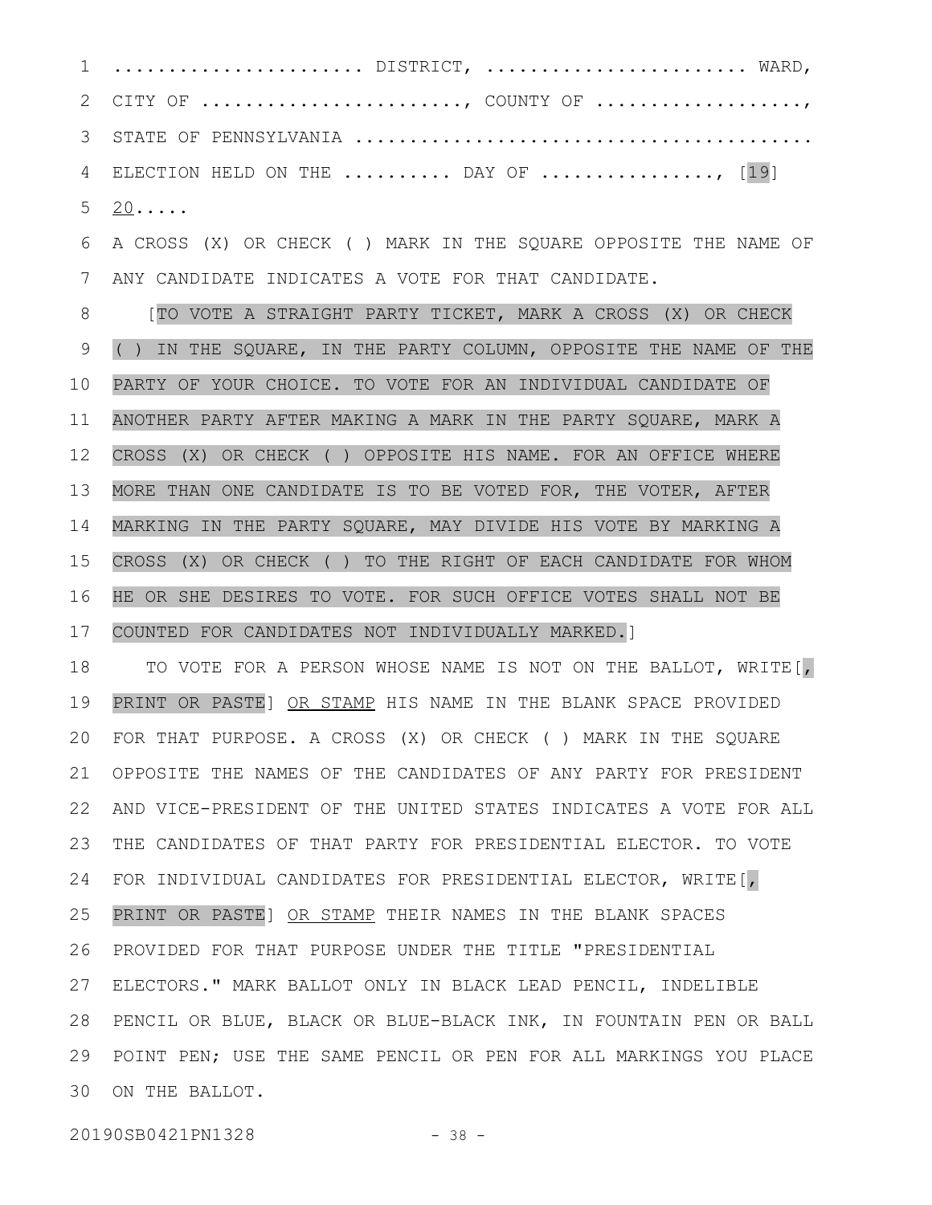...................... DISTRICT, ....................... WARD,
CITY OF ......................., COUNTY OF ..................,
STATE OF PENNSYLVANIA .........................................
ELECTION HELD ON THE ......... DAY OF ..............., [19]
20.....

A CROSS (X) OR CHECK ( ) MARK IN THE SQUARE OPPOSITE THE NAME OF ANY CANDIDATE INDICATES A VOTE FOR THAT CANDIDATE.

[TO VOTE A STRAIGHT PARTY TICKET, MARK A CROSS (X) OR CHECK ( ) IN THE SQUARE, IN THE PARTY COLUMN, OPPOSITE THE NAME OF THE PARTY OF YOUR CHOICE. TO VOTE FOR AN INDIVIDUAL CANDIDATE OF ANOTHER PARTY AFTER MAKING A MARK IN THE PARTY SQUARE, MARK A CROSS (X) OR CHECK ( ) OPPOSITE HIS NAME. FOR AN OFFICE WHERE MORE THAN ONE CANDIDATE IS TO BE VOTED FOR, THE VOTER, AFTER MARKING IN THE PARTY SQUARE, MAY DIVIDE HIS VOTE BY MARKING A CROSS (X) OR CHECK ( ) TO THE RIGHT OF EACH CANDIDATE FOR WHOM HE OR SHE DESIRES TO VOTE. FOR SUCH OFFICE VOTES SHALL NOT BE COUNTED FOR CANDIDATES NOT INDIVIDUALLY MARKED.]

TO VOTE FOR A PERSON WHOSE NAME IS NOT ON THE BALLOT, WRITE[, PRINT OR PASTE] OR STAMP HIS NAME IN THE BLANK SPACE PROVIDED FOR THAT PURPOSE. A CROSS (X) OR CHECK ( ) MARK IN THE SQUARE OPPOSITE THE NAMES OF THE CANDIDATES OF ANY PARTY FOR PRESIDENT AND VICE-PRESIDENT OF THE UNITED STATES INDICATES A VOTE FOR ALL THE CANDIDATES OF THAT PARTY FOR PRESIDENTIAL ELECTOR. TO VOTE FOR INDIVIDUAL CANDIDATES FOR PRESIDENTIAL ELECTOR, WRITE[, PRINT OR PASTE] OR STAMP THEIR NAMES IN THE BLANK SPACES PROVIDED FOR THAT PURPOSE UNDER THE TITLE "PRESIDENTIAL ELECTORS." MARK BALLOT ONLY IN BLACK LEAD PENCIL, INDELIBLE PENCIL OR BLUE, BLACK OR BLUE-BLACK INK, IN FOUNTAIN PEN OR BALL POINT PEN; USE THE SAME PENCIL OR PEN FOR ALL MARKINGS YOU PLACE ON THE BALLOT.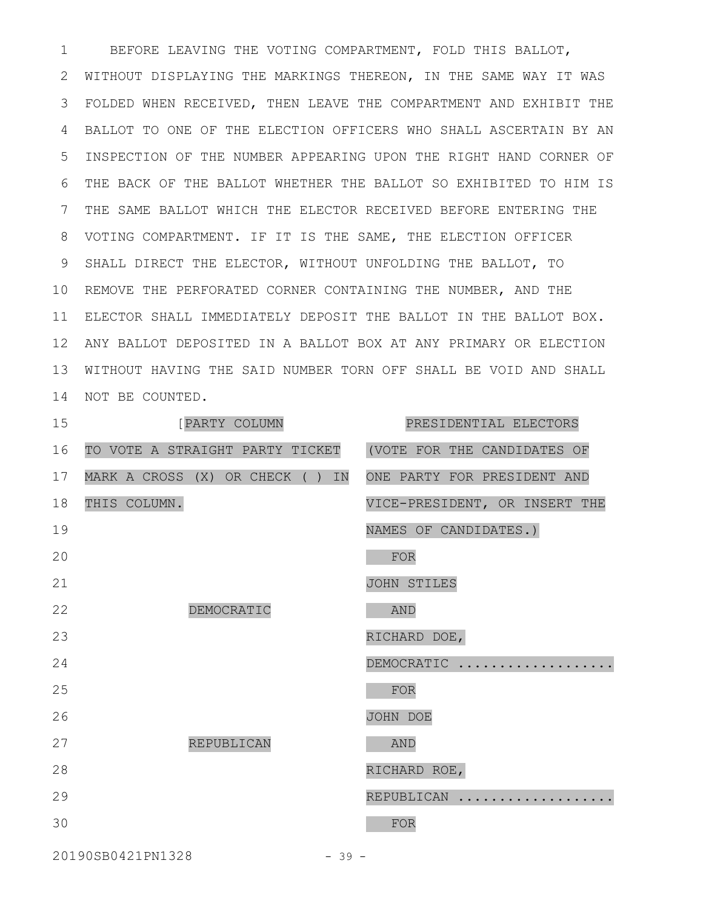BEFORE LEAVING THE VOTING COMPARTMENT, FOLD THIS BALLOT, WITHOUT DISPLAYING THE MARKINGS THEREON, IN THE SAME WAY IT WAS FOLDED WHEN RECEIVED, THEN LEAVE THE COMPARTMENT AND EXHIBIT THE BALLOT TO ONE OF THE ELECTION OFFICERS WHO SHALL ASCERTAIN BY AN INSPECTION OF THE NUMBER APPEARING UPON THE RIGHT HAND CORNER OF THE BACK OF THE BALLOT WHETHER THE BALLOT SO EXHIBITED TO HIM IS THE SAME BALLOT WHICH THE ELECTOR RECEIVED BEFORE ENTERING THE VOTING COMPARTMENT. IF IT IS THE SAME, THE ELECTION OFFICER SHALL DIRECT THE ELECTOR, WITHOUT UNFOLDING THE BALLOT, TO REMOVE THE PERFORATED CORNER CONTAINING THE NUMBER, AND THE ELECTOR SHALL IMMEDIATELY DEPOSIT THE BALLOT IN THE BALLOT BOX. ANY BALLOT DEPOSITED IN A BALLOT BOX AT ANY PRIMARY OR ELECTION WITHOUT HAVING THE SAID NUMBER TORN OFF SHALL BE VOID AND SHALL NOT BE COUNTED.

| [PARTY COLUMN | PRESIDENTIAL ELECTORS |
|---|---|
| TO VOTE A STRAIGHT PARTY TICKET MARK A CROSS (X) OR CHECK ( ) IN THIS COLUMN. | (VOTE FOR THE CANDIDATES OF ONE PARTY FOR PRESIDENT AND VICE-PRESIDENT, OR INSERT THE NAMES OF CANDIDATES.) |
| DEMOCRATIC | FOR JOHN STILES AND RICHARD DOE, DEMOCRATIC .................. |
| REPUBLICAN | FOR JOHN DOE AND RICHARD ROE, REPUBLICAN .................. |
| | FOR |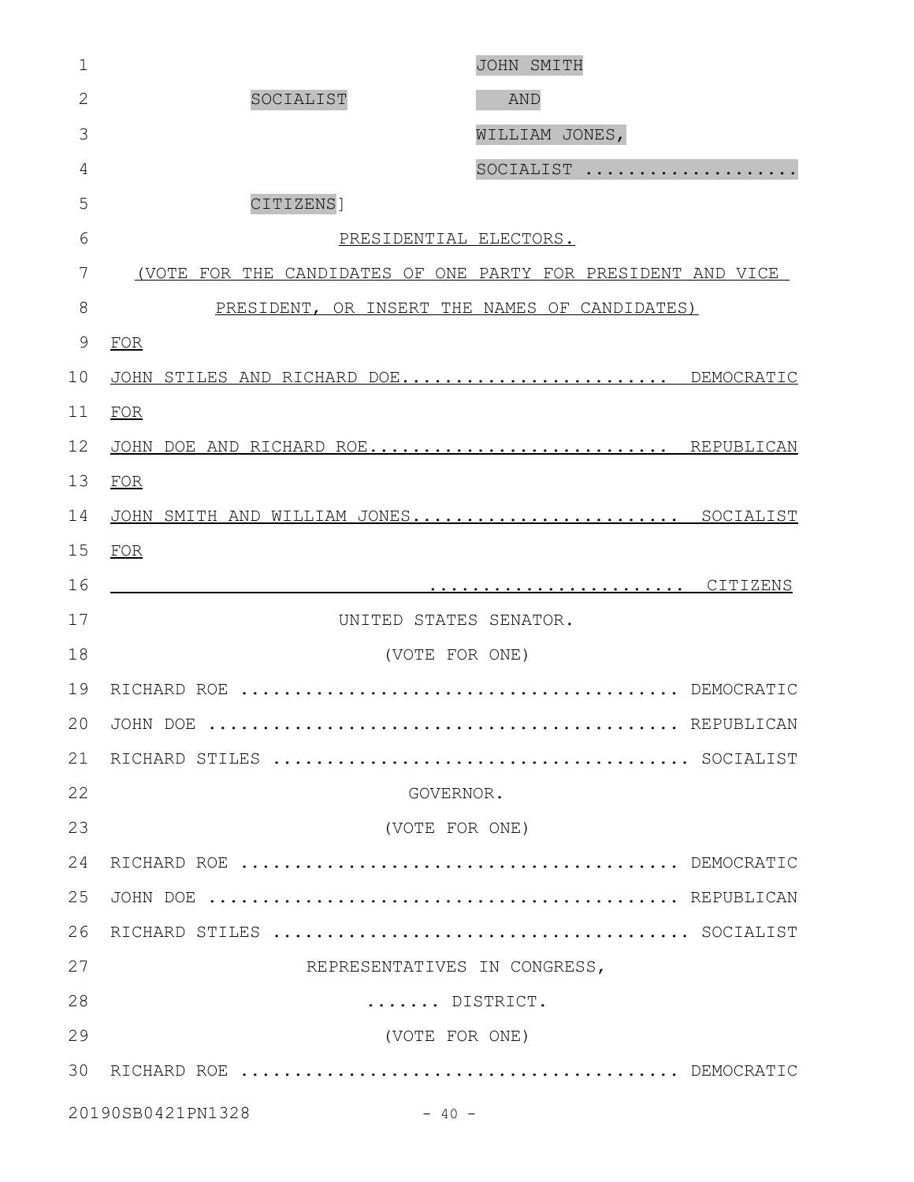JOHN SMITH

SOCIALIST AND

WILLIAM JONES,

SOCIALIST ....................

CITIZENS]

PRESIDENTIAL ELECTORS.

(VOTE FOR THE CANDIDATES OF ONE PARTY FOR PRESIDENT AND VICE PRESIDENT, OR INSERT THE NAMES OF CANDIDATES)

FOR

JOHN STILES AND RICHARD DOE........................ DEMOCRATIC

FOR

JOHN DOE AND RICHARD ROE........................... REPUBLICAN

FOR

JOHN SMITH AND WILLIAM JONES........................ SOCIALIST

FOR

______________________________ ....................... CITIZENS

UNITED STATES SENATOR.

(VOTE FOR ONE)

RICHARD ROE ........................................ DEMOCRATIC

JOHN DOE ........................................... REPUBLICAN

RICHARD STILES ..................................... SOCIALIST

GOVERNOR.

(VOTE FOR ONE)

RICHARD ROE ........................................ DEMOCRATIC

JOHN DOE ........................................... REPUBLICAN

RICHARD STILES ..................................... SOCIALIST

REPRESENTATIVES IN CONGRESS,

....... DISTRICT.

(VOTE FOR ONE)

RICHARD ROE ........................................ DEMOCRATIC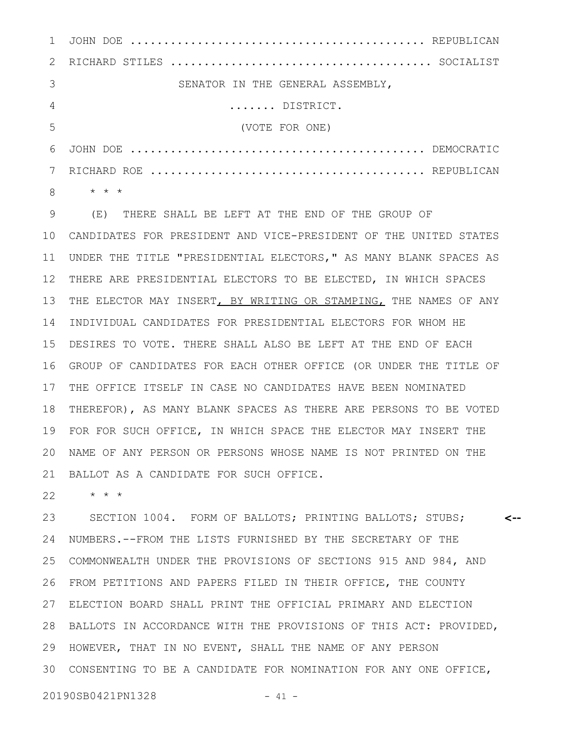JOHN DOE ........................................... REPUBLICAN

RICHARD STILES ..................................... SOCIALIST

SENATOR IN THE GENERAL ASSEMBLY,

....... DISTRICT.

(VOTE FOR ONE)

JOHN DOE ........................................... DEMOCRATIC

RICHARD ROE ........................................ REPUBLICAN

\* \* \*

(E) THERE SHALL BE LEFT AT THE END OF THE GROUP OF CANDIDATES FOR PRESIDENT AND VICE-PRESIDENT OF THE UNITED STATES UNDER THE TITLE "PRESIDENTIAL ELECTORS," AS MANY BLANK SPACES AS THERE ARE PRESIDENTIAL ELECTORS TO BE ELECTED, IN WHICH SPACES THE ELECTOR MAY INSERT<u>, BY WRITING OR STAMPING,</u> THE NAMES OF ANY INDIVIDUAL CANDIDATES FOR PRESIDENTIAL ELECTORS FOR WHOM HE DESIRES TO VOTE. THERE SHALL ALSO BE LEFT AT THE END OF EACH GROUP OF CANDIDATES FOR EACH OTHER OFFICE (OR UNDER THE TITLE OF THE OFFICE ITSELF IN CASE NO CANDIDATES HAVE BEEN NOMINATED THEREFOR), AS MANY BLANK SPACES AS THERE ARE PERSONS TO BE VOTED FOR FOR SUCH OFFICE, IN WHICH SPACE THE ELECTOR MAY INSERT THE NAME OF ANY PERSON OR PERSONS WHOSE NAME IS NOT PRINTED ON THE BALLOT AS A CANDIDATE FOR SUCH OFFICE.

\* \* \*

SECTION 1004. FORM OF BALLOTS; PRINTING BALLOTS; STUBS; NUMBERS.--FROM THE LISTS FURNISHED BY THE SECRETARY OF THE COMMONWEALTH UNDER THE PROVISIONS OF SECTIONS 915 AND 984, AND FROM PETITIONS AND PAPERS FILED IN THEIR OFFICE, THE COUNTY ELECTION BOARD SHALL PRINT THE OFFICIAL PRIMARY AND ELECTION BALLOTS IN ACCORDANCE WITH THE PROVISIONS OF THIS ACT: PROVIDED, HOWEVER, THAT IN NO EVENT, SHALL THE NAME OF ANY PERSON CONSENTING TO BE A CANDIDATE FOR NOMINATION FOR ANY ONE OFFICE,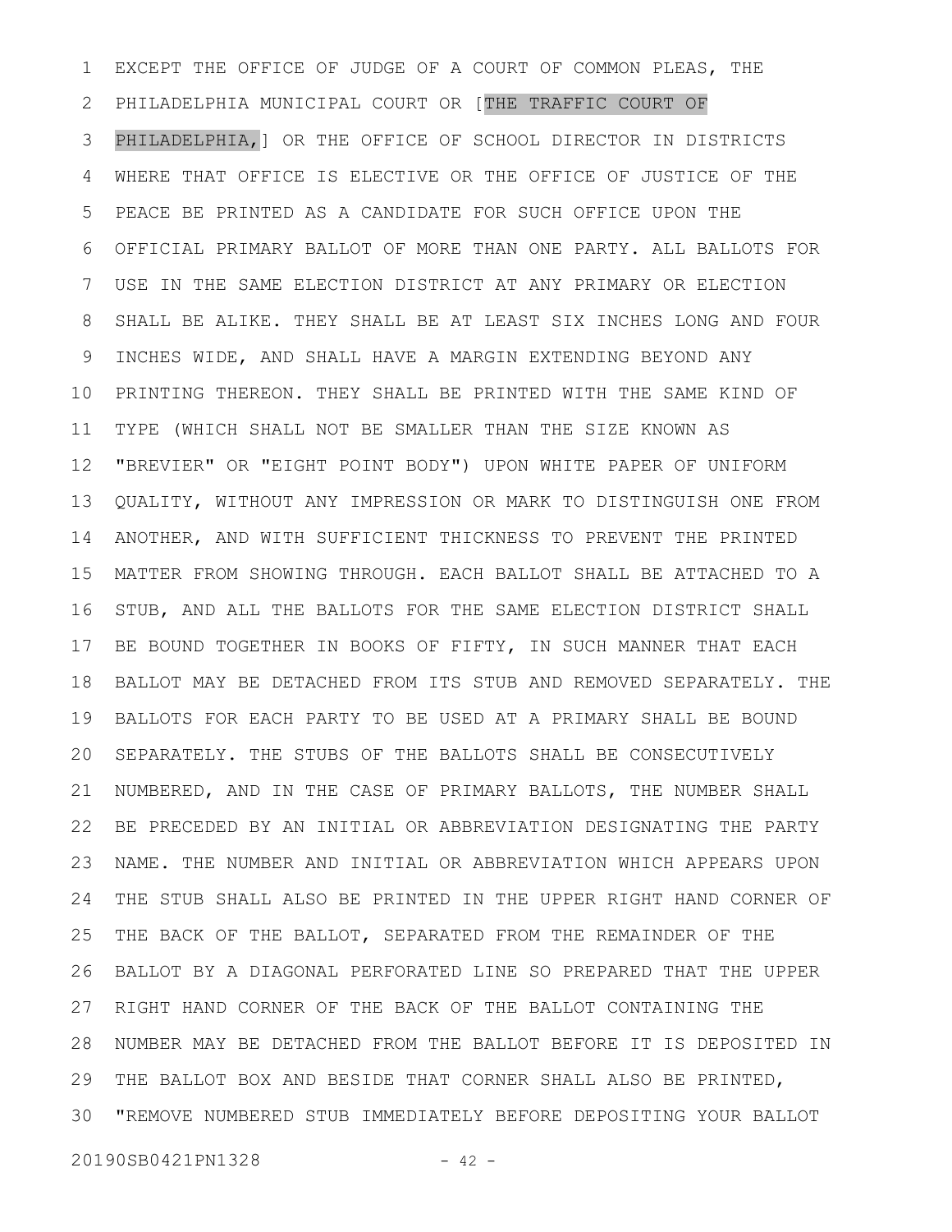EXCEPT THE OFFICE OF JUDGE OF A COURT OF COMMON PLEAS, THE PHILADELPHIA MUNICIPAL COURT OR [THE TRAFFIC COURT OF PHILADELPHIA,] OR THE OFFICE OF SCHOOL DIRECTOR IN DISTRICTS WHERE THAT OFFICE IS ELECTIVE OR THE OFFICE OF JUSTICE OF THE PEACE BE PRINTED AS A CANDIDATE FOR SUCH OFFICE UPON THE OFFICIAL PRIMARY BALLOT OF MORE THAN ONE PARTY. ALL BALLOTS FOR USE IN THE SAME ELECTION DISTRICT AT ANY PRIMARY OR ELECTION SHALL BE ALIKE. THEY SHALL BE AT LEAST SIX INCHES LONG AND FOUR INCHES WIDE, AND SHALL HAVE A MARGIN EXTENDING BEYOND ANY PRINTING THEREON. THEY SHALL BE PRINTED WITH THE SAME KIND OF TYPE (WHICH SHALL NOT BE SMALLER THAN THE SIZE KNOWN AS "BREVIER" OR "EIGHT POINT BODY") UPON WHITE PAPER OF UNIFORM QUALITY, WITHOUT ANY IMPRESSION OR MARK TO DISTINGUISH ONE FROM ANOTHER, AND WITH SUFFICIENT THICKNESS TO PREVENT THE PRINTED MATTER FROM SHOWING THROUGH. EACH BALLOT SHALL BE ATTACHED TO A STUB, AND ALL THE BALLOTS FOR THE SAME ELECTION DISTRICT SHALL BE BOUND TOGETHER IN BOOKS OF FIFTY, IN SUCH MANNER THAT EACH BALLOT MAY BE DETACHED FROM ITS STUB AND REMOVED SEPARATELY. THE BALLOTS FOR EACH PARTY TO BE USED AT A PRIMARY SHALL BE BOUND SEPARATELY. THE STUBS OF THE BALLOTS SHALL BE CONSECUTIVELY NUMBERED, AND IN THE CASE OF PRIMARY BALLOTS, THE NUMBER SHALL BE PRECEDED BY AN INITIAL OR ABBREVIATION DESIGNATING THE PARTY NAME. THE NUMBER AND INITIAL OR ABBREVIATION WHICH APPEARS UPON THE STUB SHALL ALSO BE PRINTED IN THE UPPER RIGHT HAND CORNER OF THE BACK OF THE BALLOT, SEPARATED FROM THE REMAINDER OF THE BALLOT BY A DIAGONAL PERFORATED LINE SO PREPARED THAT THE UPPER RIGHT HAND CORNER OF THE BACK OF THE BALLOT CONTAINING THE NUMBER MAY BE DETACHED FROM THE BALLOT BEFORE IT IS DEPOSITED IN THE BALLOT BOX AND BESIDE THAT CORNER SHALL ALSO BE PRINTED, "REMOVE NUMBERED STUB IMMEDIATELY BEFORE DEPOSITING YOUR BALLOT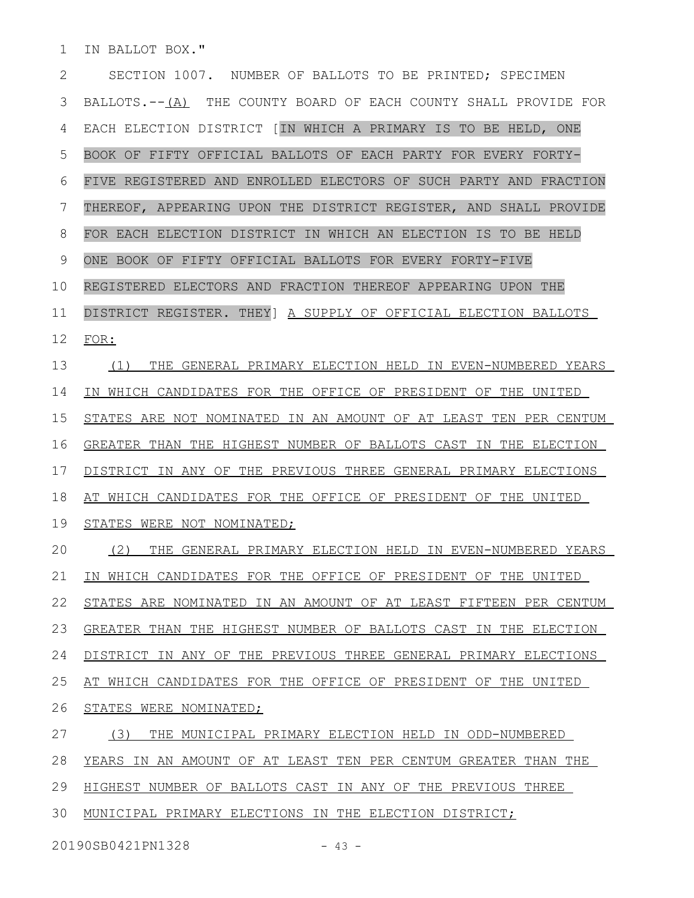IN BALLOT BOX."

SECTION 1007. NUMBER OF BALLOTS TO BE PRINTED; SPECIMEN BALLOTS.--(A) THE COUNTY BOARD OF EACH COUNTY SHALL PROVIDE FOR EACH ELECTION DISTRICT [IN WHICH A PRIMARY IS TO BE HELD, ONE BOOK OF FIFTY OFFICIAL BALLOTS OF EACH PARTY FOR EVERY FORTY-FIVE REGISTERED AND ENROLLED ELECTORS OF SUCH PARTY AND FRACTION THEREOF, APPEARING UPON THE DISTRICT REGISTER, AND SHALL PROVIDE FOR EACH ELECTION DISTRICT IN WHICH AN ELECTION IS TO BE HELD ONE BOOK OF FIFTY OFFICIAL BALLOTS FOR EVERY FORTY-FIVE REGISTERED ELECTORS AND FRACTION THEREOF APPEARING UPON THE DISTRICT REGISTER. THEY] A SUPPLY OF OFFICIAL ELECTION BALLOTS FOR:

(1) THE GENERAL PRIMARY ELECTION HELD IN EVEN-NUMBERED YEARS IN WHICH CANDIDATES FOR THE OFFICE OF PRESIDENT OF THE UNITED STATES ARE NOT NOMINATED IN AN AMOUNT OF AT LEAST TEN PER CENTUM GREATER THAN THE HIGHEST NUMBER OF BALLOTS CAST IN THE ELECTION DISTRICT IN ANY OF THE PREVIOUS THREE GENERAL PRIMARY ELECTIONS AT WHICH CANDIDATES FOR THE OFFICE OF PRESIDENT OF THE UNITED STATES WERE NOT NOMINATED;

(2) THE GENERAL PRIMARY ELECTION HELD IN EVEN-NUMBERED YEARS IN WHICH CANDIDATES FOR THE OFFICE OF PRESIDENT OF THE UNITED STATES ARE NOMINATED IN AN AMOUNT OF AT LEAST FIFTEEN PER CENTUM GREATER THAN THE HIGHEST NUMBER OF BALLOTS CAST IN THE ELECTION DISTRICT IN ANY OF THE PREVIOUS THREE GENERAL PRIMARY ELECTIONS AT WHICH CANDIDATES FOR THE OFFICE OF PRESIDENT OF THE UNITED STATES WERE NOMINATED;

(3) THE MUNICIPAL PRIMARY ELECTION HELD IN ODD-NUMBERED YEARS IN AN AMOUNT OF AT LEAST TEN PER CENTUM GREATER THAN THE HIGHEST NUMBER OF BALLOTS CAST IN ANY OF THE PREVIOUS THREE MUNICIPAL PRIMARY ELECTIONS IN THE ELECTION DISTRICT;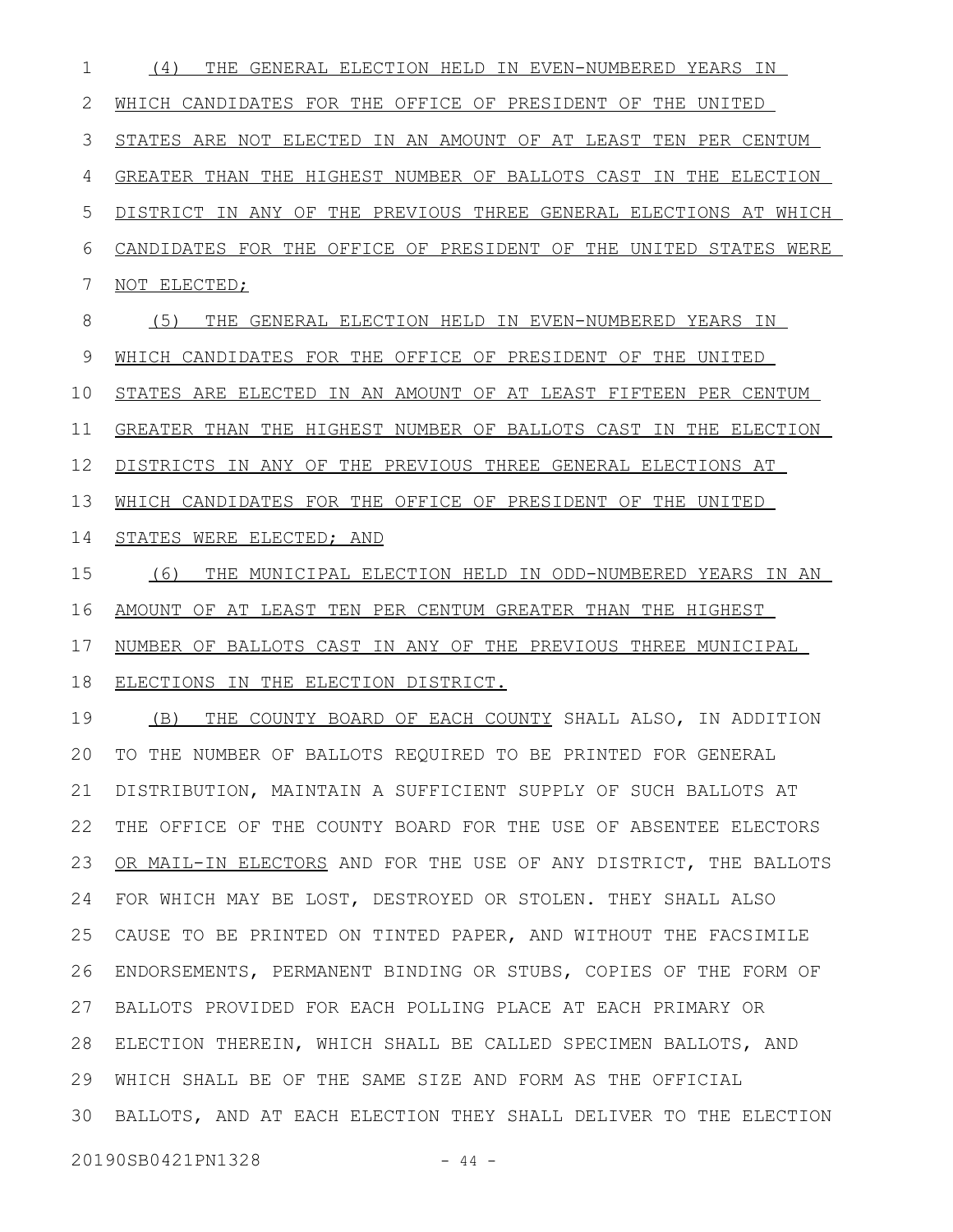(4) THE GENERAL ELECTION HELD IN EVEN-NUMBERED YEARS IN WHICH CANDIDATES FOR THE OFFICE OF PRESIDENT OF THE UNITED STATES ARE NOT ELECTED IN AN AMOUNT OF AT LEAST TEN PER CENTUM GREATER THAN THE HIGHEST NUMBER OF BALLOTS CAST IN THE ELECTION DISTRICT IN ANY OF THE PREVIOUS THREE GENERAL ELECTIONS AT WHICH CANDIDATES FOR THE OFFICE OF PRESIDENT OF THE UNITED STATES WERE NOT ELECTED;

(5) THE GENERAL ELECTION HELD IN EVEN-NUMBERED YEARS IN WHICH CANDIDATES FOR THE OFFICE OF PRESIDENT OF THE UNITED STATES ARE ELECTED IN AN AMOUNT OF AT LEAST FIFTEEN PER CENTUM GREATER THAN THE HIGHEST NUMBER OF BALLOTS CAST IN THE ELECTION DISTRICTS IN ANY OF THE PREVIOUS THREE GENERAL ELECTIONS AT WHICH CANDIDATES FOR THE OFFICE OF PRESIDENT OF THE UNITED STATES WERE ELECTED; AND

(6) THE MUNICIPAL ELECTION HELD IN ODD-NUMBERED YEARS IN AN AMOUNT OF AT LEAST TEN PER CENTUM GREATER THAN THE HIGHEST NUMBER OF BALLOTS CAST IN ANY OF THE PREVIOUS THREE MUNICIPAL ELECTIONS IN THE ELECTION DISTRICT.

(B) THE COUNTY BOARD OF EACH COUNTY SHALL ALSO, IN ADDITION TO THE NUMBER OF BALLOTS REQUIRED TO BE PRINTED FOR GENERAL DISTRIBUTION, MAINTAIN A SUFFICIENT SUPPLY OF SUCH BALLOTS AT THE OFFICE OF THE COUNTY BOARD FOR THE USE OF ABSENTEE ELECTORS OR MAIL-IN ELECTORS AND FOR THE USE OF ANY DISTRICT, THE BALLOTS FOR WHICH MAY BE LOST, DESTROYED OR STOLEN. THEY SHALL ALSO CAUSE TO BE PRINTED ON TINTED PAPER, AND WITHOUT THE FACSIMILE ENDORSEMENTS, PERMANENT BINDING OR STUBS, COPIES OF THE FORM OF BALLOTS PROVIDED FOR EACH POLLING PLACE AT EACH PRIMARY OR ELECTION THEREIN, WHICH SHALL BE CALLED SPECIMEN BALLOTS, AND WHICH SHALL BE OF THE SAME SIZE AND FORM AS THE OFFICIAL BALLOTS, AND AT EACH ELECTION THEY SHALL DELIVER TO THE ELECTION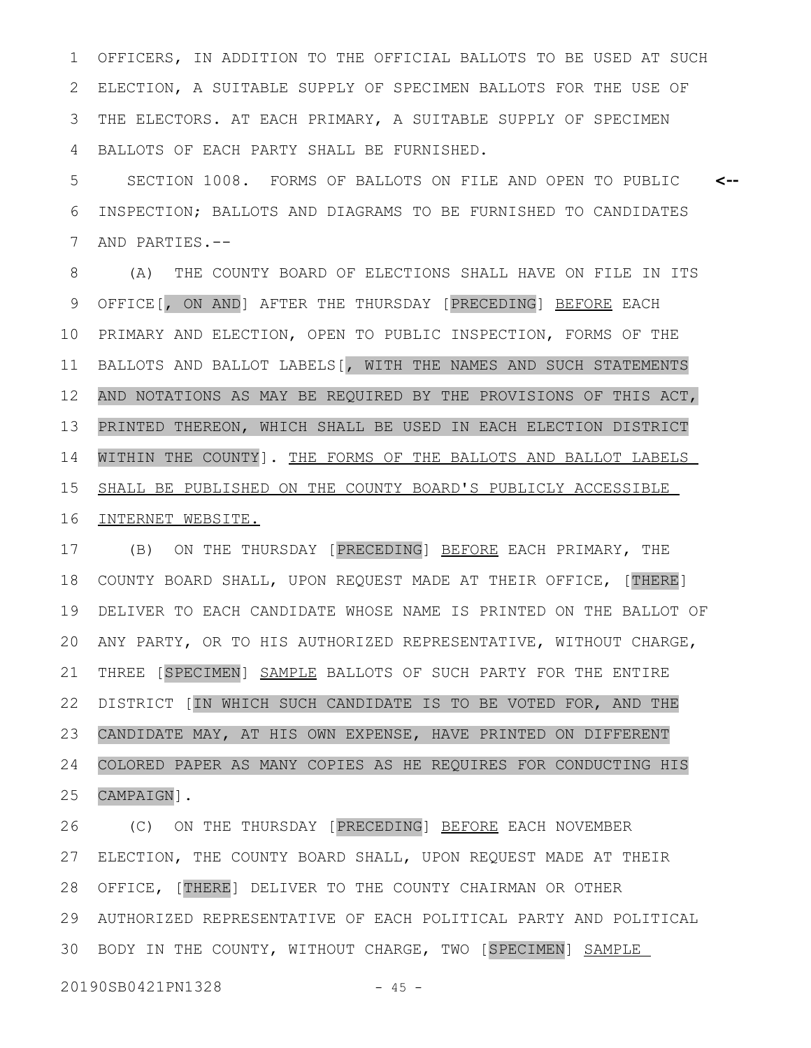OFFICERS, IN ADDITION TO THE OFFICIAL BALLOTS TO BE USED AT SUCH ELECTION, A SUITABLE SUPPLY OF SPECIMEN BALLOTS FOR THE USE OF THE ELECTORS. AT EACH PRIMARY, A SUITABLE SUPPLY OF SPECIMEN BALLOTS OF EACH PARTY SHALL BE FURNISHED.

SECTION 1008. FORMS OF BALLOTS ON FILE AND OPEN TO PUBLIC INSPECTION; BALLOTS AND DIAGRAMS TO BE FURNISHED TO CANDIDATES AND PARTIES.--

(A) THE COUNTY BOARD OF ELECTIONS SHALL HAVE ON FILE IN ITS OFFICE[, ON AND] AFTER THE THURSDAY [PRECEDING] BEFORE EACH PRIMARY AND ELECTION, OPEN TO PUBLIC INSPECTION, FORMS OF THE BALLOTS AND BALLOT LABELS[, WITH THE NAMES AND SUCH STATEMENTS AND NOTATIONS AS MAY BE REQUIRED BY THE PROVISIONS OF THIS ACT, PRINTED THEREON, WHICH SHALL BE USED IN EACH ELECTION DISTRICT WITHIN THE COUNTY]. THE FORMS OF THE BALLOTS AND BALLOT LABELS SHALL BE PUBLISHED ON THE COUNTY BOARD'S PUBLICLY ACCESSIBLE INTERNET WEBSITE.

(B) ON THE THURSDAY [PRECEDING] BEFORE EACH PRIMARY, THE COUNTY BOARD SHALL, UPON REQUEST MADE AT THEIR OFFICE, [THERE] DELIVER TO EACH CANDIDATE WHOSE NAME IS PRINTED ON THE BALLOT OF ANY PARTY, OR TO HIS AUTHORIZED REPRESENTATIVE, WITHOUT CHARGE, THREE [SPECIMEN] SAMPLE BALLOTS OF SUCH PARTY FOR THE ENTIRE DISTRICT [IN WHICH SUCH CANDIDATE IS TO BE VOTED FOR, AND THE CANDIDATE MAY, AT HIS OWN EXPENSE, HAVE PRINTED ON DIFFERENT COLORED PAPER AS MANY COPIES AS HE REQUIRES FOR CONDUCTING HIS CAMPAIGN].

(C) ON THE THURSDAY [PRECEDING] BEFORE EACH NOVEMBER ELECTION, THE COUNTY BOARD SHALL, UPON REQUEST MADE AT THEIR OFFICE, [THERE] DELIVER TO THE COUNTY CHAIRMAN OR OTHER AUTHORIZED REPRESENTATIVE OF EACH POLITICAL PARTY AND POLITICAL BODY IN THE COUNTY, WITHOUT CHARGE, TWO [SPECIMEN] SAMPLE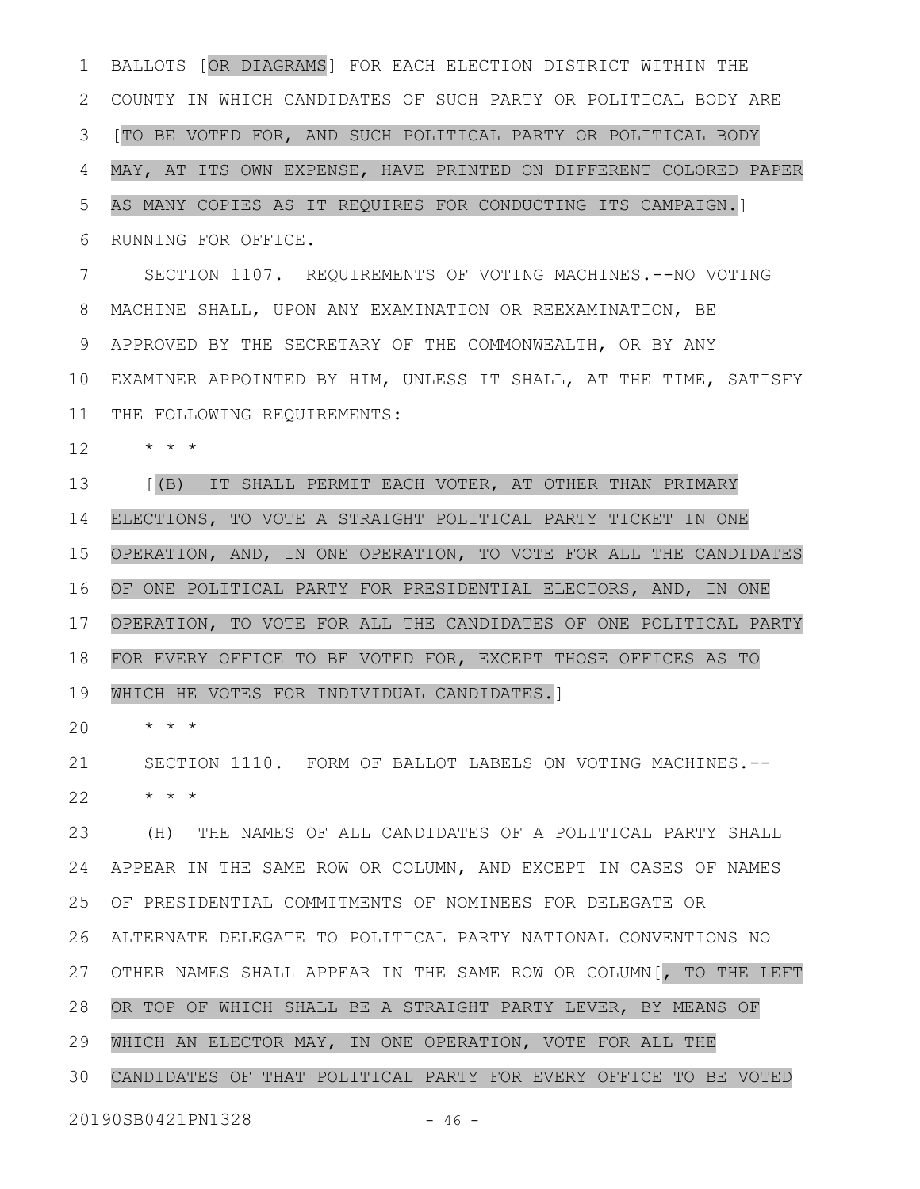BALLOTS [OR DIAGRAMS] FOR EACH ELECTION DISTRICT WITHIN THE COUNTY IN WHICH CANDIDATES OF SUCH PARTY OR POLITICAL BODY ARE [TO BE VOTED FOR, AND SUCH POLITICAL PARTY OR POLITICAL BODY MAY, AT ITS OWN EXPENSE, HAVE PRINTED ON DIFFERENT COLORED PAPER AS MANY COPIES AS IT REQUIRES FOR CONDUCTING ITS CAMPAIGN.] RUNNING FOR OFFICE.

SECTION 1107. REQUIREMENTS OF VOTING MACHINES.--NO VOTING MACHINE SHALL, UPON ANY EXAMINATION OR REEXAMINATION, BE APPROVED BY THE SECRETARY OF THE COMMONWEALTH, OR BY ANY EXAMINER APPOINTED BY HIM, UNLESS IT SHALL, AT THE TIME, SATISFY THE FOLLOWING REQUIREMENTS:

* * *

[(B) IT SHALL PERMIT EACH VOTER, AT OTHER THAN PRIMARY ELECTIONS, TO VOTE A STRAIGHT POLITICAL PARTY TICKET IN ONE OPERATION, AND, IN ONE OPERATION, TO VOTE FOR ALL THE CANDIDATES OF ONE POLITICAL PARTY FOR PRESIDENTIAL ELECTORS, AND, IN ONE OPERATION, TO VOTE FOR ALL THE CANDIDATES OF ONE POLITICAL PARTY FOR EVERY OFFICE TO BE VOTED FOR, EXCEPT THOSE OFFICES AS TO WHICH HE VOTES FOR INDIVIDUAL CANDIDATES.]

* * *

SECTION 1110. FORM OF BALLOT LABELS ON VOTING MACHINES.--

* * *

(H) THE NAMES OF ALL CANDIDATES OF A POLITICAL PARTY SHALL APPEAR IN THE SAME ROW OR COLUMN, AND EXCEPT IN CASES OF NAMES OF PRESIDENTIAL COMMITMENTS OF NOMINEES FOR DELEGATE OR ALTERNATE DELEGATE TO POLITICAL PARTY NATIONAL CONVENTIONS NO OTHER NAMES SHALL APPEAR IN THE SAME ROW OR COLUMN[, TO THE LEFT OR TOP OF WHICH SHALL BE A STRAIGHT PARTY LEVER, BY MEANS OF WHICH AN ELECTOR MAY, IN ONE OPERATION, VOTE FOR ALL THE CANDIDATES OF THAT POLITICAL PARTY FOR EVERY OFFICE TO BE VOTED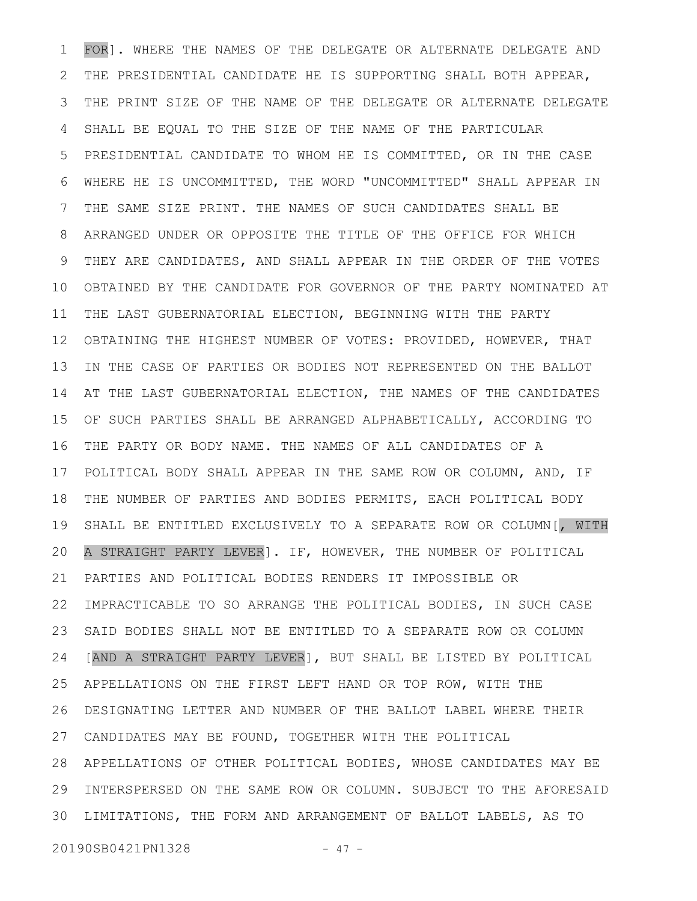FOR]. WHERE THE NAMES OF THE DELEGATE OR ALTERNATE DELEGATE AND THE PRESIDENTIAL CANDIDATE HE IS SUPPORTING SHALL BOTH APPEAR, THE PRINT SIZE OF THE NAME OF THE DELEGATE OR ALTERNATE DELEGATE SHALL BE EQUAL TO THE SIZE OF THE NAME OF THE PARTICULAR PRESIDENTIAL CANDIDATE TO WHOM HE IS COMMITTED, OR IN THE CASE WHERE HE IS UNCOMMITTED, THE WORD "UNCOMMITTED" SHALL APPEAR IN THE SAME SIZE PRINT. THE NAMES OF SUCH CANDIDATES SHALL BE ARRANGED UNDER OR OPPOSITE THE TITLE OF THE OFFICE FOR WHICH THEY ARE CANDIDATES, AND SHALL APPEAR IN THE ORDER OF THE VOTES OBTAINED BY THE CANDIDATE FOR GOVERNOR OF THE PARTY NOMINATED AT THE LAST GUBERNATORIAL ELECTION, BEGINNING WITH THE PARTY OBTAINING THE HIGHEST NUMBER OF VOTES: PROVIDED, HOWEVER, THAT IN THE CASE OF PARTIES OR BODIES NOT REPRESENTED ON THE BALLOT AT THE LAST GUBERNATORIAL ELECTION, THE NAMES OF THE CANDIDATES OF SUCH PARTIES SHALL BE ARRANGED ALPHABETICALLY, ACCORDING TO THE PARTY OR BODY NAME. THE NAMES OF ALL CANDIDATES OF A POLITICAL BODY SHALL APPEAR IN THE SAME ROW OR COLUMN, AND, IF THE NUMBER OF PARTIES AND BODIES PERMITS, EACH POLITICAL BODY SHALL BE ENTITLED EXCLUSIVELY TO A SEPARATE ROW OR COLUMN[, WITH A STRAIGHT PARTY LEVER]. IF, HOWEVER, THE NUMBER OF POLITICAL PARTIES AND POLITICAL BODIES RENDERS IT IMPOSSIBLE OR IMPRACTICABLE TO SO ARRANGE THE POLITICAL BODIES, IN SUCH CASE SAID BODIES SHALL NOT BE ENTITLED TO A SEPARATE ROW OR COLUMN [AND A STRAIGHT PARTY LEVER], BUT SHALL BE LISTED BY POLITICAL APPELLATIONS ON THE FIRST LEFT HAND OR TOP ROW, WITH THE DESIGNATING LETTER AND NUMBER OF THE BALLOT LABEL WHERE THEIR CANDIDATES MAY BE FOUND, TOGETHER WITH THE POLITICAL APPELLATIONS OF OTHER POLITICAL BODIES, WHOSE CANDIDATES MAY BE INTERSPERSED ON THE SAME ROW OR COLUMN. SUBJECT TO THE AFORESAID LIMITATIONS, THE FORM AND ARRANGEMENT OF BALLOT LABELS, AS TO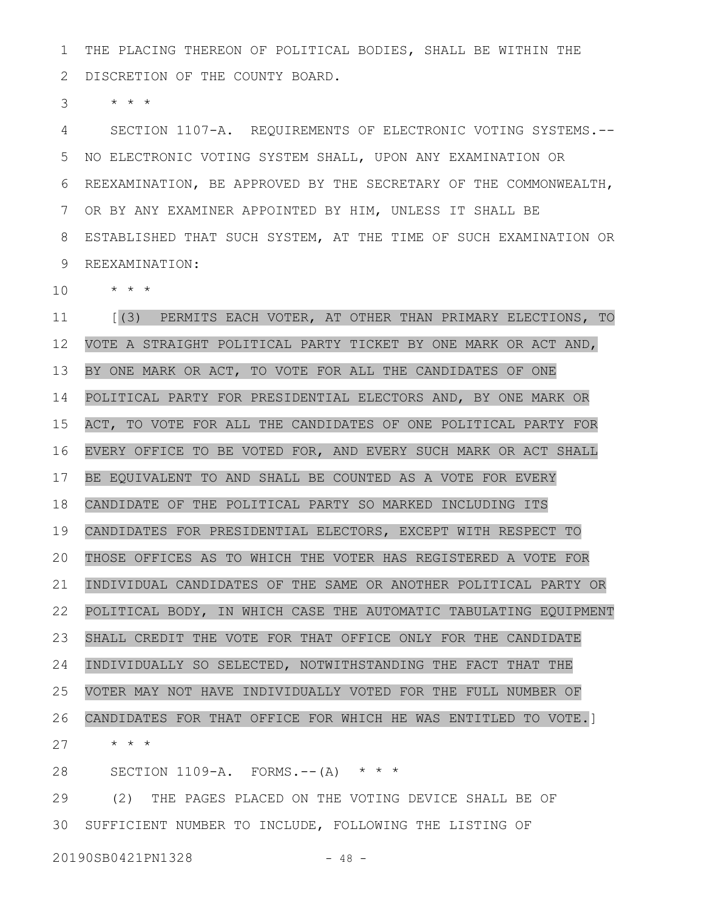THE PLACING THEREON OF POLITICAL BODIES, SHALL BE WITHIN THE DISCRETION OF THE COUNTY BOARD.

* * *

SECTION 1107-A. REQUIREMENTS OF ELECTRONIC VOTING SYSTEMS.--NO ELECTRONIC VOTING SYSTEM SHALL, UPON ANY EXAMINATION OR REEXAMINATION, BE APPROVED BY THE SECRETARY OF THE COMMONWEALTH, OR BY ANY EXAMINER APPOINTED BY HIM, UNLESS IT SHALL BE ESTABLISHED THAT SUCH SYSTEM, AT THE TIME OF SUCH EXAMINATION OR REEXAMINATION:

* * *

[(3) PERMITS EACH VOTER, AT OTHER THAN PRIMARY ELECTIONS, TO VOTE A STRAIGHT POLITICAL PARTY TICKET BY ONE MARK OR ACT AND, BY ONE MARK OR ACT, TO VOTE FOR ALL THE CANDIDATES OF ONE POLITICAL PARTY FOR PRESIDENTIAL ELECTORS AND, BY ONE MARK OR ACT, TO VOTE FOR ALL THE CANDIDATES OF ONE POLITICAL PARTY FOR EVERY OFFICE TO BE VOTED FOR, AND EVERY SUCH MARK OR ACT SHALL BE EQUIVALENT TO AND SHALL BE COUNTED AS A VOTE FOR EVERY CANDIDATE OF THE POLITICAL PARTY SO MARKED INCLUDING ITS CANDIDATES FOR PRESIDENTIAL ELECTORS, EXCEPT WITH RESPECT TO THOSE OFFICES AS TO WHICH THE VOTER HAS REGISTERED A VOTE FOR INDIVIDUAL CANDIDATES OF THE SAME OR ANOTHER POLITICAL PARTY OR POLITICAL BODY, IN WHICH CASE THE AUTOMATIC TABULATING EQUIPMENT SHALL CREDIT THE VOTE FOR THAT OFFICE ONLY FOR THE CANDIDATE INDIVIDUALLY SO SELECTED, NOTWITHSTANDING THE FACT THAT THE VOTER MAY NOT HAVE INDIVIDUALLY VOTED FOR THE FULL NUMBER OF CANDIDATES FOR THAT OFFICE FOR WHICH HE WAS ENTITLED TO VOTE.]

* * *

SECTION 1109-A. FORMS.--(A) * * *

(2) THE PAGES PLACED ON THE VOTING DEVICE SHALL BE OF SUFFICIENT NUMBER TO INCLUDE, FOLLOWING THE LISTING OF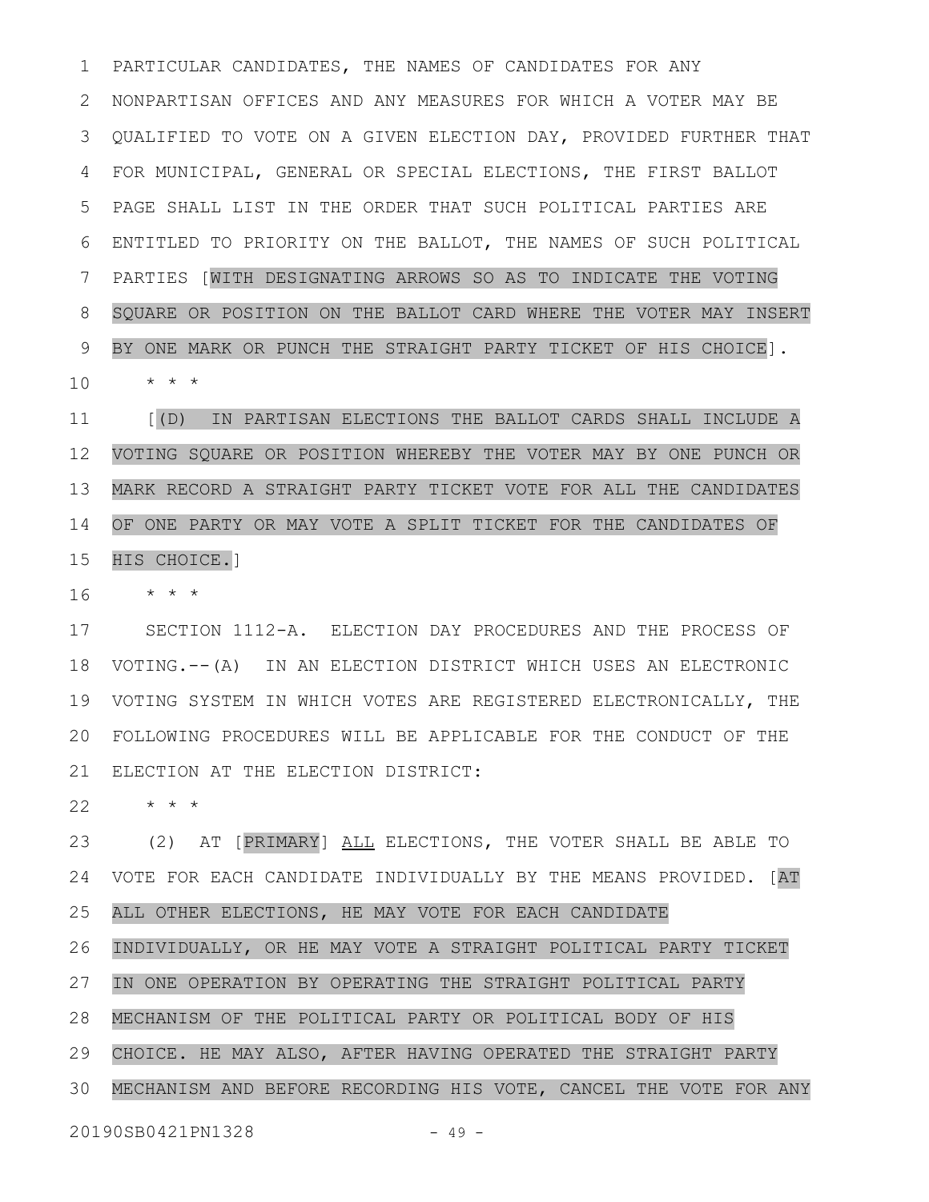PARTICULAR CANDIDATES, THE NAMES OF CANDIDATES FOR ANY NONPARTISAN OFFICES AND ANY MEASURES FOR WHICH A VOTER MAY BE QUALIFIED TO VOTE ON A GIVEN ELECTION DAY, PROVIDED FURTHER THAT FOR MUNICIPAL, GENERAL OR SPECIAL ELECTIONS, THE FIRST BALLOT PAGE SHALL LIST IN THE ORDER THAT SUCH POLITICAL PARTIES ARE ENTITLED TO PRIORITY ON THE BALLOT, THE NAMES OF SUCH POLITICAL PARTIES [WITH DESIGNATING ARROWS SO AS TO INDICATE THE VOTING SQUARE OR POSITION ON THE BALLOT CARD WHERE THE VOTER MAY INSERT BY ONE MARK OR PUNCH THE STRAIGHT PARTY TICKET OF HIS CHOICE].

\* \* \*

[(D) IN PARTISAN ELECTIONS THE BALLOT CARDS SHALL INCLUDE A VOTING SQUARE OR POSITION WHEREBY THE VOTER MAY BY ONE PUNCH OR MARK RECORD A STRAIGHT PARTY TICKET VOTE FOR ALL THE CANDIDATES OF ONE PARTY OR MAY VOTE A SPLIT TICKET FOR THE CANDIDATES OF HIS CHOICE.]

\* \* \*

SECTION 1112-A. ELECTION DAY PROCEDURES AND THE PROCESS OF VOTING.--(A) IN AN ELECTION DISTRICT WHICH USES AN ELECTRONIC VOTING SYSTEM IN WHICH VOTES ARE REGISTERED ELECTRONICALLY, THE FOLLOWING PROCEDURES WILL BE APPLICABLE FOR THE CONDUCT OF THE ELECTION AT THE ELECTION DISTRICT:

\* \* \*

(2) AT [PRIMARY] <u>ALL</u> ELECTIONS, THE VOTER SHALL BE ABLE TO VOTE FOR EACH CANDIDATE INDIVIDUALLY BY THE MEANS PROVIDED. [AT ALL OTHER ELECTIONS, HE MAY VOTE FOR EACH CANDIDATE INDIVIDUALLY, OR HE MAY VOTE A STRAIGHT POLITICAL PARTY TICKET IN ONE OPERATION BY OPERATING THE STRAIGHT POLITICAL PARTY MECHANISM OF THE POLITICAL PARTY OR POLITICAL BODY OF HIS CHOICE. HE MAY ALSO, AFTER HAVING OPERATED THE STRAIGHT PARTY MECHANISM AND BEFORE RECORDING HIS VOTE, CANCEL THE VOTE FOR ANY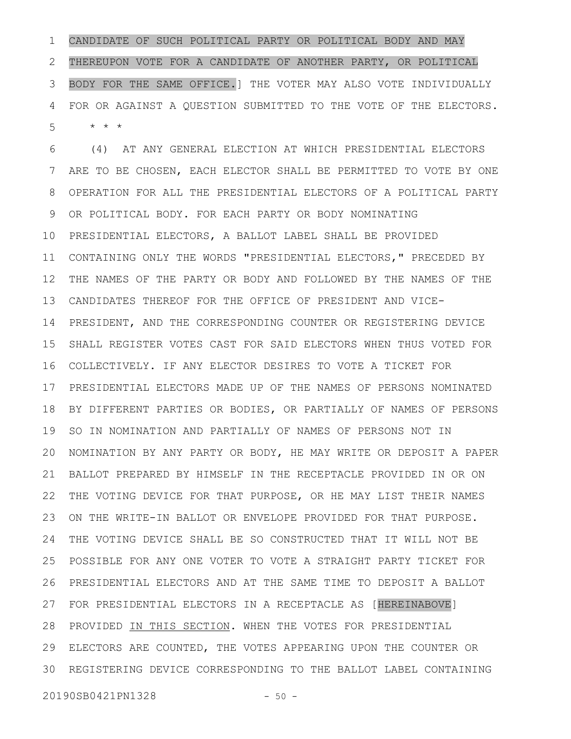CANDIDATE OF SUCH POLITICAL PARTY OR POLITICAL BODY AND MAY THEREUPON VOTE FOR A CANDIDATE OF ANOTHER PARTY, OR POLITICAL BODY FOR THE SAME OFFICE.] THE VOTER MAY ALSO VOTE INDIVIDUALLY FOR OR AGAINST A QUESTION SUBMITTED TO THE VOTE OF THE ELECTORS.

\* \* \*

(4) AT ANY GENERAL ELECTION AT WHICH PRESIDENTIAL ELECTORS ARE TO BE CHOSEN, EACH ELECTOR SHALL BE PERMITTED TO VOTE BY ONE OPERATION FOR ALL THE PRESIDENTIAL ELECTORS OF A POLITICAL PARTY OR POLITICAL BODY. FOR EACH PARTY OR BODY NOMINATING PRESIDENTIAL ELECTORS, A BALLOT LABEL SHALL BE PROVIDED CONTAINING ONLY THE WORDS "PRESIDENTIAL ELECTORS," PRECEDED BY THE NAMES OF THE PARTY OR BODY AND FOLLOWED BY THE NAMES OF THE CANDIDATES THEREOF FOR THE OFFICE OF PRESIDENT AND VICE-PRESIDENT, AND THE CORRESPONDING COUNTER OR REGISTERING DEVICE SHALL REGISTER VOTES CAST FOR SAID ELECTORS WHEN THUS VOTED FOR COLLECTIVELY. IF ANY ELECTOR DESIRES TO VOTE A TICKET FOR PRESIDENTIAL ELECTORS MADE UP OF THE NAMES OF PERSONS NOMINATED BY DIFFERENT PARTIES OR BODIES, OR PARTIALLY OF NAMES OF PERSONS SO IN NOMINATION AND PARTIALLY OF NAMES OF PERSONS NOT IN NOMINATION BY ANY PARTY OR BODY, HE MAY WRITE OR DEPOSIT A PAPER BALLOT PREPARED BY HIMSELF IN THE RECEPTACLE PROVIDED IN OR ON THE VOTING DEVICE FOR THAT PURPOSE, OR HE MAY LIST THEIR NAMES ON THE WRITE-IN BALLOT OR ENVELOPE PROVIDED FOR THAT PURPOSE. THE VOTING DEVICE SHALL BE SO CONSTRUCTED THAT IT WILL NOT BE POSSIBLE FOR ANY ONE VOTER TO VOTE A STRAIGHT PARTY TICKET FOR PRESIDENTIAL ELECTORS AND AT THE SAME TIME TO DEPOSIT A BALLOT FOR PRESIDENTIAL ELECTORS IN A RECEPTACLE AS [HEREINABOVE] PROVIDED <u>IN THIS SECTION</u>. WHEN THE VOTES FOR PRESIDENTIAL ELECTORS ARE COUNTED, THE VOTES APPEARING UPON THE COUNTER OR REGISTERING DEVICE CORRESPONDING TO THE BALLOT LABEL CONTAINING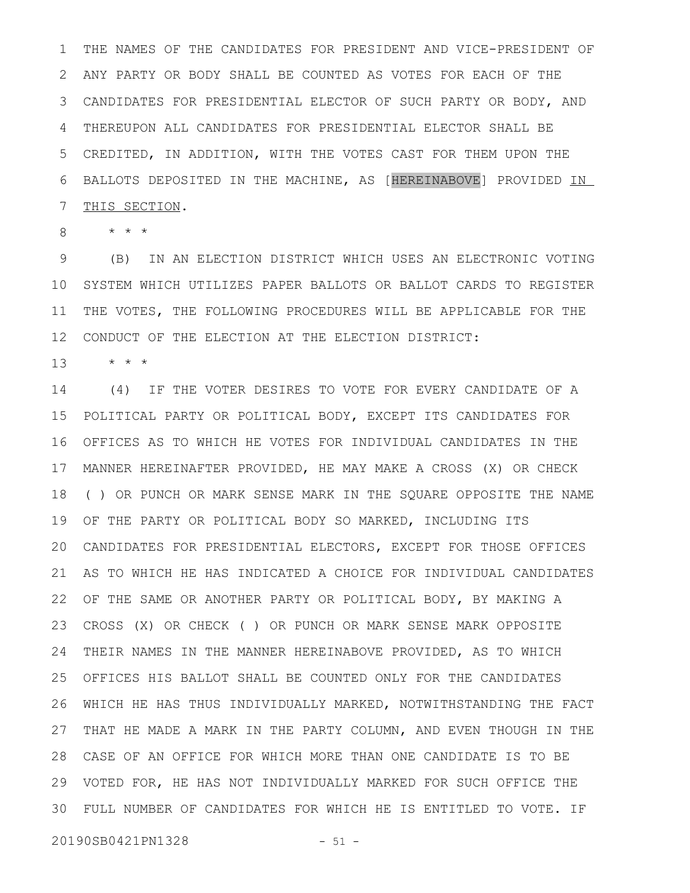THE NAMES OF THE CANDIDATES FOR PRESIDENT AND VICE-PRESIDENT OF ANY PARTY OR BODY SHALL BE COUNTED AS VOTES FOR EACH OF THE CANDIDATES FOR PRESIDENTIAL ELECTOR OF SUCH PARTY OR BODY, AND THEREUPON ALL CANDIDATES FOR PRESIDENTIAL ELECTOR SHALL BE CREDITED, IN ADDITION, WITH THE VOTES CAST FOR THEM UPON THE BALLOTS DEPOSITED IN THE MACHINE, AS [HEREINABOVE] PROVIDED IN THIS SECTION.

\* \* \*

(B) IN AN ELECTION DISTRICT WHICH USES AN ELECTRONIC VOTING SYSTEM WHICH UTILIZES PAPER BALLOTS OR BALLOT CARDS TO REGISTER THE VOTES, THE FOLLOWING PROCEDURES WILL BE APPLICABLE FOR THE CONDUCT OF THE ELECTION AT THE ELECTION DISTRICT:

\* \* \*

(4) IF THE VOTER DESIRES TO VOTE FOR EVERY CANDIDATE OF A POLITICAL PARTY OR POLITICAL BODY, EXCEPT ITS CANDIDATES FOR OFFICES AS TO WHICH HE VOTES FOR INDIVIDUAL CANDIDATES IN THE MANNER HEREINAFTER PROVIDED, HE MAY MAKE A CROSS (X) OR CHECK ( ) OR PUNCH OR MARK SENSE MARK IN THE SQUARE OPPOSITE THE NAME OF THE PARTY OR POLITICAL BODY SO MARKED, INCLUDING ITS CANDIDATES FOR PRESIDENTIAL ELECTORS, EXCEPT FOR THOSE OFFICES AS TO WHICH HE HAS INDICATED A CHOICE FOR INDIVIDUAL CANDIDATES OF THE SAME OR ANOTHER PARTY OR POLITICAL BODY, BY MAKING A CROSS (X) OR CHECK ( ) OR PUNCH OR MARK SENSE MARK OPPOSITE THEIR NAMES IN THE MANNER HEREINABOVE PROVIDED, AS TO WHICH OFFICES HIS BALLOT SHALL BE COUNTED ONLY FOR THE CANDIDATES WHICH HE HAS THUS INDIVIDUALLY MARKED, NOTWITHSTANDING THE FACT THAT HE MADE A MARK IN THE PARTY COLUMN, AND EVEN THOUGH IN THE CASE OF AN OFFICE FOR WHICH MORE THAN ONE CANDIDATE IS TO BE VOTED FOR, HE HAS NOT INDIVIDUALLY MARKED FOR SUCH OFFICE THE FULL NUMBER OF CANDIDATES FOR WHICH HE IS ENTITLED TO VOTE. IF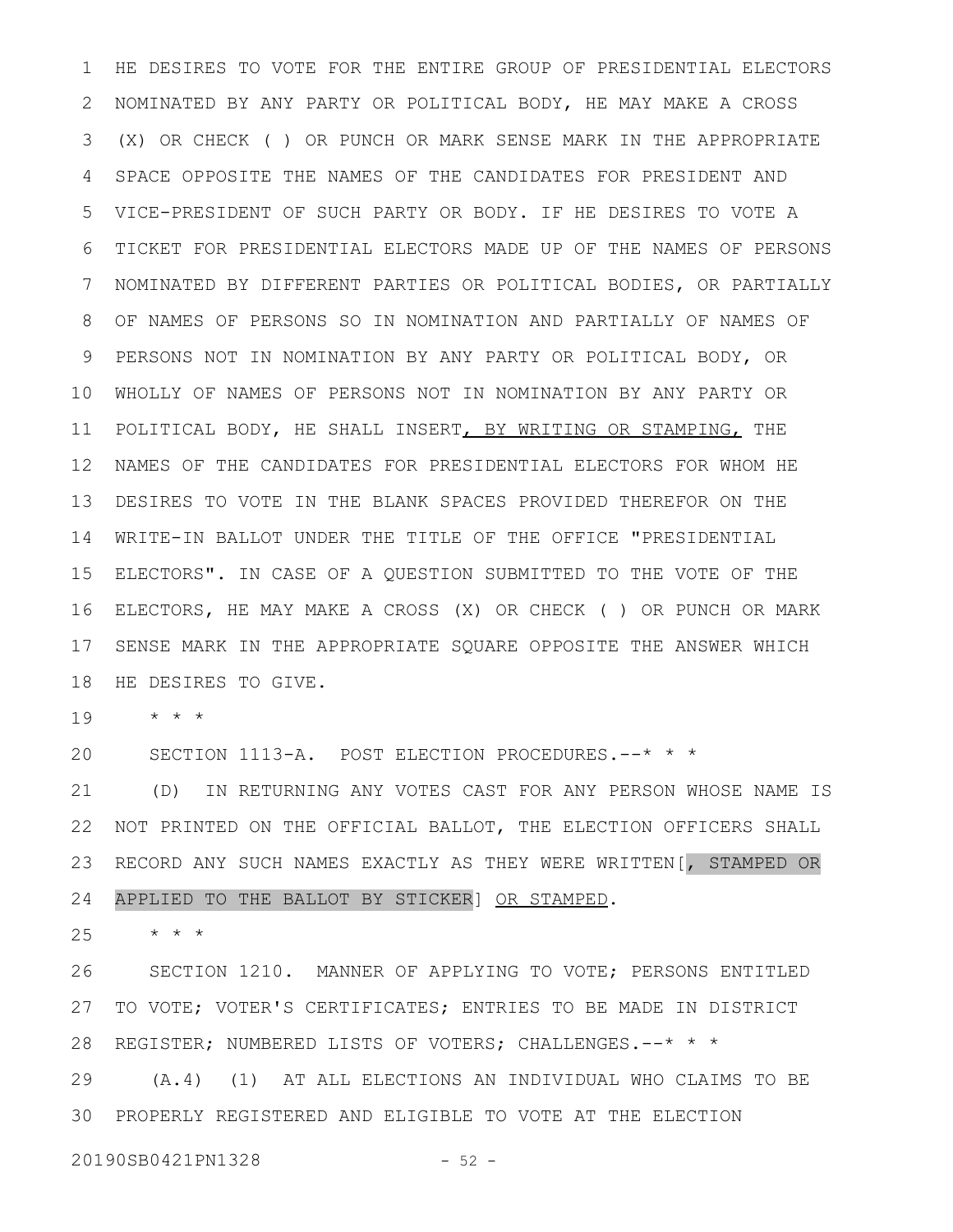HE DESIRES TO VOTE FOR THE ENTIRE GROUP OF PRESIDENTIAL ELECTORS NOMINATED BY ANY PARTY OR POLITICAL BODY, HE MAY MAKE A CROSS (X) OR CHECK ( ) OR PUNCH OR MARK SENSE MARK IN THE APPROPRIATE SPACE OPPOSITE THE NAMES OF THE CANDIDATES FOR PRESIDENT AND VICE-PRESIDENT OF SUCH PARTY OR BODY. IF HE DESIRES TO VOTE A TICKET FOR PRESIDENTIAL ELECTORS MADE UP OF THE NAMES OF PERSONS NOMINATED BY DIFFERENT PARTIES OR POLITICAL BODIES, OR PARTIALLY OF NAMES OF PERSONS SO IN NOMINATION AND PARTIALLY OF NAMES OF PERSONS NOT IN NOMINATION BY ANY PARTY OR POLITICAL BODY, OR WHOLLY OF NAMES OF PERSONS NOT IN NOMINATION BY ANY PARTY OR POLITICAL BODY, HE SHALL INSERT<u>, BY WRITING OR STAMPING,</u> THE NAMES OF THE CANDIDATES FOR PRESIDENTIAL ELECTORS FOR WHOM HE DESIRES TO VOTE IN THE BLANK SPACES PROVIDED THEREFOR ON THE WRITE-IN BALLOT UNDER THE TITLE OF THE OFFICE "PRESIDENTIAL ELECTORS". IN CASE OF A QUESTION SUBMITTED TO THE VOTE OF THE ELECTORS, HE MAY MAKE A CROSS (X) OR CHECK ( ) OR PUNCH OR MARK SENSE MARK IN THE APPROPRIATE SQUARE OPPOSITE THE ANSWER WHICH HE DESIRES TO GIVE.

* * *

SECTION 1113-A. POST ELECTION PROCEDURES.--* * *

(D) IN RETURNING ANY VOTES CAST FOR ANY PERSON WHOSE NAME IS NOT PRINTED ON THE OFFICIAL BALLOT, THE ELECTION OFFICERS SHALL RECORD ANY SUCH NAMES EXACTLY AS THEY WERE WRITTEN[, STAMPED OR APPLIED TO THE BALLOT BY STICKER] <u>OR STAMPED</u>.

* * *

SECTION 1210. MANNER OF APPLYING TO VOTE; PERSONS ENTITLED TO VOTE; VOTER'S CERTIFICATES; ENTRIES TO BE MADE IN DISTRICT REGISTER; NUMBERED LISTS OF VOTERS; CHALLENGES.--* * *

(A.4) (1) AT ALL ELECTIONS AN INDIVIDUAL WHO CLAIMS TO BE PROPERLY REGISTERED AND ELIGIBLE TO VOTE AT THE ELECTION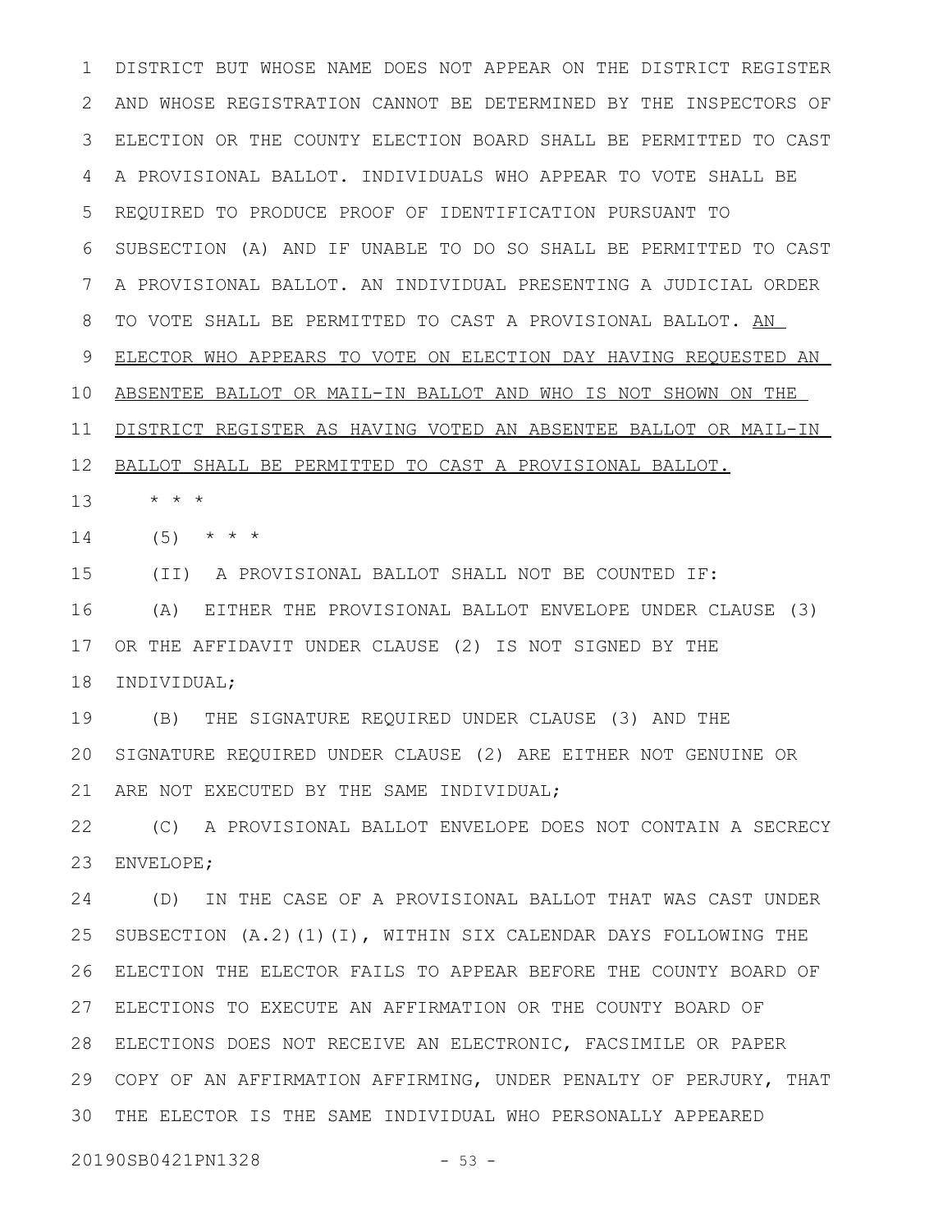DISTRICT BUT WHOSE NAME DOES NOT APPEAR ON THE DISTRICT REGISTER AND WHOSE REGISTRATION CANNOT BE DETERMINED BY THE INSPECTORS OF ELECTION OR THE COUNTY ELECTION BOARD SHALL BE PERMITTED TO CAST A PROVISIONAL BALLOT. INDIVIDUALS WHO APPEAR TO VOTE SHALL BE REQUIRED TO PRODUCE PROOF OF IDENTIFICATION PURSUANT TO SUBSECTION (A) AND IF UNABLE TO DO SO SHALL BE PERMITTED TO CAST A PROVISIONAL BALLOT. AN INDIVIDUAL PRESENTING A JUDICIAL ORDER TO VOTE SHALL BE PERMITTED TO CAST A PROVISIONAL BALLOT. <u>AN ELECTOR WHO APPEARS TO VOTE ON ELECTION DAY HAVING REQUESTED AN ABSENTEE BALLOT OR MAIL-IN BALLOT AND WHO IS NOT SHOWN ON THE DISTRICT REGISTER AS HAVING VOTED AN ABSENTEE BALLOT OR MAIL-IN BALLOT SHALL BE PERMITTED TO CAST A PROVISIONAL BALLOT.</u>

\* \* \*

(5) \* \* \*

(II) A PROVISIONAL BALLOT SHALL NOT BE COUNTED IF:

(A) EITHER THE PROVISIONAL BALLOT ENVELOPE UNDER CLAUSE (3) OR THE AFFIDAVIT UNDER CLAUSE (2) IS NOT SIGNED BY THE INDIVIDUAL;

(B) THE SIGNATURE REQUIRED UNDER CLAUSE (3) AND THE SIGNATURE REQUIRED UNDER CLAUSE (2) ARE EITHER NOT GENUINE OR ARE NOT EXECUTED BY THE SAME INDIVIDUAL;

(C) A PROVISIONAL BALLOT ENVELOPE DOES NOT CONTAIN A SECRECY ENVELOPE;

(D) IN THE CASE OF A PROVISIONAL BALLOT THAT WAS CAST UNDER SUBSECTION (A.2)(1)(I), WITHIN SIX CALENDAR DAYS FOLLOWING THE ELECTION THE ELECTOR FAILS TO APPEAR BEFORE THE COUNTY BOARD OF ELECTIONS TO EXECUTE AN AFFIRMATION OR THE COUNTY BOARD OF ELECTIONS DOES NOT RECEIVE AN ELECTRONIC, FACSIMILE OR PAPER COPY OF AN AFFIRMATION AFFIRMING, UNDER PENALTY OF PERJURY, THAT THE ELECTOR IS THE SAME INDIVIDUAL WHO PERSONALLY APPEARED

20190SB0421PN1328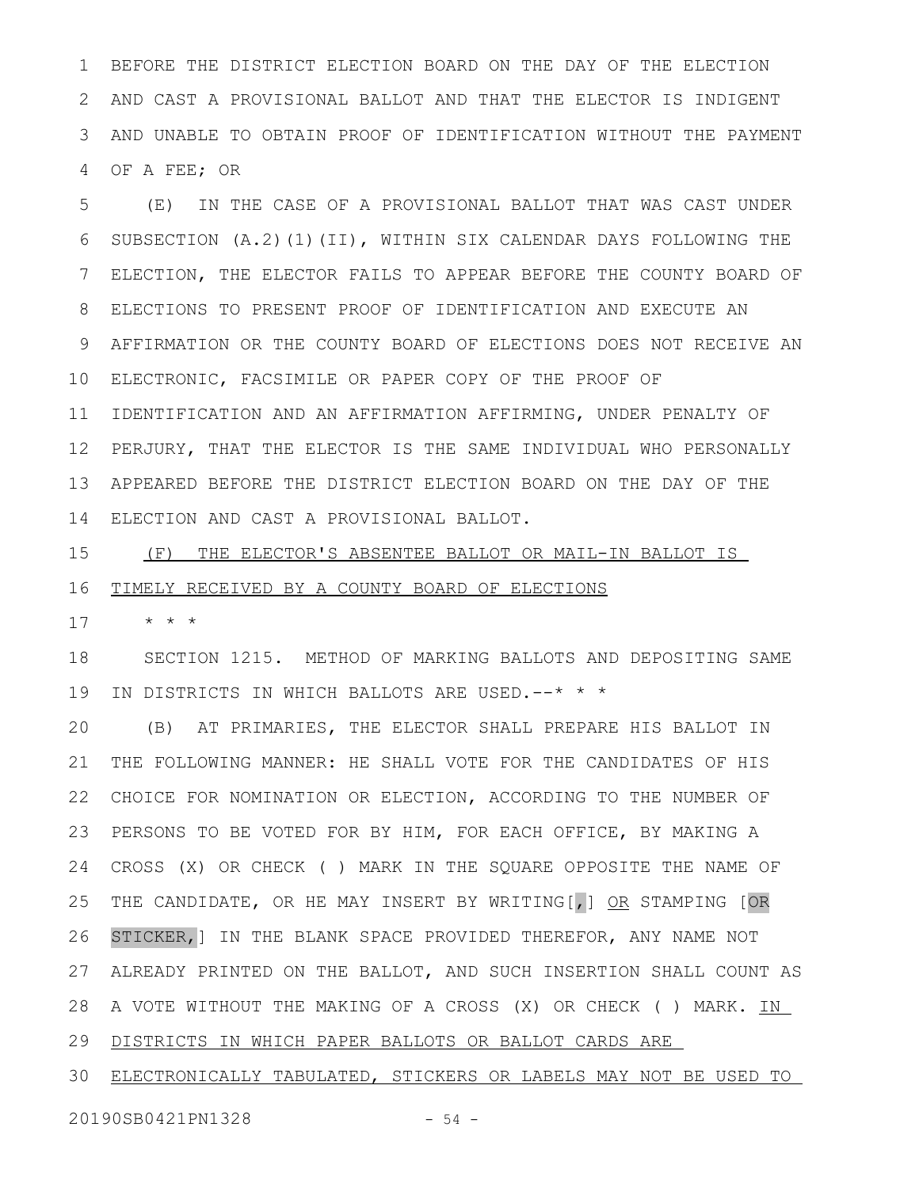BEFORE THE DISTRICT ELECTION BOARD ON THE DAY OF THE ELECTION AND CAST A PROVISIONAL BALLOT AND THAT THE ELECTOR IS INDIGENT AND UNABLE TO OBTAIN PROOF OF IDENTIFICATION WITHOUT THE PAYMENT OF A FEE; OR

(E) IN THE CASE OF A PROVISIONAL BALLOT THAT WAS CAST UNDER SUBSECTION (A.2)(1)(II), WITHIN SIX CALENDAR DAYS FOLLOWING THE ELECTION, THE ELECTOR FAILS TO APPEAR BEFORE THE COUNTY BOARD OF ELECTIONS TO PRESENT PROOF OF IDENTIFICATION AND EXECUTE AN AFFIRMATION OR THE COUNTY BOARD OF ELECTIONS DOES NOT RECEIVE AN ELECTRONIC, FACSIMILE OR PAPER COPY OF THE PROOF OF IDENTIFICATION AND AN AFFIRMATION AFFIRMING, UNDER PENALTY OF PERJURY, THAT THE ELECTOR IS THE SAME INDIVIDUAL WHO PERSONALLY APPEARED BEFORE THE DISTRICT ELECTION BOARD ON THE DAY OF THE ELECTION AND CAST A PROVISIONAL BALLOT.

(F) THE ELECTOR'S ABSENTEE BALLOT OR MAIL-IN BALLOT IS TIMELY RECEIVED BY A COUNTY BOARD OF ELECTIONS

* * *

SECTION 1215. METHOD OF MARKING BALLOTS AND DEPOSITING SAME IN DISTRICTS IN WHICH BALLOTS ARE USED.--* * *

(B) AT PRIMARIES, THE ELECTOR SHALL PREPARE HIS BALLOT IN THE FOLLOWING MANNER: HE SHALL VOTE FOR THE CANDIDATES OF HIS CHOICE FOR NOMINATION OR ELECTION, ACCORDING TO THE NUMBER OF PERSONS TO BE VOTED FOR BY HIM, FOR EACH OFFICE, BY MAKING A CROSS (X) OR CHECK ( ) MARK IN THE SQUARE OPPOSITE THE NAME OF THE CANDIDATE, OR HE MAY INSERT BY WRITING[,] OR STAMPING [OR STICKER,] IN THE BLANK SPACE PROVIDED THEREFOR, ANY NAME NOT ALREADY PRINTED ON THE BALLOT, AND SUCH INSERTION SHALL COUNT AS A VOTE WITHOUT THE MAKING OF A CROSS (X) OR CHECK ( ) MARK. IN DISTRICTS IN WHICH PAPER BALLOTS OR BALLOT CARDS ARE ELECTRONICALLY TABULATED, STICKERS OR LABELS MAY NOT BE USED TO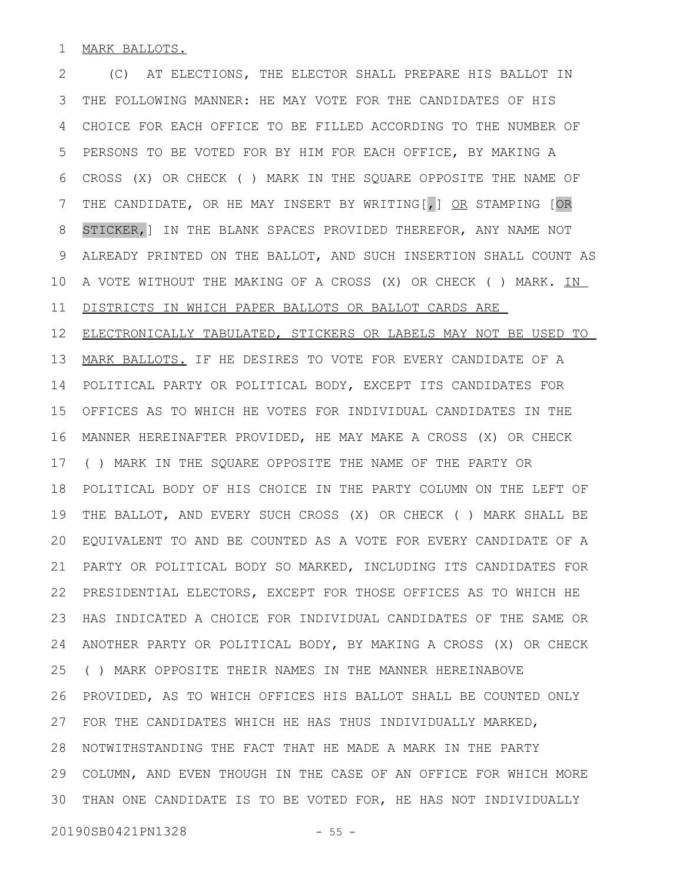MARK BALLOTS.

(C) AT ELECTIONS, THE ELECTOR SHALL PREPARE HIS BALLOT IN THE FOLLOWING MANNER: HE MAY VOTE FOR THE CANDIDATES OF HIS CHOICE FOR EACH OFFICE TO BE FILLED ACCORDING TO THE NUMBER OF PERSONS TO BE VOTED FOR BY HIM FOR EACH OFFICE, BY MAKING A CROSS (X) OR CHECK ( ) MARK IN THE SQUARE OPPOSITE THE NAME OF THE CANDIDATE, OR HE MAY INSERT BY WRITING[,] OR STAMPING [OR STICKER,] IN THE BLANK SPACES PROVIDED THEREFOR, ANY NAME NOT ALREADY PRINTED ON THE BALLOT, AND SUCH INSERTION SHALL COUNT AS A VOTE WITHOUT THE MAKING OF A CROSS (X) OR CHECK ( ) MARK. IN DISTRICTS IN WHICH PAPER BALLOTS OR BALLOT CARDS ARE ELECTRONICALLY TABULATED, STICKERS OR LABELS MAY NOT BE USED TO MARK BALLOTS. IF HE DESIRES TO VOTE FOR EVERY CANDIDATE OF A POLITICAL PARTY OR POLITICAL BODY, EXCEPT ITS CANDIDATES FOR OFFICES AS TO WHICH HE VOTES FOR INDIVIDUAL CANDIDATES IN THE MANNER HEREINAFTER PROVIDED, HE MAY MAKE A CROSS (X) OR CHECK ( ) MARK IN THE SQUARE OPPOSITE THE NAME OF THE PARTY OR POLITICAL BODY OF HIS CHOICE IN THE PARTY COLUMN ON THE LEFT OF THE BALLOT, AND EVERY SUCH CROSS (X) OR CHECK ( ) MARK SHALL BE EQUIVALENT TO AND BE COUNTED AS A VOTE FOR EVERY CANDIDATE OF A PARTY OR POLITICAL BODY SO MARKED, INCLUDING ITS CANDIDATES FOR PRESIDENTIAL ELECTORS, EXCEPT FOR THOSE OFFICES AS TO WHICH HE HAS INDICATED A CHOICE FOR INDIVIDUAL CANDIDATES OF THE SAME OR ANOTHER PARTY OR POLITICAL BODY, BY MAKING A CROSS (X) OR CHECK ( ) MARK OPPOSITE THEIR NAMES IN THE MANNER HEREINABOVE PROVIDED, AS TO WHICH OFFICES HIS BALLOT SHALL BE COUNTED ONLY FOR THE CANDIDATES WHICH HE HAS THUS INDIVIDUALLY MARKED, NOTWITHSTANDING THE FACT THAT HE MADE A MARK IN THE PARTY COLUMN, AND EVEN THOUGH IN THE CASE OF AN OFFICE FOR WHICH MORE THAN ONE CANDIDATE IS TO BE VOTED FOR, HE HAS NOT INDIVIDUALLY

20190SB0421PN1328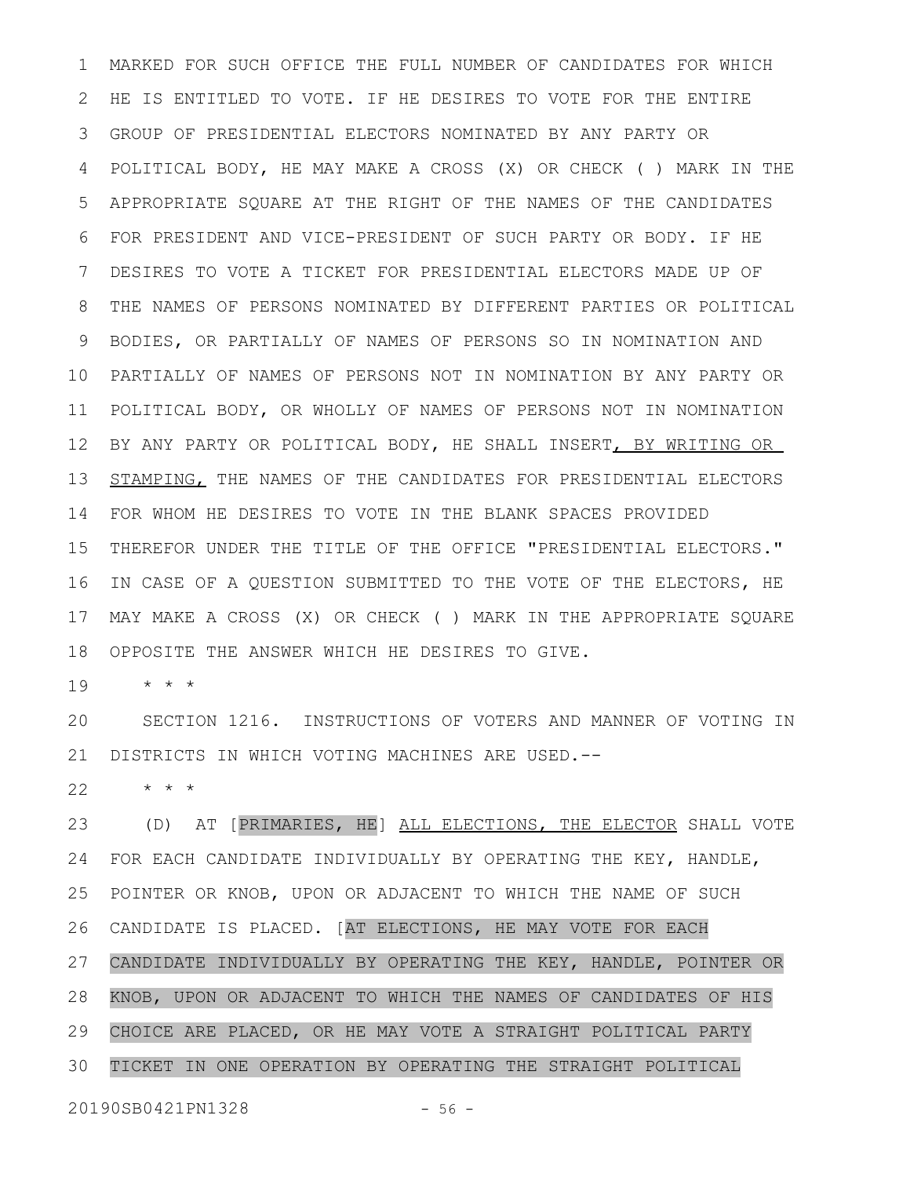MARKED FOR SUCH OFFICE THE FULL NUMBER OF CANDIDATES FOR WHICH HE IS ENTITLED TO VOTE. IF HE DESIRES TO VOTE FOR THE ENTIRE GROUP OF PRESIDENTIAL ELECTORS NOMINATED BY ANY PARTY OR POLITICAL BODY, HE MAY MAKE A CROSS (X) OR CHECK ( ) MARK IN THE APPROPRIATE SQUARE AT THE RIGHT OF THE NAMES OF THE CANDIDATES FOR PRESIDENT AND VICE-PRESIDENT OF SUCH PARTY OR BODY. IF HE DESIRES TO VOTE A TICKET FOR PRESIDENTIAL ELECTORS MADE UP OF THE NAMES OF PERSONS NOMINATED BY DIFFERENT PARTIES OR POLITICAL BODIES, OR PARTIALLY OF NAMES OF PERSONS SO IN NOMINATION AND PARTIALLY OF NAMES OF PERSONS NOT IN NOMINATION BY ANY PARTY OR POLITICAL BODY, OR WHOLLY OF NAMES OF PERSONS NOT IN NOMINATION BY ANY PARTY OR POLITICAL BODY, HE SHALL INSERT, BY WRITING OR STAMPING, THE NAMES OF THE CANDIDATES FOR PRESIDENTIAL ELECTORS FOR WHOM HE DESIRES TO VOTE IN THE BLANK SPACES PROVIDED THEREFOR UNDER THE TITLE OF THE OFFICE "PRESIDENTIAL ELECTORS." IN CASE OF A QUESTION SUBMITTED TO THE VOTE OF THE ELECTORS, HE MAY MAKE A CROSS (X) OR CHECK ( ) MARK IN THE APPROPRIATE SQUARE OPPOSITE THE ANSWER WHICH HE DESIRES TO GIVE.

\* \* \*

SECTION 1216. INSTRUCTIONS OF VOTERS AND MANNER OF VOTING IN DISTRICTS IN WHICH VOTING MACHINES ARE USED.--

\* \* \*

(D) AT [PRIMARIES, HE] ALL ELECTIONS, THE ELECTOR SHALL VOTE FOR EACH CANDIDATE INDIVIDUALLY BY OPERATING THE KEY, HANDLE, POINTER OR KNOB, UPON OR ADJACENT TO WHICH THE NAME OF SUCH CANDIDATE IS PLACED. [AT ELECTIONS, HE MAY VOTE FOR EACH CANDIDATE INDIVIDUALLY BY OPERATING THE KEY, HANDLE, POINTER OR KNOB, UPON OR ADJACENT TO WHICH THE NAMES OF CANDIDATES OF HIS CHOICE ARE PLACED, OR HE MAY VOTE A STRAIGHT POLITICAL PARTY TICKET IN ONE OPERATION BY OPERATING THE STRAIGHT POLITICAL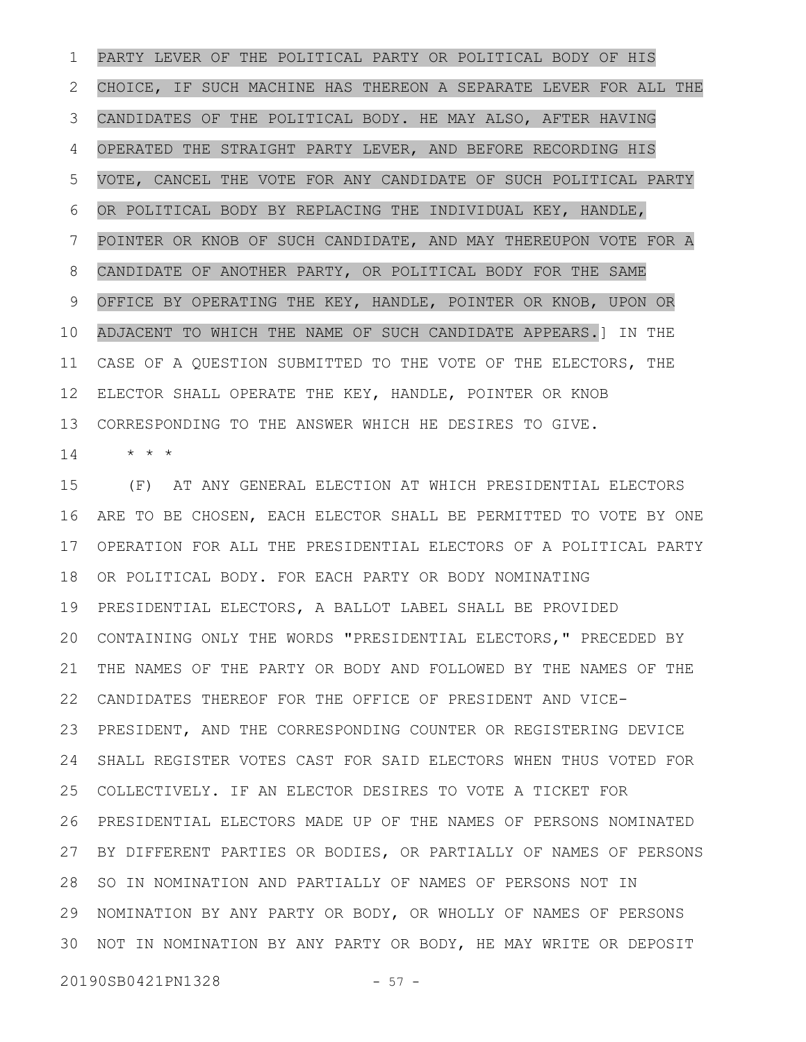PARTY LEVER OF THE POLITICAL PARTY OR POLITICAL BODY OF HIS CHOICE, IF SUCH MACHINE HAS THEREON A SEPARATE LEVER FOR ALL THE CANDIDATES OF THE POLITICAL BODY. HE MAY ALSO, AFTER HAVING OPERATED THE STRAIGHT PARTY LEVER, AND BEFORE RECORDING HIS VOTE, CANCEL THE VOTE FOR ANY CANDIDATE OF SUCH POLITICAL PARTY OR POLITICAL BODY BY REPLACING THE INDIVIDUAL KEY, HANDLE, POINTER OR KNOB OF SUCH CANDIDATE, AND MAY THEREUPON VOTE FOR A CANDIDATE OF ANOTHER PARTY, OR POLITICAL BODY FOR THE SAME OFFICE BY OPERATING THE KEY, HANDLE, POINTER OR KNOB, UPON OR ADJACENT TO WHICH THE NAME OF SUCH CANDIDATE APPEARS.] IN THE CASE OF A QUESTION SUBMITTED TO THE VOTE OF THE ELECTORS, THE ELECTOR SHALL OPERATE THE KEY, HANDLE, POINTER OR KNOB CORRESPONDING TO THE ANSWER WHICH HE DESIRES TO GIVE.

\* \* \*

(F) AT ANY GENERAL ELECTION AT WHICH PRESIDENTIAL ELECTORS ARE TO BE CHOSEN, EACH ELECTOR SHALL BE PERMITTED TO VOTE BY ONE OPERATION FOR ALL THE PRESIDENTIAL ELECTORS OF A POLITICAL PARTY OR POLITICAL BODY. FOR EACH PARTY OR BODY NOMINATING PRESIDENTIAL ELECTORS, A BALLOT LABEL SHALL BE PROVIDED CONTAINING ONLY THE WORDS "PRESIDENTIAL ELECTORS," PRECEDED BY THE NAMES OF THE PARTY OR BODY AND FOLLOWED BY THE NAMES OF THE CANDIDATES THEREOF FOR THE OFFICE OF PRESIDENT AND VICE-PRESIDENT, AND THE CORRESPONDING COUNTER OR REGISTERING DEVICE SHALL REGISTER VOTES CAST FOR SAID ELECTORS WHEN THUS VOTED FOR COLLECTIVELY. IF AN ELECTOR DESIRES TO VOTE A TICKET FOR PRESIDENTIAL ELECTORS MADE UP OF THE NAMES OF PERSONS NOMINATED BY DIFFERENT PARTIES OR BODIES, OR PARTIALLY OF NAMES OF PERSONS SO IN NOMINATION AND PARTIALLY OF NAMES OF PERSONS NOT IN NOMINATION BY ANY PARTY OR BODY, OR WHOLLY OF NAMES OF PERSONS NOT IN NOMINATION BY ANY PARTY OR BODY, HE MAY WRITE OR DEPOSIT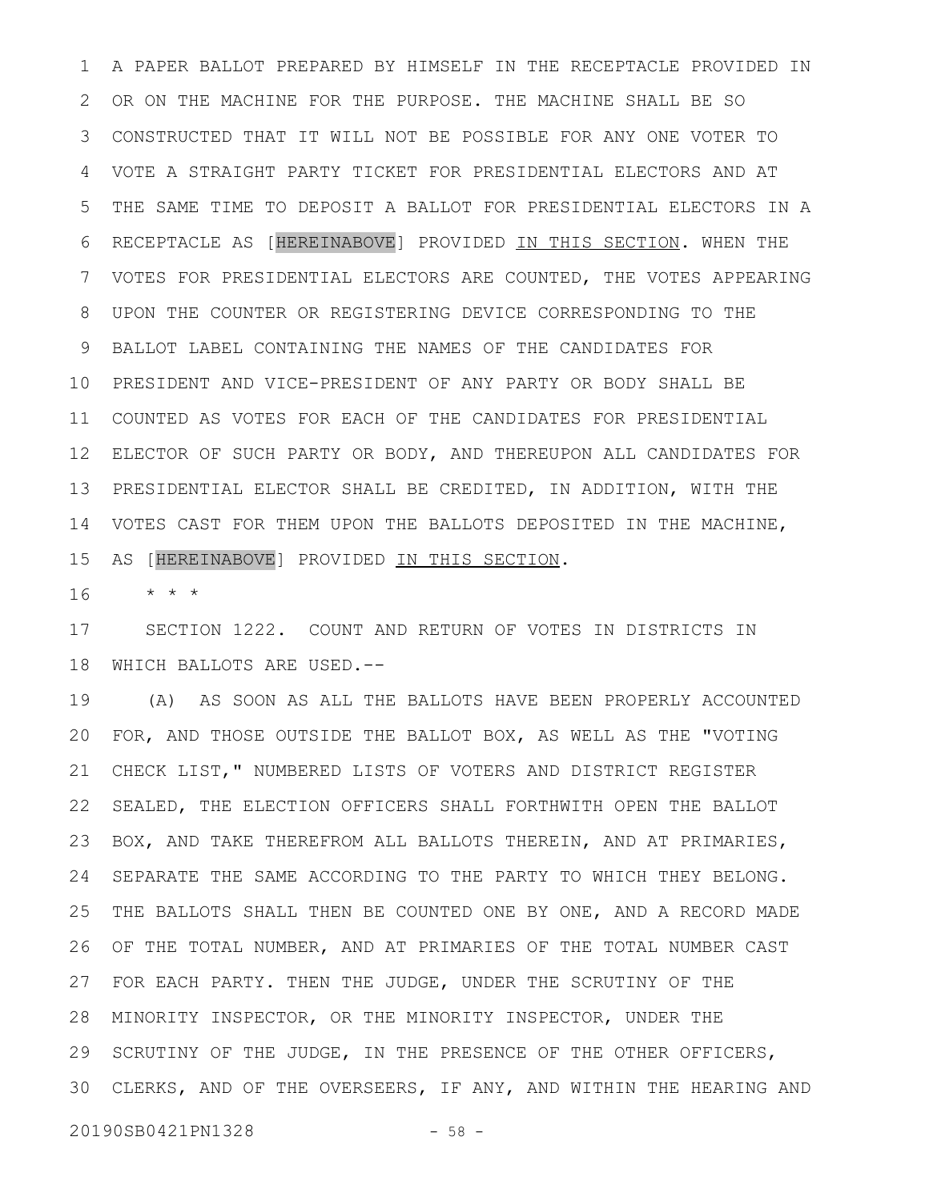A PAPER BALLOT PREPARED BY HIMSELF IN THE RECEPTACLE PROVIDED IN OR ON THE MACHINE FOR THE PURPOSE. THE MACHINE SHALL BE SO CONSTRUCTED THAT IT WILL NOT BE POSSIBLE FOR ANY ONE VOTER TO VOTE A STRAIGHT PARTY TICKET FOR PRESIDENTIAL ELECTORS AND AT THE SAME TIME TO DEPOSIT A BALLOT FOR PRESIDENTIAL ELECTORS IN A RECEPTACLE AS [HEREINABOVE] PROVIDED IN THIS SECTION. WHEN THE VOTES FOR PRESIDENTIAL ELECTORS ARE COUNTED, THE VOTES APPEARING UPON THE COUNTER OR REGISTERING DEVICE CORRESPONDING TO THE BALLOT LABEL CONTAINING THE NAMES OF THE CANDIDATES FOR PRESIDENT AND VICE-PRESIDENT OF ANY PARTY OR BODY SHALL BE COUNTED AS VOTES FOR EACH OF THE CANDIDATES FOR PRESIDENTIAL ELECTOR OF SUCH PARTY OR BODY, AND THEREUPON ALL CANDIDATES FOR PRESIDENTIAL ELECTOR SHALL BE CREDITED, IN ADDITION, WITH THE VOTES CAST FOR THEM UPON THE BALLOTS DEPOSITED IN THE MACHINE, AS [HEREINABOVE] PROVIDED IN THIS SECTION.

\* \* \*

SECTION 1222. COUNT AND RETURN OF VOTES IN DISTRICTS IN WHICH BALLOTS ARE USED.--

(A) AS SOON AS ALL THE BALLOTS HAVE BEEN PROPERLY ACCOUNTED FOR, AND THOSE OUTSIDE THE BALLOT BOX, AS WELL AS THE "VOTING CHECK LIST," NUMBERED LISTS OF VOTERS AND DISTRICT REGISTER SEALED, THE ELECTION OFFICERS SHALL FORTHWITH OPEN THE BALLOT BOX, AND TAKE THEREFROM ALL BALLOTS THEREIN, AND AT PRIMARIES, SEPARATE THE SAME ACCORDING TO THE PARTY TO WHICH THEY BELONG. THE BALLOTS SHALL THEN BE COUNTED ONE BY ONE, AND A RECORD MADE OF THE TOTAL NUMBER, AND AT PRIMARIES OF THE TOTAL NUMBER CAST FOR EACH PARTY. THEN THE JUDGE, UNDER THE SCRUTINY OF THE MINORITY INSPECTOR, OR THE MINORITY INSPECTOR, UNDER THE SCRUTINY OF THE JUDGE, IN THE PRESENCE OF THE OTHER OFFICERS, CLERKS, AND OF THE OVERSEERS, IF ANY, AND WITHIN THE HEARING AND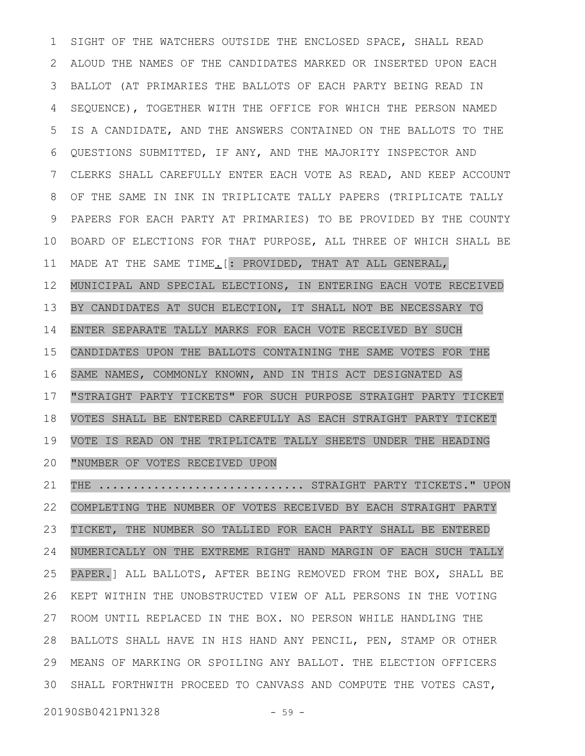SIGHT OF THE WATCHERS OUTSIDE THE ENCLOSED SPACE, SHALL READ ALOUD THE NAMES OF THE CANDIDATES MARKED OR INSERTED UPON EACH BALLOT (AT PRIMARIES THE BALLOTS OF EACH PARTY BEING READ IN SEQUENCE), TOGETHER WITH THE OFFICE FOR WHICH THE PERSON NAMED IS A CANDIDATE, AND THE ANSWERS CONTAINED ON THE BALLOTS TO THE QUESTIONS SUBMITTED, IF ANY, AND THE MAJORITY INSPECTOR AND CLERKS SHALL CAREFULLY ENTER EACH VOTE AS READ, AND KEEP ACCOUNT OF THE SAME IN INK IN TRIPLICATE TALLY PAPERS (TRIPLICATE TALLY PAPERS FOR EACH PARTY AT PRIMARIES) TO BE PROVIDED BY THE COUNTY BOARD OF ELECTIONS FOR THAT PURPOSE, ALL THREE OF WHICH SHALL BE MADE AT THE SAME TIME.[: PROVIDED, THAT AT ALL GENERAL, MUNICIPAL AND SPECIAL ELECTIONS, IN ENTERING EACH VOTE RECEIVED BY CANDIDATES AT SUCH ELECTION, IT SHALL NOT BE NECESSARY TO ENTER SEPARATE TALLY MARKS FOR EACH VOTE RECEIVED BY SUCH CANDIDATES UPON THE BALLOTS CONTAINING THE SAME VOTES FOR THE SAME NAMES, COMMONLY KNOWN, AND IN THIS ACT DESIGNATED AS "STRAIGHT PARTY TICKETS" FOR SUCH PURPOSE STRAIGHT PARTY TICKET VOTES SHALL BE ENTERED CAREFULLY AS EACH STRAIGHT PARTY TICKET VOTE IS READ ON THE TRIPLICATE TALLY SHEETS UNDER THE HEADING "NUMBER OF VOTES RECEIVED UPON

THE ............................ STRAIGHT PARTY TICKETS." UPON COMPLETING THE NUMBER OF VOTES RECEIVED BY EACH STRAIGHT PARTY TICKET, THE NUMBER SO TALLIED FOR EACH PARTY SHALL BE ENTERED NUMERICALLY ON THE EXTREME RIGHT HAND MARGIN OF EACH SUCH TALLY PAPER.] ALL BALLOTS, AFTER BEING REMOVED FROM THE BOX, SHALL BE KEPT WITHIN THE UNOBSTRUCTED VIEW OF ALL PERSONS IN THE VOTING ROOM UNTIL REPLACED IN THE BOX. NO PERSON WHILE HANDLING THE BALLOTS SHALL HAVE IN HIS HAND ANY PENCIL, PEN, STAMP OR OTHER MEANS OF MARKING OR SPOILING ANY BALLOT. THE ELECTION OFFICERS SHALL FORTHWITH PROCEED TO CANVASS AND COMPUTE THE VOTES CAST,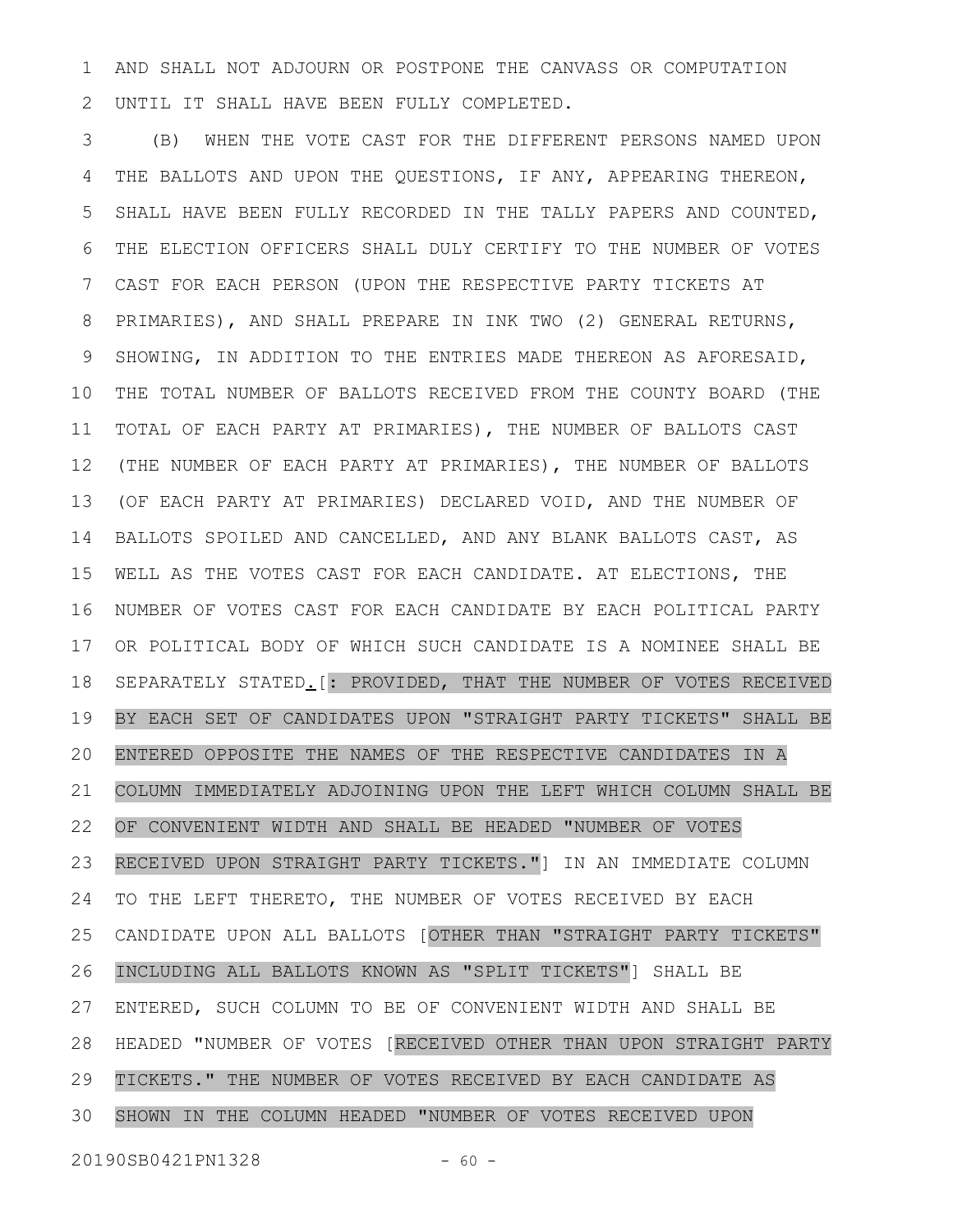AND SHALL NOT ADJOURN OR POSTPONE THE CANVASS OR COMPUTATION UNTIL IT SHALL HAVE BEEN FULLY COMPLETED.

(B) WHEN THE VOTE CAST FOR THE DIFFERENT PERSONS NAMED UPON THE BALLOTS AND UPON THE QUESTIONS, IF ANY, APPEARING THEREON, SHALL HAVE BEEN FULLY RECORDED IN THE TALLY PAPERS AND COUNTED, THE ELECTION OFFICERS SHALL DULY CERTIFY TO THE NUMBER OF VOTES CAST FOR EACH PERSON (UPON THE RESPECTIVE PARTY TICKETS AT PRIMARIES), AND SHALL PREPARE IN INK TWO (2) GENERAL RETURNS, SHOWING, IN ADDITION TO THE ENTRIES MADE THEREON AS AFORESAID, THE TOTAL NUMBER OF BALLOTS RECEIVED FROM THE COUNTY BOARD (THE TOTAL OF EACH PARTY AT PRIMARIES), THE NUMBER OF BALLOTS CAST (THE NUMBER OF EACH PARTY AT PRIMARIES), THE NUMBER OF BALLOTS (OF EACH PARTY AT PRIMARIES) DECLARED VOID, AND THE NUMBER OF BALLOTS SPOILED AND CANCELLED, AND ANY BLANK BALLOTS CAST, AS WELL AS THE VOTES CAST FOR EACH CANDIDATE. AT ELECTIONS, THE NUMBER OF VOTES CAST FOR EACH CANDIDATE BY EACH POLITICAL PARTY OR POLITICAL BODY OF WHICH SUCH CANDIDATE IS A NOMINEE SHALL BE SEPARATELY STATED.[: PROVIDED, THAT THE NUMBER OF VOTES RECEIVED BY EACH SET OF CANDIDATES UPON "STRAIGHT PARTY TICKETS" SHALL BE ENTERED OPPOSITE THE NAMES OF THE RESPECTIVE CANDIDATES IN A COLUMN IMMEDIATELY ADJOINING UPON THE LEFT WHICH COLUMN SHALL BE OF CONVENIENT WIDTH AND SHALL BE HEADED "NUMBER OF VOTES RECEIVED UPON STRAIGHT PARTY TICKETS."] IN AN IMMEDIATE COLUMN TO THE LEFT THERETO, THE NUMBER OF VOTES RECEIVED BY EACH CANDIDATE UPON ALL BALLOTS [OTHER THAN "STRAIGHT PARTY TICKETS" INCLUDING ALL BALLOTS KNOWN AS "SPLIT TICKETS"] SHALL BE ENTERED, SUCH COLUMN TO BE OF CONVENIENT WIDTH AND SHALL BE HEADED "NUMBER OF VOTES [RECEIVED OTHER THAN UPON STRAIGHT PARTY TICKETS." THE NUMBER OF VOTES RECEIVED BY EACH CANDIDATE AS SHOWN IN THE COLUMN HEADED "NUMBER OF VOTES RECEIVED UPON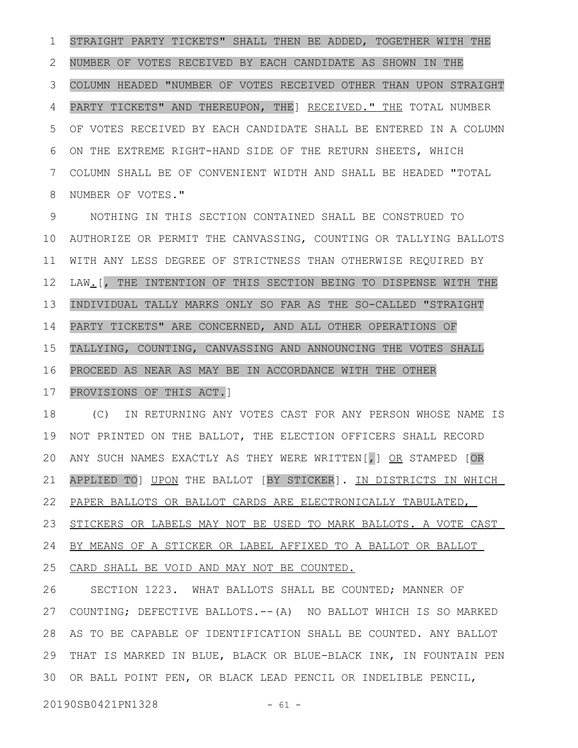STRAIGHT PARTY TICKETS" SHALL THEN BE ADDED, TOGETHER WITH THE NUMBER OF VOTES RECEIVED BY EACH CANDIDATE AS SHOWN IN THE COLUMN HEADED "NUMBER OF VOTES RECEIVED OTHER THAN UPON STRAIGHT PARTY TICKETS" AND THEREUPON, THE] RECEIVED." THE TOTAL NUMBER OF VOTES RECEIVED BY EACH CANDIDATE SHALL BE ENTERED IN A COLUMN ON THE EXTREME RIGHT-HAND SIDE OF THE RETURN SHEETS, WHICH COLUMN SHALL BE OF CONVENIENT WIDTH AND SHALL BE HEADED "TOTAL NUMBER OF VOTES."

NOTHING IN THIS SECTION CONTAINED SHALL BE CONSTRUED TO AUTHORIZE OR PERMIT THE CANVASSING, COUNTING OR TALLYING BALLOTS WITH ANY LESS DEGREE OF STRICTNESS THAN OTHERWISE REQUIRED BY LAW.[, THE INTENTION OF THIS SECTION BEING TO DISPENSE WITH THE INDIVIDUAL TALLY MARKS ONLY SO FAR AS THE SO-CALLED "STRAIGHT PARTY TICKETS" ARE CONCERNED, AND ALL OTHER OPERATIONS OF TALLYING, COUNTING, CANVASSING AND ANNOUNCING THE VOTES SHALL PROCEED AS NEAR AS MAY BE IN ACCORDANCE WITH THE OTHER PROVISIONS OF THIS ACT.]

(C) IN RETURNING ANY VOTES CAST FOR ANY PERSON WHOSE NAME IS NOT PRINTED ON THE BALLOT, THE ELECTION OFFICERS SHALL RECORD ANY SUCH NAMES EXACTLY AS THEY WERE WRITTEN[,] OR STAMPED [OR APPLIED TO] UPON THE BALLOT [BY STICKER]. IN DISTRICTS IN WHICH PAPER BALLOTS OR BALLOT CARDS ARE ELECTRONICALLY TABULATED, STICKERS OR LABELS MAY NOT BE USED TO MARK BALLOTS. A VOTE CAST BY MEANS OF A STICKER OR LABEL AFFIXED TO A BALLOT OR BALLOT CARD SHALL BE VOID AND MAY NOT BE COUNTED.

SECTION 1223. WHAT BALLOTS SHALL BE COUNTED; MANNER OF COUNTING; DEFECTIVE BALLOTS.--(A) NO BALLOT WHICH IS SO MARKED AS TO BE CAPABLE OF IDENTIFICATION SHALL BE COUNTED. ANY BALLOT THAT IS MARKED IN BLUE, BLACK OR BLUE-BLACK INK, IN FOUNTAIN PEN OR BALL POINT PEN, OR BLACK LEAD PENCIL OR INDELIBLE PENCIL,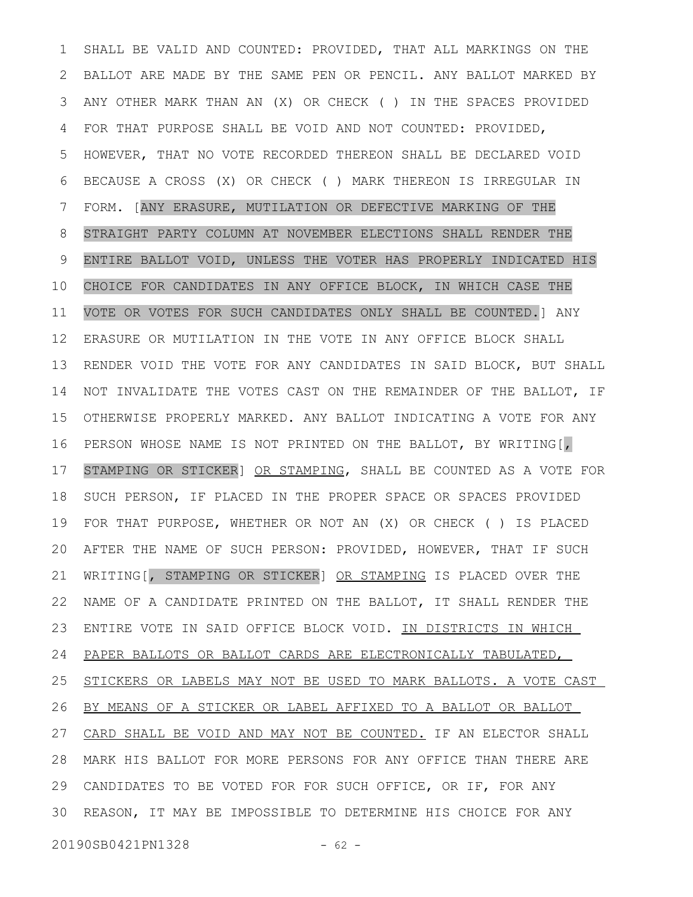SHALL BE VALID AND COUNTED: PROVIDED, THAT ALL MARKINGS ON THE BALLOT ARE MADE BY THE SAME PEN OR PENCIL. ANY BALLOT MARKED BY ANY OTHER MARK THAN AN (X) OR CHECK ( ) IN THE SPACES PROVIDED FOR THAT PURPOSE SHALL BE VOID AND NOT COUNTED: PROVIDED, HOWEVER, THAT NO VOTE RECORDED THEREON SHALL BE DECLARED VOID BECAUSE A CROSS (X) OR CHECK ( ) MARK THEREON IS IRREGULAR IN FORM. [ANY ERASURE, MUTILATION OR DEFECTIVE MARKING OF THE STRAIGHT PARTY COLUMN AT NOVEMBER ELECTIONS SHALL RENDER THE ENTIRE BALLOT VOID, UNLESS THE VOTER HAS PROPERLY INDICATED HIS CHOICE FOR CANDIDATES IN ANY OFFICE BLOCK, IN WHICH CASE THE VOTE OR VOTES FOR SUCH CANDIDATES ONLY SHALL BE COUNTED.] ANY ERASURE OR MUTILATION IN THE VOTE IN ANY OFFICE BLOCK SHALL RENDER VOID THE VOTE FOR ANY CANDIDATES IN SAID BLOCK, BUT SHALL NOT INVALIDATE THE VOTES CAST ON THE REMAINDER OF THE BALLOT, IF OTHERWISE PROPERLY MARKED. ANY BALLOT INDICATING A VOTE FOR ANY PERSON WHOSE NAME IS NOT PRINTED ON THE BALLOT, BY WRITING[, STAMPING OR STICKER] OR STAMPING, SHALL BE COUNTED AS A VOTE FOR SUCH PERSON, IF PLACED IN THE PROPER SPACE OR SPACES PROVIDED FOR THAT PURPOSE, WHETHER OR NOT AN (X) OR CHECK ( ) IS PLACED AFTER THE NAME OF SUCH PERSON: PROVIDED, HOWEVER, THAT IF SUCH WRITING[, STAMPING OR STICKER] OR STAMPING IS PLACED OVER THE NAME OF A CANDIDATE PRINTED ON THE BALLOT, IT SHALL RENDER THE ENTIRE VOTE IN SAID OFFICE BLOCK VOID. IN DISTRICTS IN WHICH PAPER BALLOTS OR BALLOT CARDS ARE ELECTRONICALLY TABULATED, STICKERS OR LABELS MAY NOT BE USED TO MARK BALLOTS. A VOTE CAST BY MEANS OF A STICKER OR LABEL AFFIXED TO A BALLOT OR BALLOT CARD SHALL BE VOID AND MAY NOT BE COUNTED. IF AN ELECTOR SHALL MARK HIS BALLOT FOR MORE PERSONS FOR ANY OFFICE THAN THERE ARE CANDIDATES TO BE VOTED FOR FOR SUCH OFFICE, OR IF, FOR ANY REASON, IT MAY BE IMPOSSIBLE TO DETERMINE HIS CHOICE FOR ANY

20190SB0421PN1328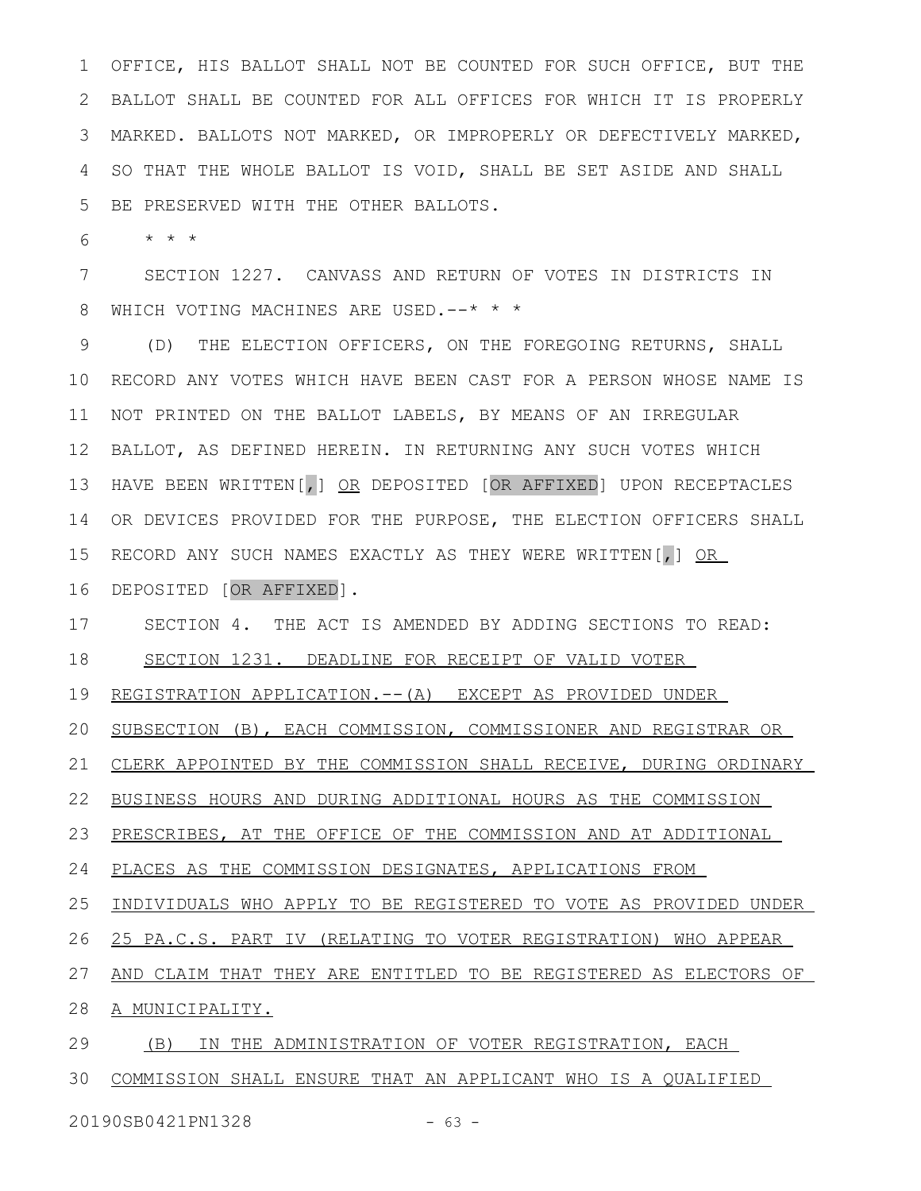OFFICE, HIS BALLOT SHALL NOT BE COUNTED FOR SUCH OFFICE, BUT THE BALLOT SHALL BE COUNTED FOR ALL OFFICES FOR WHICH IT IS PROPERLY MARKED. BALLOTS NOT MARKED, OR IMPROPERLY OR DEFECTIVELY MARKED, SO THAT THE WHOLE BALLOT IS VOID, SHALL BE SET ASIDE AND SHALL BE PRESERVED WITH THE OTHER BALLOTS.

\* \* \*

SECTION 1227. CANVASS AND RETURN OF VOTES IN DISTRICTS IN WHICH VOTING MACHINES ARE USED.--\* \* \*

(D) THE ELECTION OFFICERS, ON THE FOREGOING RETURNS, SHALL RECORD ANY VOTES WHICH HAVE BEEN CAST FOR A PERSON WHOSE NAME IS NOT PRINTED ON THE BALLOT LABELS, BY MEANS OF AN IRREGULAR BALLOT, AS DEFINED HEREIN. IN RETURNING ANY SUCH VOTES WHICH HAVE BEEN WRITTEN[,] OR DEPOSITED [OR AFFIXED] UPON RECEPTACLES OR DEVICES PROVIDED FOR THE PURPOSE, THE ELECTION OFFICERS SHALL RECORD ANY SUCH NAMES EXACTLY AS THEY WERE WRITTEN[,] OR DEPOSITED [OR AFFIXED].

SECTION 4. THE ACT IS AMENDED BY ADDING SECTIONS TO READ:

SECTION 1231. DEADLINE FOR RECEIPT OF VALID VOTER REGISTRATION APPLICATION.--(A) EXCEPT AS PROVIDED UNDER SUBSECTION (B), EACH COMMISSION, COMMISSIONER AND REGISTRAR OR CLERK APPOINTED BY THE COMMISSION SHALL RECEIVE, DURING ORDINARY BUSINESS HOURS AND DURING ADDITIONAL HOURS AS THE COMMISSION PRESCRIBES, AT THE OFFICE OF THE COMMISSION AND AT ADDITIONAL PLACES AS THE COMMISSION DESIGNATES, APPLICATIONS FROM INDIVIDUALS WHO APPLY TO BE REGISTERED TO VOTE AS PROVIDED UNDER 25 PA.C.S. PART IV (RELATING TO VOTER REGISTRATION) WHO APPEAR AND CLAIM THAT THEY ARE ENTITLED TO BE REGISTERED AS ELECTORS OF A MUNICIPALITY.

(B) IN THE ADMINISTRATION OF VOTER REGISTRATION, EACH COMMISSION SHALL ENSURE THAT AN APPLICANT WHO IS A QUALIFIED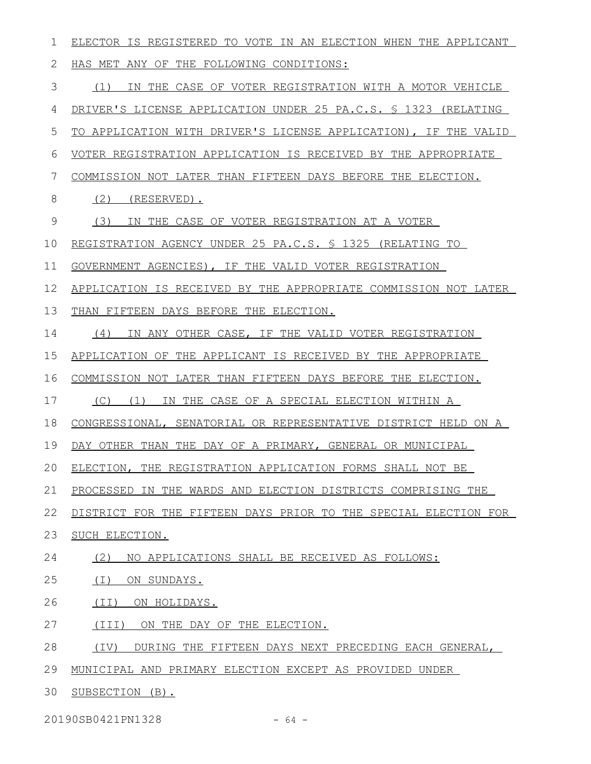ELECTOR IS REGISTERED TO VOTE IN AN ELECTION WHEN THE APPLICANT HAS MET ANY OF THE FOLLOWING CONDITIONS:

(1) IN THE CASE OF VOTER REGISTRATION WITH A MOTOR VEHICLE DRIVER'S LICENSE APPLICATION UNDER 25 PA.C.S. § 1323 (RELATING TO APPLICATION WITH DRIVER'S LICENSE APPLICATION), IF THE VALID VOTER REGISTRATION APPLICATION IS RECEIVED BY THE APPROPRIATE COMMISSION NOT LATER THAN FIFTEEN DAYS BEFORE THE ELECTION.

(2) (RESERVED).

(3) IN THE CASE OF VOTER REGISTRATION AT A VOTER REGISTRATION AGENCY UNDER 25 PA.C.S. § 1325 (RELATING TO GOVERNMENT AGENCIES), IF THE VALID VOTER REGISTRATION APPLICATION IS RECEIVED BY THE APPROPRIATE COMMISSION NOT LATER THAN FIFTEEN DAYS BEFORE THE ELECTION.

(4) IN ANY OTHER CASE, IF THE VALID VOTER REGISTRATION APPLICATION OF THE APPLICANT IS RECEIVED BY THE APPROPRIATE COMMISSION NOT LATER THAN FIFTEEN DAYS BEFORE THE ELECTION.

(C) (1) IN THE CASE OF A SPECIAL ELECTION WITHIN A CONGRESSIONAL, SENATORIAL OR REPRESENTATIVE DISTRICT HELD ON A DAY OTHER THAN THE DAY OF A PRIMARY, GENERAL OR MUNICIPAL ELECTION, THE REGISTRATION APPLICATION FORMS SHALL NOT BE PROCESSED IN THE WARDS AND ELECTION DISTRICTS COMPRISING THE DISTRICT FOR THE FIFTEEN DAYS PRIOR TO THE SPECIAL ELECTION FOR SUCH ELECTION.

(2) NO APPLICATIONS SHALL BE RECEIVED AS FOLLOWS:

(I) ON SUNDAYS.

(II) ON HOLIDAYS.

(III) ON THE DAY OF THE ELECTION.

(IV) DURING THE FIFTEEN DAYS NEXT PRECEDING EACH GENERAL, MUNICIPAL AND PRIMARY ELECTION EXCEPT AS PROVIDED UNDER SUBSECTION (B).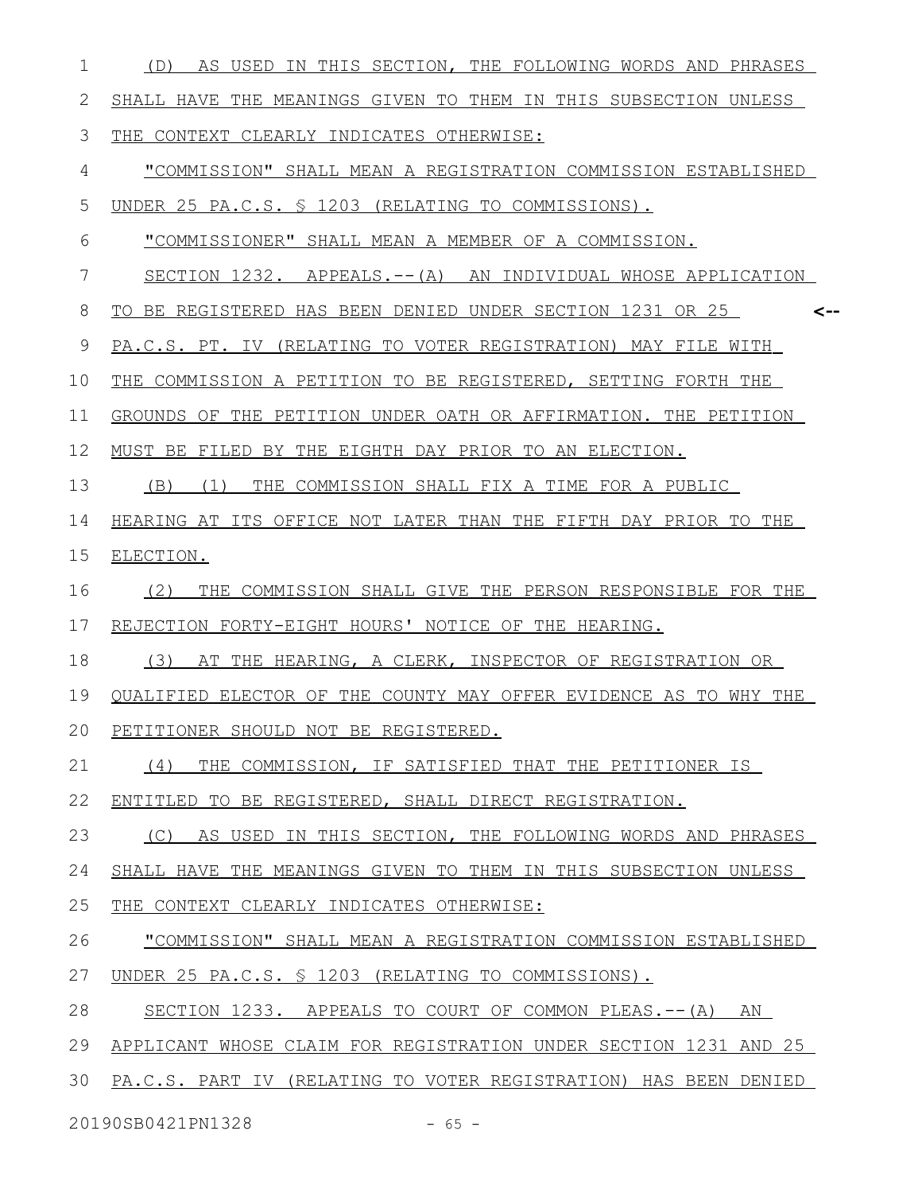(D) AS USED IN THIS SECTION, THE FOLLOWING WORDS AND PHRASES SHALL HAVE THE MEANINGS GIVEN TO THEM IN THIS SUBSECTION UNLESS THE CONTEXT CLEARLY INDICATES OTHERWISE:

"COMMISSION" SHALL MEAN A REGISTRATION COMMISSION ESTABLISHED UNDER 25 PA.C.S. § 1203 (RELATING TO COMMISSIONS).

"COMMISSIONER" SHALL MEAN A MEMBER OF A COMMISSION.

SECTION 1232. APPEALS.--(A) AN INDIVIDUAL WHOSE APPLICATION TO BE REGISTERED HAS BEEN DENIED UNDER SECTION 1231 OR 25 PA.C.S. PT. IV (RELATING TO VOTER REGISTRATION) MAY FILE WITH THE COMMISSION A PETITION TO BE REGISTERED, SETTING FORTH THE GROUNDS OF THE PETITION UNDER OATH OR AFFIRMATION. THE PETITION MUST BE FILED BY THE EIGHTH DAY PRIOR TO AN ELECTION.

(B) (1) THE COMMISSION SHALL FIX A TIME FOR A PUBLIC HEARING AT ITS OFFICE NOT LATER THAN THE FIFTH DAY PRIOR TO THE ELECTION.

(2) THE COMMISSION SHALL GIVE THE PERSON RESPONSIBLE FOR THE REJECTION FORTY-EIGHT HOURS' NOTICE OF THE HEARING.

(3) AT THE HEARING, A CLERK, INSPECTOR OF REGISTRATION OR QUALIFIED ELECTOR OF THE COUNTY MAY OFFER EVIDENCE AS TO WHY THE PETITIONER SHOULD NOT BE REGISTERED.

(4) THE COMMISSION, IF SATISFIED THAT THE PETITIONER IS ENTITLED TO BE REGISTERED, SHALL DIRECT REGISTRATION.

(C) AS USED IN THIS SECTION, THE FOLLOWING WORDS AND PHRASES SHALL HAVE THE MEANINGS GIVEN TO THEM IN THIS SUBSECTION UNLESS THE CONTEXT CLEARLY INDICATES OTHERWISE:

"COMMISSION" SHALL MEAN A REGISTRATION COMMISSION ESTABLISHED UNDER 25 PA.C.S. § 1203 (RELATING TO COMMISSIONS).

SECTION 1233. APPEALS TO COURT OF COMMON PLEAS.--(A) AN APPLICANT WHOSE CLAIM FOR REGISTRATION UNDER SECTION 1231 AND 25 PA.C.S. PART IV (RELATING TO VOTER REGISTRATION) HAS BEEN DENIED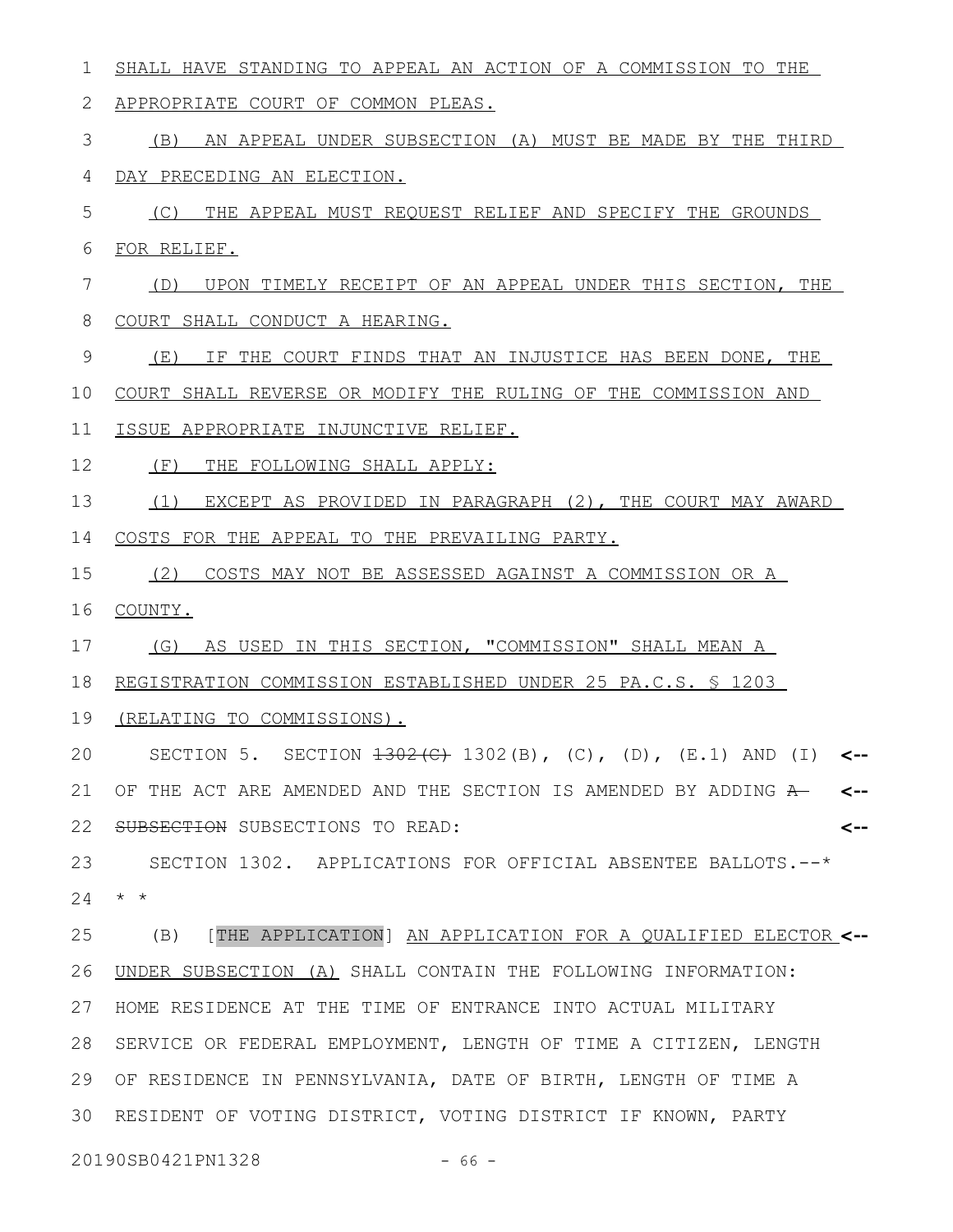SHALL HAVE STANDING TO APPEAL AN ACTION OF A COMMISSION TO THE APPROPRIATE COURT OF COMMON PLEAS.

(B) AN APPEAL UNDER SUBSECTION (A) MUST BE MADE BY THE THIRD DAY PRECEDING AN ELECTION.

(C) THE APPEAL MUST REQUEST RELIEF AND SPECIFY THE GROUNDS FOR RELIEF.

(D) UPON TIMELY RECEIPT OF AN APPEAL UNDER THIS SECTION, THE COURT SHALL CONDUCT A HEARING.

(E) IF THE COURT FINDS THAT AN INJUSTICE HAS BEEN DONE, THE COURT SHALL REVERSE OR MODIFY THE RULING OF THE COMMISSION AND ISSUE APPROPRIATE INJUNCTIVE RELIEF.

(F) THE FOLLOWING SHALL APPLY:

(1) EXCEPT AS PROVIDED IN PARAGRAPH (2), THE COURT MAY AWARD COSTS FOR THE APPEAL TO THE PREVAILING PARTY.

(2) COSTS MAY NOT BE ASSESSED AGAINST A COMMISSION OR A COUNTY.

(G) AS USED IN THIS SECTION, "COMMISSION" SHALL MEAN A REGISTRATION COMMISSION ESTABLISHED UNDER 25 PA.C.S. § 1203 (RELATING TO COMMISSIONS).

SECTION 5. SECTION ~~1302(C)~~ 1302(B), (C), (D), (E.1) AND (I) OF THE ACT ARE AMENDED AND THE SECTION IS AMENDED BY ADDING ~~A SUBSECTION~~ SUBSECTIONS TO READ:

SECTION 1302. APPLICATIONS FOR OFFICIAL ABSENTEE BALLOTS.--* * *

(B) [THE APPLICATION] AN APPLICATION FOR A QUALIFIED ELECTOR UNDER SUBSECTION (A) SHALL CONTAIN THE FOLLOWING INFORMATION: HOME RESIDENCE AT THE TIME OF ENTRANCE INTO ACTUAL MILITARY SERVICE OR FEDERAL EMPLOYMENT, LENGTH OF TIME A CITIZEN, LENGTH OF RESIDENCE IN PENNSYLVANIA, DATE OF BIRTH, LENGTH OF TIME A RESIDENT OF VOTING DISTRICT, VOTING DISTRICT IF KNOWN, PARTY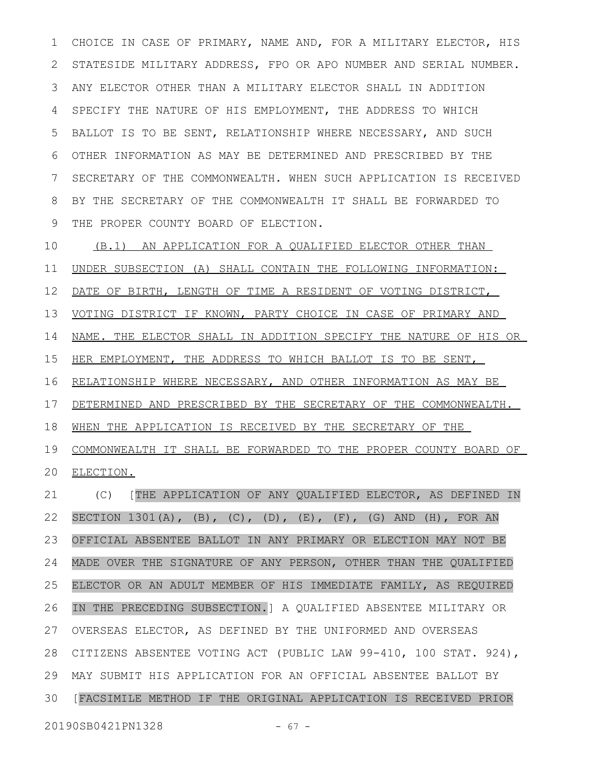CHOICE IN CASE OF PRIMARY, NAME AND, FOR A MILITARY ELECTOR, HIS STATESIDE MILITARY ADDRESS, FPO OR APO NUMBER AND SERIAL NUMBER. ANY ELECTOR OTHER THAN A MILITARY ELECTOR SHALL IN ADDITION SPECIFY THE NATURE OF HIS EMPLOYMENT, THE ADDRESS TO WHICH BALLOT IS TO BE SENT, RELATIONSHIP WHERE NECESSARY, AND SUCH OTHER INFORMATION AS MAY BE DETERMINED AND PRESCRIBED BY THE SECRETARY OF THE COMMONWEALTH. WHEN SUCH APPLICATION IS RECEIVED BY THE SECRETARY OF THE COMMONWEALTH IT SHALL BE FORWARDED TO THE PROPER COUNTY BOARD OF ELECTION.

(B.1) AN APPLICATION FOR A QUALIFIED ELECTOR OTHER THAN UNDER SUBSECTION (A) SHALL CONTAIN THE FOLLOWING INFORMATION: DATE OF BIRTH, LENGTH OF TIME A RESIDENT OF VOTING DISTRICT, VOTING DISTRICT IF KNOWN, PARTY CHOICE IN CASE OF PRIMARY AND NAME. THE ELECTOR SHALL IN ADDITION SPECIFY THE NATURE OF HIS OR HER EMPLOYMENT, THE ADDRESS TO WHICH BALLOT IS TO BE SENT, RELATIONSHIP WHERE NECESSARY, AND OTHER INFORMATION AS MAY BE DETERMINED AND PRESCRIBED BY THE SECRETARY OF THE COMMONWEALTH. WHEN THE APPLICATION IS RECEIVED BY THE SECRETARY OF THE COMMONWEALTH IT SHALL BE FORWARDED TO THE PROPER COUNTY BOARD OF ELECTION.

(C) [THE APPLICATION OF ANY QUALIFIED ELECTOR, AS DEFINED IN SECTION 1301(A), (B), (C), (D), (E), (F), (G) AND (H), FOR AN OFFICIAL ABSENTEE BALLOT IN ANY PRIMARY OR ELECTION MAY NOT BE MADE OVER THE SIGNATURE OF ANY PERSON, OTHER THAN THE QUALIFIED ELECTOR OR AN ADULT MEMBER OF HIS IMMEDIATE FAMILY, AS REQUIRED IN THE PRECEDING SUBSECTION.] A QUALIFIED ABSENTEE MILITARY OR OVERSEAS ELECTOR, AS DEFINED BY THE UNIFORMED AND OVERSEAS CITIZENS ABSENTEE VOTING ACT (PUBLIC LAW 99-410, 100 STAT. 924), MAY SUBMIT HIS APPLICATION FOR AN OFFICIAL ABSENTEE BALLOT BY [FACSIMILE METHOD IF THE ORIGINAL APPLICATION IS RECEIVED PRIOR

20190SB0421PN1328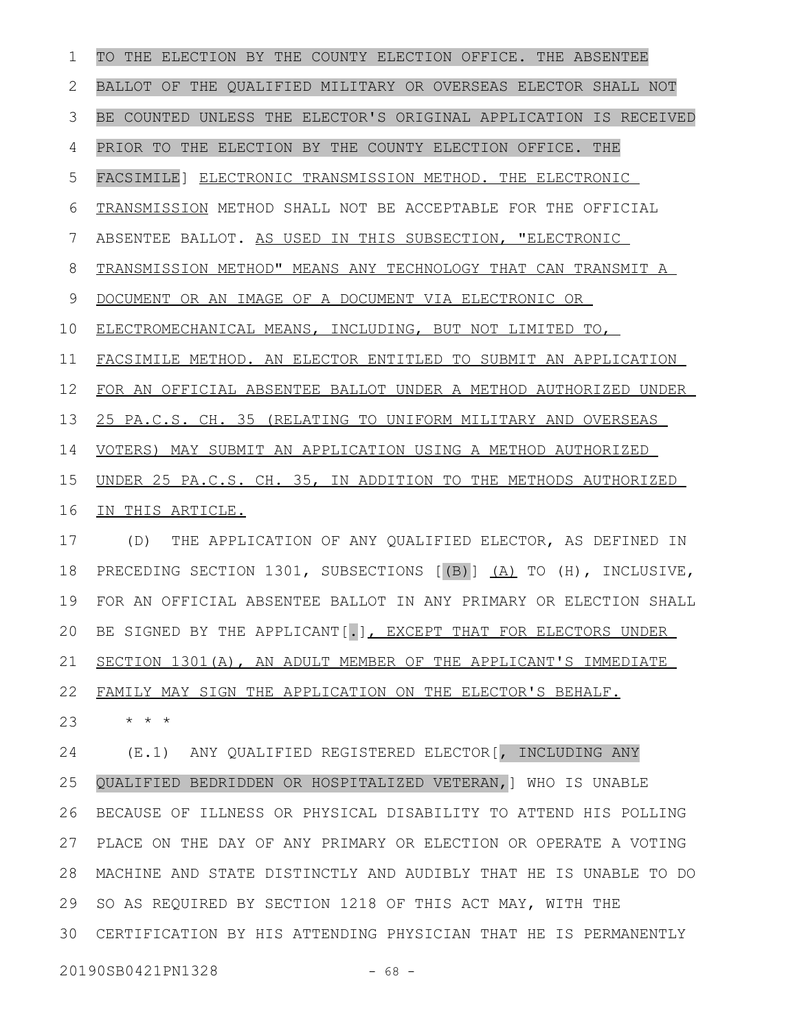TO THE ELECTION BY THE COUNTY ELECTION OFFICE. THE ABSENTEE BALLOT OF THE QUALIFIED MILITARY OR OVERSEAS ELECTOR SHALL NOT BE COUNTED UNLESS THE ELECTOR'S ORIGINAL APPLICATION IS RECEIVED PRIOR TO THE ELECTION BY THE COUNTY ELECTION OFFICE. THE FACSIMILE] ELECTRONIC TRANSMISSION METHOD. THE ELECTRONIC TRANSMISSION METHOD SHALL NOT BE ACCEPTABLE FOR THE OFFICIAL ABSENTEE BALLOT. AS USED IN THIS SUBSECTION, "ELECTRONIC TRANSMISSION METHOD" MEANS ANY TECHNOLOGY THAT CAN TRANSMIT A DOCUMENT OR AN IMAGE OF A DOCUMENT VIA ELECTRONIC OR ELECTROMECHANICAL MEANS, INCLUDING, BUT NOT LIMITED TO, FACSIMILE METHOD. AN ELECTOR ENTITLED TO SUBMIT AN APPLICATION FOR AN OFFICIAL ABSENTEE BALLOT UNDER A METHOD AUTHORIZED UNDER 25 PA.C.S. CH. 35 (RELATING TO UNIFORM MILITARY AND OVERSEAS VOTERS) MAY SUBMIT AN APPLICATION USING A METHOD AUTHORIZED UNDER 25 PA.C.S. CH. 35, IN ADDITION TO THE METHODS AUTHORIZED IN THIS ARTICLE.

(D) THE APPLICATION OF ANY QUALIFIED ELECTOR, AS DEFINED IN PRECEDING SECTION 1301, SUBSECTIONS [(B)] (A) TO (H), INCLUSIVE, FOR AN OFFICIAL ABSENTEE BALLOT IN ANY PRIMARY OR ELECTION SHALL BE SIGNED BY THE APPLICANT[.], EXCEPT THAT FOR ELECTORS UNDER SECTION 1301(A), AN ADULT MEMBER OF THE APPLICANT'S IMMEDIATE FAMILY MAY SIGN THE APPLICATION ON THE ELECTOR'S BEHALF.

* * *

(E.1) ANY QUALIFIED REGISTERED ELECTOR[, INCLUDING ANY QUALIFIED BEDRIDDEN OR HOSPITALIZED VETERAN,] WHO IS UNABLE BECAUSE OF ILLNESS OR PHYSICAL DISABILITY TO ATTEND HIS POLLING PLACE ON THE DAY OF ANY PRIMARY OR ELECTION OR OPERATE A VOTING MACHINE AND STATE DISTINCTLY AND AUDIBLY THAT HE IS UNABLE TO DO SO AS REQUIRED BY SECTION 1218 OF THIS ACT MAY, WITH THE CERTIFICATION BY HIS ATTENDING PHYSICIAN THAT HE IS PERMANENTLY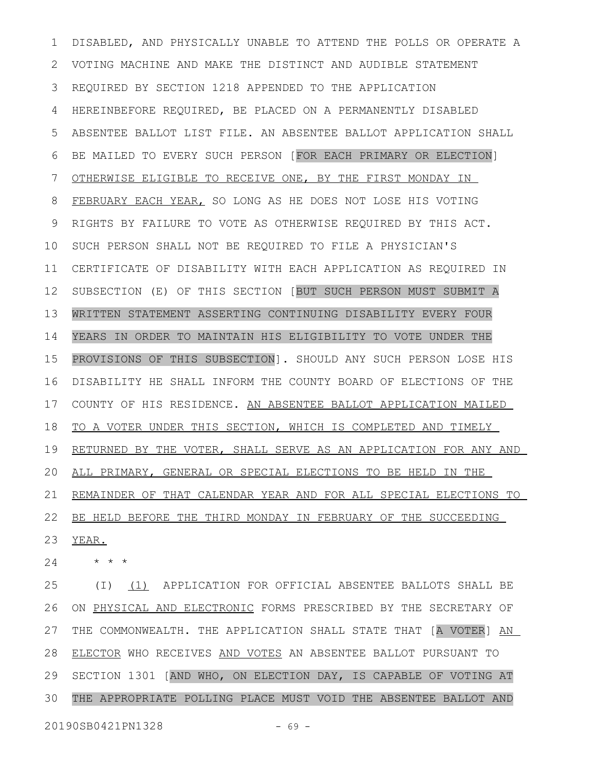DISABLED, AND PHYSICALLY UNABLE TO ATTEND THE POLLS OR OPERATE A VOTING MACHINE AND MAKE THE DISTINCT AND AUDIBLE STATEMENT REQUIRED BY SECTION 1218 APPENDED TO THE APPLICATION HEREINBEFORE REQUIRED, BE PLACED ON A PERMANENTLY DISABLED ABSENTEE BALLOT LIST FILE. AN ABSENTEE BALLOT APPLICATION SHALL BE MAILED TO EVERY SUCH PERSON [FOR EACH PRIMARY OR ELECTION] OTHERWISE ELIGIBLE TO RECEIVE ONE, BY THE FIRST MONDAY IN FEBRUARY EACH YEAR, SO LONG AS HE DOES NOT LOSE HIS VOTING RIGHTS BY FAILURE TO VOTE AS OTHERWISE REQUIRED BY THIS ACT. SUCH PERSON SHALL NOT BE REQUIRED TO FILE A PHYSICIAN'S CERTIFICATE OF DISABILITY WITH EACH APPLICATION AS REQUIRED IN SUBSECTION (E) OF THIS SECTION [BUT SUCH PERSON MUST SUBMIT A WRITTEN STATEMENT ASSERTING CONTINUING DISABILITY EVERY FOUR YEARS IN ORDER TO MAINTAIN HIS ELIGIBILITY TO VOTE UNDER THE PROVISIONS OF THIS SUBSECTION]. SHOULD ANY SUCH PERSON LOSE HIS DISABILITY HE SHALL INFORM THE COUNTY BOARD OF ELECTIONS OF THE COUNTY OF HIS RESIDENCE. AN ABSENTEE BALLOT APPLICATION MAILED TO A VOTER UNDER THIS SECTION, WHICH IS COMPLETED AND TIMELY RETURNED BY THE VOTER, SHALL SERVE AS AN APPLICATION FOR ANY AND ALL PRIMARY, GENERAL OR SPECIAL ELECTIONS TO BE HELD IN THE REMAINDER OF THAT CALENDAR YEAR AND FOR ALL SPECIAL ELECTIONS TO BE HELD BEFORE THE THIRD MONDAY IN FEBRUARY OF THE SUCCEEDING YEAR.

\* \* \*

(I) (1) APPLICATION FOR OFFICIAL ABSENTEE BALLOTS SHALL BE ON PHYSICAL AND ELECTRONIC FORMS PRESCRIBED BY THE SECRETARY OF THE COMMONWEALTH. THE APPLICATION SHALL STATE THAT [A VOTER] AN ELECTOR WHO RECEIVES AND VOTES AN ABSENTEE BALLOT PURSUANT TO SECTION 1301 [AND WHO, ON ELECTION DAY, IS CAPABLE OF VOTING AT THE APPROPRIATE POLLING PLACE MUST VOID THE ABSENTEE BALLOT AND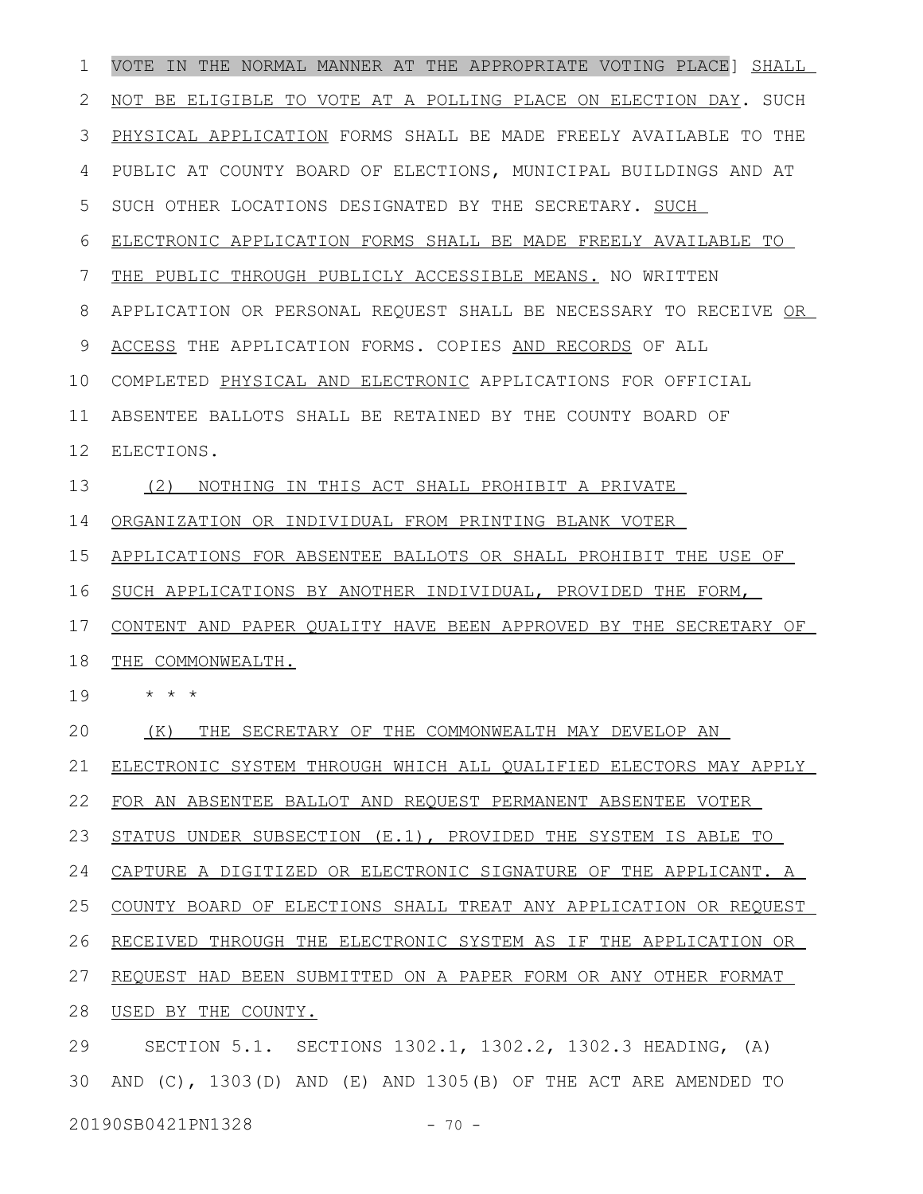VOTE IN THE NORMAL MANNER AT THE APPROPRIATE VOTING PLACE] SHALL NOT BE ELIGIBLE TO VOTE AT A POLLING PLACE ON ELECTION DAY. SUCH PHYSICAL APPLICATION FORMS SHALL BE MADE FREELY AVAILABLE TO THE PUBLIC AT COUNTY BOARD OF ELECTIONS, MUNICIPAL BUILDINGS AND AT SUCH OTHER LOCATIONS DESIGNATED BY THE SECRETARY. SUCH ELECTRONIC APPLICATION FORMS SHALL BE MADE FREELY AVAILABLE TO THE PUBLIC THROUGH PUBLICLY ACCESSIBLE MEANS. NO WRITTEN APPLICATION OR PERSONAL REQUEST SHALL BE NECESSARY TO RECEIVE OR ACCESS THE APPLICATION FORMS. COPIES AND RECORDS OF ALL COMPLETED PHYSICAL AND ELECTRONIC APPLICATIONS FOR OFFICIAL ABSENTEE BALLOTS SHALL BE RETAINED BY THE COUNTY BOARD OF ELECTIONS.

(2) NOTHING IN THIS ACT SHALL PROHIBIT A PRIVATE ORGANIZATION OR INDIVIDUAL FROM PRINTING BLANK VOTER APPLICATIONS FOR ABSENTEE BALLOTS OR SHALL PROHIBIT THE USE OF SUCH APPLICATIONS BY ANOTHER INDIVIDUAL, PROVIDED THE FORM, CONTENT AND PAPER QUALITY HAVE BEEN APPROVED BY THE SECRETARY OF THE COMMONWEALTH.

\* \* \*

(K) THE SECRETARY OF THE COMMONWEALTH MAY DEVELOP AN ELECTRONIC SYSTEM THROUGH WHICH ALL QUALIFIED ELECTORS MAY APPLY FOR AN ABSENTEE BALLOT AND REQUEST PERMANENT ABSENTEE VOTER STATUS UNDER SUBSECTION (E.1), PROVIDED THE SYSTEM IS ABLE TO CAPTURE A DIGITIZED OR ELECTRONIC SIGNATURE OF THE APPLICANT. A COUNTY BOARD OF ELECTIONS SHALL TREAT ANY APPLICATION OR REQUEST RECEIVED THROUGH THE ELECTRONIC SYSTEM AS IF THE APPLICATION OR REQUEST HAD BEEN SUBMITTED ON A PAPER FORM OR ANY OTHER FORMAT USED BY THE COUNTY.

SECTION 5.1. SECTIONS 1302.1, 1302.2, 1302.3 HEADING, (A) AND (C), 1303(D) AND (E) AND 1305(B) OF THE ACT ARE AMENDED TO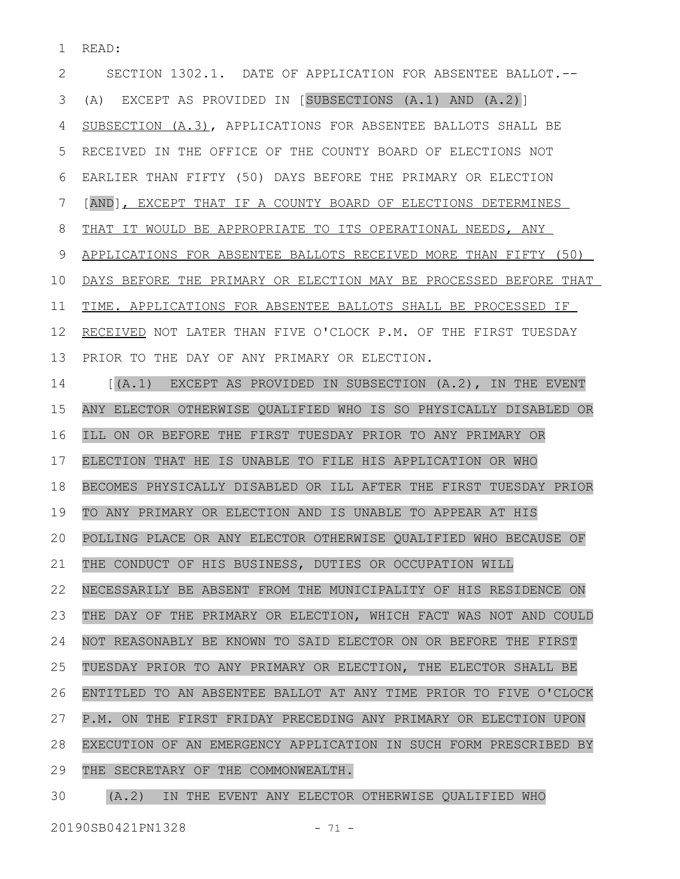READ:

SECTION 1302.1. DATE OF APPLICATION FOR ABSENTEE BALLOT.--

(A) EXCEPT AS PROVIDED IN [SUBSECTIONS (A.1) AND (A.2)] <u>SUBSECTION (A.3)</u>, APPLICATIONS FOR ABSENTEE BALLOTS SHALL BE RECEIVED IN THE OFFICE OF THE COUNTY BOARD OF ELECTIONS NOT EARLIER THAN FIFTY (50) DAYS BEFORE THE PRIMARY OR ELECTION [AND]<u>, EXCEPT THAT IF A COUNTY BOARD OF ELECTIONS DETERMINES THAT IT WOULD BE APPROPRIATE TO ITS OPERATIONAL NEEDS, ANY APPLICATIONS FOR ABSENTEE BALLOTS RECEIVED MORE THAN FIFTY (50) DAYS BEFORE THE PRIMARY OR ELECTION MAY BE PROCESSED BEFORE THAT TIME. APPLICATIONS FOR ABSENTEE BALLOTS SHALL BE PROCESSED IF RECEIVED</u> NOT LATER THAN FIVE O'CLOCK P.M. OF THE FIRST TUESDAY PRIOR TO THE DAY OF ANY PRIMARY OR ELECTION.

[(A.1) EXCEPT AS PROVIDED IN SUBSECTION (A.2), IN THE EVENT ANY ELECTOR OTHERWISE QUALIFIED WHO IS SO PHYSICALLY DISABLED OR ILL ON OR BEFORE THE FIRST TUESDAY PRIOR TO ANY PRIMARY OR ELECTION THAT HE IS UNABLE TO FILE HIS APPLICATION OR WHO BECOMES PHYSICALLY DISABLED OR ILL AFTER THE FIRST TUESDAY PRIOR TO ANY PRIMARY OR ELECTION AND IS UNABLE TO APPEAR AT HIS POLLING PLACE OR ANY ELECTOR OTHERWISE QUALIFIED WHO BECAUSE OF THE CONDUCT OF HIS BUSINESS, DUTIES OR OCCUPATION WILL NECESSARILY BE ABSENT FROM THE MUNICIPALITY OF HIS RESIDENCE ON THE DAY OF THE PRIMARY OR ELECTION, WHICH FACT WAS NOT AND COULD NOT REASONABLY BE KNOWN TO SAID ELECTOR ON OR BEFORE THE FIRST TUESDAY PRIOR TO ANY PRIMARY OR ELECTION, THE ELECTOR SHALL BE ENTITLED TO AN ABSENTEE BALLOT AT ANY TIME PRIOR TO FIVE O'CLOCK P.M. ON THE FIRST FRIDAY PRECEDING ANY PRIMARY OR ELECTION UPON EXECUTION OF AN EMERGENCY APPLICATION IN SUCH FORM PRESCRIBED BY THE SECRETARY OF THE COMMONWEALTH.

(A.2) IN THE EVENT ANY ELECTOR OTHERWISE QUALIFIED WHO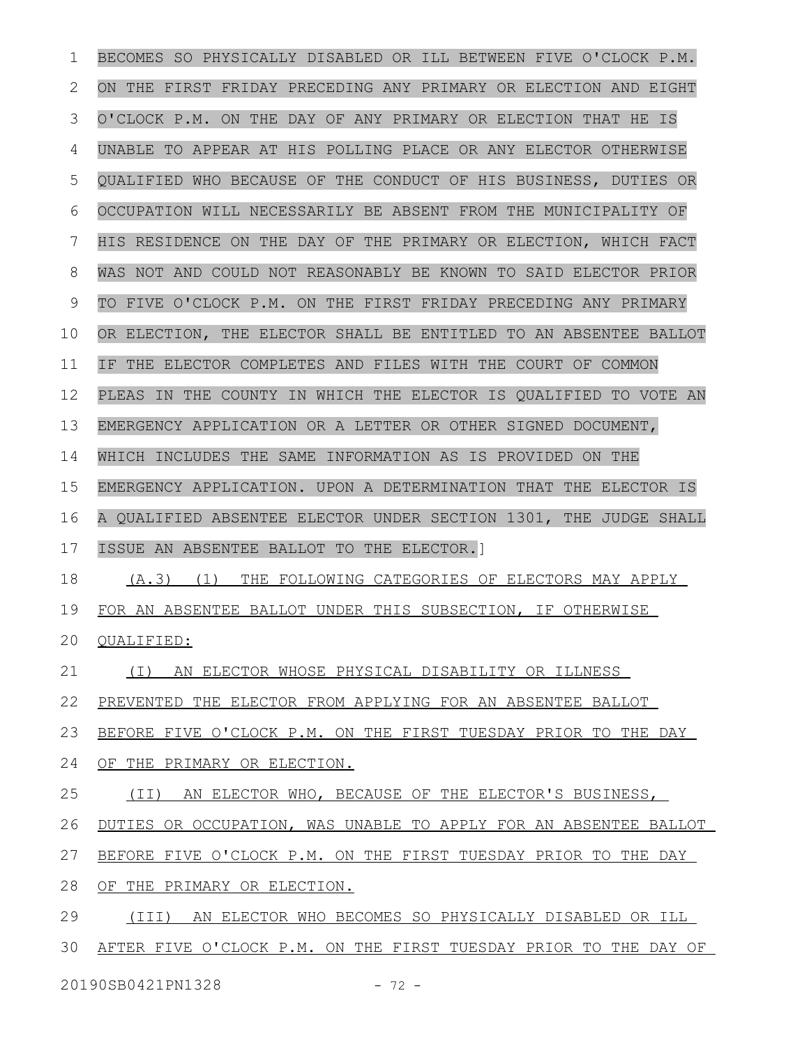BECOMES SO PHYSICALLY DISABLED OR ILL BETWEEN FIVE O'CLOCK P.M. ON THE FIRST FRIDAY PRECEDING ANY PRIMARY OR ELECTION AND EIGHT O'CLOCK P.M. ON THE DAY OF ANY PRIMARY OR ELECTION THAT HE IS UNABLE TO APPEAR AT HIS POLLING PLACE OR ANY ELECTOR OTHERWISE QUALIFIED WHO BECAUSE OF THE CONDUCT OF HIS BUSINESS, DUTIES OR OCCUPATION WILL NECESSARILY BE ABSENT FROM THE MUNICIPALITY OF HIS RESIDENCE ON THE DAY OF THE PRIMARY OR ELECTION, WHICH FACT WAS NOT AND COULD NOT REASONABLY BE KNOWN TO SAID ELECTOR PRIOR TO FIVE O'CLOCK P.M. ON THE FIRST FRIDAY PRECEDING ANY PRIMARY OR ELECTION, THE ELECTOR SHALL BE ENTITLED TO AN ABSENTEE BALLOT IF THE ELECTOR COMPLETES AND FILES WITH THE COURT OF COMMON PLEAS IN THE COUNTY IN WHICH THE ELECTOR IS QUALIFIED TO VOTE AN EMERGENCY APPLICATION OR A LETTER OR OTHER SIGNED DOCUMENT, WHICH INCLUDES THE SAME INFORMATION AS IS PROVIDED ON THE EMERGENCY APPLICATION. UPON A DETERMINATION THAT THE ELECTOR IS A QUALIFIED ABSENTEE ELECTOR UNDER SECTION 1301, THE JUDGE SHALL ISSUE AN ABSENTEE BALLOT TO THE ELECTOR.]

(A.3) (1) THE FOLLOWING CATEGORIES OF ELECTORS MAY APPLY FOR AN ABSENTEE BALLOT UNDER THIS SUBSECTION, IF OTHERWISE QUALIFIED:

(I) AN ELECTOR WHOSE PHYSICAL DISABILITY OR ILLNESS PREVENTED THE ELECTOR FROM APPLYING FOR AN ABSENTEE BALLOT BEFORE FIVE O'CLOCK P.M. ON THE FIRST TUESDAY PRIOR TO THE DAY OF THE PRIMARY OR ELECTION.

(II) AN ELECTOR WHO, BECAUSE OF THE ELECTOR'S BUSINESS, DUTIES OR OCCUPATION, WAS UNABLE TO APPLY FOR AN ABSENTEE BALLOT BEFORE FIVE O'CLOCK P.M. ON THE FIRST TUESDAY PRIOR TO THE DAY OF THE PRIMARY OR ELECTION.

(III) AN ELECTOR WHO BECOMES SO PHYSICALLY DISABLED OR ILL AFTER FIVE O'CLOCK P.M. ON THE FIRST TUESDAY PRIOR TO THE DAY OF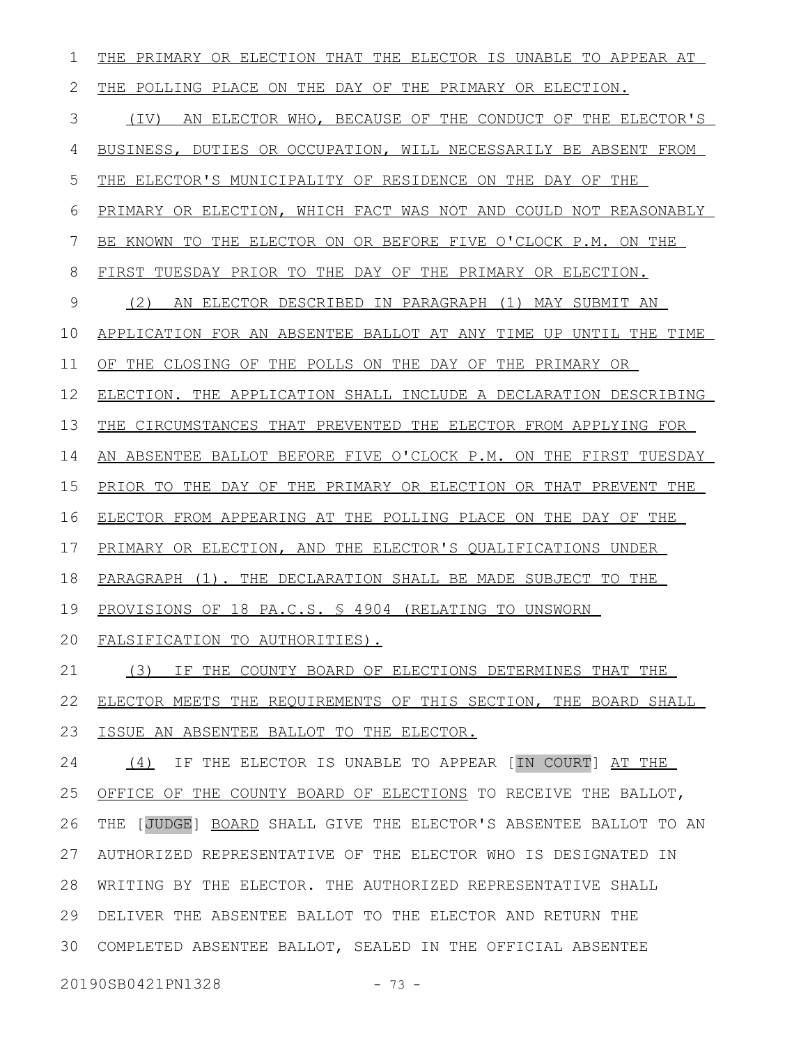THE PRIMARY OR ELECTION THAT THE ELECTOR IS UNABLE TO APPEAR AT THE POLLING PLACE ON THE DAY OF THE PRIMARY OR ELECTION.

(IV) AN ELECTOR WHO, BECAUSE OF THE CONDUCT OF THE ELECTOR'S BUSINESS, DUTIES OR OCCUPATION, WILL NECESSARILY BE ABSENT FROM THE ELECTOR'S MUNICIPALITY OF RESIDENCE ON THE DAY OF THE PRIMARY OR ELECTION, WHICH FACT WAS NOT AND COULD NOT REASONABLY BE KNOWN TO THE ELECTOR ON OR BEFORE FIVE O'CLOCK P.M. ON THE FIRST TUESDAY PRIOR TO THE DAY OF THE PRIMARY OR ELECTION.

(2) AN ELECTOR DESCRIBED IN PARAGRAPH (1) MAY SUBMIT AN APPLICATION FOR AN ABSENTEE BALLOT AT ANY TIME UP UNTIL THE TIME OF THE CLOSING OF THE POLLS ON THE DAY OF THE PRIMARY OR ELECTION. THE APPLICATION SHALL INCLUDE A DECLARATION DESCRIBING THE CIRCUMSTANCES THAT PREVENTED THE ELECTOR FROM APPLYING FOR AN ABSENTEE BALLOT BEFORE FIVE O'CLOCK P.M. ON THE FIRST TUESDAY PRIOR TO THE DAY OF THE PRIMARY OR ELECTION OR THAT PREVENT THE ELECTOR FROM APPEARING AT THE POLLING PLACE ON THE DAY OF THE PRIMARY OR ELECTION, AND THE ELECTOR'S QUALIFICATIONS UNDER PARAGRAPH (1). THE DECLARATION SHALL BE MADE SUBJECT TO THE PROVISIONS OF 18 PA.C.S. § 4904 (RELATING TO UNSWORN FALSIFICATION TO AUTHORITIES).

(3) IF THE COUNTY BOARD OF ELECTIONS DETERMINES THAT THE ELECTOR MEETS THE REQUIREMENTS OF THIS SECTION, THE BOARD SHALL ISSUE AN ABSENTEE BALLOT TO THE ELECTOR.

(4) IF THE ELECTOR IS UNABLE TO APPEAR [IN COURT] AT THE OFFICE OF THE COUNTY BOARD OF ELECTIONS TO RECEIVE THE BALLOT, THE [JUDGE] BOARD SHALL GIVE THE ELECTOR'S ABSENTEE BALLOT TO AN AUTHORIZED REPRESENTATIVE OF THE ELECTOR WHO IS DESIGNATED IN WRITING BY THE ELECTOR. THE AUTHORIZED REPRESENTATIVE SHALL DELIVER THE ABSENTEE BALLOT TO THE ELECTOR AND RETURN THE COMPLETED ABSENTEE BALLOT, SEALED IN THE OFFICIAL ABSENTEE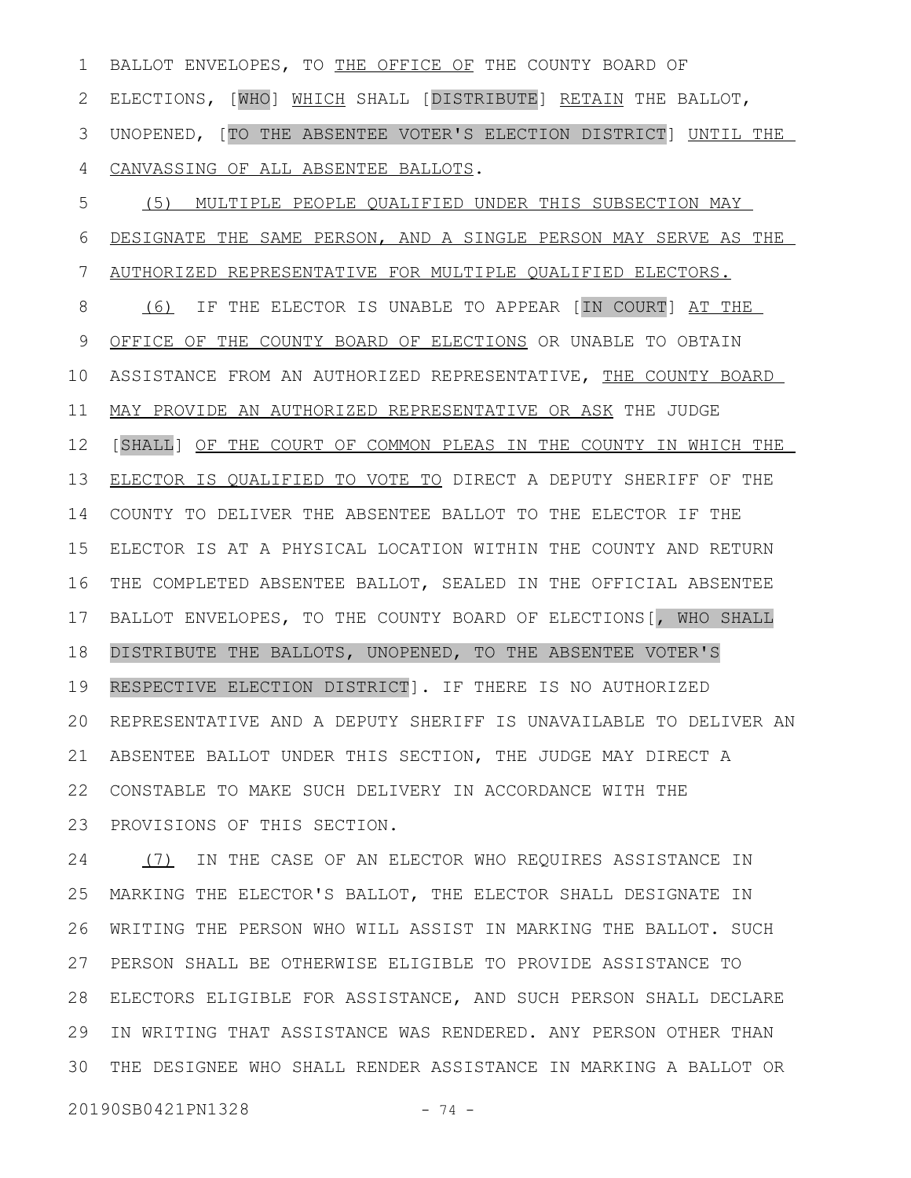BALLOT ENVELOPES, TO THE OFFICE OF THE COUNTY BOARD OF ELECTIONS, [WHO] WHICH SHALL [DISTRIBUTE] RETAIN THE BALLOT, UNOPENED, [TO THE ABSENTEE VOTER'S ELECTION DISTRICT] UNTIL THE CANVASSING OF ALL ABSENTEE BALLOTS.

(5) MULTIPLE PEOPLE QUALIFIED UNDER THIS SUBSECTION MAY DESIGNATE THE SAME PERSON, AND A SINGLE PERSON MAY SERVE AS THE AUTHORIZED REPRESENTATIVE FOR MULTIPLE QUALIFIED ELECTORS.

(6) IF THE ELECTOR IS UNABLE TO APPEAR [IN COURT] AT THE OFFICE OF THE COUNTY BOARD OF ELECTIONS OR UNABLE TO OBTAIN ASSISTANCE FROM AN AUTHORIZED REPRESENTATIVE, THE COUNTY BOARD MAY PROVIDE AN AUTHORIZED REPRESENTATIVE OR ASK THE JUDGE [SHALL] OF THE COURT OF COMMON PLEAS IN THE COUNTY IN WHICH THE ELECTOR IS QUALIFIED TO VOTE TO DIRECT A DEPUTY SHERIFF OF THE COUNTY TO DELIVER THE ABSENTEE BALLOT TO THE ELECTOR IF THE ELECTOR IS AT A PHYSICAL LOCATION WITHIN THE COUNTY AND RETURN THE COMPLETED ABSENTEE BALLOT, SEALED IN THE OFFICIAL ABSENTEE BALLOT ENVELOPES, TO THE COUNTY BOARD OF ELECTIONS[, WHO SHALL DISTRIBUTE THE BALLOTS, UNOPENED, TO THE ABSENTEE VOTER'S RESPECTIVE ELECTION DISTRICT]. IF THERE IS NO AUTHORIZED REPRESENTATIVE AND A DEPUTY SHERIFF IS UNAVAILABLE TO DELIVER AN ABSENTEE BALLOT UNDER THIS SECTION, THE JUDGE MAY DIRECT A CONSTABLE TO MAKE SUCH DELIVERY IN ACCORDANCE WITH THE PROVISIONS OF THIS SECTION.

(7) IN THE CASE OF AN ELECTOR WHO REQUIRES ASSISTANCE IN MARKING THE ELECTOR'S BALLOT, THE ELECTOR SHALL DESIGNATE IN WRITING THE PERSON WHO WILL ASSIST IN MARKING THE BALLOT. SUCH PERSON SHALL BE OTHERWISE ELIGIBLE TO PROVIDE ASSISTANCE TO ELECTORS ELIGIBLE FOR ASSISTANCE, AND SUCH PERSON SHALL DECLARE IN WRITING THAT ASSISTANCE WAS RENDERED. ANY PERSON OTHER THAN THE DESIGNEE WHO SHALL RENDER ASSISTANCE IN MARKING A BALLOT OR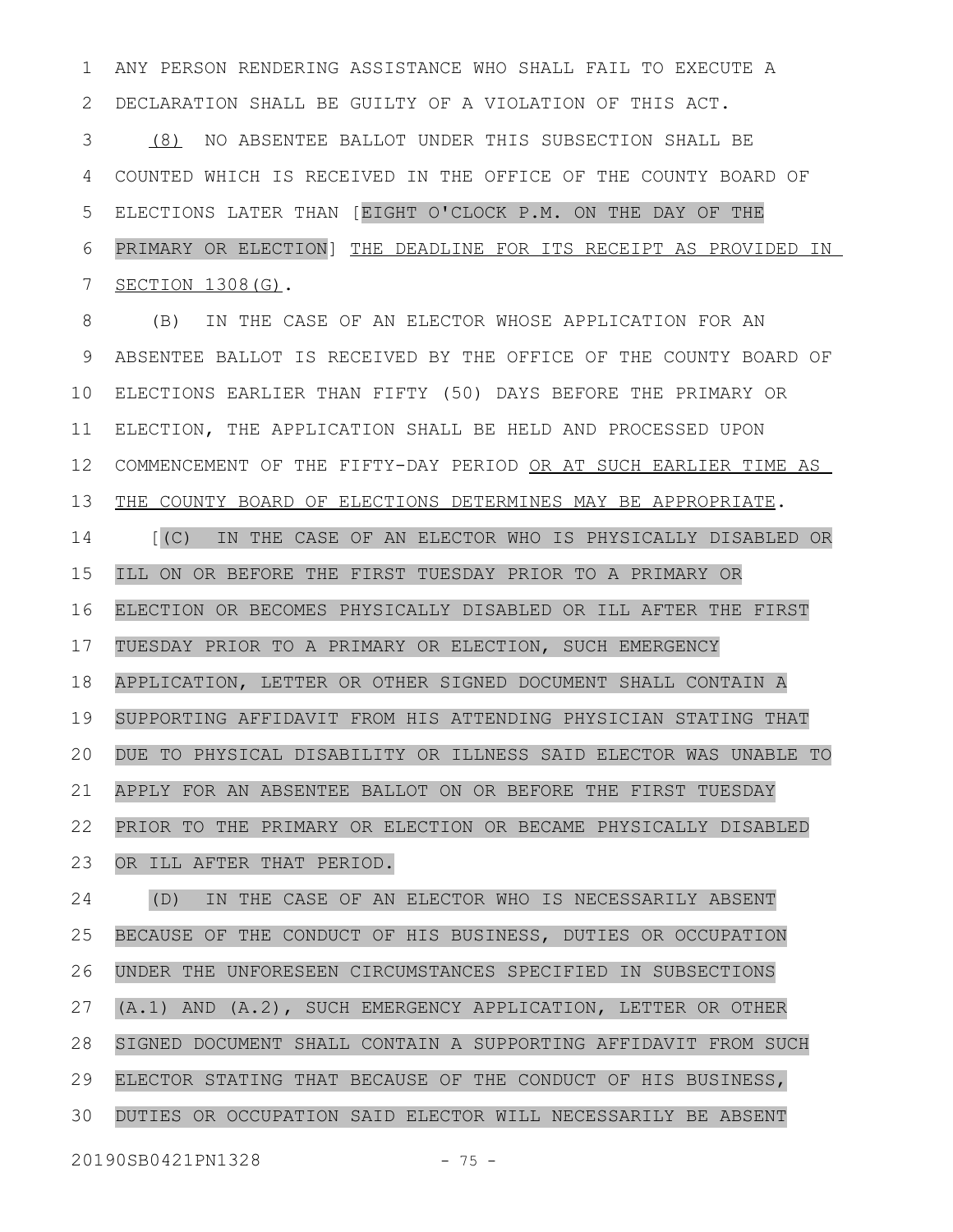ANY PERSON RENDERING ASSISTANCE WHO SHALL FAIL TO EXECUTE A DECLARATION SHALL BE GUILTY OF A VIOLATION OF THIS ACT.

(8) NO ABSENTEE BALLOT UNDER THIS SUBSECTION SHALL BE COUNTED WHICH IS RECEIVED IN THE OFFICE OF THE COUNTY BOARD OF ELECTIONS LATER THAN [EIGHT O'CLOCK P.M. ON THE DAY OF THE PRIMARY OR ELECTION] THE DEADLINE FOR ITS RECEIPT AS PROVIDED IN SECTION 1308(G).

(B) IN THE CASE OF AN ELECTOR WHOSE APPLICATION FOR AN ABSENTEE BALLOT IS RECEIVED BY THE OFFICE OF THE COUNTY BOARD OF ELECTIONS EARLIER THAN FIFTY (50) DAYS BEFORE THE PRIMARY OR ELECTION, THE APPLICATION SHALL BE HELD AND PROCESSED UPON COMMENCEMENT OF THE FIFTY-DAY PERIOD OR AT SUCH EARLIER TIME AS THE COUNTY BOARD OF ELECTIONS DETERMINES MAY BE APPROPRIATE.

[(C) IN THE CASE OF AN ELECTOR WHO IS PHYSICALLY DISABLED OR ILL ON OR BEFORE THE FIRST TUESDAY PRIOR TO A PRIMARY OR ELECTION OR BECOMES PHYSICALLY DISABLED OR ILL AFTER THE FIRST TUESDAY PRIOR TO A PRIMARY OR ELECTION, SUCH EMERGENCY APPLICATION, LETTER OR OTHER SIGNED DOCUMENT SHALL CONTAIN A SUPPORTING AFFIDAVIT FROM HIS ATTENDING PHYSICIAN STATING THAT DUE TO PHYSICAL DISABILITY OR ILLNESS SAID ELECTOR WAS UNABLE TO APPLY FOR AN ABSENTEE BALLOT ON OR BEFORE THE FIRST TUESDAY PRIOR TO THE PRIMARY OR ELECTION OR BECAME PHYSICALLY DISABLED OR ILL AFTER THAT PERIOD.

(D) IN THE CASE OF AN ELECTOR WHO IS NECESSARILY ABSENT BECAUSE OF THE CONDUCT OF HIS BUSINESS, DUTIES OR OCCUPATION UNDER THE UNFORESEEN CIRCUMSTANCES SPECIFIED IN SUBSECTIONS (A.1) AND (A.2), SUCH EMERGENCY APPLICATION, LETTER OR OTHER SIGNED DOCUMENT SHALL CONTAIN A SUPPORTING AFFIDAVIT FROM SUCH ELECTOR STATING THAT BECAUSE OF THE CONDUCT OF HIS BUSINESS, DUTIES OR OCCUPATION SAID ELECTOR WILL NECESSARILY BE ABSENT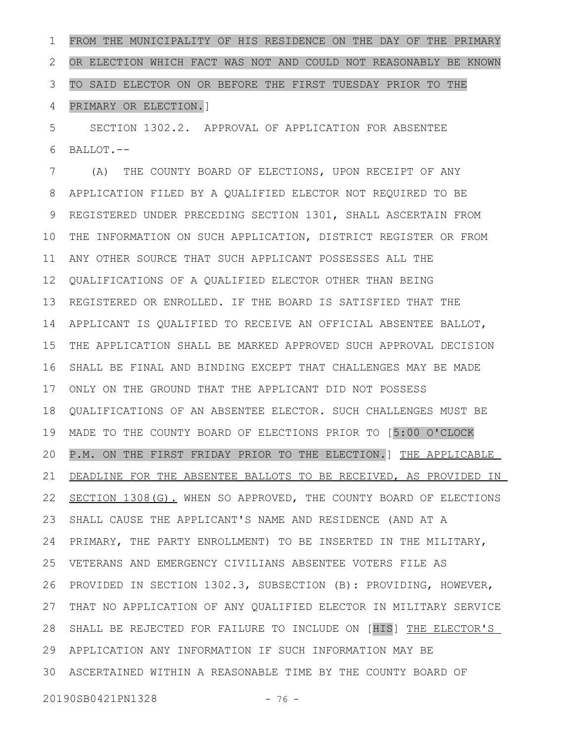FROM THE MUNICIPALITY OF HIS RESIDENCE ON THE DAY OF THE PRIMARY OR ELECTION WHICH FACT WAS NOT AND COULD NOT REASONABLY BE KNOWN TO SAID ELECTOR ON OR BEFORE THE FIRST TUESDAY PRIOR TO THE PRIMARY OR ELECTION.]

SECTION 1302.2. APPROVAL OF APPLICATION FOR ABSENTEE BALLOT.--

(A) THE COUNTY BOARD OF ELECTIONS, UPON RECEIPT OF ANY APPLICATION FILED BY A QUALIFIED ELECTOR NOT REQUIRED TO BE REGISTERED UNDER PRECEDING SECTION 1301, SHALL ASCERTAIN FROM THE INFORMATION ON SUCH APPLICATION, DISTRICT REGISTER OR FROM ANY OTHER SOURCE THAT SUCH APPLICANT POSSESSES ALL THE QUALIFICATIONS OF A QUALIFIED ELECTOR OTHER THAN BEING REGISTERED OR ENROLLED. IF THE BOARD IS SATISFIED THAT THE APPLICANT IS QUALIFIED TO RECEIVE AN OFFICIAL ABSENTEE BALLOT, THE APPLICATION SHALL BE MARKED APPROVED SUCH APPROVAL DECISION SHALL BE FINAL AND BINDING EXCEPT THAT CHALLENGES MAY BE MADE ONLY ON THE GROUND THAT THE APPLICANT DID NOT POSSESS QUALIFICATIONS OF AN ABSENTEE ELECTOR. SUCH CHALLENGES MUST BE MADE TO THE COUNTY BOARD OF ELECTIONS PRIOR TO [5:00 O'CLOCK P.M. ON THE FIRST FRIDAY PRIOR TO THE ELECTION.] <u>THE APPLICABLE DEADLINE FOR THE ABSENTEE BALLOTS TO BE RECEIVED, AS PROVIDED IN SECTION 1308(G).</u> WHEN SO APPROVED, THE COUNTY BOARD OF ELECTIONS SHALL CAUSE THE APPLICANT'S NAME AND RESIDENCE (AND AT A PRIMARY, THE PARTY ENROLLMENT) TO BE INSERTED IN THE MILITARY, VETERANS AND EMERGENCY CIVILIANS ABSENTEE VOTERS FILE AS PROVIDED IN SECTION 1302.3, SUBSECTION (B): PROVIDING, HOWEVER, THAT NO APPLICATION OF ANY QUALIFIED ELECTOR IN MILITARY SERVICE SHALL BE REJECTED FOR FAILURE TO INCLUDE ON [HIS] <u>THE ELECTOR'S</u> APPLICATION ANY INFORMATION IF SUCH INFORMATION MAY BE ASCERTAINED WITHIN A REASONABLE TIME BY THE COUNTY BOARD OF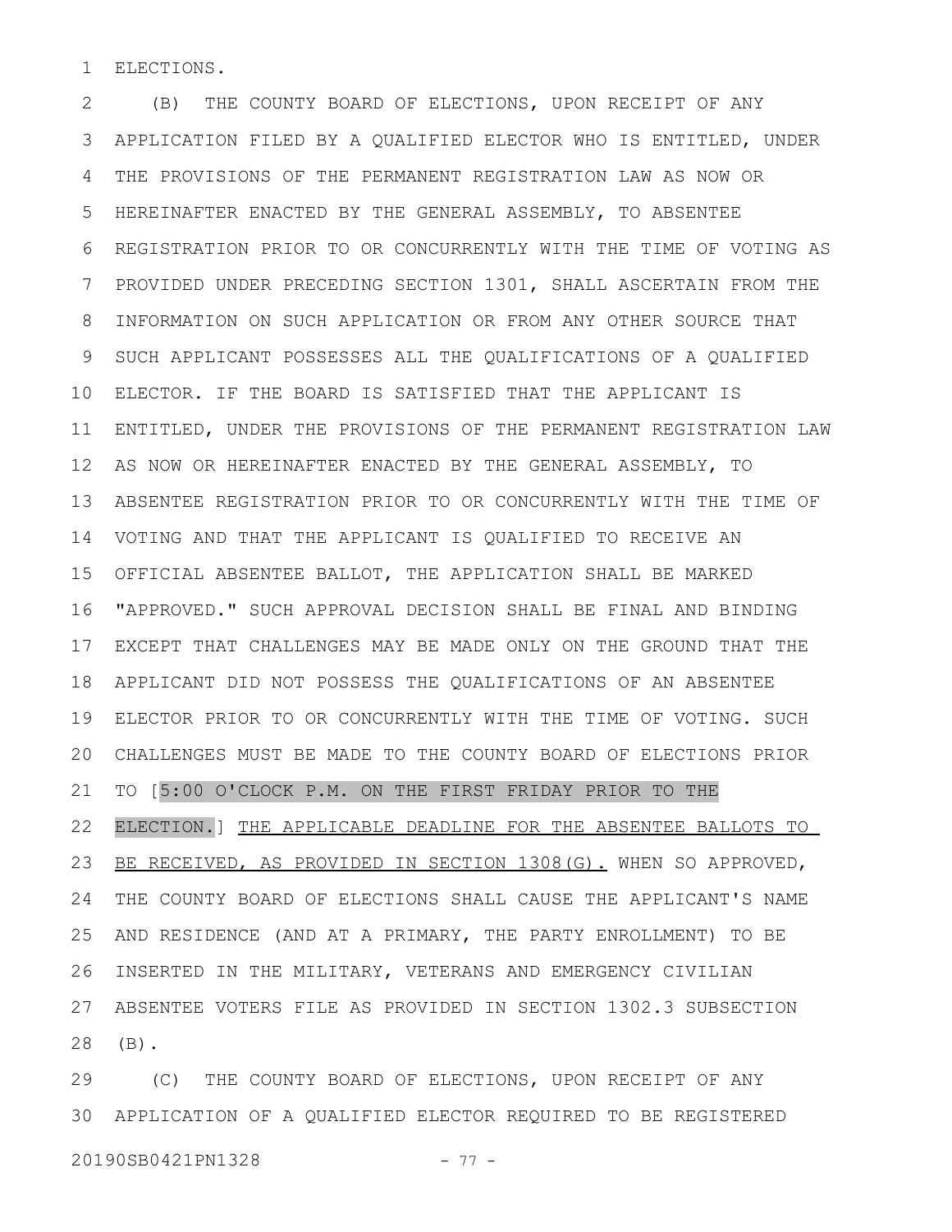ELECTIONS.

(B) THE COUNTY BOARD OF ELECTIONS, UPON RECEIPT OF ANY APPLICATION FILED BY A QUALIFIED ELECTOR WHO IS ENTITLED, UNDER THE PROVISIONS OF THE PERMANENT REGISTRATION LAW AS NOW OR HEREINAFTER ENACTED BY THE GENERAL ASSEMBLY, TO ABSENTEE REGISTRATION PRIOR TO OR CONCURRENTLY WITH THE TIME OF VOTING AS PROVIDED UNDER PRECEDING SECTION 1301, SHALL ASCERTAIN FROM THE INFORMATION ON SUCH APPLICATION OR FROM ANY OTHER SOURCE THAT SUCH APPLICANT POSSESSES ALL THE QUALIFICATIONS OF A QUALIFIED ELECTOR. IF THE BOARD IS SATISFIED THAT THE APPLICANT IS ENTITLED, UNDER THE PROVISIONS OF THE PERMANENT REGISTRATION LAW AS NOW OR HEREINAFTER ENACTED BY THE GENERAL ASSEMBLY, TO ABSENTEE REGISTRATION PRIOR TO OR CONCURRENTLY WITH THE TIME OF VOTING AND THAT THE APPLICANT IS QUALIFIED TO RECEIVE AN OFFICIAL ABSENTEE BALLOT, THE APPLICATION SHALL BE MARKED "APPROVED." SUCH APPROVAL DECISION SHALL BE FINAL AND BINDING EXCEPT THAT CHALLENGES MAY BE MADE ONLY ON THE GROUND THAT THE APPLICANT DID NOT POSSESS THE QUALIFICATIONS OF AN ABSENTEE ELECTOR PRIOR TO OR CONCURRENTLY WITH THE TIME OF VOTING. SUCH CHALLENGES MUST BE MADE TO THE COUNTY BOARD OF ELECTIONS PRIOR TO [5:00 O'CLOCK P.M. ON THE FIRST FRIDAY PRIOR TO THE ELECTION.] <u>THE APPLICABLE DEADLINE FOR THE ABSENTEE BALLOTS TO BE RECEIVED, AS PROVIDED IN SECTION 1308(G).</u> WHEN SO APPROVED, THE COUNTY BOARD OF ELECTIONS SHALL CAUSE THE APPLICANT'S NAME AND RESIDENCE (AND AT A PRIMARY, THE PARTY ENROLLMENT) TO BE INSERTED IN THE MILITARY, VETERANS AND EMERGENCY CIVILIAN ABSENTEE VOTERS FILE AS PROVIDED IN SECTION 1302.3 SUBSECTION (B).

(C) THE COUNTY BOARD OF ELECTIONS, UPON RECEIPT OF ANY APPLICATION OF A QUALIFIED ELECTOR REQUIRED TO BE REGISTERED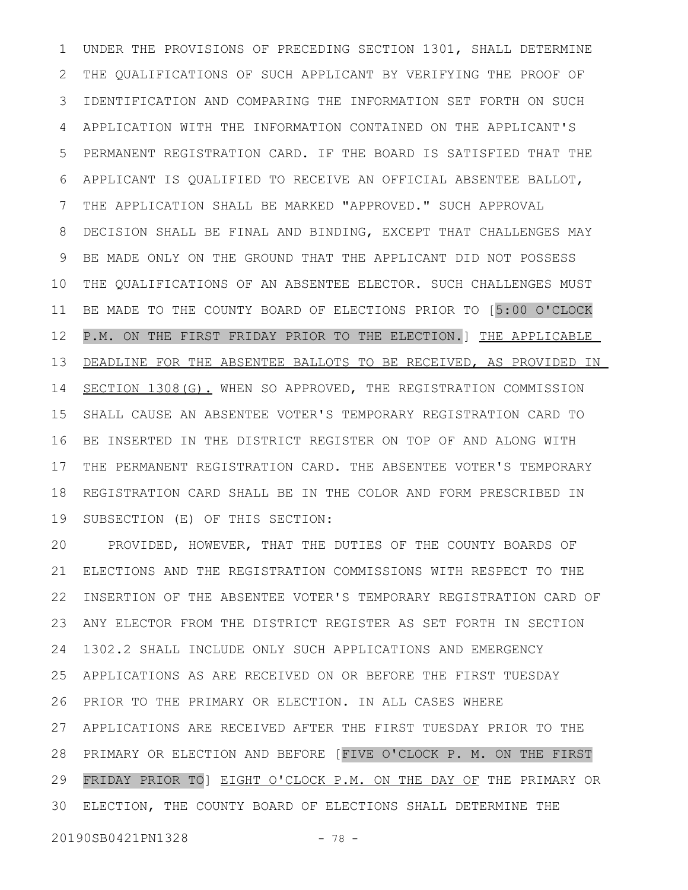UNDER THE PROVISIONS OF PRECEDING SECTION 1301, SHALL DETERMINE THE QUALIFICATIONS OF SUCH APPLICANT BY VERIFYING THE PROOF OF IDENTIFICATION AND COMPARING THE INFORMATION SET FORTH ON SUCH APPLICATION WITH THE INFORMATION CONTAINED ON THE APPLICANT'S PERMANENT REGISTRATION CARD. IF THE BOARD IS SATISFIED THAT THE APPLICANT IS QUALIFIED TO RECEIVE AN OFFICIAL ABSENTEE BALLOT, THE APPLICATION SHALL BE MARKED "APPROVED." SUCH APPROVAL DECISION SHALL BE FINAL AND BINDING, EXCEPT THAT CHALLENGES MAY BE MADE ONLY ON THE GROUND THAT THE APPLICANT DID NOT POSSESS THE QUALIFICATIONS OF AN ABSENTEE ELECTOR. SUCH CHALLENGES MUST BE MADE TO THE COUNTY BOARD OF ELECTIONS PRIOR TO [5:00 O'CLOCK P.M. ON THE FIRST FRIDAY PRIOR TO THE ELECTION.] THE APPLICABLE DEADLINE FOR THE ABSENTEE BALLOTS TO BE RECEIVED, AS PROVIDED IN SECTION 1308(G). WHEN SO APPROVED, THE REGISTRATION COMMISSION SHALL CAUSE AN ABSENTEE VOTER'S TEMPORARY REGISTRATION CARD TO BE INSERTED IN THE DISTRICT REGISTER ON TOP OF AND ALONG WITH THE PERMANENT REGISTRATION CARD. THE ABSENTEE VOTER'S TEMPORARY REGISTRATION CARD SHALL BE IN THE COLOR AND FORM PRESCRIBED IN SUBSECTION (E) OF THIS SECTION:

PROVIDED, HOWEVER, THAT THE DUTIES OF THE COUNTY BOARDS OF ELECTIONS AND THE REGISTRATION COMMISSIONS WITH RESPECT TO THE INSERTION OF THE ABSENTEE VOTER'S TEMPORARY REGISTRATION CARD OF ANY ELECTOR FROM THE DISTRICT REGISTER AS SET FORTH IN SECTION 1302.2 SHALL INCLUDE ONLY SUCH APPLICATIONS AND EMERGENCY APPLICATIONS AS ARE RECEIVED ON OR BEFORE THE FIRST TUESDAY PRIOR TO THE PRIMARY OR ELECTION. IN ALL CASES WHERE APPLICATIONS ARE RECEIVED AFTER THE FIRST TUESDAY PRIOR TO THE PRIMARY OR ELECTION AND BEFORE [FIVE O'CLOCK P. M. ON THE FIRST FRIDAY PRIOR TO] EIGHT O'CLOCK P.M. ON THE DAY OF THE PRIMARY OR ELECTION, THE COUNTY BOARD OF ELECTIONS SHALL DETERMINE THE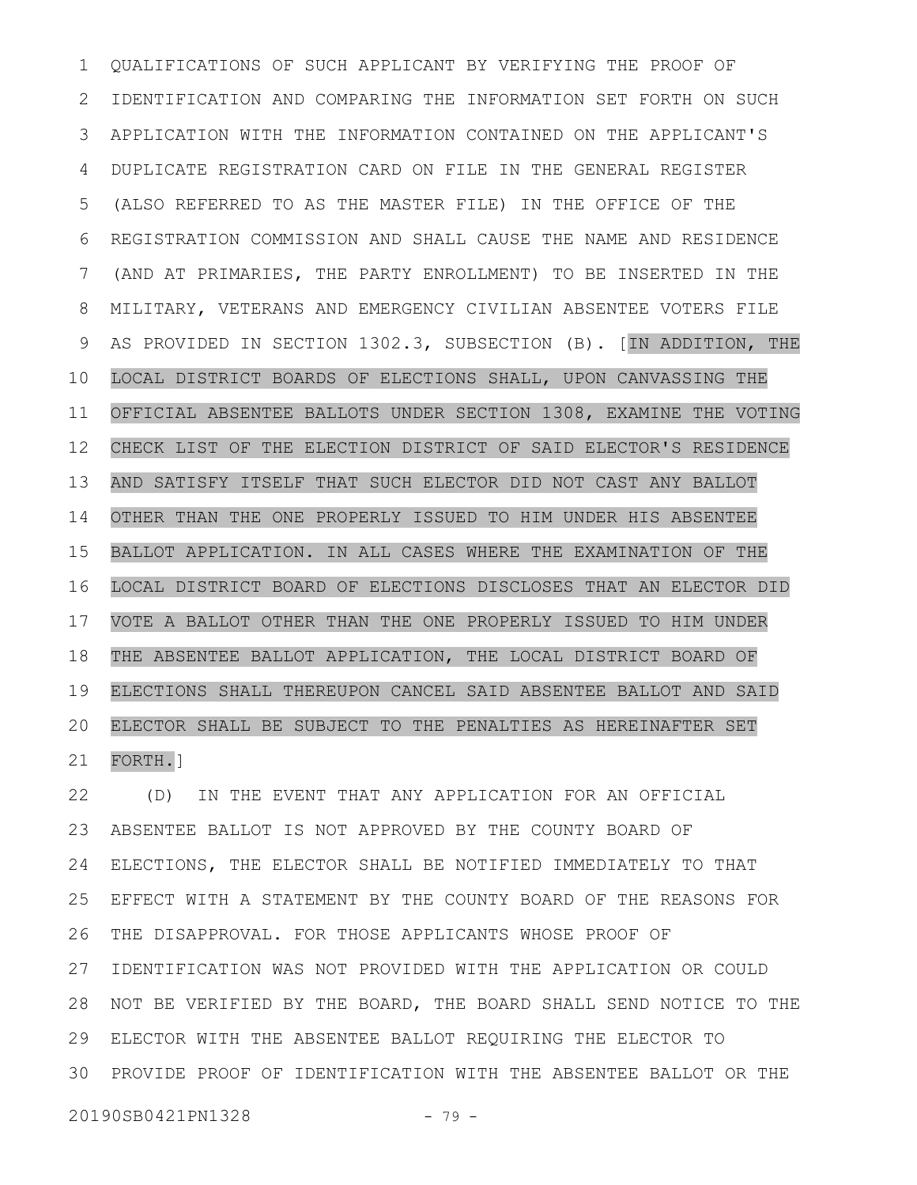QUALIFICATIONS OF SUCH APPLICANT BY VERIFYING THE PROOF OF IDENTIFICATION AND COMPARING THE INFORMATION SET FORTH ON SUCH APPLICATION WITH THE INFORMATION CONTAINED ON THE APPLICANT'S DUPLICATE REGISTRATION CARD ON FILE IN THE GENERAL REGISTER (ALSO REFERRED TO AS THE MASTER FILE) IN THE OFFICE OF THE REGISTRATION COMMISSION AND SHALL CAUSE THE NAME AND RESIDENCE (AND AT PRIMARIES, THE PARTY ENROLLMENT) TO BE INSERTED IN THE MILITARY, VETERANS AND EMERGENCY CIVILIAN ABSENTEE VOTERS FILE AS PROVIDED IN SECTION 1302.3, SUBSECTION (B). [IN ADDITION, THE LOCAL DISTRICT BOARDS OF ELECTIONS SHALL, UPON CANVASSING THE OFFICIAL ABSENTEE BALLOTS UNDER SECTION 1308, EXAMINE THE VOTING CHECK LIST OF THE ELECTION DISTRICT OF SAID ELECTOR'S RESIDENCE AND SATISFY ITSELF THAT SUCH ELECTOR DID NOT CAST ANY BALLOT OTHER THAN THE ONE PROPERLY ISSUED TO HIM UNDER HIS ABSENTEE BALLOT APPLICATION. IN ALL CASES WHERE THE EXAMINATION OF THE LOCAL DISTRICT BOARD OF ELECTIONS DISCLOSES THAT AN ELECTOR DID VOTE A BALLOT OTHER THAN THE ONE PROPERLY ISSUED TO HIM UNDER THE ABSENTEE BALLOT APPLICATION, THE LOCAL DISTRICT BOARD OF ELECTIONS SHALL THEREUPON CANCEL SAID ABSENTEE BALLOT AND SAID ELECTOR SHALL BE SUBJECT TO THE PENALTIES AS HEREINAFTER SET FORTH.]

(D) IN THE EVENT THAT ANY APPLICATION FOR AN OFFICIAL ABSENTEE BALLOT IS NOT APPROVED BY THE COUNTY BOARD OF ELECTIONS, THE ELECTOR SHALL BE NOTIFIED IMMEDIATELY TO THAT EFFECT WITH A STATEMENT BY THE COUNTY BOARD OF THE REASONS FOR THE DISAPPROVAL. FOR THOSE APPLICANTS WHOSE PROOF OF IDENTIFICATION WAS NOT PROVIDED WITH THE APPLICATION OR COULD NOT BE VERIFIED BY THE BOARD, THE BOARD SHALL SEND NOTICE TO THE ELECTOR WITH THE ABSENTEE BALLOT REQUIRING THE ELECTOR TO PROVIDE PROOF OF IDENTIFICATION WITH THE ABSENTEE BALLOT OR THE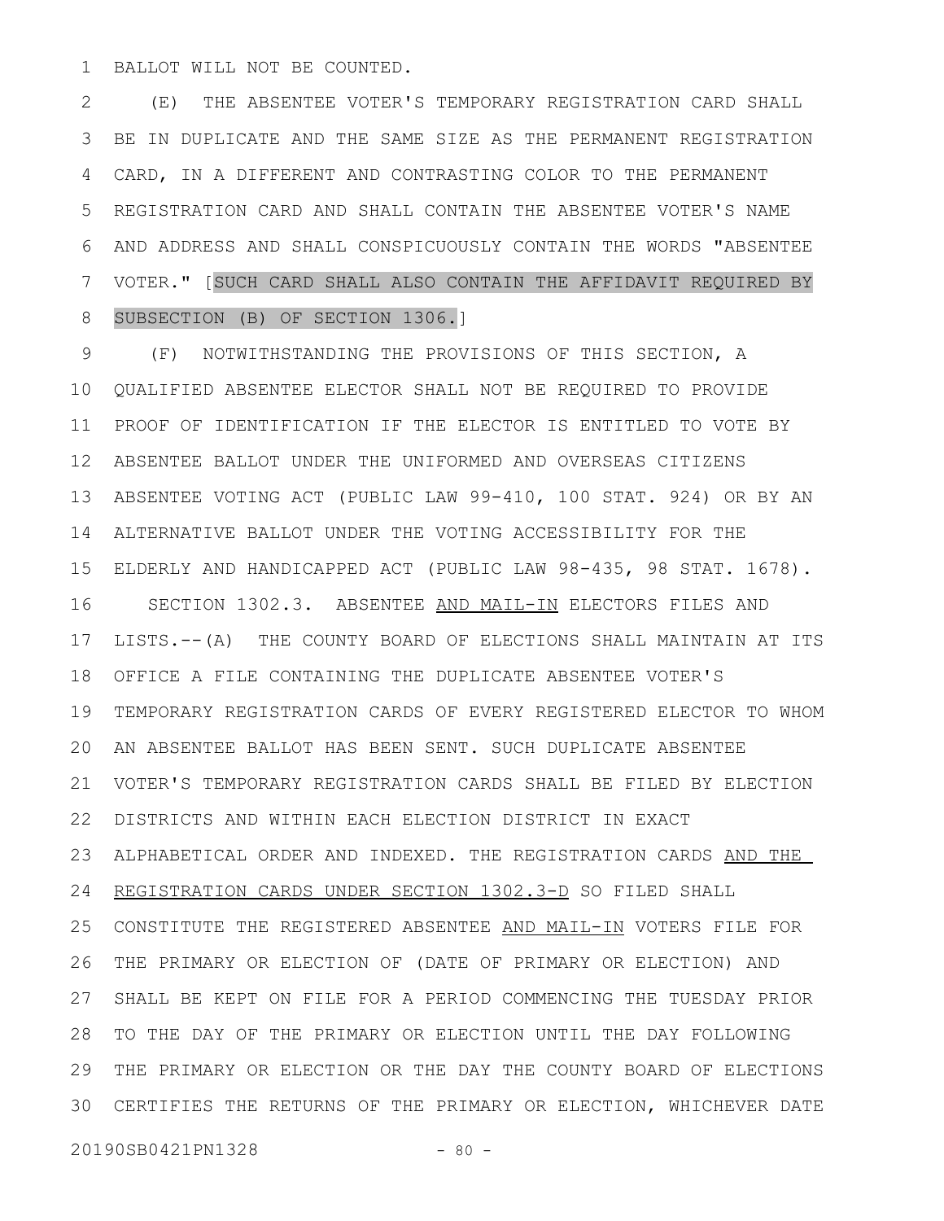BALLOT WILL NOT BE COUNTED.

(E) THE ABSENTEE VOTER'S TEMPORARY REGISTRATION CARD SHALL BE IN DUPLICATE AND THE SAME SIZE AS THE PERMANENT REGISTRATION CARD, IN A DIFFERENT AND CONTRASTING COLOR TO THE PERMANENT REGISTRATION CARD AND SHALL CONTAIN THE ABSENTEE VOTER'S NAME AND ADDRESS AND SHALL CONSPICUOUSLY CONTAIN THE WORDS "ABSENTEE VOTER." [SUCH CARD SHALL ALSO CONTAIN THE AFFIDAVIT REQUIRED BY SUBSECTION (B) OF SECTION 1306.]

(F) NOTWITHSTANDING THE PROVISIONS OF THIS SECTION, A QUALIFIED ABSENTEE ELECTOR SHALL NOT BE REQUIRED TO PROVIDE PROOF OF IDENTIFICATION IF THE ELECTOR IS ENTITLED TO VOTE BY ABSENTEE BALLOT UNDER THE UNIFORMED AND OVERSEAS CITIZENS ABSENTEE VOTING ACT (PUBLIC LAW 99-410, 100 STAT. 924) OR BY AN ALTERNATIVE BALLOT UNDER THE VOTING ACCESSIBILITY FOR THE ELDERLY AND HANDICAPPED ACT (PUBLIC LAW 98-435, 98 STAT. 1678).

SECTION 1302.3. ABSENTEE AND MAIL-IN ELECTORS FILES AND LISTS.--(A) THE COUNTY BOARD OF ELECTIONS SHALL MAINTAIN AT ITS OFFICE A FILE CONTAINING THE DUPLICATE ABSENTEE VOTER'S TEMPORARY REGISTRATION CARDS OF EVERY REGISTERED ELECTOR TO WHOM AN ABSENTEE BALLOT HAS BEEN SENT. SUCH DUPLICATE ABSENTEE VOTER'S TEMPORARY REGISTRATION CARDS SHALL BE FILED BY ELECTION DISTRICTS AND WITHIN EACH ELECTION DISTRICT IN EXACT ALPHABETICAL ORDER AND INDEXED. THE REGISTRATION CARDS AND THE REGISTRATION CARDS UNDER SECTION 1302.3-D SO FILED SHALL CONSTITUTE THE REGISTERED ABSENTEE AND MAIL-IN VOTERS FILE FOR THE PRIMARY OR ELECTION OF (DATE OF PRIMARY OR ELECTION) AND SHALL BE KEPT ON FILE FOR A PERIOD COMMENCING THE TUESDAY PRIOR TO THE DAY OF THE PRIMARY OR ELECTION UNTIL THE DAY FOLLOWING THE PRIMARY OR ELECTION OR THE DAY THE COUNTY BOARD OF ELECTIONS CERTIFIES THE RETURNS OF THE PRIMARY OR ELECTION, WHICHEVER DATE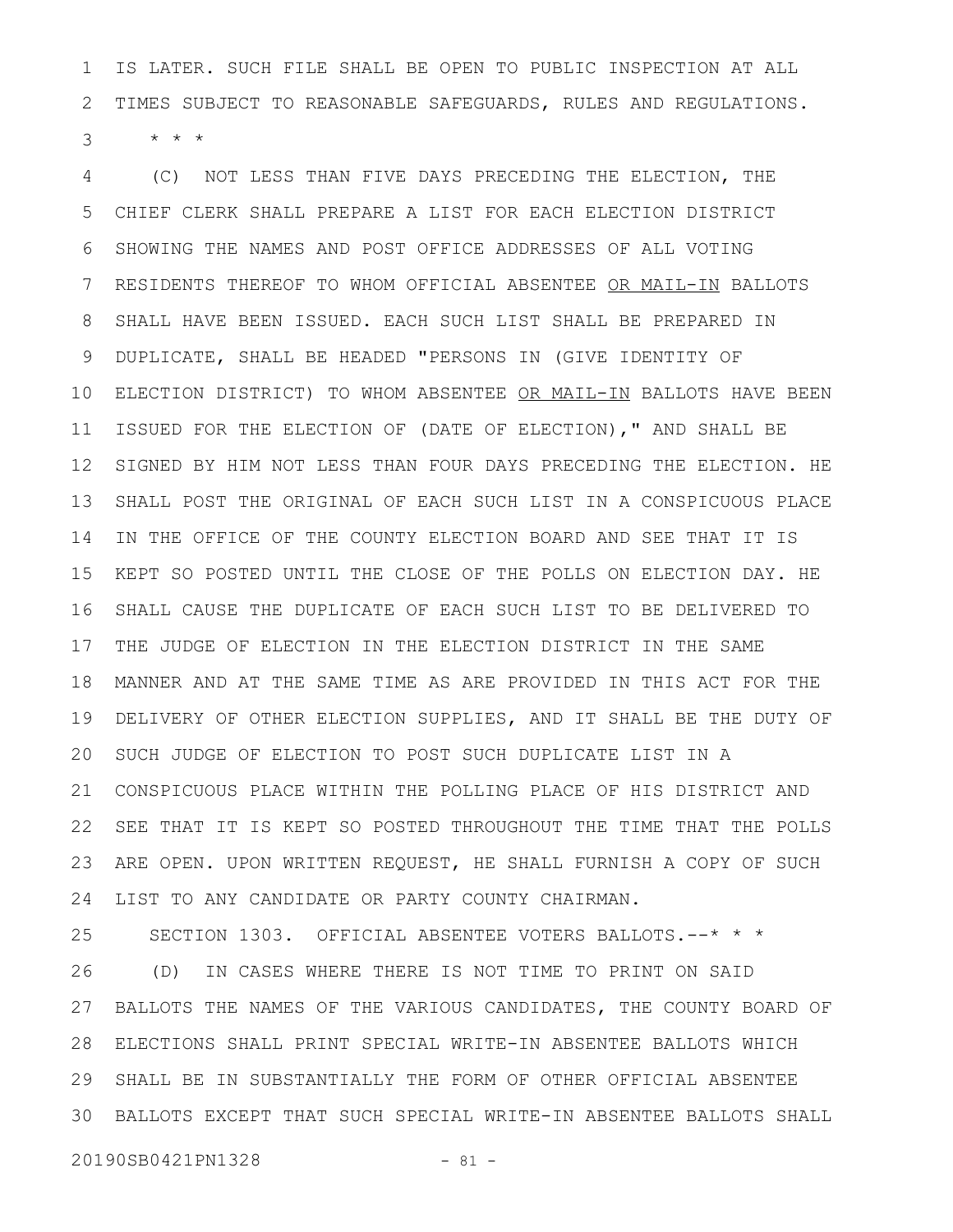IS LATER. SUCH FILE SHALL BE OPEN TO PUBLIC INSPECTION AT ALL TIMES SUBJECT TO REASONABLE SAFEGUARDS, RULES AND REGULATIONS.

* * *

(C) NOT LESS THAN FIVE DAYS PRECEDING THE ELECTION, THE CHIEF CLERK SHALL PREPARE A LIST FOR EACH ELECTION DISTRICT SHOWING THE NAMES AND POST OFFICE ADDRESSES OF ALL VOTING RESIDENTS THEREOF TO WHOM OFFICIAL ABSENTEE <u>OR MAIL-IN</u> BALLOTS SHALL HAVE BEEN ISSUED. EACH SUCH LIST SHALL BE PREPARED IN DUPLICATE, SHALL BE HEADED "PERSONS IN (GIVE IDENTITY OF ELECTION DISTRICT) TO WHOM ABSENTEE <u>OR MAIL-IN</u> BALLOTS HAVE BEEN ISSUED FOR THE ELECTION OF (DATE OF ELECTION)," AND SHALL BE SIGNED BY HIM NOT LESS THAN FOUR DAYS PRECEDING THE ELECTION. HE SHALL POST THE ORIGINAL OF EACH SUCH LIST IN A CONSPICUOUS PLACE IN THE OFFICE OF THE COUNTY ELECTION BOARD AND SEE THAT IT IS KEPT SO POSTED UNTIL THE CLOSE OF THE POLLS ON ELECTION DAY. HE SHALL CAUSE THE DUPLICATE OF EACH SUCH LIST TO BE DELIVERED TO THE JUDGE OF ELECTION IN THE ELECTION DISTRICT IN THE SAME MANNER AND AT THE SAME TIME AS ARE PROVIDED IN THIS ACT FOR THE DELIVERY OF OTHER ELECTION SUPPLIES, AND IT SHALL BE THE DUTY OF SUCH JUDGE OF ELECTION TO POST SUCH DUPLICATE LIST IN A CONSPICUOUS PLACE WITHIN THE POLLING PLACE OF HIS DISTRICT AND SEE THAT IT IS KEPT SO POSTED THROUGHOUT THE TIME THAT THE POLLS ARE OPEN. UPON WRITTEN REQUEST, HE SHALL FURNISH A COPY OF SUCH LIST TO ANY CANDIDATE OR PARTY COUNTY CHAIRMAN.

SECTION 1303. OFFICIAL ABSENTEE VOTERS BALLOTS.--* * *

(D) IN CASES WHERE THERE IS NOT TIME TO PRINT ON SAID BALLOTS THE NAMES OF THE VARIOUS CANDIDATES, THE COUNTY BOARD OF ELECTIONS SHALL PRINT SPECIAL WRITE-IN ABSENTEE BALLOTS WHICH SHALL BE IN SUBSTANTIALLY THE FORM OF OTHER OFFICIAL ABSENTEE BALLOTS EXCEPT THAT SUCH SPECIAL WRITE-IN ABSENTEE BALLOTS SHALL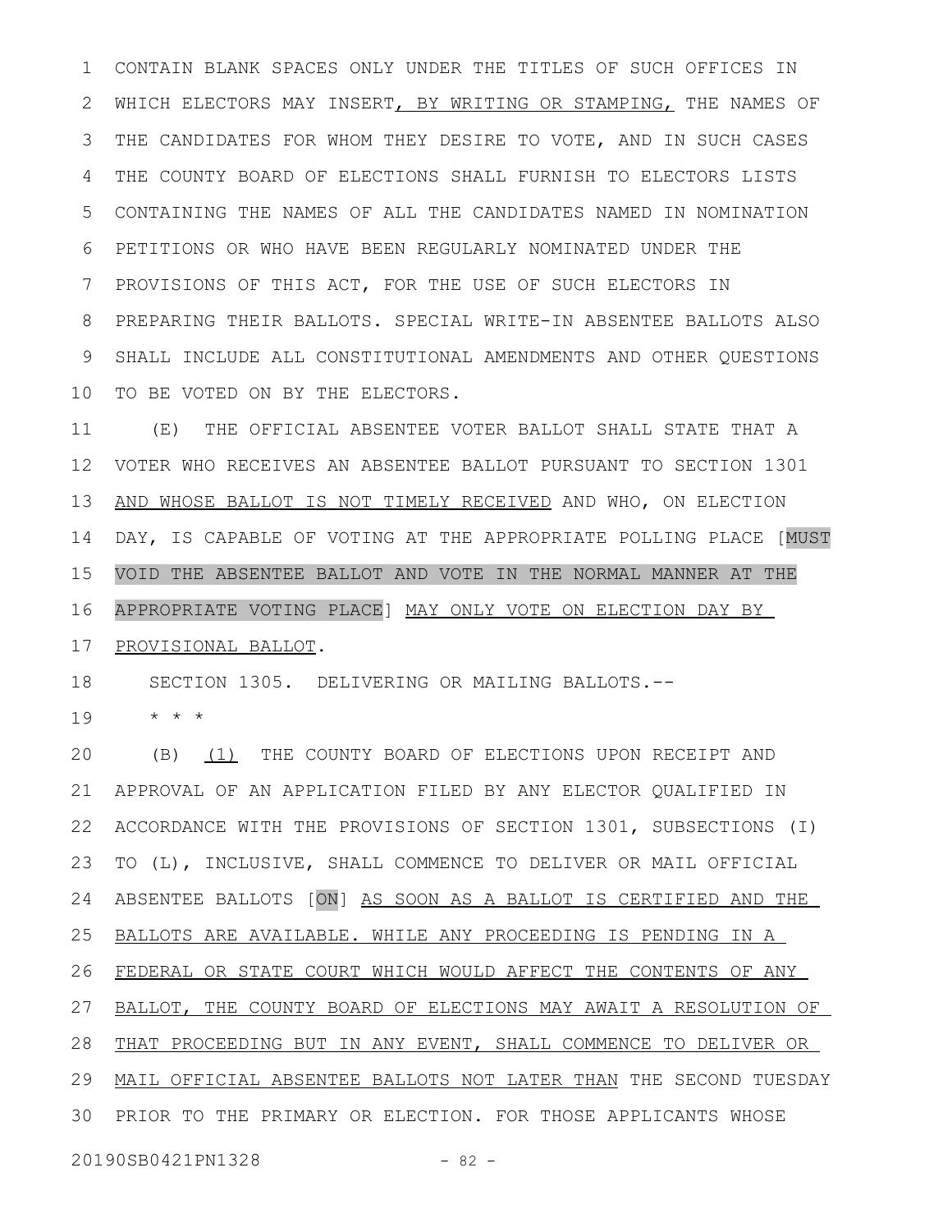CONTAIN BLANK SPACES ONLY UNDER THE TITLES OF SUCH OFFICES IN WHICH ELECTORS MAY INSERT, BY WRITING OR STAMPING, THE NAMES OF THE CANDIDATES FOR WHOM THEY DESIRE TO VOTE, AND IN SUCH CASES THE COUNTY BOARD OF ELECTIONS SHALL FURNISH TO ELECTORS LISTS CONTAINING THE NAMES OF ALL THE CANDIDATES NAMED IN NOMINATION PETITIONS OR WHO HAVE BEEN REGULARLY NOMINATED UNDER THE PROVISIONS OF THIS ACT, FOR THE USE OF SUCH ELECTORS IN PREPARING THEIR BALLOTS. SPECIAL WRITE-IN ABSENTEE BALLOTS ALSO SHALL INCLUDE ALL CONSTITUTIONAL AMENDMENTS AND OTHER QUESTIONS TO BE VOTED ON BY THE ELECTORS.

(E) THE OFFICIAL ABSENTEE VOTER BALLOT SHALL STATE THAT A VOTER WHO RECEIVES AN ABSENTEE BALLOT PURSUANT TO SECTION 1301 AND WHOSE BALLOT IS NOT TIMELY RECEIVED AND WHO, ON ELECTION DAY, IS CAPABLE OF VOTING AT THE APPROPRIATE POLLING PLACE [MUST VOID THE ABSENTEE BALLOT AND VOTE IN THE NORMAL MANNER AT THE APPROPRIATE VOTING PLACE] MAY ONLY VOTE ON ELECTION DAY BY PROVISIONAL BALLOT.

SECTION 1305. DELIVERING OR MAILING BALLOTS.--

* * *

(B) (1) THE COUNTY BOARD OF ELECTIONS UPON RECEIPT AND APPROVAL OF AN APPLICATION FILED BY ANY ELECTOR QUALIFIED IN ACCORDANCE WITH THE PROVISIONS OF SECTION 1301, SUBSECTIONS (I) TO (L), INCLUSIVE, SHALL COMMENCE TO DELIVER OR MAIL OFFICIAL ABSENTEE BALLOTS [ON] AS SOON AS A BALLOT IS CERTIFIED AND THE BALLOTS ARE AVAILABLE. WHILE ANY PROCEEDING IS PENDING IN A FEDERAL OR STATE COURT WHICH WOULD AFFECT THE CONTENTS OF ANY BALLOT, THE COUNTY BOARD OF ELECTIONS MAY AWAIT A RESOLUTION OF THAT PROCEEDING BUT IN ANY EVENT, SHALL COMMENCE TO DELIVER OR MAIL OFFICIAL ABSENTEE BALLOTS NOT LATER THAN THE SECOND TUESDAY PRIOR TO THE PRIMARY OR ELECTION. FOR THOSE APPLICANTS WHOSE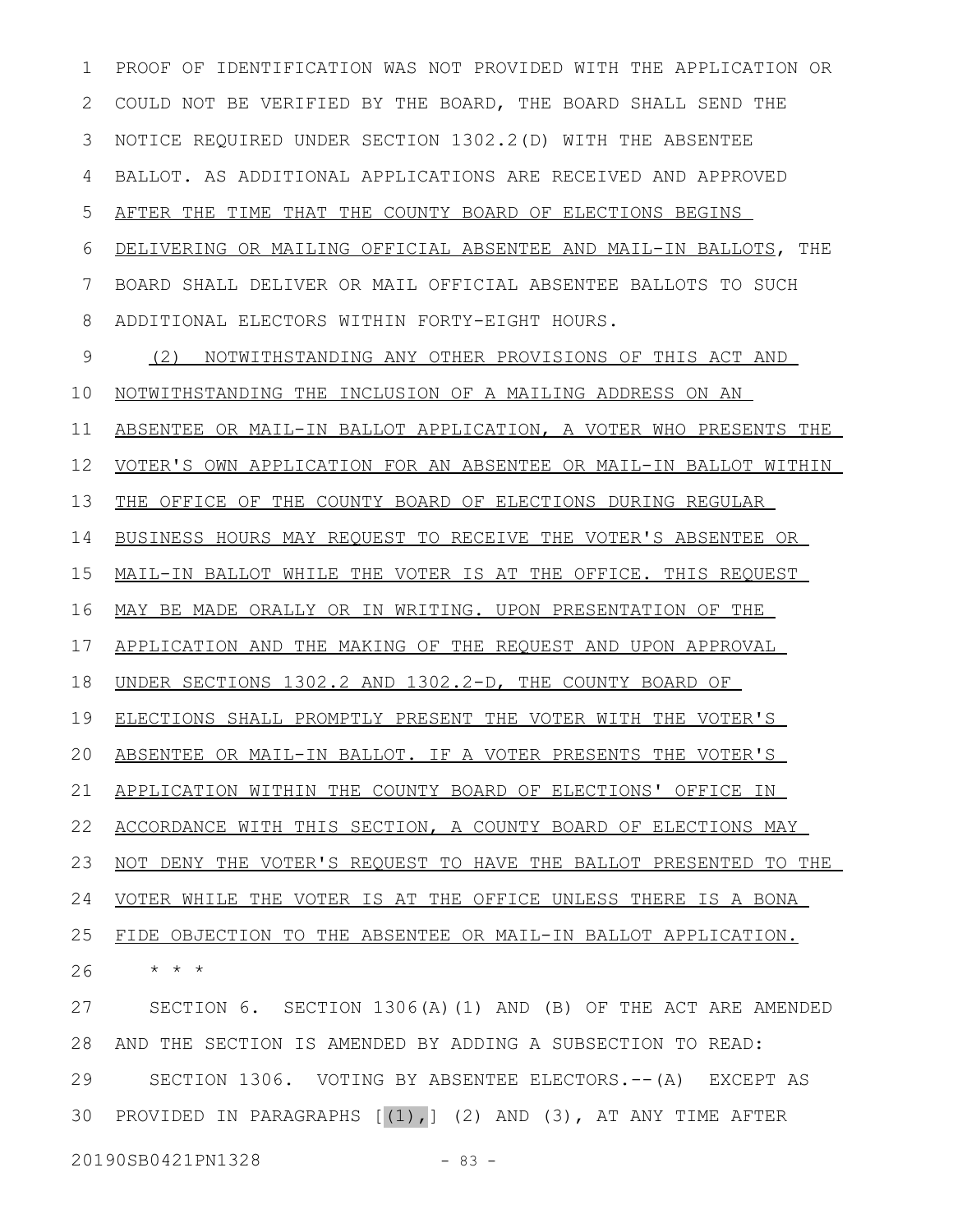PROOF OF IDENTIFICATION WAS NOT PROVIDED WITH THE APPLICATION OR COULD NOT BE VERIFIED BY THE BOARD, THE BOARD SHALL SEND THE NOTICE REQUIRED UNDER SECTION 1302.2(D) WITH THE ABSENTEE BALLOT. AS ADDITIONAL APPLICATIONS ARE RECEIVED AND APPROVED AFTER THE TIME THAT THE COUNTY BOARD OF ELECTIONS BEGINS DELIVERING OR MAILING OFFICIAL ABSENTEE AND MAIL-IN BALLOTS, THE BOARD SHALL DELIVER OR MAIL OFFICIAL ABSENTEE BALLOTS TO SUCH ADDITIONAL ELECTORS WITHIN FORTY-EIGHT HOURS.

(2) NOTWITHSTANDING ANY OTHER PROVISIONS OF THIS ACT AND NOTWITHSTANDING THE INCLUSION OF A MAILING ADDRESS ON AN ABSENTEE OR MAIL-IN BALLOT APPLICATION, A VOTER WHO PRESENTS THE VOTER'S OWN APPLICATION FOR AN ABSENTEE OR MAIL-IN BALLOT WITHIN THE OFFICE OF THE COUNTY BOARD OF ELECTIONS DURING REGULAR BUSINESS HOURS MAY REQUEST TO RECEIVE THE VOTER'S ABSENTEE OR MAIL-IN BALLOT WHILE THE VOTER IS AT THE OFFICE. THIS REQUEST MAY BE MADE ORALLY OR IN WRITING. UPON PRESENTATION OF THE APPLICATION AND THE MAKING OF THE REQUEST AND UPON APPROVAL UNDER SECTIONS 1302.2 AND 1302.2-D, THE COUNTY BOARD OF ELECTIONS SHALL PROMPTLY PRESENT THE VOTER WITH THE VOTER'S ABSENTEE OR MAIL-IN BALLOT. IF A VOTER PRESENTS THE VOTER'S APPLICATION WITHIN THE COUNTY BOARD OF ELECTIONS' OFFICE IN ACCORDANCE WITH THIS SECTION, A COUNTY BOARD OF ELECTIONS MAY NOT DENY THE VOTER'S REQUEST TO HAVE THE BALLOT PRESENTED TO THE VOTER WHILE THE VOTER IS AT THE OFFICE UNLESS THERE IS A BONA FIDE OBJECTION TO THE ABSENTEE OR MAIL-IN BALLOT APPLICATION.

\* \* \*

SECTION 6. SECTION 1306(A)(1) AND (B) OF THE ACT ARE AMENDED AND THE SECTION IS AMENDED BY ADDING A SUBSECTION TO READ:

SECTION 1306. VOTING BY ABSENTEE ELECTORS.--(A) EXCEPT AS PROVIDED IN PARAGRAPHS [(1),] (2) AND (3), AT ANY TIME AFTER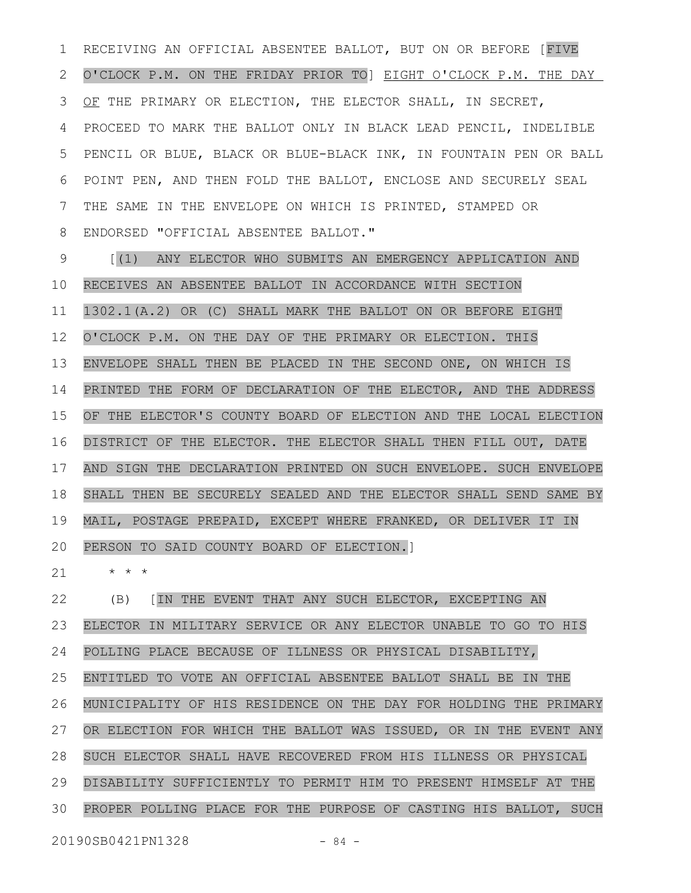RECEIVING AN OFFICIAL ABSENTEE BALLOT, BUT ON OR BEFORE [FIVE O'CLOCK P.M. ON THE FRIDAY PRIOR TO] <u>EIGHT O'CLOCK P.M. THE DAY OF</u> THE PRIMARY OR ELECTION, THE ELECTOR SHALL, IN SECRET, PROCEED TO MARK THE BALLOT ONLY IN BLACK LEAD PENCIL, INDELIBLE PENCIL OR BLUE, BLACK OR BLUE-BLACK INK, IN FOUNTAIN PEN OR BALL POINT PEN, AND THEN FOLD THE BALLOT, ENCLOSE AND SECURELY SEAL THE SAME IN THE ENVELOPE ON WHICH IS PRINTED, STAMPED OR ENDORSED "OFFICIAL ABSENTEE BALLOT."

[(1) ANY ELECTOR WHO SUBMITS AN EMERGENCY APPLICATION AND RECEIVES AN ABSENTEE BALLOT IN ACCORDANCE WITH SECTION 1302.1(A.2) OR (C) SHALL MARK THE BALLOT ON OR BEFORE EIGHT O'CLOCK P.M. ON THE DAY OF THE PRIMARY OR ELECTION. THIS ENVELOPE SHALL THEN BE PLACED IN THE SECOND ONE, ON WHICH IS PRINTED THE FORM OF DECLARATION OF THE ELECTOR, AND THE ADDRESS OF THE ELECTOR'S COUNTY BOARD OF ELECTION AND THE LOCAL ELECTION DISTRICT OF THE ELECTOR. THE ELECTOR SHALL THEN FILL OUT, DATE AND SIGN THE DECLARATION PRINTED ON SUCH ENVELOPE. SUCH ENVELOPE SHALL THEN BE SECURELY SEALED AND THE ELECTOR SHALL SEND SAME BY MAIL, POSTAGE PREPAID, EXCEPT WHERE FRANKED, OR DELIVER IT IN PERSON TO SAID COUNTY BOARD OF ELECTION.]

\* \* \*

(B) [IN THE EVENT THAT ANY SUCH ELECTOR, EXCEPTING AN ELECTOR IN MILITARY SERVICE OR ANY ELECTOR UNABLE TO GO TO HIS POLLING PLACE BECAUSE OF ILLNESS OR PHYSICAL DISABILITY, ENTITLED TO VOTE AN OFFICIAL ABSENTEE BALLOT SHALL BE IN THE MUNICIPALITY OF HIS RESIDENCE ON THE DAY FOR HOLDING THE PRIMARY OR ELECTION FOR WHICH THE BALLOT WAS ISSUED, OR IN THE EVENT ANY SUCH ELECTOR SHALL HAVE RECOVERED FROM HIS ILLNESS OR PHYSICAL DISABILITY SUFFICIENTLY TO PERMIT HIM TO PRESENT HIMSELF AT THE PROPER POLLING PLACE FOR THE PURPOSE OF CASTING HIS BALLOT, SUCH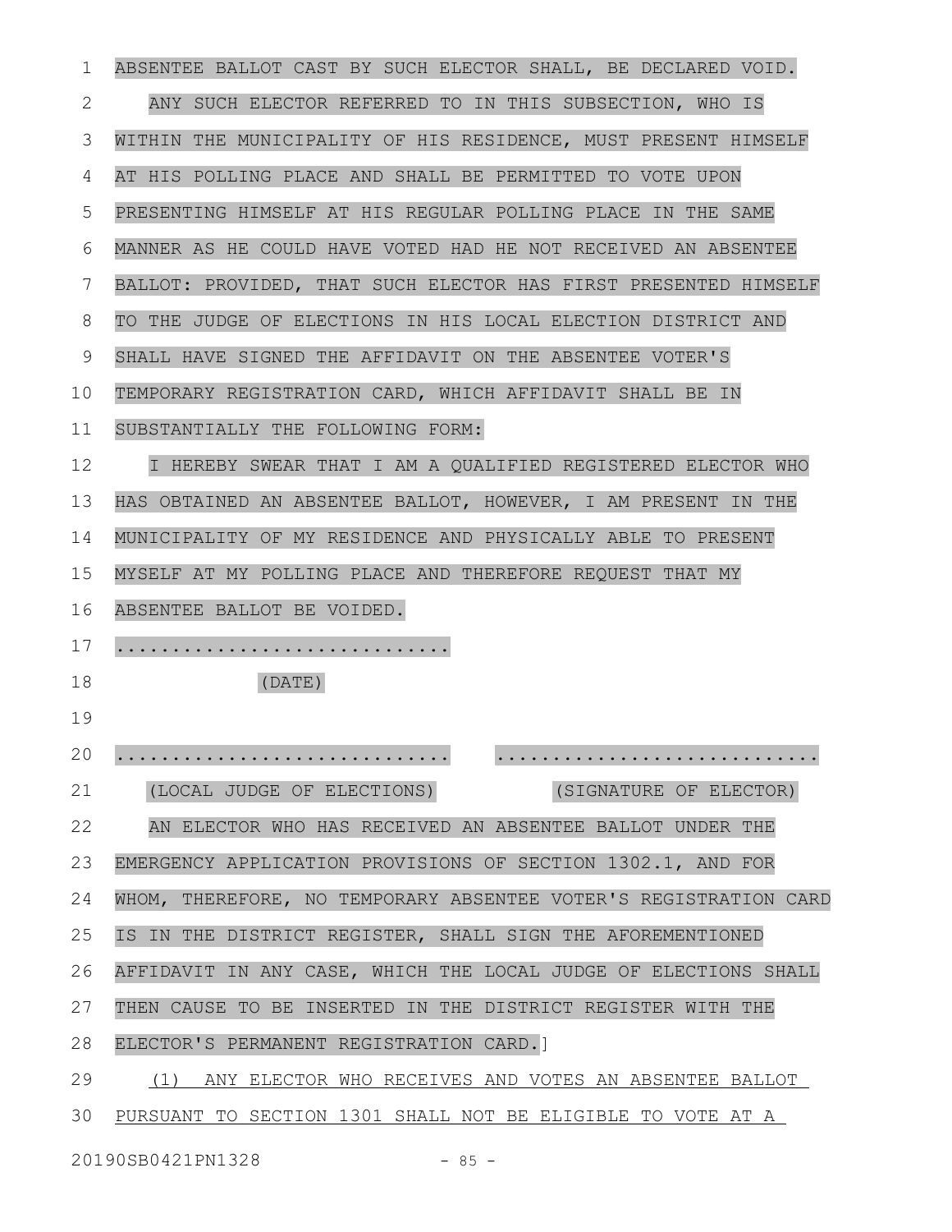ABSENTEE BALLOT CAST BY SUCH ELECTOR SHALL, BE DECLARED VOID.

ANY SUCH ELECTOR REFERRED TO IN THIS SUBSECTION, WHO IS WITHIN THE MUNICIPALITY OF HIS RESIDENCE, MUST PRESENT HIMSELF AT HIS POLLING PLACE AND SHALL BE PERMITTED TO VOTE UPON PRESENTING HIMSELF AT HIS REGULAR POLLING PLACE IN THE SAME MANNER AS HE COULD HAVE VOTED HAD HE NOT RECEIVED AN ABSENTEE BALLOT: PROVIDED, THAT SUCH ELECTOR HAS FIRST PRESENTED HIMSELF TO THE JUDGE OF ELECTIONS IN HIS LOCAL ELECTION DISTRICT AND SHALL HAVE SIGNED THE AFFIDAVIT ON THE ABSENTEE VOTER'S TEMPORARY REGISTRATION CARD, WHICH AFFIDAVIT SHALL BE IN SUBSTANTIALLY THE FOLLOWING FORM:

I HEREBY SWEAR THAT I AM A QUALIFIED REGISTERED ELECTOR WHO HAS OBTAINED AN ABSENTEE BALLOT, HOWEVER, I AM PRESENT IN THE MUNICIPALITY OF MY RESIDENCE AND PHYSICALLY ABLE TO PRESENT MYSELF AT MY POLLING PLACE AND THEREFORE REQUEST THAT MY ABSENTEE BALLOT BE VOIDED.

.............................
(DATE)

............................. .............................
(LOCAL JUDGE OF ELECTIONS) (SIGNATURE OF ELECTOR)

AN ELECTOR WHO HAS RECEIVED AN ABSENTEE BALLOT UNDER THE EMERGENCY APPLICATION PROVISIONS OF SECTION 1302.1, AND FOR WHOM, THEREFORE, NO TEMPORARY ABSENTEE VOTER'S REGISTRATION CARD IS IN THE DISTRICT REGISTER, SHALL SIGN THE AFOREMENTIONED AFFIDAVIT IN ANY CASE, WHICH THE LOCAL JUDGE OF ELECTIONS SHALL THEN CAUSE TO BE INSERTED IN THE DISTRICT REGISTER WITH THE ELECTOR'S PERMANENT REGISTRATION CARD.]

(1) ANY ELECTOR WHO RECEIVES AND VOTES AN ABSENTEE BALLOT PURSUANT TO SECTION 1301 SHALL NOT BE ELIGIBLE TO VOTE AT A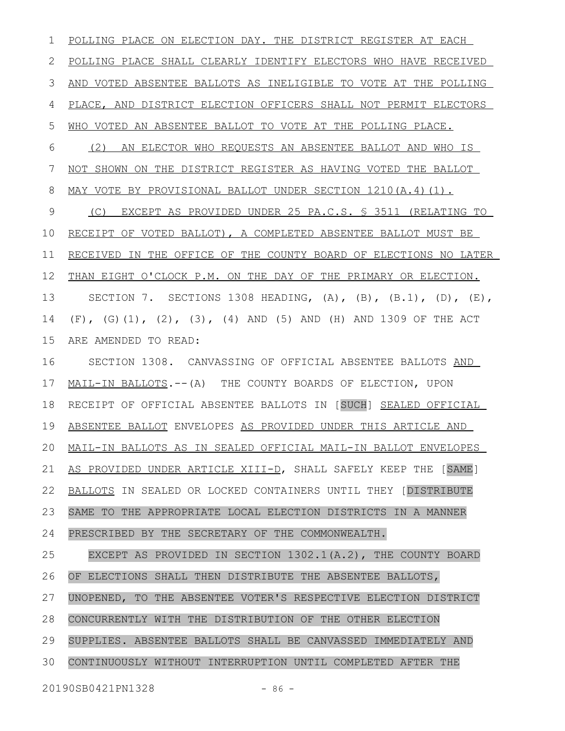POLLING PLACE ON ELECTION DAY. THE DISTRICT REGISTER AT EACH POLLING PLACE SHALL CLEARLY IDENTIFY ELECTORS WHO HAVE RECEIVED AND VOTED ABSENTEE BALLOTS AS INELIGIBLE TO VOTE AT THE POLLING PLACE, AND DISTRICT ELECTION OFFICERS SHALL NOT PERMIT ELECTORS WHO VOTED AN ABSENTEE BALLOT TO VOTE AT THE POLLING PLACE.

(2) AN ELECTOR WHO REQUESTS AN ABSENTEE BALLOT AND WHO IS NOT SHOWN ON THE DISTRICT REGISTER AS HAVING VOTED THE BALLOT MAY VOTE BY PROVISIONAL BALLOT UNDER SECTION 1210(A.4)(1).

(C) EXCEPT AS PROVIDED UNDER 25 PA.C.S. § 3511 (RELATING TO RECEIPT OF VOTED BALLOT), A COMPLETED ABSENTEE BALLOT MUST BE RECEIVED IN THE OFFICE OF THE COUNTY BOARD OF ELECTIONS NO LATER THAN EIGHT O'CLOCK P.M. ON THE DAY OF THE PRIMARY OR ELECTION.

SECTION 7. SECTIONS 1308 HEADING, (A), (B), (B.1), (D), (E), (F), (G)(1), (2), (3), (4) AND (5) AND (H) AND 1309 OF THE ACT ARE AMENDED TO READ:

SECTION 1308. CANVASSING OF OFFICIAL ABSENTEE BALLOTS AND MAIL-IN BALLOTS.--(A) THE COUNTY BOARDS OF ELECTION, UPON RECEIPT OF OFFICIAL ABSENTEE BALLOTS IN [SUCH] SEALED OFFICIAL ABSENTEE BALLOT ENVELOPES AS PROVIDED UNDER THIS ARTICLE AND MAIL-IN BALLOTS AS IN SEALED OFFICIAL MAIL-IN BALLOT ENVELOPES AS PROVIDED UNDER ARTICLE XIII-D, SHALL SAFELY KEEP THE [SAME] BALLOTS IN SEALED OR LOCKED CONTAINERS UNTIL THEY [DISTRIBUTE SAME TO THE APPROPRIATE LOCAL ELECTION DISTRICTS IN A MANNER PRESCRIBED BY THE SECRETARY OF THE COMMONWEALTH.

EXCEPT AS PROVIDED IN SECTION 1302.1(A.2), THE COUNTY BOARD OF ELECTIONS SHALL THEN DISTRIBUTE THE ABSENTEE BALLOTS, UNOPENED, TO THE ABSENTEE VOTER'S RESPECTIVE ELECTION DISTRICT CONCURRENTLY WITH THE DISTRIBUTION OF THE OTHER ELECTION SUPPLIES. ABSENTEE BALLOTS SHALL BE CANVASSED IMMEDIATELY AND CONTINUOUSLY WITHOUT INTERRUPTION UNTIL COMPLETED AFTER THE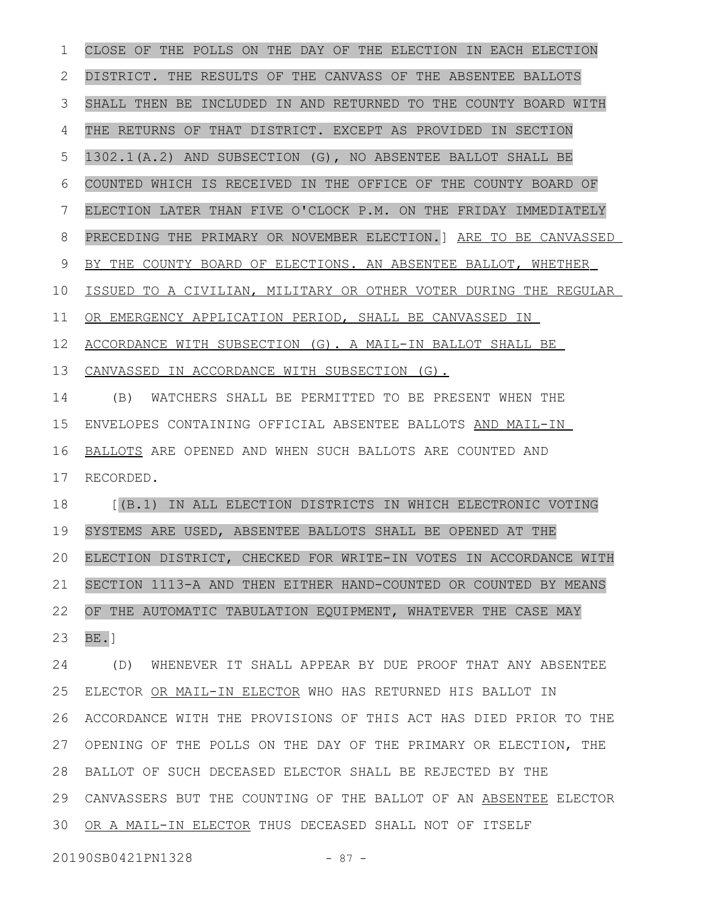CLOSE OF THE POLLS ON THE DAY OF THE ELECTION IN EACH ELECTION DISTRICT. THE RESULTS OF THE CANVASS OF THE ABSENTEE BALLOTS SHALL THEN BE INCLUDED IN AND RETURNED TO THE COUNTY BOARD WITH THE RETURNS OF THAT DISTRICT. EXCEPT AS PROVIDED IN SECTION 1302.1(A.2) AND SUBSECTION (G), NO ABSENTEE BALLOT SHALL BE COUNTED WHICH IS RECEIVED IN THE OFFICE OF THE COUNTY BOARD OF ELECTION LATER THAN FIVE O'CLOCK P.M. ON THE FRIDAY IMMEDIATELY PRECEDING THE PRIMARY OR NOVEMBER ELECTION.] ARE TO BE CANVASSED BY THE COUNTY BOARD OF ELECTIONS. AN ABSENTEE BALLOT, WHETHER ISSUED TO A CIVILIAN, MILITARY OR OTHER VOTER DURING THE REGULAR OR EMERGENCY APPLICATION PERIOD, SHALL BE CANVASSED IN ACCORDANCE WITH SUBSECTION (G). A MAIL-IN BALLOT SHALL BE CANVASSED IN ACCORDANCE WITH SUBSECTION (G).

(B) WATCHERS SHALL BE PERMITTED TO BE PRESENT WHEN THE ENVELOPES CONTAINING OFFICIAL ABSENTEE BALLOTS AND MAIL-IN BALLOTS ARE OPENED AND WHEN SUCH BALLOTS ARE COUNTED AND RECORDED.

[(B.1) IN ALL ELECTION DISTRICTS IN WHICH ELECTRONIC VOTING SYSTEMS ARE USED, ABSENTEE BALLOTS SHALL BE OPENED AT THE ELECTION DISTRICT, CHECKED FOR WRITE-IN VOTES IN ACCORDANCE WITH SECTION 1113-A AND THEN EITHER HAND-COUNTED OR COUNTED BY MEANS OF THE AUTOMATIC TABULATION EQUIPMENT, WHATEVER THE CASE MAY BE.]

(D) WHENEVER IT SHALL APPEAR BY DUE PROOF THAT ANY ABSENTEE ELECTOR OR MAIL-IN ELECTOR WHO HAS RETURNED HIS BALLOT IN ACCORDANCE WITH THE PROVISIONS OF THIS ACT HAS DIED PRIOR TO THE OPENING OF THE POLLS ON THE DAY OF THE PRIMARY OR ELECTION, THE BALLOT OF SUCH DECEASED ELECTOR SHALL BE REJECTED BY THE CANVASSERS BUT THE COUNTING OF THE BALLOT OF AN ABSENTEE ELECTOR OR A MAIL-IN ELECTOR THUS DECEASED SHALL NOT OF ITSELF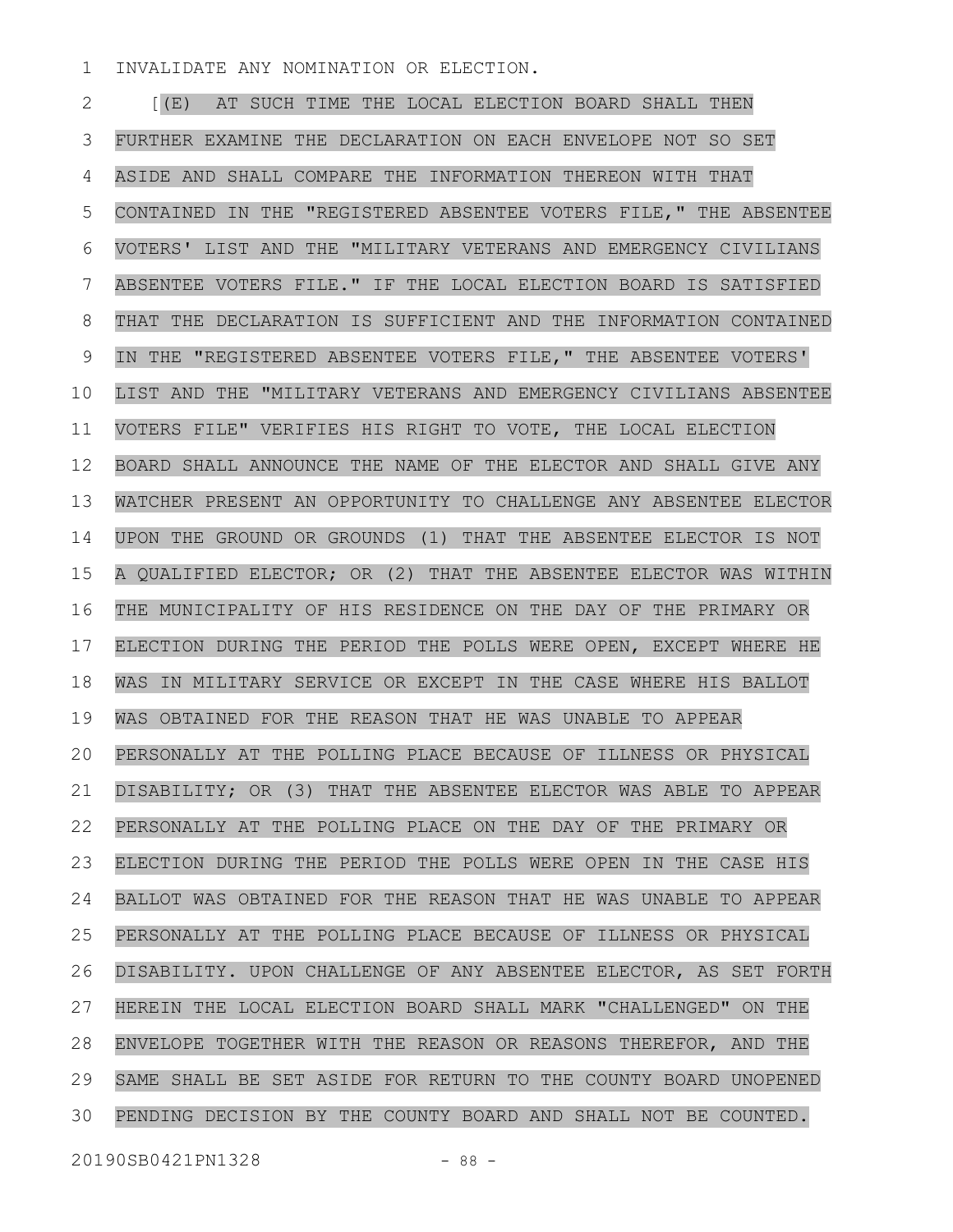INVALIDATE ANY NOMINATION OR ELECTION.

[(E) AT SUCH TIME THE LOCAL ELECTION BOARD SHALL THEN FURTHER EXAMINE THE DECLARATION ON EACH ENVELOPE NOT SO SET ASIDE AND SHALL COMPARE THE INFORMATION THEREON WITH THAT CONTAINED IN THE "REGISTERED ABSENTEE VOTERS FILE," THE ABSENTEE VOTERS' LIST AND THE "MILITARY VETERANS AND EMERGENCY CIVILIANS ABSENTEE VOTERS FILE." IF THE LOCAL ELECTION BOARD IS SATISFIED THAT THE DECLARATION IS SUFFICIENT AND THE INFORMATION CONTAINED IN THE "REGISTERED ABSENTEE VOTERS FILE," THE ABSENTEE VOTERS' LIST AND THE "MILITARY VETERANS AND EMERGENCY CIVILIANS ABSENTEE VOTERS FILE" VERIFIES HIS RIGHT TO VOTE, THE LOCAL ELECTION BOARD SHALL ANNOUNCE THE NAME OF THE ELECTOR AND SHALL GIVE ANY WATCHER PRESENT AN OPPORTUNITY TO CHALLENGE ANY ABSENTEE ELECTOR UPON THE GROUND OR GROUNDS (1) THAT THE ABSENTEE ELECTOR IS NOT A QUALIFIED ELECTOR; OR (2) THAT THE ABSENTEE ELECTOR WAS WITHIN THE MUNICIPALITY OF HIS RESIDENCE ON THE DAY OF THE PRIMARY OR ELECTION DURING THE PERIOD THE POLLS WERE OPEN, EXCEPT WHERE HE WAS IN MILITARY SERVICE OR EXCEPT IN THE CASE WHERE HIS BALLOT WAS OBTAINED FOR THE REASON THAT HE WAS UNABLE TO APPEAR PERSONALLY AT THE POLLING PLACE BECAUSE OF ILLNESS OR PHYSICAL DISABILITY; OR (3) THAT THE ABSENTEE ELECTOR WAS ABLE TO APPEAR PERSONALLY AT THE POLLING PLACE ON THE DAY OF THE PRIMARY OR ELECTION DURING THE PERIOD THE POLLS WERE OPEN IN THE CASE HIS BALLOT WAS OBTAINED FOR THE REASON THAT HE WAS UNABLE TO APPEAR PERSONALLY AT THE POLLING PLACE BECAUSE OF ILLNESS OR PHYSICAL DISABILITY. UPON CHALLENGE OF ANY ABSENTEE ELECTOR, AS SET FORTH HEREIN THE LOCAL ELECTION BOARD SHALL MARK "CHALLENGED" ON THE ENVELOPE TOGETHER WITH THE REASON OR REASONS THEREFOR, AND THE SAME SHALL BE SET ASIDE FOR RETURN TO THE COUNTY BOARD UNOPENED PENDING DECISION BY THE COUNTY BOARD AND SHALL NOT BE COUNTED.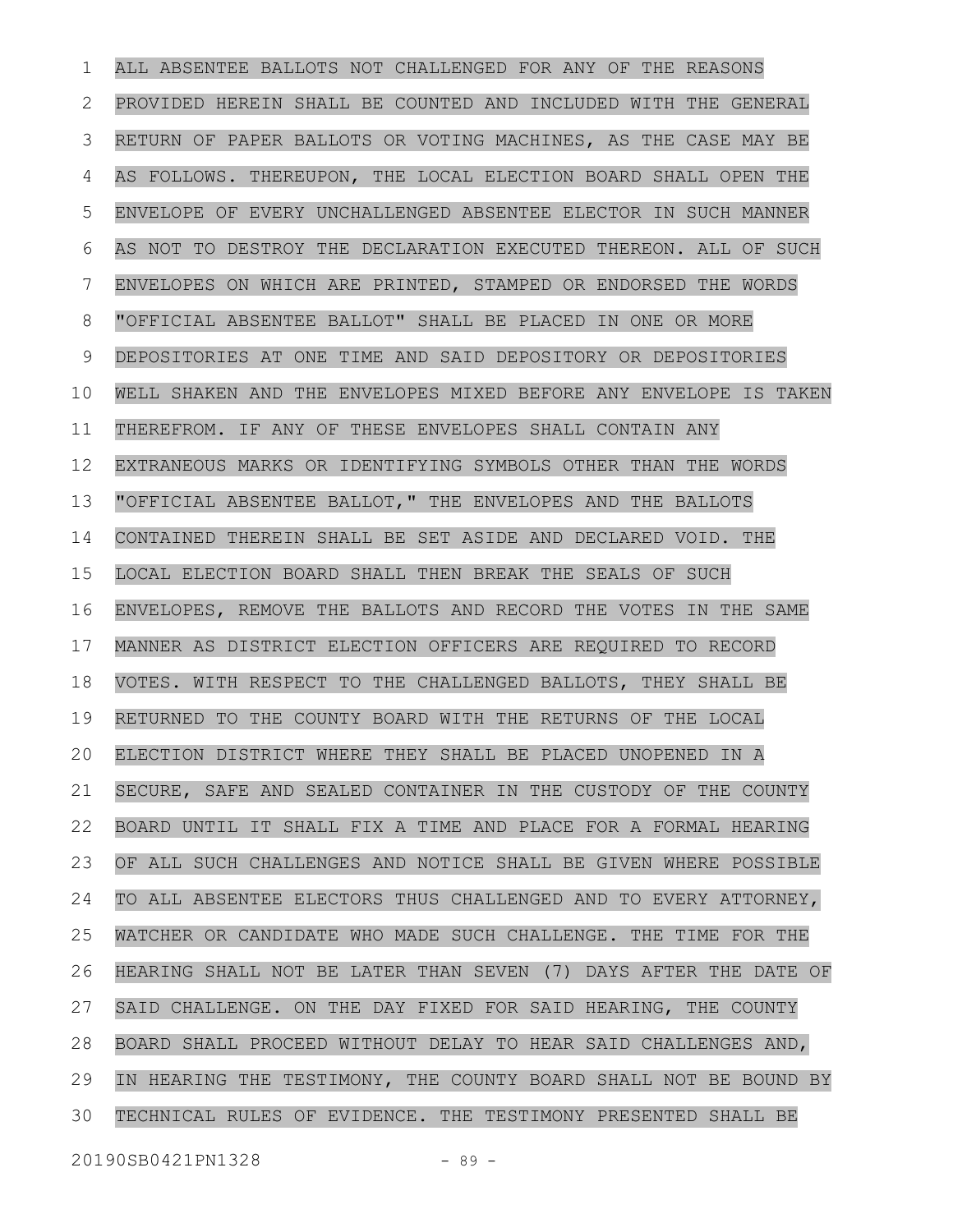ALL ABSENTEE BALLOTS NOT CHALLENGED FOR ANY OF THE REASONS PROVIDED HEREIN SHALL BE COUNTED AND INCLUDED WITH THE GENERAL RETURN OF PAPER BALLOTS OR VOTING MACHINES, AS THE CASE MAY BE AS FOLLOWS. THEREUPON, THE LOCAL ELECTION BOARD SHALL OPEN THE ENVELOPE OF EVERY UNCHALLENGED ABSENTEE ELECTOR IN SUCH MANNER AS NOT TO DESTROY THE DECLARATION EXECUTED THEREON. ALL OF SUCH ENVELOPES ON WHICH ARE PRINTED, STAMPED OR ENDORSED THE WORDS "OFFICIAL ABSENTEE BALLOT" SHALL BE PLACED IN ONE OR MORE DEPOSITORIES AT ONE TIME AND SAID DEPOSITORY OR DEPOSITORIES WELL SHAKEN AND THE ENVELOPES MIXED BEFORE ANY ENVELOPE IS TAKEN THEREFROM. IF ANY OF THESE ENVELOPES SHALL CONTAIN ANY EXTRANEOUS MARKS OR IDENTIFYING SYMBOLS OTHER THAN THE WORDS "OFFICIAL ABSENTEE BALLOT," THE ENVELOPES AND THE BALLOTS CONTAINED THEREIN SHALL BE SET ASIDE AND DECLARED VOID. THE LOCAL ELECTION BOARD SHALL THEN BREAK THE SEALS OF SUCH ENVELOPES, REMOVE THE BALLOTS AND RECORD THE VOTES IN THE SAME MANNER AS DISTRICT ELECTION OFFICERS ARE REQUIRED TO RECORD VOTES. WITH RESPECT TO THE CHALLENGED BALLOTS, THEY SHALL BE RETURNED TO THE COUNTY BOARD WITH THE RETURNS OF THE LOCAL ELECTION DISTRICT WHERE THEY SHALL BE PLACED UNOPENED IN A SECURE, SAFE AND SEALED CONTAINER IN THE CUSTODY OF THE COUNTY BOARD UNTIL IT SHALL FIX A TIME AND PLACE FOR A FORMAL HEARING OF ALL SUCH CHALLENGES AND NOTICE SHALL BE GIVEN WHERE POSSIBLE TO ALL ABSENTEE ELECTORS THUS CHALLENGED AND TO EVERY ATTORNEY, WATCHER OR CANDIDATE WHO MADE SUCH CHALLENGE. THE TIME FOR THE HEARING SHALL NOT BE LATER THAN SEVEN (7) DAYS AFTER THE DATE OF SAID CHALLENGE. ON THE DAY FIXED FOR SAID HEARING, THE COUNTY BOARD SHALL PROCEED WITHOUT DELAY TO HEAR SAID CHALLENGES AND, IN HEARING THE TESTIMONY, THE COUNTY BOARD SHALL NOT BE BOUND BY TECHNICAL RULES OF EVIDENCE. THE TESTIMONY PRESENTED SHALL BE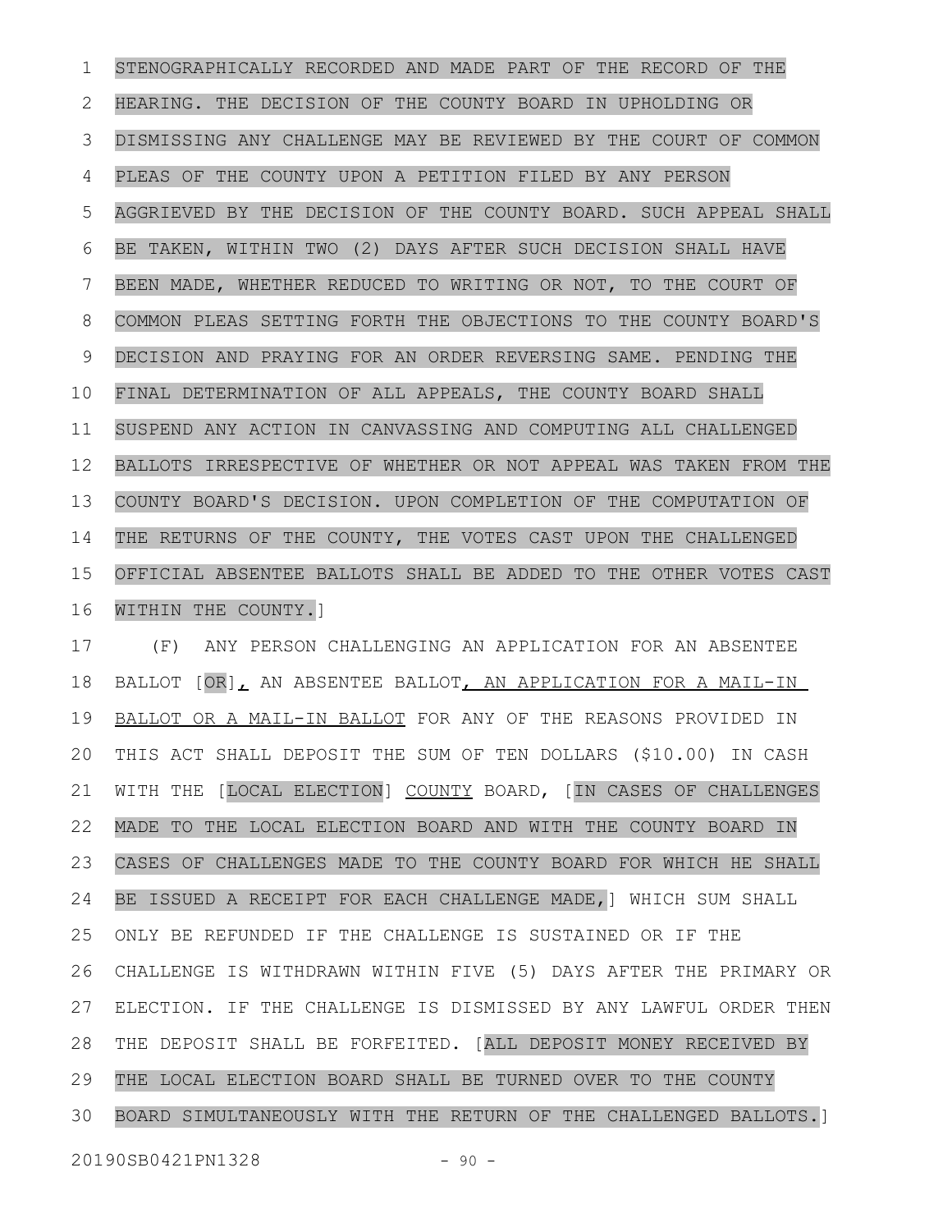STENOGRAPHICALLY RECORDED AND MADE PART OF THE RECORD OF THE HEARING. THE DECISION OF THE COUNTY BOARD IN UPHOLDING OR DISMISSING ANY CHALLENGE MAY BE REVIEWED BY THE COURT OF COMMON PLEAS OF THE COUNTY UPON A PETITION FILED BY ANY PERSON AGGRIEVED BY THE DECISION OF THE COUNTY BOARD. SUCH APPEAL SHALL BE TAKEN, WITHIN TWO (2) DAYS AFTER SUCH DECISION SHALL HAVE BEEN MADE, WHETHER REDUCED TO WRITING OR NOT, TO THE COURT OF COMMON PLEAS SETTING FORTH THE OBJECTIONS TO THE COUNTY BOARD'S DECISION AND PRAYING FOR AN ORDER REVERSING SAME. PENDING THE FINAL DETERMINATION OF ALL APPEALS, THE COUNTY BOARD SHALL SUSPEND ANY ACTION IN CANVASSING AND COMPUTING ALL CHALLENGED BALLOTS IRRESPECTIVE OF WHETHER OR NOT APPEAL WAS TAKEN FROM THE COUNTY BOARD'S DECISION. UPON COMPLETION OF THE COMPUTATION OF THE RETURNS OF THE COUNTY, THE VOTES CAST UPON THE CHALLENGED OFFICIAL ABSENTEE BALLOTS SHALL BE ADDED TO THE OTHER VOTES CAST WITHIN THE COUNTY.]

(F) ANY PERSON CHALLENGING AN APPLICATION FOR AN ABSENTEE BALLOT [OR], AN ABSENTEE BALLOT, AN APPLICATION FOR A MAIL-IN BALLOT OR A MAIL-IN BALLOT FOR ANY OF THE REASONS PROVIDED IN THIS ACT SHALL DEPOSIT THE SUM OF TEN DOLLARS ($10.00) IN CASH WITH THE [LOCAL ELECTION] COUNTY BOARD, [IN CASES OF CHALLENGES MADE TO THE LOCAL ELECTION BOARD AND WITH THE COUNTY BOARD IN CASES OF CHALLENGES MADE TO THE COUNTY BOARD FOR WHICH HE SHALL BE ISSUED A RECEIPT FOR EACH CHALLENGE MADE,] WHICH SUM SHALL ONLY BE REFUNDED IF THE CHALLENGE IS SUSTAINED OR IF THE CHALLENGE IS WITHDRAWN WITHIN FIVE (5) DAYS AFTER THE PRIMARY OR ELECTION. IF THE CHALLENGE IS DISMISSED BY ANY LAWFUL ORDER THEN THE DEPOSIT SHALL BE FORFEITED. [ALL DEPOSIT MONEY RECEIVED BY THE LOCAL ELECTION BOARD SHALL BE TURNED OVER TO THE COUNTY BOARD SIMULTANEOUSLY WITH THE RETURN OF THE CHALLENGED BALLOTS.]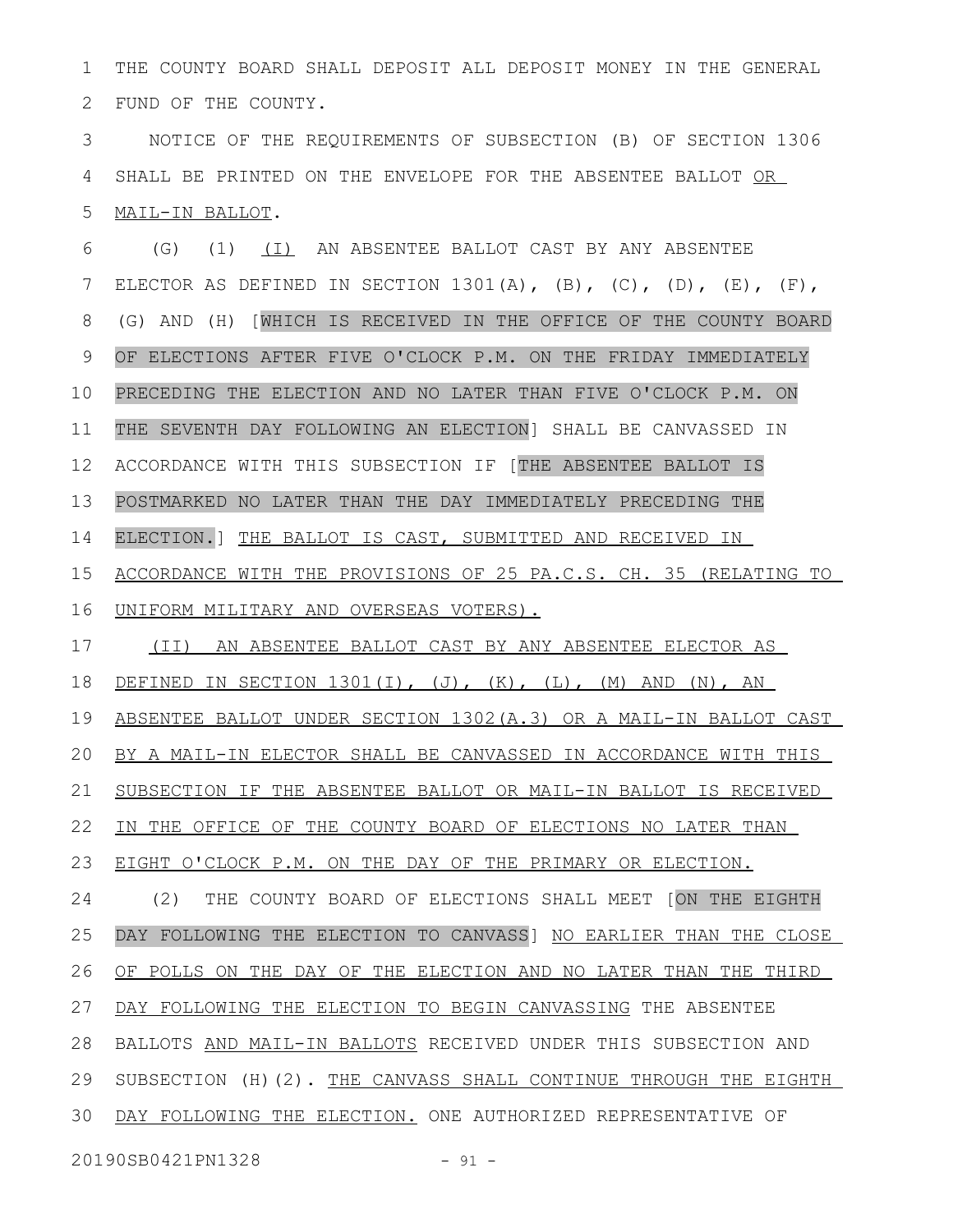THE COUNTY BOARD SHALL DEPOSIT ALL DEPOSIT MONEY IN THE GENERAL FUND OF THE COUNTY.

NOTICE OF THE REQUIREMENTS OF SUBSECTION (B) OF SECTION 1306 SHALL BE PRINTED ON THE ENVELOPE FOR THE ABSENTEE BALLOT OR MAIL-IN BALLOT.

(G) (1) (I) AN ABSENTEE BALLOT CAST BY ANY ABSENTEE ELECTOR AS DEFINED IN SECTION 1301(A), (B), (C), (D), (E), (F), (G) AND (H) [WHICH IS RECEIVED IN THE OFFICE OF THE COUNTY BOARD OF ELECTIONS AFTER FIVE O'CLOCK P.M. ON THE FRIDAY IMMEDIATELY PRECEDING THE ELECTION AND NO LATER THAN FIVE O'CLOCK P.M. ON THE SEVENTH DAY FOLLOWING AN ELECTION] SHALL BE CANVASSED IN ACCORDANCE WITH THIS SUBSECTION IF [THE ABSENTEE BALLOT IS POSTMARKED NO LATER THAN THE DAY IMMEDIATELY PRECEDING THE ELECTION.] THE BALLOT IS CAST, SUBMITTED AND RECEIVED IN ACCORDANCE WITH THE PROVISIONS OF 25 PA.C.S. CH. 35 (RELATING TO UNIFORM MILITARY AND OVERSEAS VOTERS).

(II) AN ABSENTEE BALLOT CAST BY ANY ABSENTEE ELECTOR AS DEFINED IN SECTION 1301(I), (J), (K), (L), (M) AND (N), AN ABSENTEE BALLOT UNDER SECTION 1302(A.3) OR A MAIL-IN BALLOT CAST BY A MAIL-IN ELECTOR SHALL BE CANVASSED IN ACCORDANCE WITH THIS SUBSECTION IF THE ABSENTEE BALLOT OR MAIL-IN BALLOT IS RECEIVED IN THE OFFICE OF THE COUNTY BOARD OF ELECTIONS NO LATER THAN EIGHT O'CLOCK P.M. ON THE DAY OF THE PRIMARY OR ELECTION.

(2) THE COUNTY BOARD OF ELECTIONS SHALL MEET [ON THE EIGHTH DAY FOLLOWING THE ELECTION TO CANVASS] NO EARLIER THAN THE CLOSE OF POLLS ON THE DAY OF THE ELECTION AND NO LATER THAN THE THIRD DAY FOLLOWING THE ELECTION TO BEGIN CANVASSING THE ABSENTEE BALLOTS AND MAIL-IN BALLOTS RECEIVED UNDER THIS SUBSECTION AND SUBSECTION (H)(2). THE CANVASS SHALL CONTINUE THROUGH THE EIGHTH DAY FOLLOWING THE ELECTION. ONE AUTHORIZED REPRESENTATIVE OF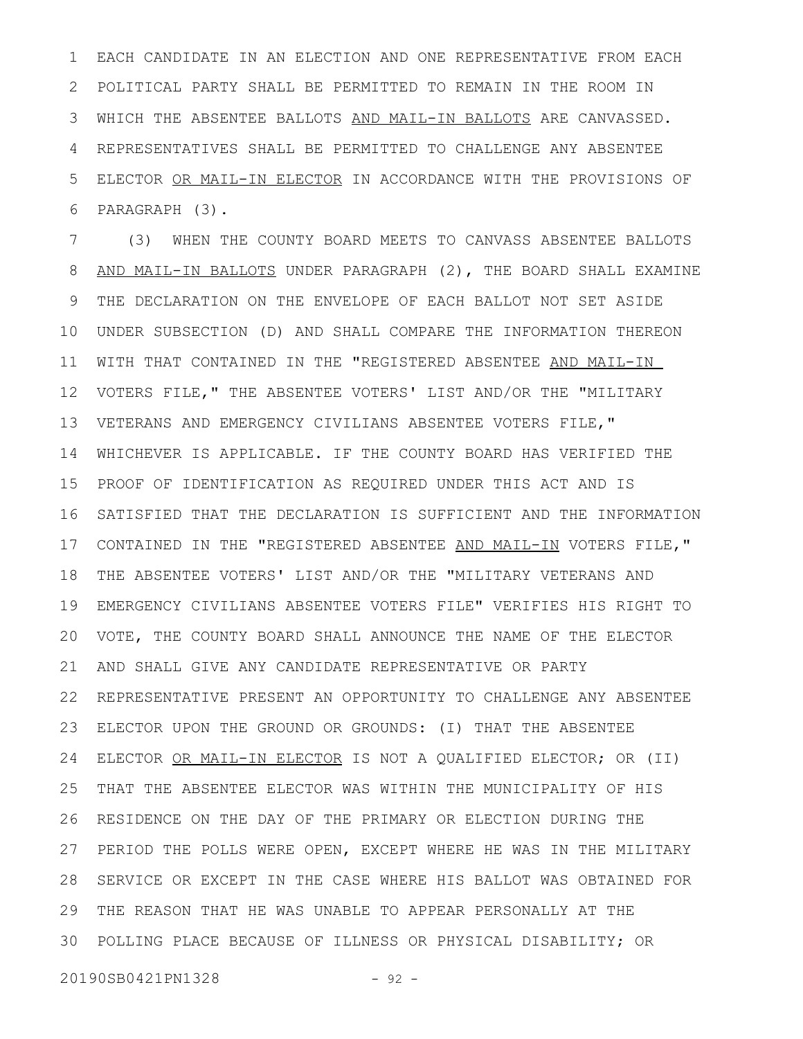EACH CANDIDATE IN AN ELECTION AND ONE REPRESENTATIVE FROM EACH POLITICAL PARTY SHALL BE PERMITTED TO REMAIN IN THE ROOM IN WHICH THE ABSENTEE BALLOTS <u>AND MAIL-IN BALLOTS</u> ARE CANVASSED. REPRESENTATIVES SHALL BE PERMITTED TO CHALLENGE ANY ABSENTEE ELECTOR <u>OR MAIL-IN ELECTOR</u> IN ACCORDANCE WITH THE PROVISIONS OF PARAGRAPH (3).

(3) WHEN THE COUNTY BOARD MEETS TO CANVASS ABSENTEE BALLOTS <u>AND MAIL-IN BALLOTS</u> UNDER PARAGRAPH (2), THE BOARD SHALL EXAMINE THE DECLARATION ON THE ENVELOPE OF EACH BALLOT NOT SET ASIDE UNDER SUBSECTION (D) AND SHALL COMPARE THE INFORMATION THEREON WITH THAT CONTAINED IN THE "REGISTERED ABSENTEE <u>AND MAIL-IN</u> VOTERS FILE," THE ABSENTEE VOTERS' LIST AND/OR THE "MILITARY VETERANS AND EMERGENCY CIVILIANS ABSENTEE VOTERS FILE," WHICHEVER IS APPLICABLE. IF THE COUNTY BOARD HAS VERIFIED THE PROOF OF IDENTIFICATION AS REQUIRED UNDER THIS ACT AND IS SATISFIED THAT THE DECLARATION IS SUFFICIENT AND THE INFORMATION CONTAINED IN THE "REGISTERED ABSENTEE <u>AND MAIL-IN</u> VOTERS FILE," THE ABSENTEE VOTERS' LIST AND/OR THE "MILITARY VETERANS AND EMERGENCY CIVILIANS ABSENTEE VOTERS FILE" VERIFIES HIS RIGHT TO VOTE, THE COUNTY BOARD SHALL ANNOUNCE THE NAME OF THE ELECTOR AND SHALL GIVE ANY CANDIDATE REPRESENTATIVE OR PARTY REPRESENTATIVE PRESENT AN OPPORTUNITY TO CHALLENGE ANY ABSENTEE ELECTOR UPON THE GROUND OR GROUNDS: (I) THAT THE ABSENTEE ELECTOR <u>OR MAIL-IN ELECTOR</u> IS NOT A QUALIFIED ELECTOR; OR (II) THAT THE ABSENTEE ELECTOR WAS WITHIN THE MUNICIPALITY OF HIS RESIDENCE ON THE DAY OF THE PRIMARY OR ELECTION DURING THE PERIOD THE POLLS WERE OPEN, EXCEPT WHERE HE WAS IN THE MILITARY SERVICE OR EXCEPT IN THE CASE WHERE HIS BALLOT WAS OBTAINED FOR THE REASON THAT HE WAS UNABLE TO APPEAR PERSONALLY AT THE POLLING PLACE BECAUSE OF ILLNESS OR PHYSICAL DISABILITY; OR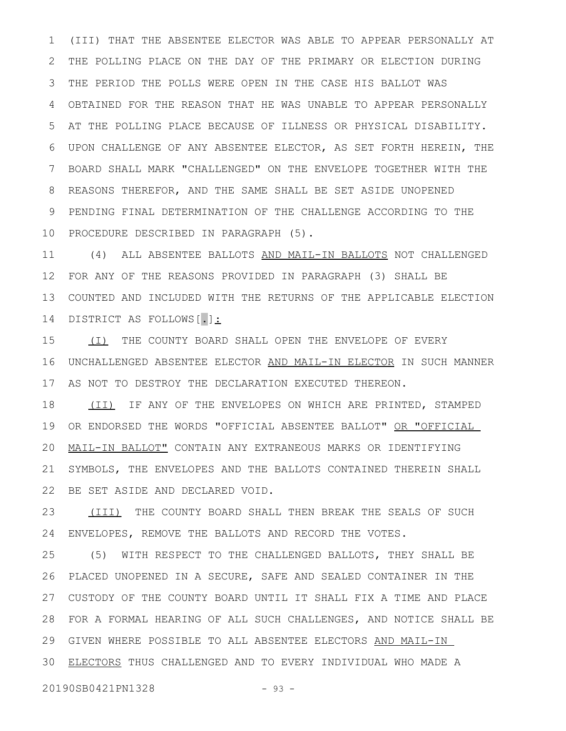(III) THAT THE ABSENTEE ELECTOR WAS ABLE TO APPEAR PERSONALLY AT THE POLLING PLACE ON THE DAY OF THE PRIMARY OR ELECTION DURING THE PERIOD THE POLLS WERE OPEN IN THE CASE HIS BALLOT WAS OBTAINED FOR THE REASON THAT HE WAS UNABLE TO APPEAR PERSONALLY AT THE POLLING PLACE BECAUSE OF ILLNESS OR PHYSICAL DISABILITY. UPON CHALLENGE OF ANY ABSENTEE ELECTOR, AS SET FORTH HEREIN, THE BOARD SHALL MARK "CHALLENGED" ON THE ENVELOPE TOGETHER WITH THE REASONS THEREFOR, AND THE SAME SHALL BE SET ASIDE UNOPENED PENDING FINAL DETERMINATION OF THE CHALLENGE ACCORDING TO THE PROCEDURE DESCRIBED IN PARAGRAPH (5).

(4) ALL ABSENTEE BALLOTS AND MAIL-IN BALLOTS NOT CHALLENGED FOR ANY OF THE REASONS PROVIDED IN PARAGRAPH (3) SHALL BE COUNTED AND INCLUDED WITH THE RETURNS OF THE APPLICABLE ELECTION DISTRICT AS FOLLOWS[.]:

(I) THE COUNTY BOARD SHALL OPEN THE ENVELOPE OF EVERY UNCHALLENGED ABSENTEE ELECTOR AND MAIL-IN ELECTOR IN SUCH MANNER AS NOT TO DESTROY THE DECLARATION EXECUTED THEREON.

(II) IF ANY OF THE ENVELOPES ON WHICH ARE PRINTED, STAMPED OR ENDORSED THE WORDS "OFFICIAL ABSENTEE BALLOT" OR "OFFICIAL MAIL-IN BALLOT" CONTAIN ANY EXTRANEOUS MARKS OR IDENTIFYING SYMBOLS, THE ENVELOPES AND THE BALLOTS CONTAINED THEREIN SHALL BE SET ASIDE AND DECLARED VOID.

(III) THE COUNTY BOARD SHALL THEN BREAK THE SEALS OF SUCH ENVELOPES, REMOVE THE BALLOTS AND RECORD THE VOTES.

(5) WITH RESPECT TO THE CHALLENGED BALLOTS, THEY SHALL BE PLACED UNOPENED IN A SECURE, SAFE AND SEALED CONTAINER IN THE CUSTODY OF THE COUNTY BOARD UNTIL IT SHALL FIX A TIME AND PLACE FOR A FORMAL HEARING OF ALL SUCH CHALLENGES, AND NOTICE SHALL BE GIVEN WHERE POSSIBLE TO ALL ABSENTEE ELECTORS AND MAIL-IN ELECTORS THUS CHALLENGED AND TO EVERY INDIVIDUAL WHO MADE A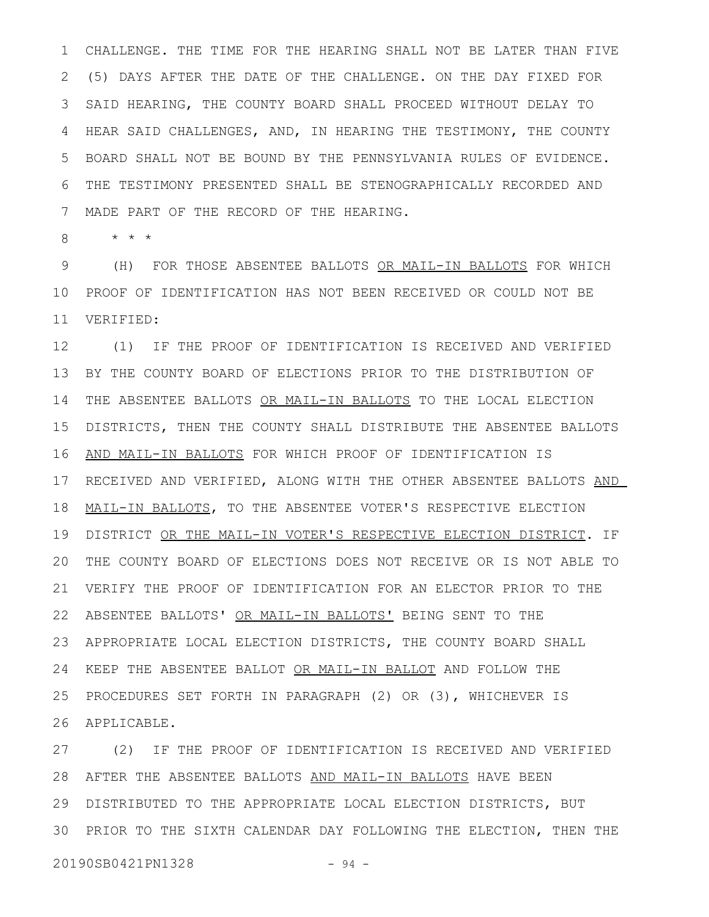CHALLENGE. THE TIME FOR THE HEARING SHALL NOT BE LATER THAN FIVE (5) DAYS AFTER THE DATE OF THE CHALLENGE. ON THE DAY FIXED FOR SAID HEARING, THE COUNTY BOARD SHALL PROCEED WITHOUT DELAY TO HEAR SAID CHALLENGES, AND, IN HEARING THE TESTIMONY, THE COUNTY BOARD SHALL NOT BE BOUND BY THE PENNSYLVANIA RULES OF EVIDENCE. THE TESTIMONY PRESENTED SHALL BE STENOGRAPHICALLY RECORDED AND MADE PART OF THE RECORD OF THE HEARING.

\* \* \*

(H) FOR THOSE ABSENTEE BALLOTS OR MAIL-IN BALLOTS FOR WHICH PROOF OF IDENTIFICATION HAS NOT BEEN RECEIVED OR COULD NOT BE VERIFIED:

(1) IF THE PROOF OF IDENTIFICATION IS RECEIVED AND VERIFIED BY THE COUNTY BOARD OF ELECTIONS PRIOR TO THE DISTRIBUTION OF THE ABSENTEE BALLOTS OR MAIL-IN BALLOTS TO THE LOCAL ELECTION DISTRICTS, THEN THE COUNTY SHALL DISTRIBUTE THE ABSENTEE BALLOTS AND MAIL-IN BALLOTS FOR WHICH PROOF OF IDENTIFICATION IS RECEIVED AND VERIFIED, ALONG WITH THE OTHER ABSENTEE BALLOTS AND MAIL-IN BALLOTS, TO THE ABSENTEE VOTER'S RESPECTIVE ELECTION DISTRICT OR THE MAIL-IN VOTER'S RESPECTIVE ELECTION DISTRICT. IF THE COUNTY BOARD OF ELECTIONS DOES NOT RECEIVE OR IS NOT ABLE TO VERIFY THE PROOF OF IDENTIFICATION FOR AN ELECTOR PRIOR TO THE ABSENTEE BALLOTS' OR MAIL-IN BALLOTS' BEING SENT TO THE APPROPRIATE LOCAL ELECTION DISTRICTS, THE COUNTY BOARD SHALL KEEP THE ABSENTEE BALLOT OR MAIL-IN BALLOT AND FOLLOW THE PROCEDURES SET FORTH IN PARAGRAPH (2) OR (3), WHICHEVER IS APPLICABLE.

(2) IF THE PROOF OF IDENTIFICATION IS RECEIVED AND VERIFIED AFTER THE ABSENTEE BALLOTS AND MAIL-IN BALLOTS HAVE BEEN DISTRIBUTED TO THE APPROPRIATE LOCAL ELECTION DISTRICTS, BUT PRIOR TO THE SIXTH CALENDAR DAY FOLLOWING THE ELECTION, THEN THE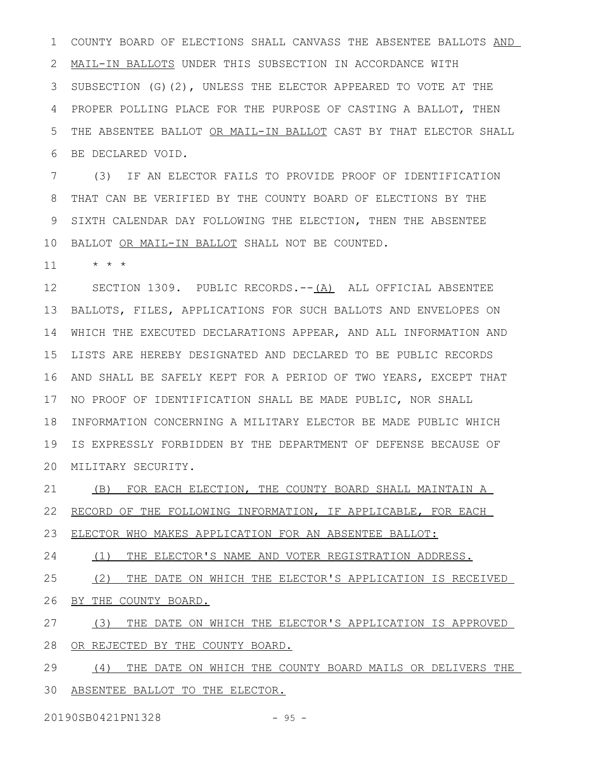COUNTY BOARD OF ELECTIONS SHALL CANVASS THE ABSENTEE BALLOTS AND MAIL-IN BALLOTS UNDER THIS SUBSECTION IN ACCORDANCE WITH SUBSECTION (G)(2), UNLESS THE ELECTOR APPEARED TO VOTE AT THE PROPER POLLING PLACE FOR THE PURPOSE OF CASTING A BALLOT, THEN THE ABSENTEE BALLOT OR MAIL-IN BALLOT CAST BY THAT ELECTOR SHALL BE DECLARED VOID.

(3) IF AN ELECTOR FAILS TO PROVIDE PROOF OF IDENTIFICATION THAT CAN BE VERIFIED BY THE COUNTY BOARD OF ELECTIONS BY THE SIXTH CALENDAR DAY FOLLOWING THE ELECTION, THEN THE ABSENTEE BALLOT OR MAIL-IN BALLOT SHALL NOT BE COUNTED.

* * *

SECTION 1309. PUBLIC RECORDS.--(A) ALL OFFICIAL ABSENTEE BALLOTS, FILES, APPLICATIONS FOR SUCH BALLOTS AND ENVELOPES ON WHICH THE EXECUTED DECLARATIONS APPEAR, AND ALL INFORMATION AND LISTS ARE HEREBY DESIGNATED AND DECLARED TO BE PUBLIC RECORDS AND SHALL BE SAFELY KEPT FOR A PERIOD OF TWO YEARS, EXCEPT THAT NO PROOF OF IDENTIFICATION SHALL BE MADE PUBLIC, NOR SHALL INFORMATION CONCERNING A MILITARY ELECTOR BE MADE PUBLIC WHICH IS EXPRESSLY FORBIDDEN BY THE DEPARTMENT OF DEFENSE BECAUSE OF MILITARY SECURITY.

(B) FOR EACH ELECTION, THE COUNTY BOARD SHALL MAINTAIN A RECORD OF THE FOLLOWING INFORMATION, IF APPLICABLE, FOR EACH ELECTOR WHO MAKES APPLICATION FOR AN ABSENTEE BALLOT:

(1) THE ELECTOR'S NAME AND VOTER REGISTRATION ADDRESS.

(2) THE DATE ON WHICH THE ELECTOR'S APPLICATION IS RECEIVED BY THE COUNTY BOARD.

(3) THE DATE ON WHICH THE ELECTOR'S APPLICATION IS APPROVED OR REJECTED BY THE COUNTY BOARD.

(4) THE DATE ON WHICH THE COUNTY BOARD MAILS OR DELIVERS THE ABSENTEE BALLOT TO THE ELECTOR.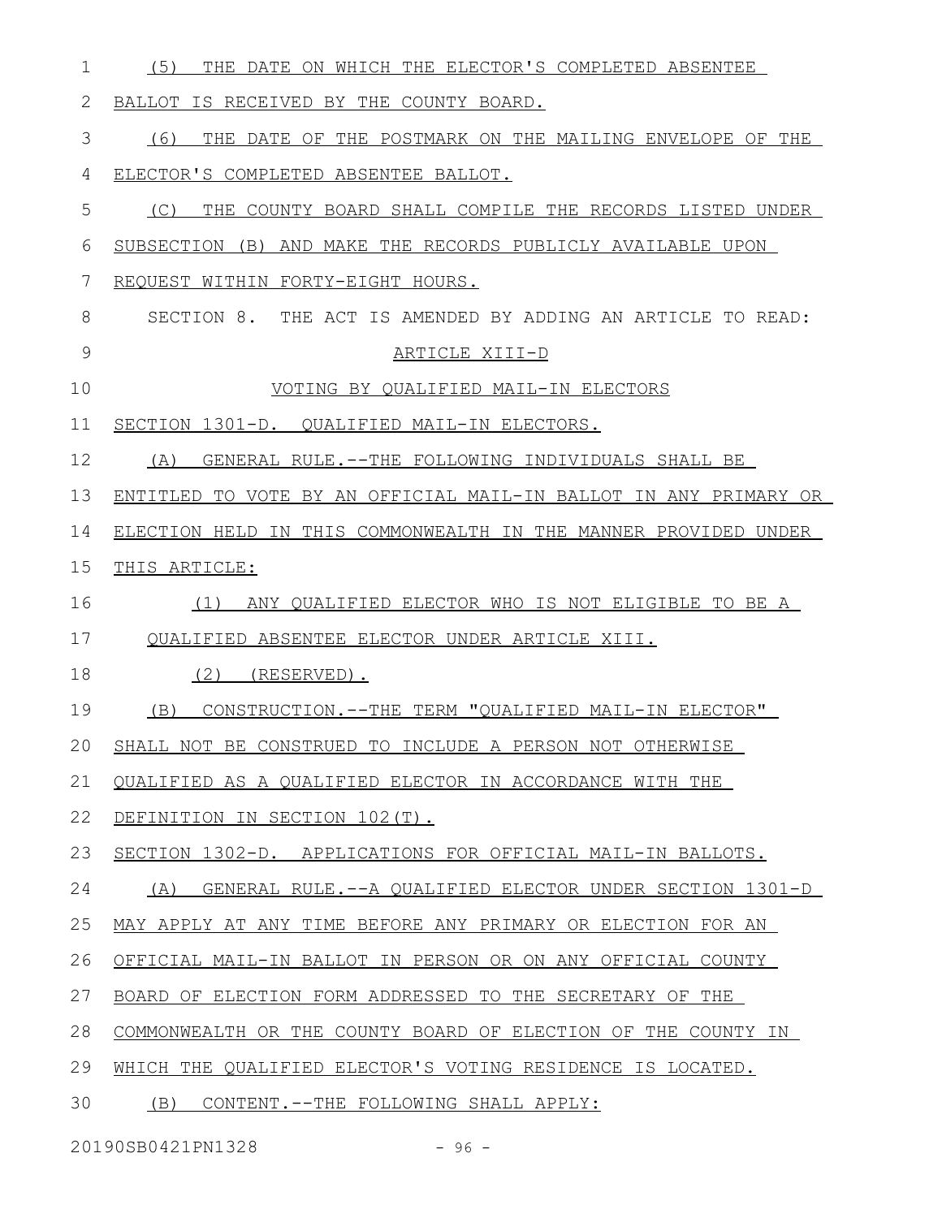(5) THE DATE ON WHICH THE ELECTOR'S COMPLETED ABSENTEE BALLOT IS RECEIVED BY THE COUNTY BOARD.

(6) THE DATE OF THE POSTMARK ON THE MAILING ENVELOPE OF THE ELECTOR'S COMPLETED ABSENTEE BALLOT.

(C) THE COUNTY BOARD SHALL COMPILE THE RECORDS LISTED UNDER SUBSECTION (B) AND MAKE THE RECORDS PUBLICLY AVAILABLE UPON REQUEST WITHIN FORTY-EIGHT HOURS.

SECTION 8. THE ACT IS AMENDED BY ADDING AN ARTICLE TO READ:

ARTICLE XIII-D

VOTING BY QUALIFIED MAIL-IN ELECTORS

SECTION 1301-D. QUALIFIED MAIL-IN ELECTORS.

(A) GENERAL RULE.--THE FOLLOWING INDIVIDUALS SHALL BE ENTITLED TO VOTE BY AN OFFICIAL MAIL-IN BALLOT IN ANY PRIMARY OR ELECTION HELD IN THIS COMMONWEALTH IN THE MANNER PROVIDED UNDER THIS ARTICLE:

(1) ANY QUALIFIED ELECTOR WHO IS NOT ELIGIBLE TO BE A QUALIFIED ABSENTEE ELECTOR UNDER ARTICLE XIII.

(2) (RESERVED).

(B) CONSTRUCTION.--THE TERM "QUALIFIED MAIL-IN ELECTOR" SHALL NOT BE CONSTRUED TO INCLUDE A PERSON NOT OTHERWISE QUALIFIED AS A QUALIFIED ELECTOR IN ACCORDANCE WITH THE DEFINITION IN SECTION 102(T).

SECTION 1302-D. APPLICATIONS FOR OFFICIAL MAIL-IN BALLOTS.

(A) GENERAL RULE.--A QUALIFIED ELECTOR UNDER SECTION 1301-D MAY APPLY AT ANY TIME BEFORE ANY PRIMARY OR ELECTION FOR AN OFFICIAL MAIL-IN BALLOT IN PERSON OR ON ANY OFFICIAL COUNTY BOARD OF ELECTION FORM ADDRESSED TO THE SECRETARY OF THE COMMONWEALTH OR THE COUNTY BOARD OF ELECTION OF THE COUNTY IN WHICH THE QUALIFIED ELECTOR'S VOTING RESIDENCE IS LOCATED.

(B) CONTENT.--THE FOLLOWING SHALL APPLY: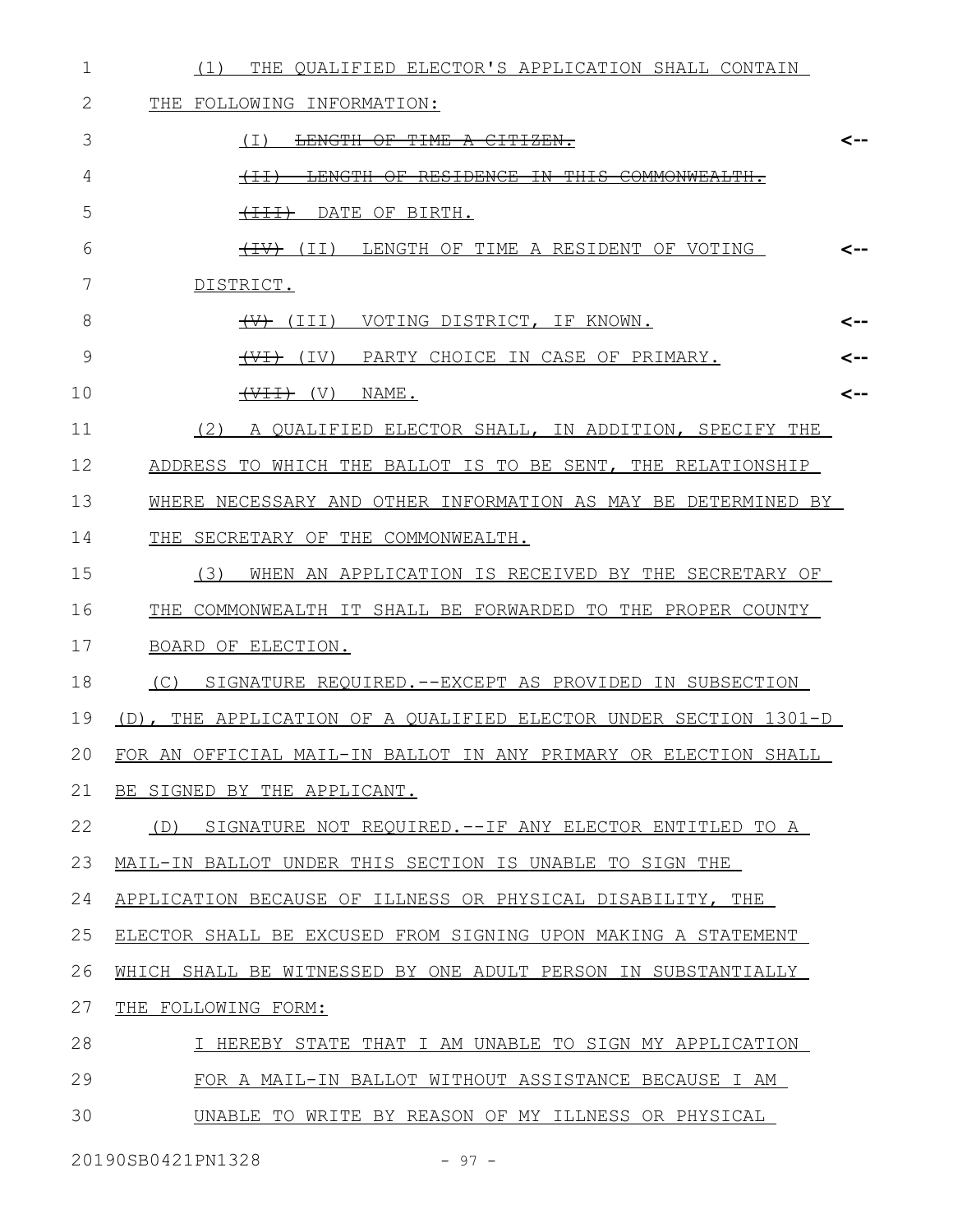(1) THE QUALIFIED ELECTOR'S APPLICATION SHALL CONTAIN THE FOLLOWING INFORMATION:

(I) ~~LENGTH OF TIME A CITIZEN.~~ <--

~~(II) LENGTH OF RESIDENCE IN THIS COMMONWEALTH.~~

~~(III)~~ DATE OF BIRTH.

~~(IV)~~ (II) LENGTH OF TIME A RESIDENT OF VOTING DISTRICT. <--

~~(V)~~ (III) VOTING DISTRICT, IF KNOWN. <--

~~(VI)~~ (IV) PARTY CHOICE IN CASE OF PRIMARY. <--

~~(VII)~~ (V) NAME. <--

(2) A QUALIFIED ELECTOR SHALL, IN ADDITION, SPECIFY THE ADDRESS TO WHICH THE BALLOT IS TO BE SENT, THE RELATIONSHIP WHERE NECESSARY AND OTHER INFORMATION AS MAY BE DETERMINED BY THE SECRETARY OF THE COMMONWEALTH.

(3) WHEN AN APPLICATION IS RECEIVED BY THE SECRETARY OF THE COMMONWEALTH IT SHALL BE FORWARDED TO THE PROPER COUNTY BOARD OF ELECTION.

(C) SIGNATURE REQUIRED.--EXCEPT AS PROVIDED IN SUBSECTION (D), THE APPLICATION OF A QUALIFIED ELECTOR UNDER SECTION 1301-D FOR AN OFFICIAL MAIL-IN BALLOT IN ANY PRIMARY OR ELECTION SHALL BE SIGNED BY THE APPLICANT.

(D) SIGNATURE NOT REQUIRED.--IF ANY ELECTOR ENTITLED TO A MAIL-IN BALLOT UNDER THIS SECTION IS UNABLE TO SIGN THE APPLICATION BECAUSE OF ILLNESS OR PHYSICAL DISABILITY, THE ELECTOR SHALL BE EXCUSED FROM SIGNING UPON MAKING A STATEMENT WHICH SHALL BE WITNESSED BY ONE ADULT PERSON IN SUBSTANTIALLY THE FOLLOWING FORM:

I HEREBY STATE THAT I AM UNABLE TO SIGN MY APPLICATION FOR A MAIL-IN BALLOT WITHOUT ASSISTANCE BECAUSE I AM UNABLE TO WRITE BY REASON OF MY ILLNESS OR PHYSICAL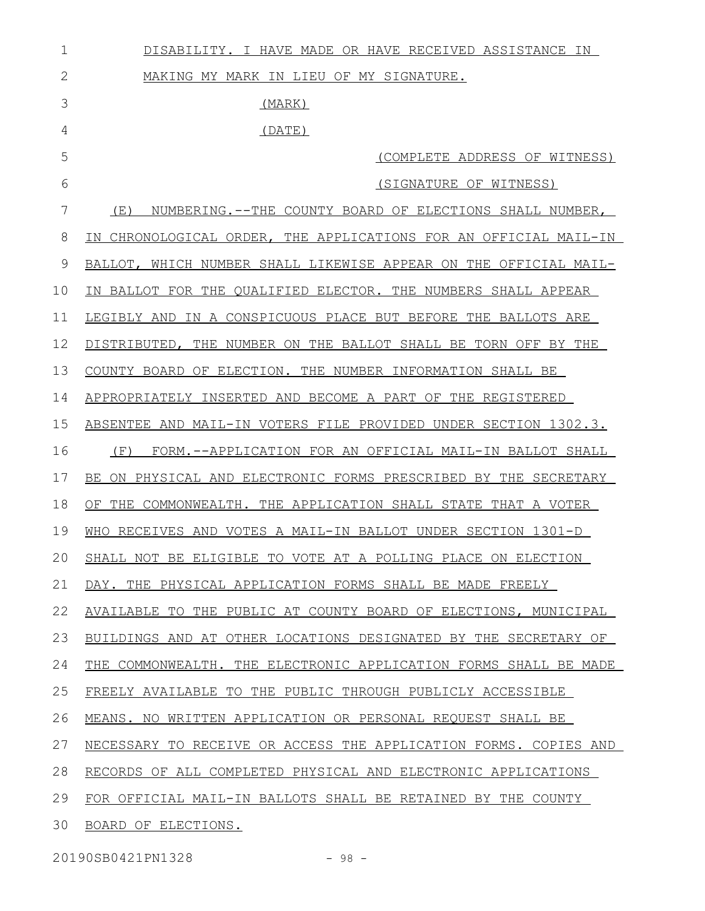DISABILITY. I HAVE MADE OR HAVE RECEIVED ASSISTANCE IN MAKING MY MARK IN LIEU OF MY SIGNATURE.

(MARK)

(DATE)

(COMPLETE ADDRESS OF WITNESS)

(SIGNATURE OF WITNESS)

(E) NUMBERING.--THE COUNTY BOARD OF ELECTIONS SHALL NUMBER, IN CHRONOLOGICAL ORDER, THE APPLICATIONS FOR AN OFFICIAL MAIL-IN BALLOT, WHICH NUMBER SHALL LIKEWISE APPEAR ON THE OFFICIAL MAIL-IN BALLOT FOR THE QUALIFIED ELECTOR. THE NUMBERS SHALL APPEAR LEGIBLY AND IN A CONSPICUOUS PLACE BUT BEFORE THE BALLOTS ARE DISTRIBUTED, THE NUMBER ON THE BALLOT SHALL BE TORN OFF BY THE COUNTY BOARD OF ELECTION. THE NUMBER INFORMATION SHALL BE APPROPRIATELY INSERTED AND BECOME A PART OF THE REGISTERED ABSENTEE AND MAIL-IN VOTERS FILE PROVIDED UNDER SECTION 1302.3.

(F) FORM.--APPLICATION FOR AN OFFICIAL MAIL-IN BALLOT SHALL BE ON PHYSICAL AND ELECTRONIC FORMS PRESCRIBED BY THE SECRETARY OF THE COMMONWEALTH. THE APPLICATION SHALL STATE THAT A VOTER WHO RECEIVES AND VOTES A MAIL-IN BALLOT UNDER SECTION 1301-D SHALL NOT BE ELIGIBLE TO VOTE AT A POLLING PLACE ON ELECTION DAY. THE PHYSICAL APPLICATION FORMS SHALL BE MADE FREELY AVAILABLE TO THE PUBLIC AT COUNTY BOARD OF ELECTIONS, MUNICIPAL BUILDINGS AND AT OTHER LOCATIONS DESIGNATED BY THE SECRETARY OF THE COMMONWEALTH. THE ELECTRONIC APPLICATION FORMS SHALL BE MADE FREELY AVAILABLE TO THE PUBLIC THROUGH PUBLICLY ACCESSIBLE MEANS. NO WRITTEN APPLICATION OR PERSONAL REQUEST SHALL BE NECESSARY TO RECEIVE OR ACCESS THE APPLICATION FORMS. COPIES AND RECORDS OF ALL COMPLETED PHYSICAL AND ELECTRONIC APPLICATIONS FOR OFFICIAL MAIL-IN BALLOTS SHALL BE RETAINED BY THE COUNTY BOARD OF ELECTIONS.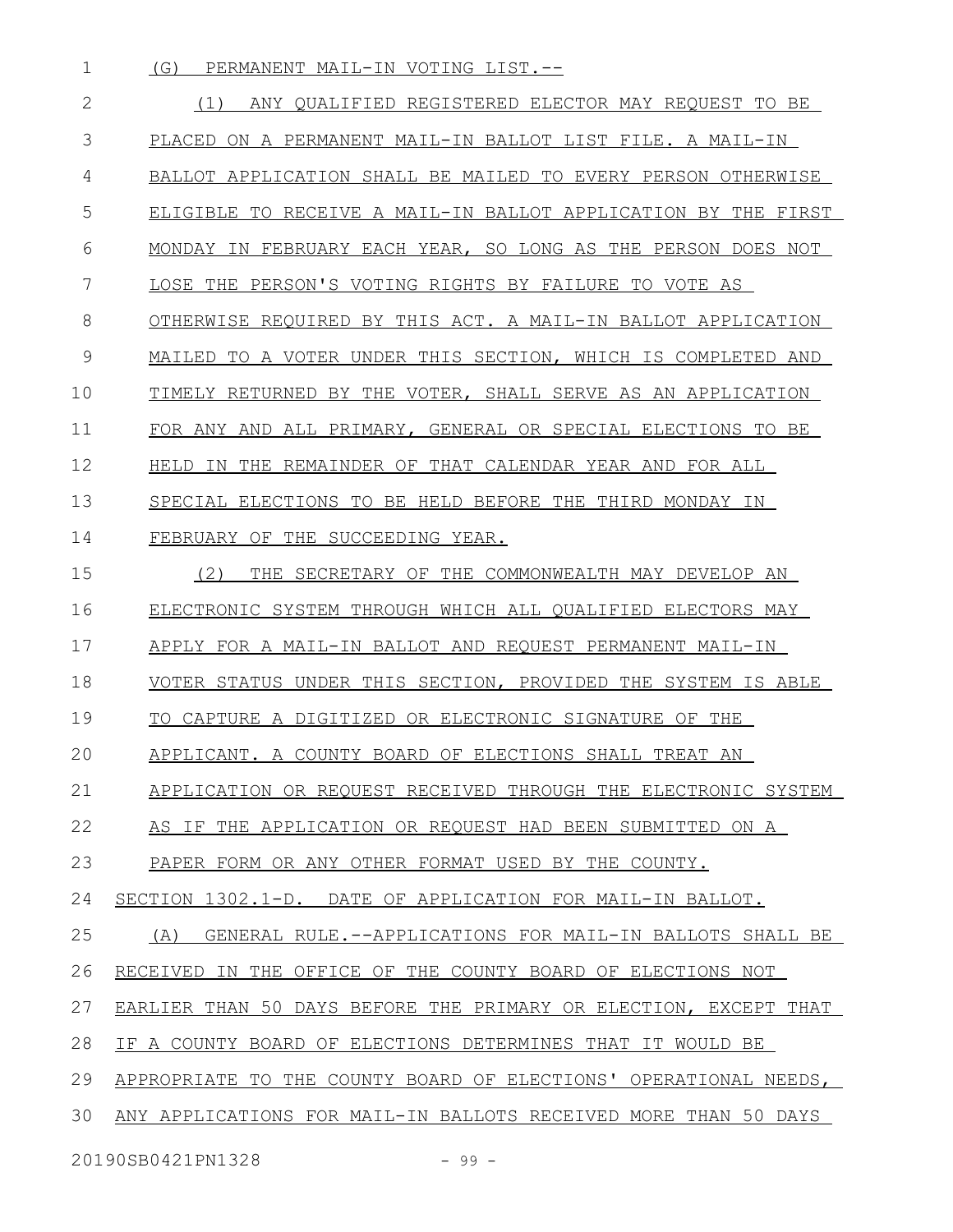(G) PERMANENT MAIL-IN VOTING LIST.--

(1) ANY QUALIFIED REGISTERED ELECTOR MAY REQUEST TO BE PLACED ON A PERMANENT MAIL-IN BALLOT LIST FILE. A MAIL-IN BALLOT APPLICATION SHALL BE MAILED TO EVERY PERSON OTHERWISE ELIGIBLE TO RECEIVE A MAIL-IN BALLOT APPLICATION BY THE FIRST MONDAY IN FEBRUARY EACH YEAR, SO LONG AS THE PERSON DOES NOT LOSE THE PERSON'S VOTING RIGHTS BY FAILURE TO VOTE AS OTHERWISE REQUIRED BY THIS ACT. A MAIL-IN BALLOT APPLICATION MAILED TO A VOTER UNDER THIS SECTION, WHICH IS COMPLETED AND TIMELY RETURNED BY THE VOTER, SHALL SERVE AS AN APPLICATION FOR ANY AND ALL PRIMARY, GENERAL OR SPECIAL ELECTIONS TO BE HELD IN THE REMAINDER OF THAT CALENDAR YEAR AND FOR ALL SPECIAL ELECTIONS TO BE HELD BEFORE THE THIRD MONDAY IN FEBRUARY OF THE SUCCEEDING YEAR.

(2) THE SECRETARY OF THE COMMONWEALTH MAY DEVELOP AN ELECTRONIC SYSTEM THROUGH WHICH ALL QUALIFIED ELECTORS MAY APPLY FOR A MAIL-IN BALLOT AND REQUEST PERMANENT MAIL-IN VOTER STATUS UNDER THIS SECTION, PROVIDED THE SYSTEM IS ABLE TO CAPTURE A DIGITIZED OR ELECTRONIC SIGNATURE OF THE APPLICANT. A COUNTY BOARD OF ELECTIONS SHALL TREAT AN APPLICATION OR REQUEST RECEIVED THROUGH THE ELECTRONIC SYSTEM AS IF THE APPLICATION OR REQUEST HAD BEEN SUBMITTED ON A PAPER FORM OR ANY OTHER FORMAT USED BY THE COUNTY.

SECTION 1302.1-D. DATE OF APPLICATION FOR MAIL-IN BALLOT.

(A) GENERAL RULE.--APPLICATIONS FOR MAIL-IN BALLOTS SHALL BE RECEIVED IN THE OFFICE OF THE COUNTY BOARD OF ELECTIONS NOT EARLIER THAN 50 DAYS BEFORE THE PRIMARY OR ELECTION, EXCEPT THAT IF A COUNTY BOARD OF ELECTIONS DETERMINES THAT IT WOULD BE APPROPRIATE TO THE COUNTY BOARD OF ELECTIONS' OPERATIONAL NEEDS, ANY APPLICATIONS FOR MAIL-IN BALLOTS RECEIVED MORE THAN 50 DAYS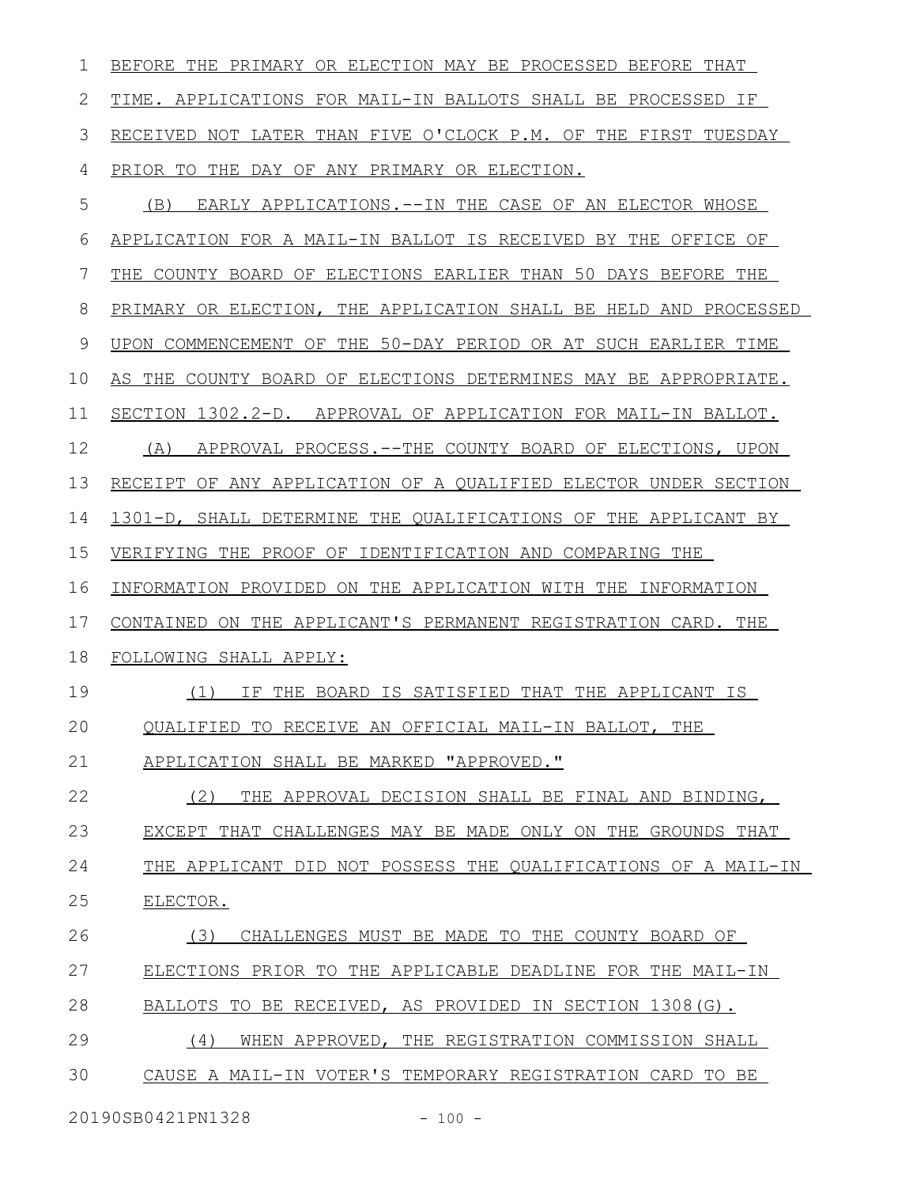BEFORE THE PRIMARY OR ELECTION MAY BE PROCESSED BEFORE THAT TIME. APPLICATIONS FOR MAIL-IN BALLOTS SHALL BE PROCESSED IF RECEIVED NOT LATER THAN FIVE O'CLOCK P.M. OF THE FIRST TUESDAY PRIOR TO THE DAY OF ANY PRIMARY OR ELECTION.

(B) EARLY APPLICATIONS.--IN THE CASE OF AN ELECTOR WHOSE APPLICATION FOR A MAIL-IN BALLOT IS RECEIVED BY THE OFFICE OF THE COUNTY BOARD OF ELECTIONS EARLIER THAN 50 DAYS BEFORE THE PRIMARY OR ELECTION, THE APPLICATION SHALL BE HELD AND PROCESSED UPON COMMENCEMENT OF THE 50-DAY PERIOD OR AT SUCH EARLIER TIME AS THE COUNTY BOARD OF ELECTIONS DETERMINES MAY BE APPROPRIATE.

SECTION 1302.2-D. APPROVAL OF APPLICATION FOR MAIL-IN BALLOT.

(A) APPROVAL PROCESS.--THE COUNTY BOARD OF ELECTIONS, UPON RECEIPT OF ANY APPLICATION OF A QUALIFIED ELECTOR UNDER SECTION 1301-D, SHALL DETERMINE THE QUALIFICATIONS OF THE APPLICANT BY VERIFYING THE PROOF OF IDENTIFICATION AND COMPARING THE INFORMATION PROVIDED ON THE APPLICATION WITH THE INFORMATION CONTAINED ON THE APPLICANT'S PERMANENT REGISTRATION CARD. THE FOLLOWING SHALL APPLY:

(1) IF THE BOARD IS SATISFIED THAT THE APPLICANT IS QUALIFIED TO RECEIVE AN OFFICIAL MAIL-IN BALLOT, THE APPLICATION SHALL BE MARKED "APPROVED."

(2) THE APPROVAL DECISION SHALL BE FINAL AND BINDING, EXCEPT THAT CHALLENGES MAY BE MADE ONLY ON THE GROUNDS THAT THE APPLICANT DID NOT POSSESS THE QUALIFICATIONS OF A MAIL-IN ELECTOR.

(3) CHALLENGES MUST BE MADE TO THE COUNTY BOARD OF ELECTIONS PRIOR TO THE APPLICABLE DEADLINE FOR THE MAIL-IN BALLOTS TO BE RECEIVED, AS PROVIDED IN SECTION 1308(G).

(4) WHEN APPROVED, THE REGISTRATION COMMISSION SHALL CAUSE A MAIL-IN VOTER'S TEMPORARY REGISTRATION CARD TO BE

20190SB0421PN1328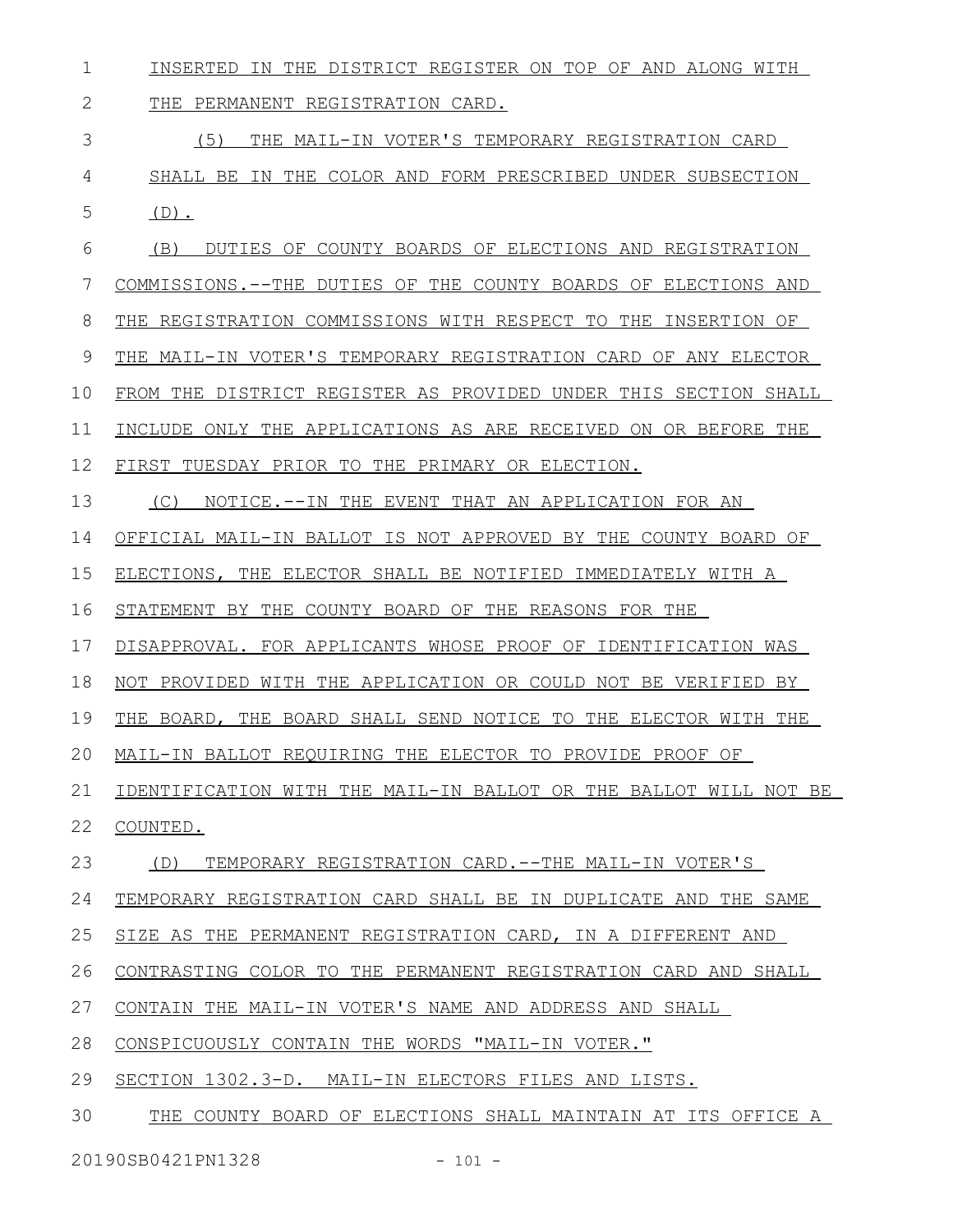INSERTED IN THE DISTRICT REGISTER ON TOP OF AND ALONG WITH THE PERMANENT REGISTRATION CARD.

(5) THE MAIL-IN VOTER'S TEMPORARY REGISTRATION CARD SHALL BE IN THE COLOR AND FORM PRESCRIBED UNDER SUBSECTION (D).

(B) DUTIES OF COUNTY BOARDS OF ELECTIONS AND REGISTRATION COMMISSIONS.--THE DUTIES OF THE COUNTY BOARDS OF ELECTIONS AND THE REGISTRATION COMMISSIONS WITH RESPECT TO THE INSERTION OF THE MAIL-IN VOTER'S TEMPORARY REGISTRATION CARD OF ANY ELECTOR FROM THE DISTRICT REGISTER AS PROVIDED UNDER THIS SECTION SHALL INCLUDE ONLY THE APPLICATIONS AS ARE RECEIVED ON OR BEFORE THE FIRST TUESDAY PRIOR TO THE PRIMARY OR ELECTION.

(C) NOTICE.--IN THE EVENT THAT AN APPLICATION FOR AN OFFICIAL MAIL-IN BALLOT IS NOT APPROVED BY THE COUNTY BOARD OF ELECTIONS, THE ELECTOR SHALL BE NOTIFIED IMMEDIATELY WITH A STATEMENT BY THE COUNTY BOARD OF THE REASONS FOR THE DISAPPROVAL. FOR APPLICANTS WHOSE PROOF OF IDENTIFICATION WAS NOT PROVIDED WITH THE APPLICATION OR COULD NOT BE VERIFIED BY THE BOARD, THE BOARD SHALL SEND NOTICE TO THE ELECTOR WITH THE MAIL-IN BALLOT REQUIRING THE ELECTOR TO PROVIDE PROOF OF IDENTIFICATION WITH THE MAIL-IN BALLOT OR THE BALLOT WILL NOT BE COUNTED.

(D) TEMPORARY REGISTRATION CARD.--THE MAIL-IN VOTER'S TEMPORARY REGISTRATION CARD SHALL BE IN DUPLICATE AND THE SAME SIZE AS THE PERMANENT REGISTRATION CARD, IN A DIFFERENT AND CONTRASTING COLOR TO THE PERMANENT REGISTRATION CARD AND SHALL CONTAIN THE MAIL-IN VOTER'S NAME AND ADDRESS AND SHALL CONSPICUOUSLY CONTAIN THE WORDS "MAIL-IN VOTER."

SECTION 1302.3-D. MAIL-IN ELECTORS FILES AND LISTS.

THE COUNTY BOARD OF ELECTIONS SHALL MAINTAIN AT ITS OFFICE A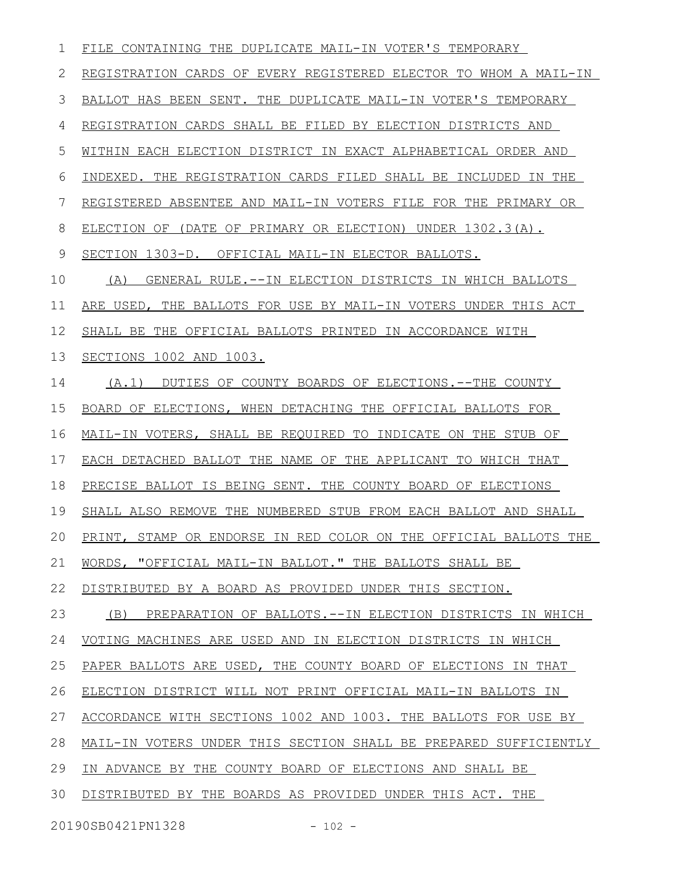FILE CONTAINING THE DUPLICATE MAIL-IN VOTER'S TEMPORARY REGISTRATION CARDS OF EVERY REGISTERED ELECTOR TO WHOM A MAIL-IN BALLOT HAS BEEN SENT. THE DUPLICATE MAIL-IN VOTER'S TEMPORARY REGISTRATION CARDS SHALL BE FILED BY ELECTION DISTRICTS AND WITHIN EACH ELECTION DISTRICT IN EXACT ALPHABETICAL ORDER AND INDEXED. THE REGISTRATION CARDS FILED SHALL BE INCLUDED IN THE REGISTERED ABSENTEE AND MAIL-IN VOTERS FILE FOR THE PRIMARY OR ELECTION OF (DATE OF PRIMARY OR ELECTION) UNDER 1302.3(A).

SECTION 1303-D. OFFICIAL MAIL-IN ELECTOR BALLOTS.

(A) GENERAL RULE.--IN ELECTION DISTRICTS IN WHICH BALLOTS ARE USED, THE BALLOTS FOR USE BY MAIL-IN VOTERS UNDER THIS ACT SHALL BE THE OFFICIAL BALLOTS PRINTED IN ACCORDANCE WITH SECTIONS 1002 AND 1003.

(A.1) DUTIES OF COUNTY BOARDS OF ELECTIONS.--THE COUNTY BOARD OF ELECTIONS, WHEN DETACHING THE OFFICIAL BALLOTS FOR MAIL-IN VOTERS, SHALL BE REQUIRED TO INDICATE ON THE STUB OF EACH DETACHED BALLOT THE NAME OF THE APPLICANT TO WHICH THAT PRECISE BALLOT IS BEING SENT. THE COUNTY BOARD OF ELECTIONS SHALL ALSO REMOVE THE NUMBERED STUB FROM EACH BALLOT AND SHALL PRINT, STAMP OR ENDORSE IN RED COLOR ON THE OFFICIAL BALLOTS THE WORDS, "OFFICIAL MAIL-IN BALLOT." THE BALLOTS SHALL BE DISTRIBUTED BY A BOARD AS PROVIDED UNDER THIS SECTION.

(B) PREPARATION OF BALLOTS.--IN ELECTION DISTRICTS IN WHICH VOTING MACHINES ARE USED AND IN ELECTION DISTRICTS IN WHICH PAPER BALLOTS ARE USED, THE COUNTY BOARD OF ELECTIONS IN THAT ELECTION DISTRICT WILL NOT PRINT OFFICIAL MAIL-IN BALLOTS IN ACCORDANCE WITH SECTIONS 1002 AND 1003. THE BALLOTS FOR USE BY MAIL-IN VOTERS UNDER THIS SECTION SHALL BE PREPARED SUFFICIENTLY IN ADVANCE BY THE COUNTY BOARD OF ELECTIONS AND SHALL BE DISTRIBUTED BY THE BOARDS AS PROVIDED UNDER THIS ACT. THE

20190SB0421PN1328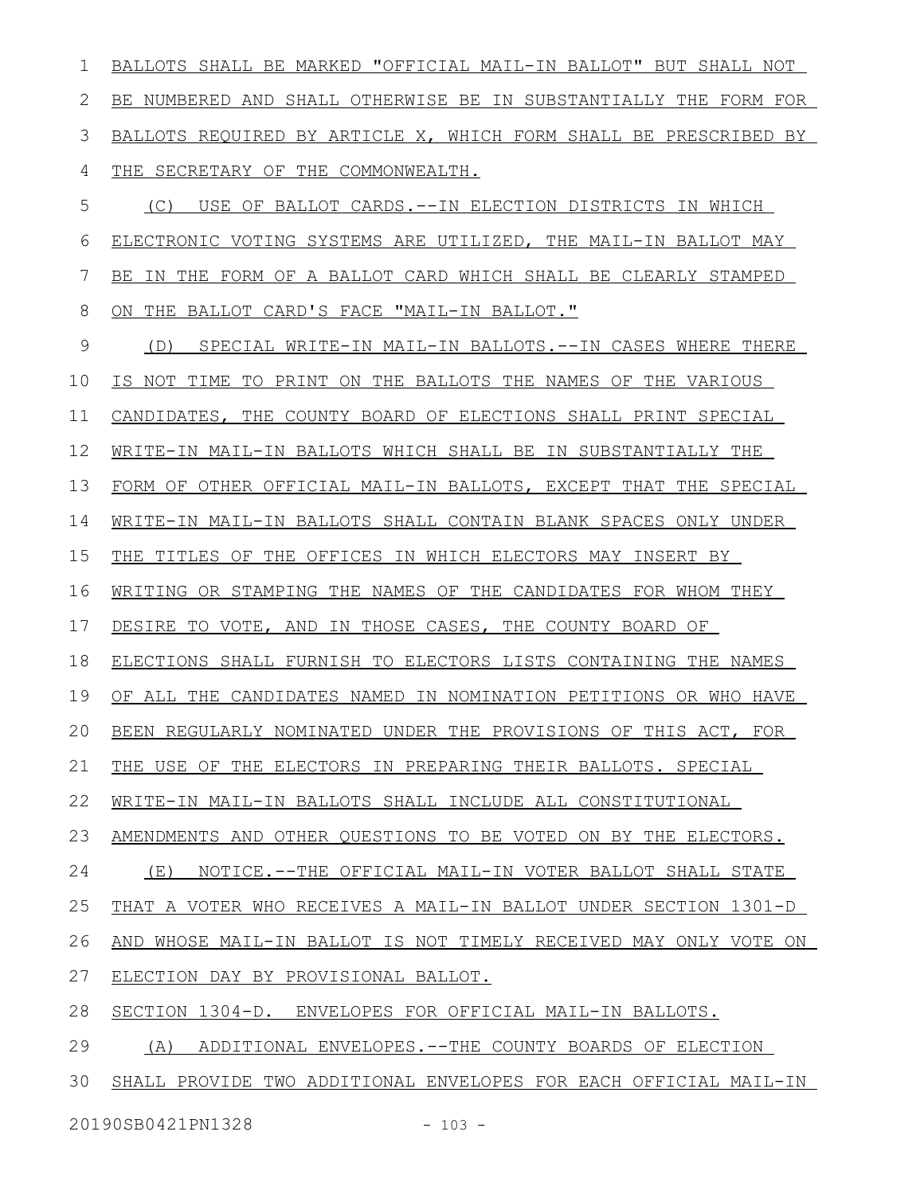BALLOTS SHALL BE MARKED "OFFICIAL MAIL-IN BALLOT" BUT SHALL NOT BE NUMBERED AND SHALL OTHERWISE BE IN SUBSTANTIALLY THE FORM FOR BALLOTS REQUIRED BY ARTICLE X, WHICH FORM SHALL BE PRESCRIBED BY THE SECRETARY OF THE COMMONWEALTH.

(C) USE OF BALLOT CARDS.--IN ELECTION DISTRICTS IN WHICH ELECTRONIC VOTING SYSTEMS ARE UTILIZED, THE MAIL-IN BALLOT MAY BE IN THE FORM OF A BALLOT CARD WHICH SHALL BE CLEARLY STAMPED ON THE BALLOT CARD'S FACE "MAIL-IN BALLOT."

(D) SPECIAL WRITE-IN MAIL-IN BALLOTS.--IN CASES WHERE THERE IS NOT TIME TO PRINT ON THE BALLOTS THE NAMES OF THE VARIOUS CANDIDATES, THE COUNTY BOARD OF ELECTIONS SHALL PRINT SPECIAL WRITE-IN MAIL-IN BALLOTS WHICH SHALL BE IN SUBSTANTIALLY THE FORM OF OTHER OFFICIAL MAIL-IN BALLOTS, EXCEPT THAT THE SPECIAL WRITE-IN MAIL-IN BALLOTS SHALL CONTAIN BLANK SPACES ONLY UNDER THE TITLES OF THE OFFICES IN WHICH ELECTORS MAY INSERT BY WRITING OR STAMPING THE NAMES OF THE CANDIDATES FOR WHOM THEY DESIRE TO VOTE, AND IN THOSE CASES, THE COUNTY BOARD OF ELECTIONS SHALL FURNISH TO ELECTORS LISTS CONTAINING THE NAMES OF ALL THE CANDIDATES NAMED IN NOMINATION PETITIONS OR WHO HAVE BEEN REGULARLY NOMINATED UNDER THE PROVISIONS OF THIS ACT, FOR THE USE OF THE ELECTORS IN PREPARING THEIR BALLOTS. SPECIAL WRITE-IN MAIL-IN BALLOTS SHALL INCLUDE ALL CONSTITUTIONAL AMENDMENTS AND OTHER QUESTIONS TO BE VOTED ON BY THE ELECTORS.

(E) NOTICE.--THE OFFICIAL MAIL-IN VOTER BALLOT SHALL STATE THAT A VOTER WHO RECEIVES A MAIL-IN BALLOT UNDER SECTION 1301-D AND WHOSE MAIL-IN BALLOT IS NOT TIMELY RECEIVED MAY ONLY VOTE ON ELECTION DAY BY PROVISIONAL BALLOT.

SECTION 1304-D. ENVELOPES FOR OFFICIAL MAIL-IN BALLOTS.

(A) ADDITIONAL ENVELOPES.--THE COUNTY BOARDS OF ELECTION SHALL PROVIDE TWO ADDITIONAL ENVELOPES FOR EACH OFFICIAL MAIL-IN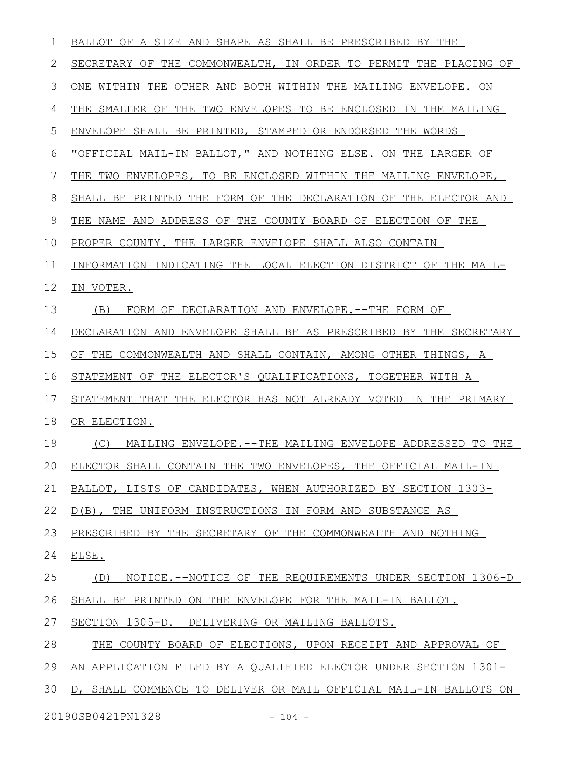BALLOT OF A SIZE AND SHAPE AS SHALL BE PRESCRIBED BY THE SECRETARY OF THE COMMONWEALTH, IN ORDER TO PERMIT THE PLACING OF ONE WITHIN THE OTHER AND BOTH WITHIN THE MAILING ENVELOPE. ON THE SMALLER OF THE TWO ENVELOPES TO BE ENCLOSED IN THE MAILING ENVELOPE SHALL BE PRINTED, STAMPED OR ENDORSED THE WORDS "OFFICIAL MAIL-IN BALLOT," AND NOTHING ELSE. ON THE LARGER OF THE TWO ENVELOPES, TO BE ENCLOSED WITHIN THE MAILING ENVELOPE, SHALL BE PRINTED THE FORM OF THE DECLARATION OF THE ELECTOR AND THE NAME AND ADDRESS OF THE COUNTY BOARD OF ELECTION OF THE PROPER COUNTY. THE LARGER ENVELOPE SHALL ALSO CONTAIN INFORMATION INDICATING THE LOCAL ELECTION DISTRICT OF THE MAIL-IN VOTER.

(B) FORM OF DECLARATION AND ENVELOPE.--THE FORM OF DECLARATION AND ENVELOPE SHALL BE AS PRESCRIBED BY THE SECRETARY OF THE COMMONWEALTH AND SHALL CONTAIN, AMONG OTHER THINGS, A STATEMENT OF THE ELECTOR'S QUALIFICATIONS, TOGETHER WITH A STATEMENT THAT THE ELECTOR HAS NOT ALREADY VOTED IN THE PRIMARY OR ELECTION.

(C) MAILING ENVELOPE.--THE MAILING ENVELOPE ADDRESSED TO THE ELECTOR SHALL CONTAIN THE TWO ENVELOPES, THE OFFICIAL MAIL-IN BALLOT, LISTS OF CANDIDATES, WHEN AUTHORIZED BY SECTION 1303-D(B), THE UNIFORM INSTRUCTIONS IN FORM AND SUBSTANCE AS PRESCRIBED BY THE SECRETARY OF THE COMMONWEALTH AND NOTHING ELSE.

(D) NOTICE.--NOTICE OF THE REQUIREMENTS UNDER SECTION 1306-D SHALL BE PRINTED ON THE ENVELOPE FOR THE MAIL-IN BALLOT.

SECTION 1305-D. DELIVERING OR MAILING BALLOTS.

THE COUNTY BOARD OF ELECTIONS, UPON RECEIPT AND APPROVAL OF AN APPLICATION FILED BY A QUALIFIED ELECTOR UNDER SECTION 1301-D, SHALL COMMENCE TO DELIVER OR MAIL OFFICIAL MAIL-IN BALLOTS ON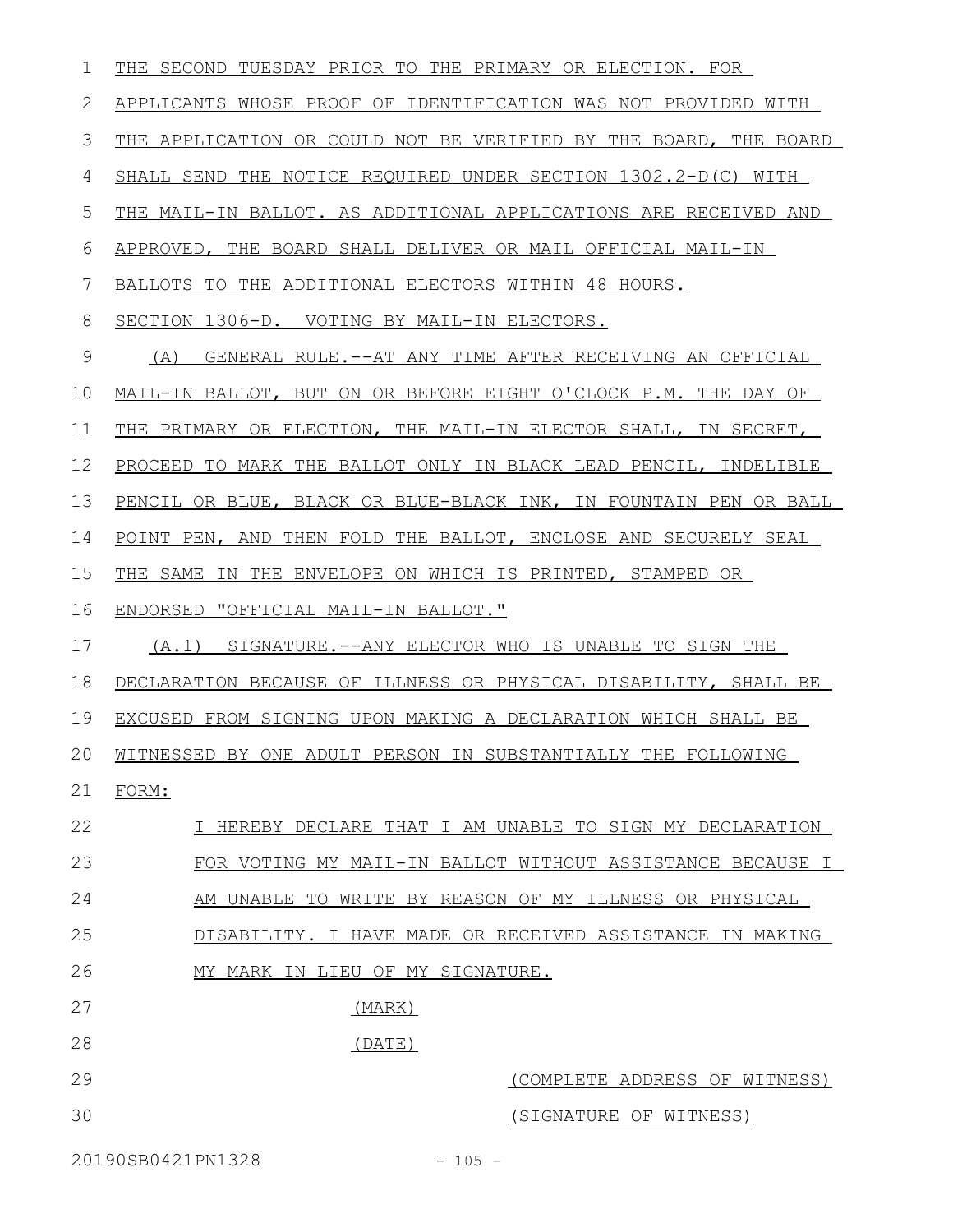THE SECOND TUESDAY PRIOR TO THE PRIMARY OR ELECTION. FOR APPLICANTS WHOSE PROOF OF IDENTIFICATION WAS NOT PROVIDED WITH THE APPLICATION OR COULD NOT BE VERIFIED BY THE BOARD, THE BOARD SHALL SEND THE NOTICE REQUIRED UNDER SECTION 1302.2-D(C) WITH THE MAIL-IN BALLOT. AS ADDITIONAL APPLICATIONS ARE RECEIVED AND APPROVED, THE BOARD SHALL DELIVER OR MAIL OFFICIAL MAIL-IN BALLOTS TO THE ADDITIONAL ELECTORS WITHIN 48 HOURS.

SECTION 1306-D. VOTING BY MAIL-IN ELECTORS.

(A) GENERAL RULE.--AT ANY TIME AFTER RECEIVING AN OFFICIAL MAIL-IN BALLOT, BUT ON OR BEFORE EIGHT O'CLOCK P.M. THE DAY OF THE PRIMARY OR ELECTION, THE MAIL-IN ELECTOR SHALL, IN SECRET, PROCEED TO MARK THE BALLOT ONLY IN BLACK LEAD PENCIL, INDELIBLE PENCIL OR BLUE, BLACK OR BLUE-BLACK INK, IN FOUNTAIN PEN OR BALL POINT PEN, AND THEN FOLD THE BALLOT, ENCLOSE AND SECURELY SEAL THE SAME IN THE ENVELOPE ON WHICH IS PRINTED, STAMPED OR ENDORSED "OFFICIAL MAIL-IN BALLOT."

(A.1) SIGNATURE.--ANY ELECTOR WHO IS UNABLE TO SIGN THE DECLARATION BECAUSE OF ILLNESS OR PHYSICAL DISABILITY, SHALL BE EXCUSED FROM SIGNING UPON MAKING A DECLARATION WHICH SHALL BE WITNESSED BY ONE ADULT PERSON IN SUBSTANTIALLY THE FOLLOWING FORM:

> I HEREBY DECLARE THAT I AM UNABLE TO SIGN MY DECLARATION FOR VOTING MY MAIL-IN BALLOT WITHOUT ASSISTANCE BECAUSE I AM UNABLE TO WRITE BY REASON OF MY ILLNESS OR PHYSICAL DISABILITY. I HAVE MADE OR RECEIVED ASSISTANCE IN MAKING MY MARK IN LIEU OF MY SIGNATURE.
>
> (MARK)
>
> (DATE)
>
> (COMPLETE ADDRESS OF WITNESS)
>
> (SIGNATURE OF WITNESS)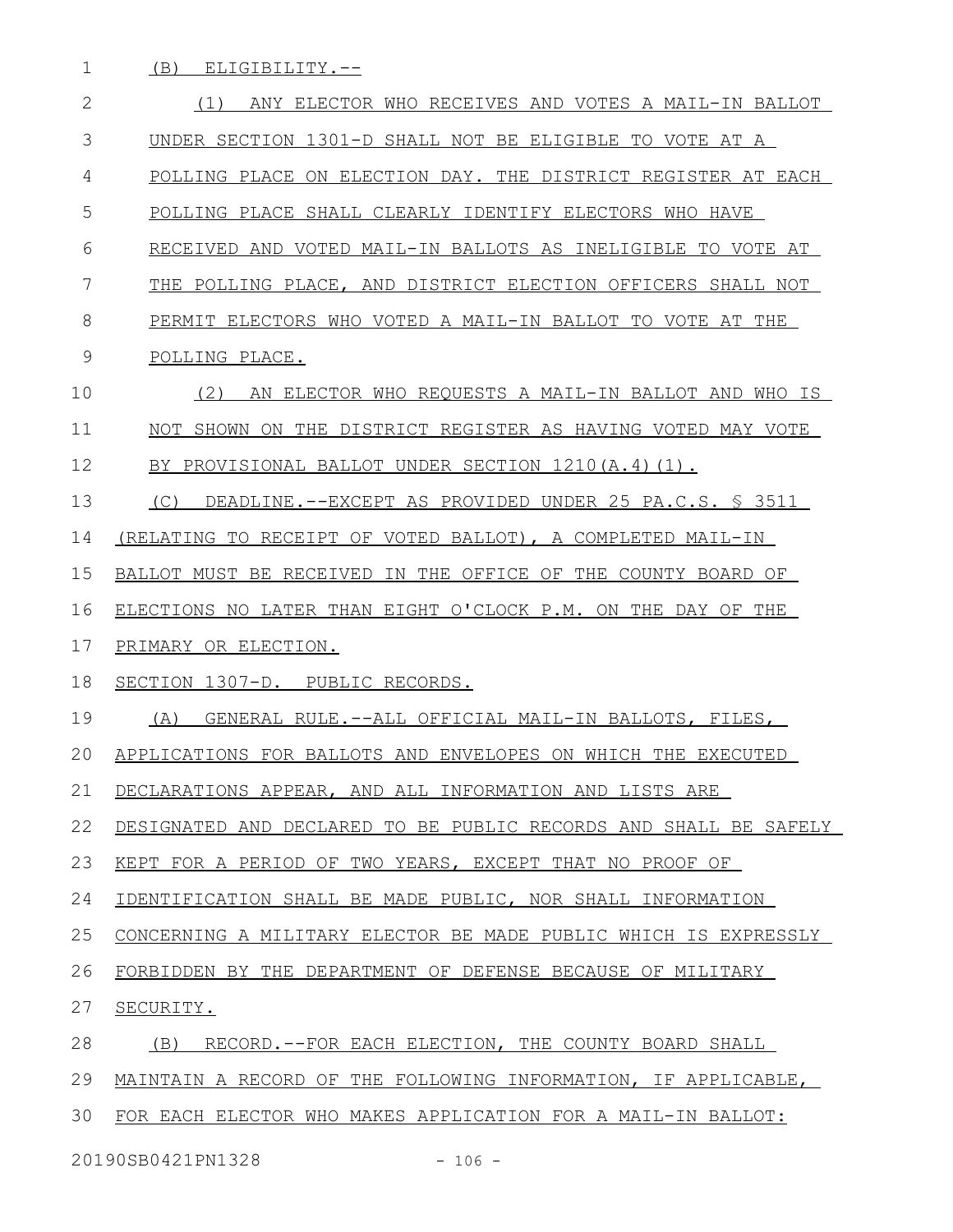(B) ELIGIBILITY.--

(1) ANY ELECTOR WHO RECEIVES AND VOTES A MAIL-IN BALLOT UNDER SECTION 1301-D SHALL NOT BE ELIGIBLE TO VOTE AT A POLLING PLACE ON ELECTION DAY. THE DISTRICT REGISTER AT EACH POLLING PLACE SHALL CLEARLY IDENTIFY ELECTORS WHO HAVE RECEIVED AND VOTED MAIL-IN BALLOTS AS INELIGIBLE TO VOTE AT THE POLLING PLACE, AND DISTRICT ELECTION OFFICERS SHALL NOT PERMIT ELECTORS WHO VOTED A MAIL-IN BALLOT TO VOTE AT THE POLLING PLACE.

(2) AN ELECTOR WHO REQUESTS A MAIL-IN BALLOT AND WHO IS NOT SHOWN ON THE DISTRICT REGISTER AS HAVING VOTED MAY VOTE BY PROVISIONAL BALLOT UNDER SECTION 1210(A.4)(1).

(C) DEADLINE.--EXCEPT AS PROVIDED UNDER 25 PA.C.S. § 3511 (RELATING TO RECEIPT OF VOTED BALLOT), A COMPLETED MAIL-IN BALLOT MUST BE RECEIVED IN THE OFFICE OF THE COUNTY BOARD OF ELECTIONS NO LATER THAN EIGHT O'CLOCK P.M. ON THE DAY OF THE PRIMARY OR ELECTION.

SECTION 1307-D. PUBLIC RECORDS.

(A) GENERAL RULE.--ALL OFFICIAL MAIL-IN BALLOTS, FILES, APPLICATIONS FOR BALLOTS AND ENVELOPES ON WHICH THE EXECUTED DECLARATIONS APPEAR, AND ALL INFORMATION AND LISTS ARE DESIGNATED AND DECLARED TO BE PUBLIC RECORDS AND SHALL BE SAFELY KEPT FOR A PERIOD OF TWO YEARS, EXCEPT THAT NO PROOF OF IDENTIFICATION SHALL BE MADE PUBLIC, NOR SHALL INFORMATION CONCERNING A MILITARY ELECTOR BE MADE PUBLIC WHICH IS EXPRESSLY FORBIDDEN BY THE DEPARTMENT OF DEFENSE BECAUSE OF MILITARY SECURITY.

(B) RECORD.--FOR EACH ELECTION, THE COUNTY BOARD SHALL MAINTAIN A RECORD OF THE FOLLOWING INFORMATION, IF APPLICABLE, FOR EACH ELECTOR WHO MAKES APPLICATION FOR A MAIL-IN BALLOT: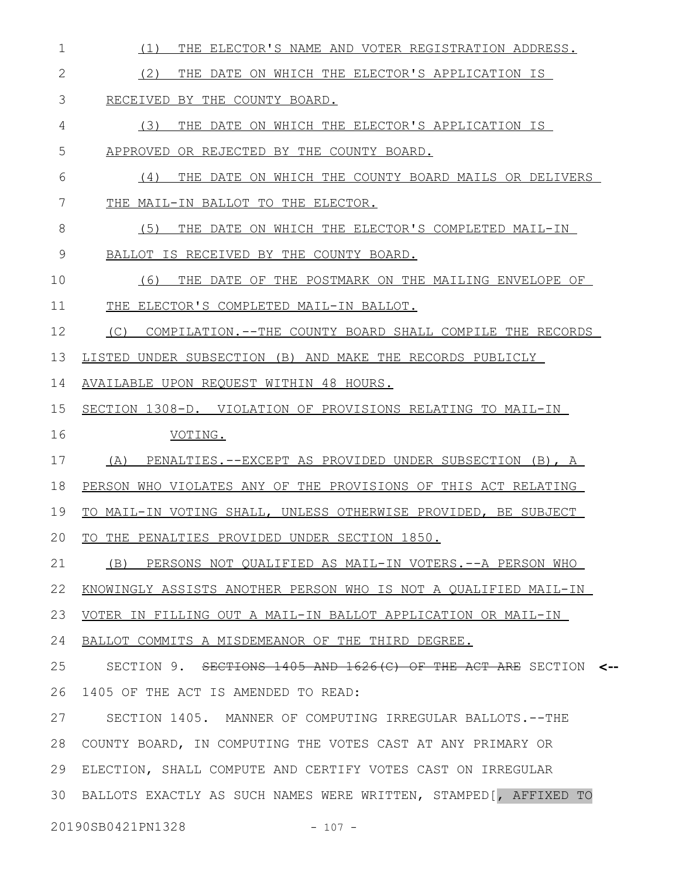(1) THE ELECTOR'S NAME AND VOTER REGISTRATION ADDRESS.

(2) THE DATE ON WHICH THE ELECTOR'S APPLICATION IS RECEIVED BY THE COUNTY BOARD.

(3) THE DATE ON WHICH THE ELECTOR'S APPLICATION IS APPROVED OR REJECTED BY THE COUNTY BOARD.

(4) THE DATE ON WHICH THE COUNTY BOARD MAILS OR DELIVERS THE MAIL-IN BALLOT TO THE ELECTOR.

(5) THE DATE ON WHICH THE ELECTOR'S COMPLETED MAIL-IN BALLOT IS RECEIVED BY THE COUNTY BOARD.

(6) THE DATE OF THE POSTMARK ON THE MAILING ENVELOPE OF THE ELECTOR'S COMPLETED MAIL-IN BALLOT.

(C) COMPILATION.--THE COUNTY BOARD SHALL COMPILE THE RECORDS LISTED UNDER SUBSECTION (B) AND MAKE THE RECORDS PUBLICLY AVAILABLE UPON REQUEST WITHIN 48 HOURS.

SECTION 1308-D. VIOLATION OF PROVISIONS RELATING TO MAIL-IN VOTING.

(A) PENALTIES.--EXCEPT AS PROVIDED UNDER SUBSECTION (B), A PERSON WHO VIOLATES ANY OF THE PROVISIONS OF THIS ACT RELATING TO MAIL-IN VOTING SHALL, UNLESS OTHERWISE PROVIDED, BE SUBJECT TO THE PENALTIES PROVIDED UNDER SECTION 1850.

(B) PERSONS NOT QUALIFIED AS MAIL-IN VOTERS.--A PERSON WHO KNOWINGLY ASSISTS ANOTHER PERSON WHO IS NOT A QUALIFIED MAIL-IN VOTER IN FILLING OUT A MAIL-IN BALLOT APPLICATION OR MAIL-IN BALLOT COMMITS A MISDEMEANOR OF THE THIRD DEGREE.

SECTION 9. ~~SECTIONS 1405 AND 1626(C) OF THE ACT ARE~~ SECTION 1405 OF THE ACT IS AMENDED TO READ:

SECTION 1405. MANNER OF COMPUTING IRREGULAR BALLOTS.--THE COUNTY BOARD, IN COMPUTING THE VOTES CAST AT ANY PRIMARY OR ELECTION, SHALL COMPUTE AND CERTIFY VOTES CAST ON IRREGULAR BALLOTS EXACTLY AS SUCH NAMES WERE WRITTEN, STAMPED[, AFFIXED TO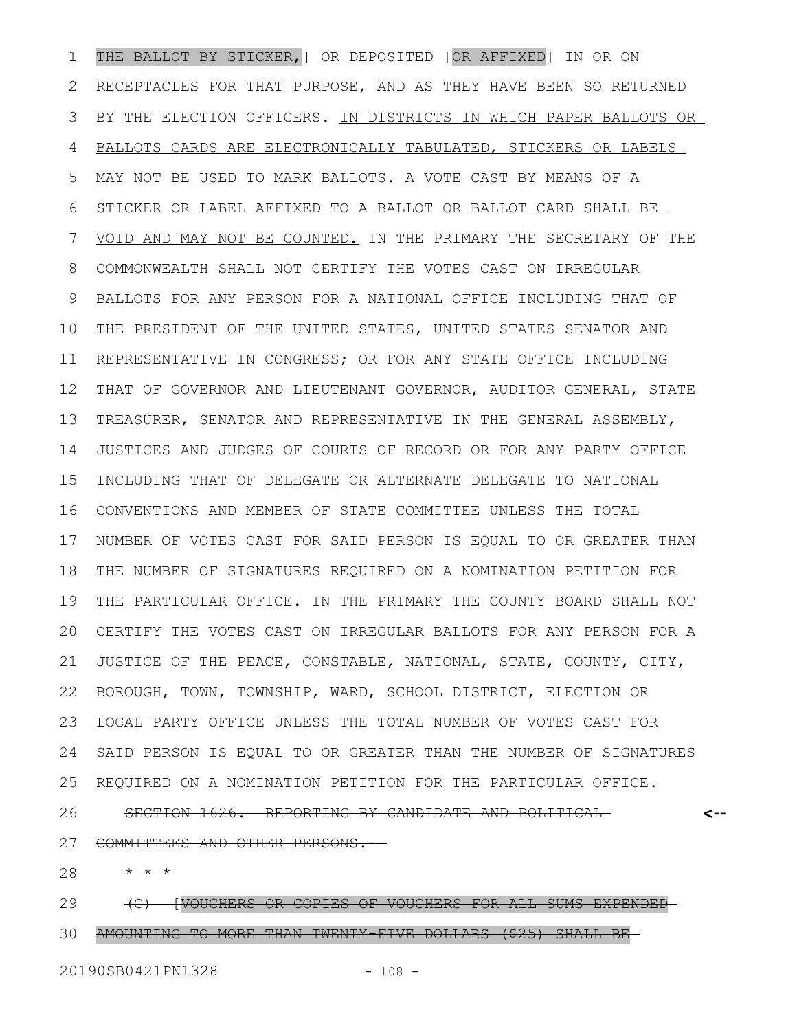THE BALLOT BY STICKER,] OR DEPOSITED [OR AFFIXED] IN OR ON RECEPTACLES FOR THAT PURPOSE, AND AS THEY HAVE BEEN SO RETURNED BY THE ELECTION OFFICERS. IN DISTRICTS IN WHICH PAPER BALLOTS OR BALLOTS CARDS ARE ELECTRONICALLY TABULATED, STICKERS OR LABELS MAY NOT BE USED TO MARK BALLOTS. A VOTE CAST BY MEANS OF A STICKER OR LABEL AFFIXED TO A BALLOT OR BALLOT CARD SHALL BE VOID AND MAY NOT BE COUNTED. IN THE PRIMARY THE SECRETARY OF THE COMMONWEALTH SHALL NOT CERTIFY THE VOTES CAST ON IRREGULAR BALLOTS FOR ANY PERSON FOR A NATIONAL OFFICE INCLUDING THAT OF THE PRESIDENT OF THE UNITED STATES, UNITED STATES SENATOR AND REPRESENTATIVE IN CONGRESS; OR FOR ANY STATE OFFICE INCLUDING THAT OF GOVERNOR AND LIEUTENANT GOVERNOR, AUDITOR GENERAL, STATE TREASURER, SENATOR AND REPRESENTATIVE IN THE GENERAL ASSEMBLY, JUSTICES AND JUDGES OF COURTS OF RECORD OR FOR ANY PARTY OFFICE INCLUDING THAT OF DELEGATE OR ALTERNATE DELEGATE TO NATIONAL CONVENTIONS AND MEMBER OF STATE COMMITTEE UNLESS THE TOTAL NUMBER OF VOTES CAST FOR SAID PERSON IS EQUAL TO OR GREATER THAN THE NUMBER OF SIGNATURES REQUIRED ON A NOMINATION PETITION FOR THE PARTICULAR OFFICE. IN THE PRIMARY THE COUNTY BOARD SHALL NOT CERTIFY THE VOTES CAST ON IRREGULAR BALLOTS FOR ANY PERSON FOR A JUSTICE OF THE PEACE, CONSTABLE, NATIONAL, STATE, COUNTY, CITY, BOROUGH, TOWN, TOWNSHIP, WARD, SCHOOL DISTRICT, ELECTION OR LOCAL PARTY OFFICE UNLESS THE TOTAL NUMBER OF VOTES CAST FOR SAID PERSON IS EQUAL TO OR GREATER THAN THE NUMBER OF SIGNATURES REQUIRED ON A NOMINATION PETITION FOR THE PARTICULAR OFFICE.

~~SECTION 1626. REPORTING BY CANDIDATE AND POLITICAL COMMITTEES AND OTHER PERSONS.--~~ <--

~~* * *~~

~~(C) [VOUCHERS OR COPIES OF VOUCHERS FOR ALL SUMS EXPENDED AMOUNTING TO MORE THAN TWENTY-FIVE DOLLARS ($25) SHALL BE~~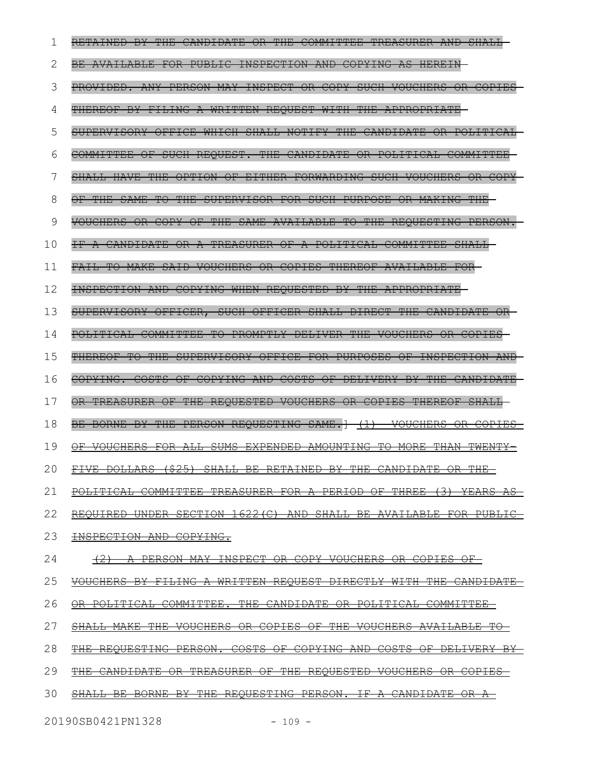RETAINED BY THE CANDIDATE OR THE COMMITTEE TREASURER AND SHALL BE AVAILABLE FOR PUBLIC INSPECTION AND COPYING AS HEREIN PROVIDED. ANY PERSON MAY INSPECT OR COPY SUCH VOUCHERS OR COPIES THEREOF BY FILING A WRITTEN REQUEST WITH THE APPROPRIATE SUPERVISORY OFFICE WHICH SHALL NOTIFY THE CANDIDATE OR POLITICAL COMMITTEE OF SUCH REQUEST. THE CANDIDATE OR POLITICAL COMMITTEE SHALL HAVE THE OPTION OF EITHER FORWARDING SUCH VOUCHERS OR COPY OF THE SAME TO THE SUPERVISOR FOR SUCH PURPOSE OR MAKING THE VOUCHERS OR COPY OF THE SAME AVAILABLE TO THE REQUESTING PERSON. IF A CANDIDATE OR A TREASURER OF A POLITICAL COMMITTEE SHALL FAIL TO MAKE SAID VOUCHERS OR COPIES THEREOF AVAILABLE FOR INSPECTION AND COPYING WHEN REQUESTED BY THE APPROPRIATE SUPERVISORY OFFICER, SUCH OFFICER SHALL DIRECT THE CANDIDATE OR POLITICAL COMMITTEE TO PROMPTLY DELIVER THE VOUCHERS OR COPIES THEREOF TO THE SUPERVISORY OFFICE FOR PURPOSES OF INSPECTION AND COPYING. COSTS OF COPYING AND COSTS OF DELIVERY BY THE CANDIDATE OR TREASURER OF THE REQUESTED VOUCHERS OR COPIES THEREOF SHALL BE BORNE BY THE PERSON REQUESTING SAME.] (1) VOUCHERS OR COPIES OF VOUCHERS FOR ALL SUMS EXPENDED AMOUNTING TO MORE THAN TWENTY-FIVE DOLLARS ($25) SHALL BE RETAINED BY THE CANDIDATE OR THE POLITICAL COMMITTEE TREASURER FOR A PERIOD OF THREE (3) YEARS AS REQUIRED UNDER SECTION 1622(C) AND SHALL BE AVAILABLE FOR PUBLIC INSPECTION AND COPYING.

(2) A PERSON MAY INSPECT OR COPY VOUCHERS OR COPIES OF VOUCHERS BY FILING A WRITTEN REQUEST DIRECTLY WITH THE CANDIDATE OR POLITICAL COMMITTEE. THE CANDIDATE OR POLITICAL COMMITTEE SHALL MAKE THE VOUCHERS OR COPIES OF THE VOUCHERS AVAILABLE TO THE REQUESTING PERSON. COSTS OF COPYING AND COSTS OF DELIVERY BY THE CANDIDATE OR TREASURER OF THE REQUESTED VOUCHERS OR COPIES SHALL BE BORNE BY THE REQUESTING PERSON. IF A CANDIDATE OR A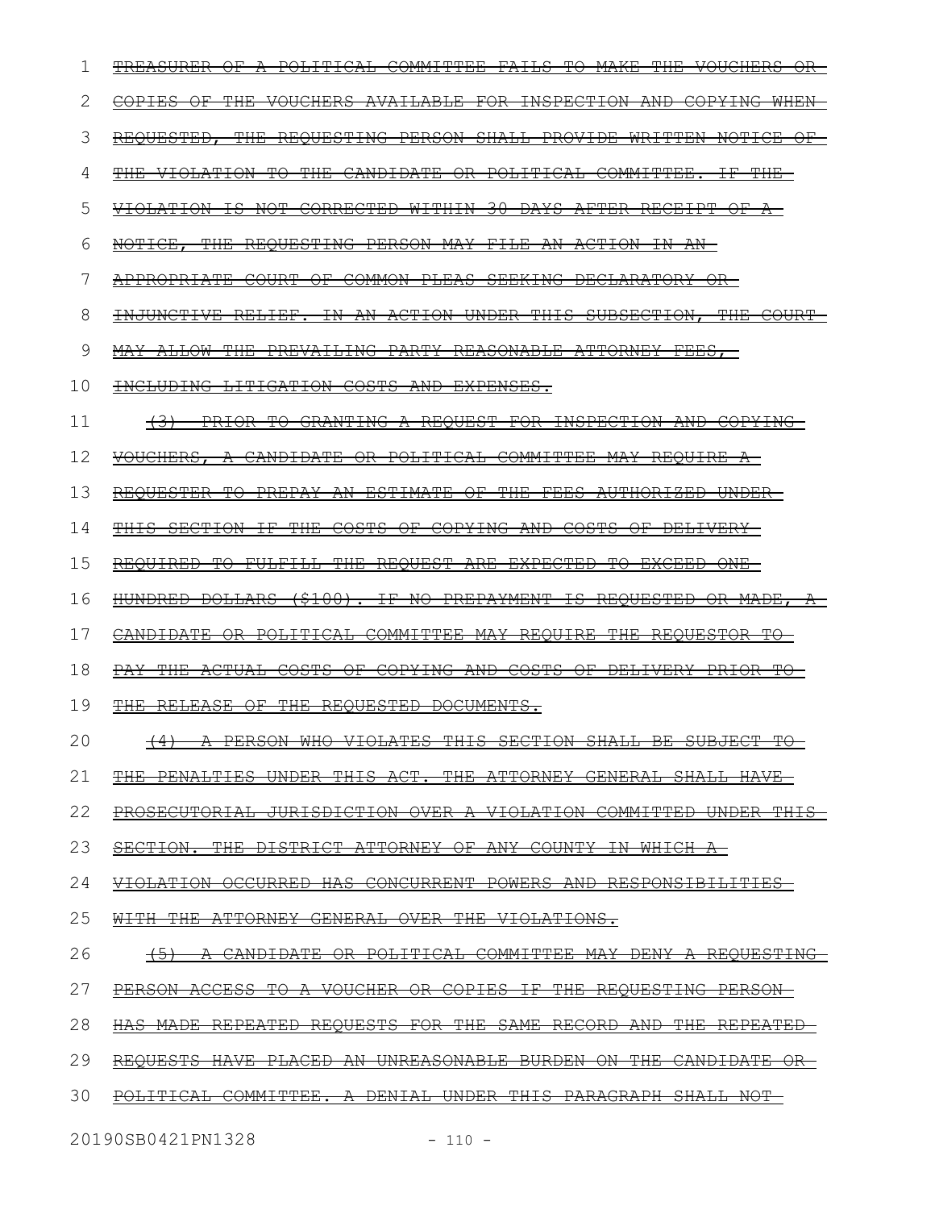~~TREASURER OF A POLITICAL COMMITTEE FAILS TO MAKE THE VOUCHERS OR COPIES OF THE VOUCHERS AVAILABLE FOR INSPECTION AND COPYING WHEN REQUESTED, THE REQUESTING PERSON SHALL PROVIDE WRITTEN NOTICE OF THE VIOLATION TO THE CANDIDATE OR POLITICAL COMMITTEE. IF THE VIOLATION IS NOT CORRECTED WITHIN 30 DAYS AFTER RECEIPT OF A NOTICE, THE REQUESTING PERSON MAY FILE AN ACTION IN AN APPROPRIATE COURT OF COMMON PLEAS SEEKING DECLARATORY OR INJUNCTIVE RELIEF. IN AN ACTION UNDER THIS SUBSECTION, THE COURT MAY ALLOW THE PREVAILING PARTY REASONABLE ATTORNEY FEES, INCLUDING LITIGATION COSTS AND EXPENSES.~~

~~(3) PRIOR TO GRANTING A REQUEST FOR INSPECTION AND COPYING VOUCHERS, A CANDIDATE OR POLITICAL COMMITTEE MAY REQUIRE A REQUESTER TO PREPAY AN ESTIMATE OF THE FEES AUTHORIZED UNDER THIS SECTION IF THE COSTS OF COPYING AND COSTS OF DELIVERY REQUIRED TO FULFILL THE REQUEST ARE EXPECTED TO EXCEED ONE HUNDRED DOLLARS ($100). IF NO PREPAYMENT IS REQUESTED OR MADE, A CANDIDATE OR POLITICAL COMMITTEE MAY REQUIRE THE REQUESTOR TO PAY THE ACTUAL COSTS OF COPYING AND COSTS OF DELIVERY PRIOR TO THE RELEASE OF THE REQUESTED DOCUMENTS.~~

~~(4) A PERSON WHO VIOLATES THIS SECTION SHALL BE SUBJECT TO THE PENALTIES UNDER THIS ACT. THE ATTORNEY GENERAL SHALL HAVE PROSECUTORIAL JURISDICTION OVER A VIOLATION COMMITTED UNDER THIS SECTION. THE DISTRICT ATTORNEY OF ANY COUNTY IN WHICH A VIOLATION OCCURRED HAS CONCURRENT POWERS AND RESPONSIBILITIES WITH THE ATTORNEY GENERAL OVER THE VIOLATIONS.~~

~~(5) A CANDIDATE OR POLITICAL COMMITTEE MAY DENY A REQUESTING PERSON ACCESS TO A VOUCHER OR COPIES IF THE REQUESTING PERSON HAS MADE REPEATED REQUESTS FOR THE SAME RECORD AND THE REPEATED REQUESTS HAVE PLACED AN UNREASONABLE BURDEN ON THE CANDIDATE OR POLITICAL COMMITTEE. A DENIAL UNDER THIS PARAGRAPH SHALL NOT~~

20190SB0421PN1328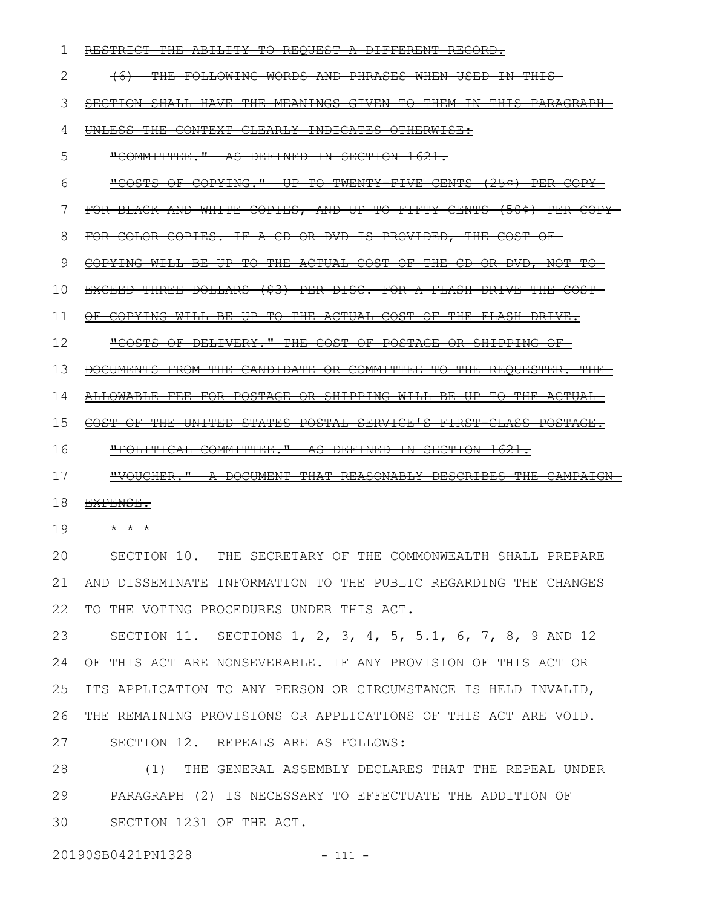~~RESTRICT THE ABILITY TO REQUEST A DIFFERENT RECORD.~~

~~(6) THE FOLLOWING WORDS AND PHRASES WHEN USED IN THIS SECTION SHALL HAVE THE MEANINGS GIVEN TO THEM IN THIS PARAGRAPH UNLESS THE CONTEXT CLEARLY INDICATES OTHERWISE:~~

~~"COMMITTEE." AS DEFINED IN SECTION 1621.~~

~~"COSTS OF COPYING." UP TO TWENTY-FIVE CENTS (25¢) PER COPY FOR BLACK AND WHITE COPIES, AND UP TO FIFTY CENTS (50¢) PER COPY FOR COLOR COPIES. IF A CD OR DVD IS PROVIDED, THE COST OF COPYING WILL BE UP TO THE ACTUAL COST OF THE CD OR DVD, NOT TO EXCEED THREE DOLLARS ($3) PER DISC. FOR A FLASH DRIVE THE COST OF COPYING WILL BE UP TO THE ACTUAL COST OF THE FLASH DRIVE.~~

~~"COSTS OF DELIVERY." THE COST OF POSTAGE OR SHIPPING OF DOCUMENTS FROM THE CANDIDATE OR COMMITTEE TO THE REQUESTER. THE ALLOWABLE FEE FOR POSTAGE OR SHIPPING WILL BE UP TO THE ACTUAL COST OF THE UNITED STATES POSTAL SERVICE'S FIRST-CLASS POSTAGE.~~

~~"POLITICAL COMMITTEE." AS DEFINED IN SECTION 1621.~~

~~"VOUCHER." A DOCUMENT THAT REASONABLY DESCRIBES THE CAMPAIGN EXPENSE.~~

~~* * *~~

SECTION 10. THE SECRETARY OF THE COMMONWEALTH SHALL PREPARE AND DISSEMINATE INFORMATION TO THE PUBLIC REGARDING THE CHANGES TO THE VOTING PROCEDURES UNDER THIS ACT.

SECTION 11. SECTIONS 1, 2, 3, 4, 5, 5.1, 6, 7, 8, 9 AND 12 OF THIS ACT ARE NONSEVERABLE. IF ANY PROVISION OF THIS ACT OR ITS APPLICATION TO ANY PERSON OR CIRCUMSTANCE IS HELD INVALID, THE REMAINING PROVISIONS OR APPLICATIONS OF THIS ACT ARE VOID.

SECTION 12. REPEALS ARE AS FOLLOWS:

(1) THE GENERAL ASSEMBLY DECLARES THAT THE REPEAL UNDER PARAGRAPH (2) IS NECESSARY TO EFFECTUATE THE ADDITION OF SECTION 1231 OF THE ACT.

20190SB0421PN1328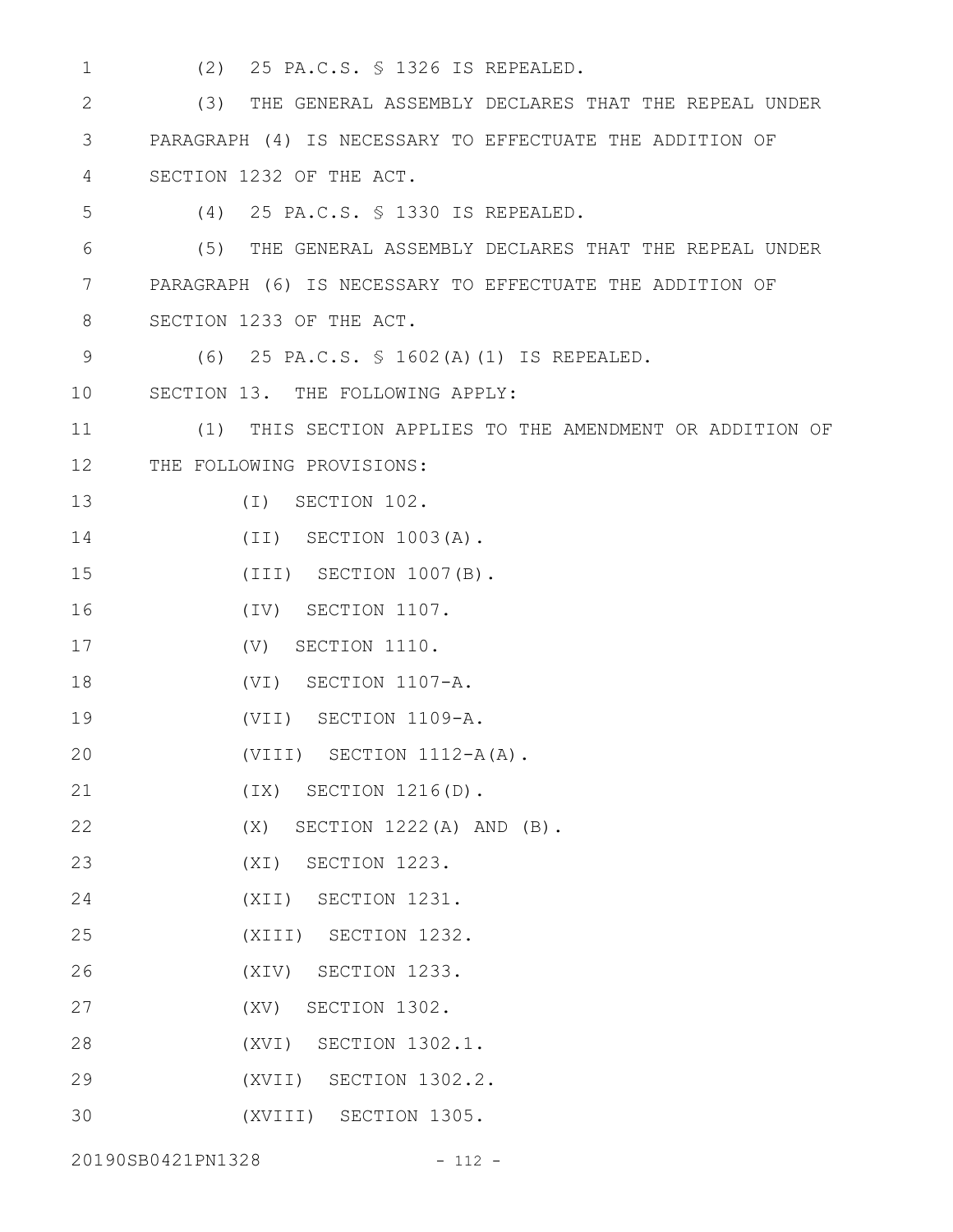(2) 25 PA.C.S. § 1326 IS REPEALED.

(3) THE GENERAL ASSEMBLY DECLARES THAT THE REPEAL UNDER PARAGRAPH (4) IS NECESSARY TO EFFECTUATE THE ADDITION OF SECTION 1232 OF THE ACT.

(4) 25 PA.C.S. § 1330 IS REPEALED.

(5) THE GENERAL ASSEMBLY DECLARES THAT THE REPEAL UNDER PARAGRAPH (6) IS NECESSARY TO EFFECTUATE THE ADDITION OF SECTION 1233 OF THE ACT.

(6) 25 PA.C.S. § 1602(A)(1) IS REPEALED.

SECTION 13. THE FOLLOWING APPLY:

(1) THIS SECTION APPLIES TO THE AMENDMENT OR ADDITION OF THE FOLLOWING PROVISIONS:

(I) SECTION 102.

(II) SECTION 1003(A).

(III) SECTION 1007(B).

(IV) SECTION 1107.

(V) SECTION 1110.

(VI) SECTION 1107-A.

(VII) SECTION 1109-A.

(VIII) SECTION 1112-A(A).

(IX) SECTION 1216(D).

(X) SECTION 1222(A) AND (B).

(XI) SECTION 1223.

(XII) SECTION 1231.

(XIII) SECTION 1232.

(XIV) SECTION 1233.

(XV) SECTION 1302.

(XVI) SECTION 1302.1.

(XVII) SECTION 1302.2.

(XVIII) SECTION 1305.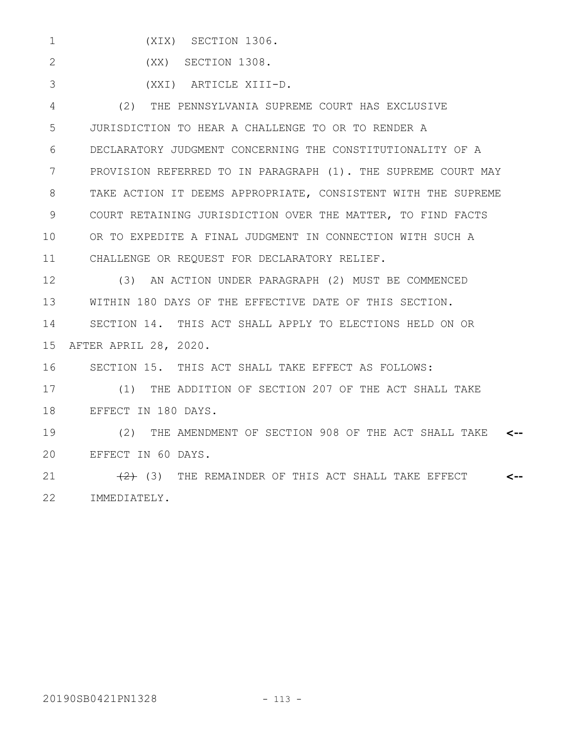(XIX) SECTION 1306.

(XX) SECTION 1308.

(XXI) ARTICLE XIII-D.

(2) THE PENNSYLVANIA SUPREME COURT HAS EXCLUSIVE JURISDICTION TO HEAR A CHALLENGE TO OR TO RENDER A DECLARATORY JUDGMENT CONCERNING THE CONSTITUTIONALITY OF A PROVISION REFERRED TO IN PARAGRAPH (1). THE SUPREME COURT MAY TAKE ACTION IT DEEMS APPROPRIATE, CONSISTENT WITH THE SUPREME COURT RETAINING JURISDICTION OVER THE MATTER, TO FIND FACTS OR TO EXPEDITE A FINAL JUDGMENT IN CONNECTION WITH SUCH A CHALLENGE OR REQUEST FOR DECLARATORY RELIEF.

(3) AN ACTION UNDER PARAGRAPH (2) MUST BE COMMENCED WITHIN 180 DAYS OF THE EFFECTIVE DATE OF THIS SECTION.

SECTION 14. THIS ACT SHALL APPLY TO ELECTIONS HELD ON OR AFTER APRIL 28, 2020.

SECTION 15. THIS ACT SHALL TAKE EFFECT AS FOLLOWS:

(1) THE ADDITION OF SECTION 207 OF THE ACT SHALL TAKE EFFECT IN 180 DAYS.

(2) THE AMENDMENT OF SECTION 908 OF THE ACT SHALL TAKE EFFECT IN 60 DAYS. **<--**

~~(2)~~ (3) THE REMAINDER OF THIS ACT SHALL TAKE EFFECT IMMEDIATELY. **<--**